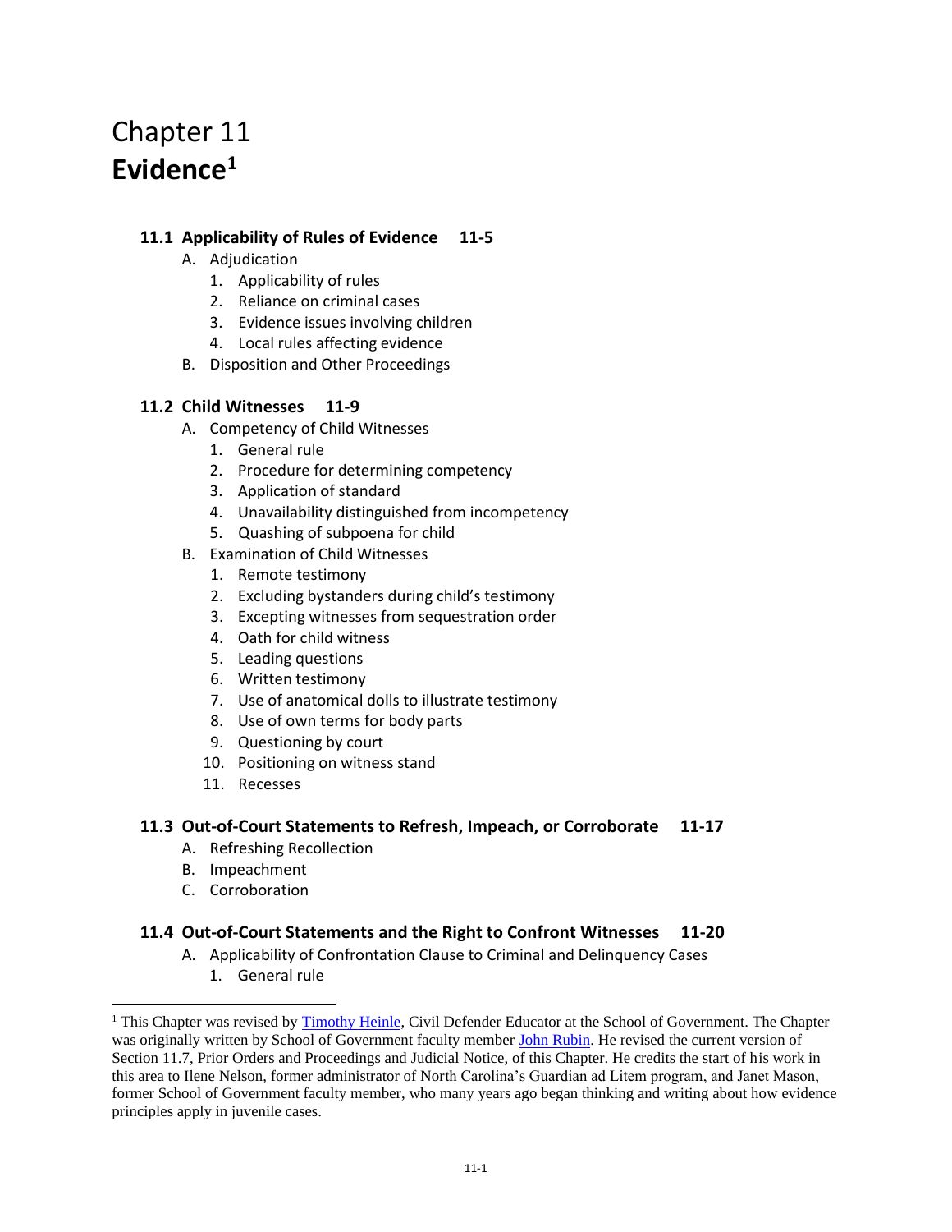# Chapter 11
# **Evidence**[1]

### **11.1 Applicability of Rules of Evidence 11-5**

A. Adjudication
   1. Applicability of rules
   2. Reliance on criminal cases
   3. Evidence issues involving children
   4. Local rules affecting evidence

B. Disposition and Other Proceedings

### **11.2 Child Witnesses 11-9**

A. Competency of Child Witnesses
   1. General rule
   2. Procedure for determining competency
   3. Application of standard
   4. Unavailability distinguished from incompetency
   5. Quashing of subpoena for child

B. Examination of Child Witnesses
   1. Remote testimony
   2. Excluding bystanders during child's testimony
   3. Excepting witnesses from sequestration order
   4. Oath for child witness
   5. Leading questions
   6. Written testimony
   7. Use of anatomical dolls to illustrate testimony
   8. Use of own terms for body parts
   9. Questioning by court
   10. Positioning on witness stand
   11. Recesses

### **11.3 Out-of-Court Statements to Refresh, Impeach, or Corroborate 11-17**

A. Refreshing Recollection

B. Impeachment

C. Corroboration

### **11.4 Out-of-Court Statements and the Right to Confront Witnesses 11-20**

A. Applicability of Confrontation Clause to Criminal and Delinquency Cases
   1. General rule

---

[1] This Chapter was revised by Timothy Heinle, Civil Defender Educator at the School of Government. The Chapter was originally written by School of Government faculty member John Rubin. He revised the current version of Section 11.7, Prior Orders and Proceedings and Judicial Notice, of this Chapter. He credits the start of his work in this area to Ilene Nelson, former administrator of North Carolina's Guardian ad Litem program, and Janet Mason, former School of Government faculty member, who many years ago began thinking and writing about how evidence principles apply in juvenile cases.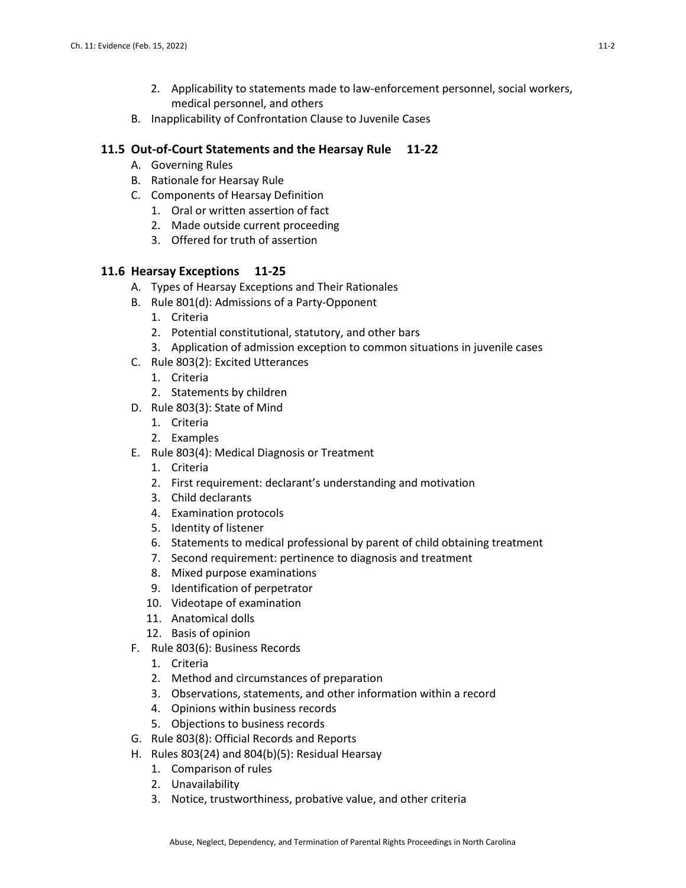2. Applicability to statements made to law-enforcement personnel, social workers, medical personnel, and others
B. Inapplicability of Confrontation Clause to Juvenile Cases

### 11.5 Out-of-Court Statements and the Hearsay Rule 11-22

A. Governing Rules
B. Rationale for Hearsay Rule
C. Components of Hearsay Definition
   1. Oral or written assertion of fact
   2. Made outside current proceeding
   3. Offered for truth of assertion

### 11.6 Hearsay Exceptions 11-25

A. Types of Hearsay Exceptions and Their Rationales
B. Rule 801(d): Admissions of a Party-Opponent
   1. Criteria
   2. Potential constitutional, statutory, and other bars
   3. Application of admission exception to common situations in juvenile cases
C. Rule 803(2): Excited Utterances
   1. Criteria
   2. Statements by children
D. Rule 803(3): State of Mind
   1. Criteria
   2. Examples
E. Rule 803(4): Medical Diagnosis or Treatment
   1. Criteria
   2. First requirement: declarant's understanding and motivation
   3. Child declarants
   4. Examination protocols
   5. Identity of listener
   6. Statements to medical professional by parent of child obtaining treatment
   7. Second requirement: pertinence to diagnosis and treatment
   8. Mixed purpose examinations
   9. Identification of perpetrator
   10. Videotape of examination
   11. Anatomical dolls
   12. Basis of opinion
F. Rule 803(6): Business Records
   1. Criteria
   2. Method and circumstances of preparation
   3. Observations, statements, and other information within a record
   4. Opinions within business records
   5. Objections to business records
G. Rule 803(8): Official Records and Reports
H. Rules 803(24) and 804(b)(5): Residual Hearsay
   1. Comparison of rules
   2. Unavailability
   3. Notice, trustworthiness, probative value, and other criteria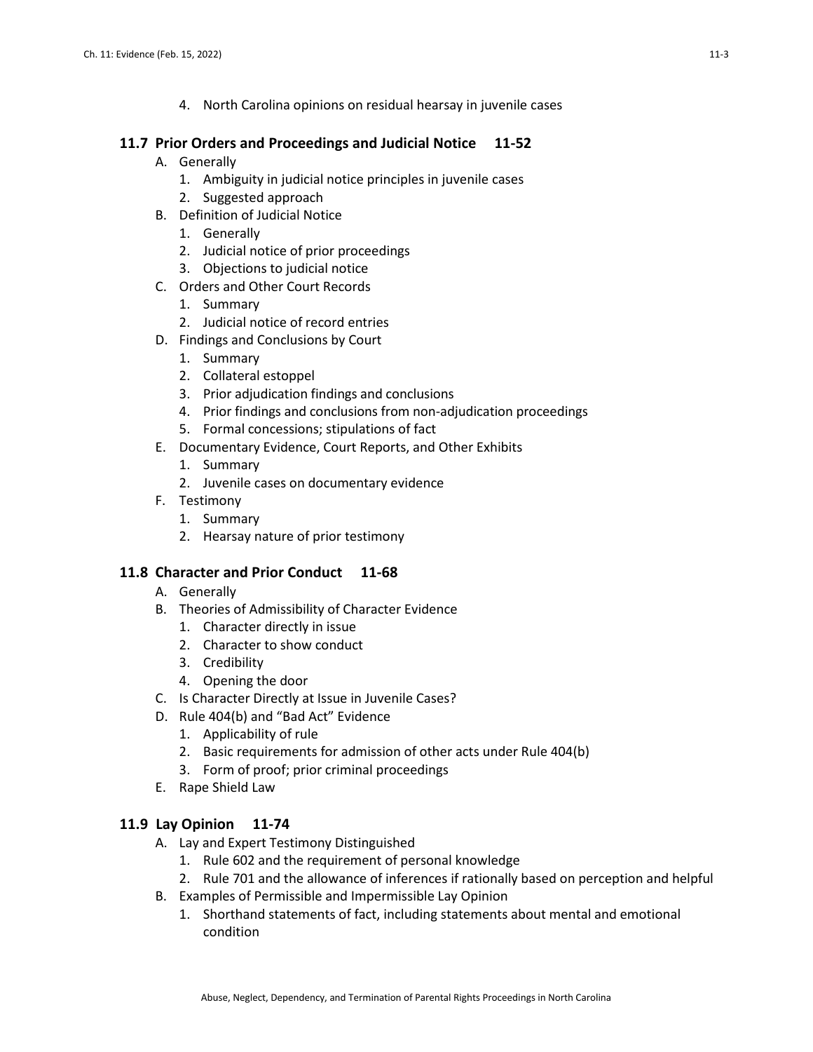4. North Carolina opinions on residual hearsay in juvenile cases

## 11.7 Prior Orders and Proceedings and Judicial Notice 11-52

- A. Generally
  1. Ambiguity in judicial notice principles in juvenile cases
  2. Suggested approach
- B. Definition of Judicial Notice
  1. Generally
  2. Judicial notice of prior proceedings
  3. Objections to judicial notice
- C. Orders and Other Court Records
  1. Summary
  2. Judicial notice of record entries
- D. Findings and Conclusions by Court
  1. Summary
  2. Collateral estoppel
  3. Prior adjudication findings and conclusions
  4. Prior findings and conclusions from non-adjudication proceedings
  5. Formal concessions; stipulations of fact
- E. Documentary Evidence, Court Reports, and Other Exhibits
  1. Summary
  2. Juvenile cases on documentary evidence
- F. Testimony
  1. Summary
  2. Hearsay nature of prior testimony

## 11.8 Character and Prior Conduct 11-68

- A. Generally
- B. Theories of Admissibility of Character Evidence
  1. Character directly in issue
  2. Character to show conduct
  3. Credibility
  4. Opening the door
- C. Is Character Directly at Issue in Juvenile Cases?
- D. Rule 404(b) and "Bad Act" Evidence
  1. Applicability of rule
  2. Basic requirements for admission of other acts under Rule 404(b)
  3. Form of proof; prior criminal proceedings
- E. Rape Shield Law

## 11.9 Lay Opinion 11-74

- A. Lay and Expert Testimony Distinguished
  1. Rule 602 and the requirement of personal knowledge
  2. Rule 701 and the allowance of inferences if rationally based on perception and helpful
- B. Examples of Permissible and Impermissible Lay Opinion
  1. Shorthand statements of fact, including statements about mental and emotional condition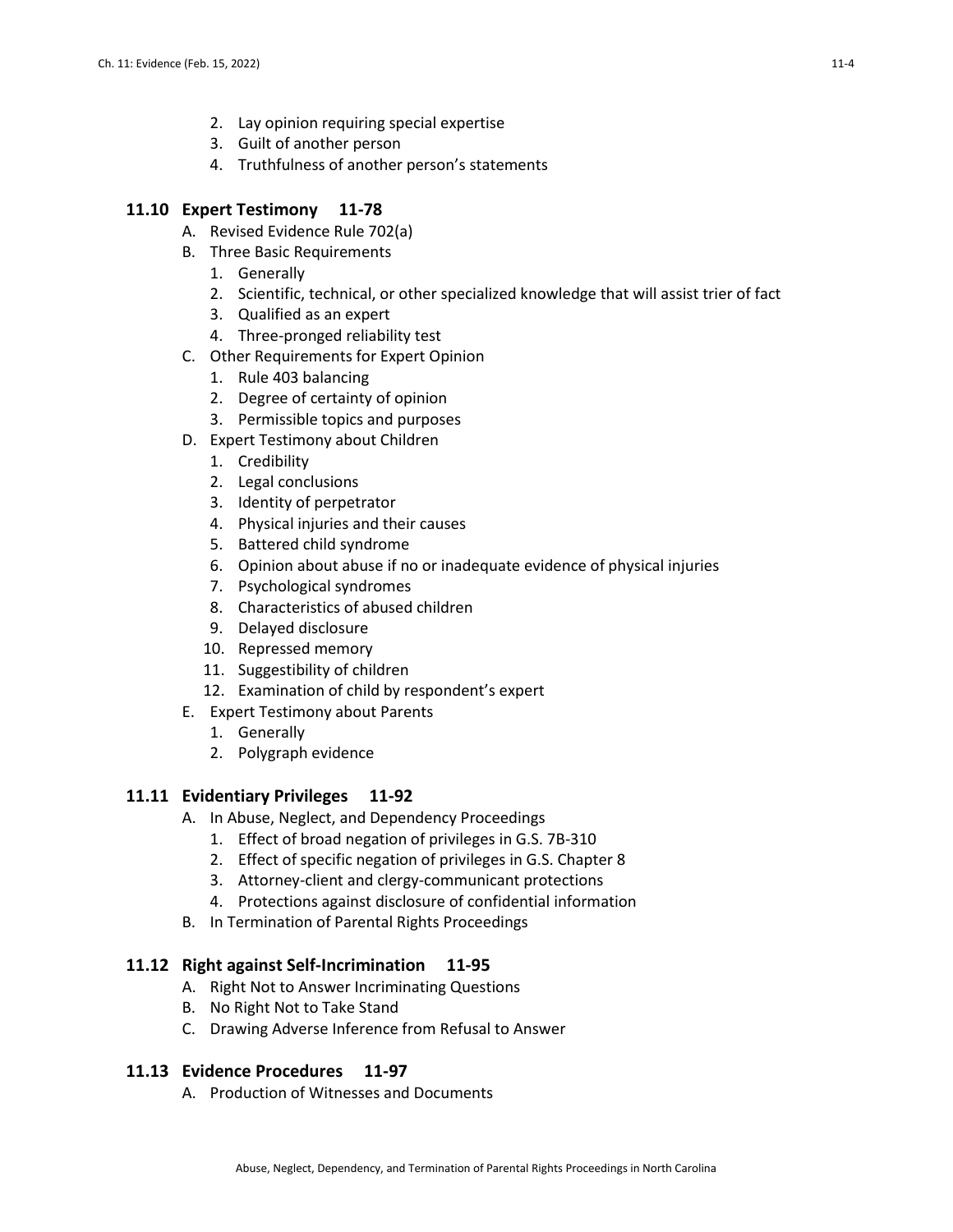2. Lay opinion requiring special expertise
3. Guilt of another person
4. Truthfulness of another person's statements

### 11.10 Expert Testimony 11-78

A. Revised Evidence Rule 702(a)

B. Three Basic Requirements
   1. Generally
   2. Scientific, technical, or other specialized knowledge that will assist trier of fact
   3. Qualified as an expert
   4. Three-pronged reliability test

C. Other Requirements for Expert Opinion
   1. Rule 403 balancing
   2. Degree of certainty of opinion
   3. Permissible topics and purposes

D. Expert Testimony about Children
   1. Credibility
   2. Legal conclusions
   3. Identity of perpetrator
   4. Physical injuries and their causes
   5. Battered child syndrome
   6. Opinion about abuse if no or inadequate evidence of physical injuries
   7. Psychological syndromes
   8. Characteristics of abused children
   9. Delayed disclosure
   10. Repressed memory
   11. Suggestibility of children
   12. Examination of child by respondent's expert

E. Expert Testimony about Parents
   1. Generally
   2. Polygraph evidence

### 11.11 Evidentiary Privileges 11-92

A. In Abuse, Neglect, and Dependency Proceedings
   1. Effect of broad negation of privileges in G.S. 7B-310
   2. Effect of specific negation of privileges in G.S. Chapter 8
   3. Attorney-client and clergy-communicant protections
   4. Protections against disclosure of confidential information

B. In Termination of Parental Rights Proceedings

### 11.12 Right against Self-Incrimination 11-95

A. Right Not to Answer Incriminating Questions

B. No Right Not to Take Stand

C. Drawing Adverse Inference from Refusal to Answer

### 11.13 Evidence Procedures 11-97

A. Production of Witnesses and Documents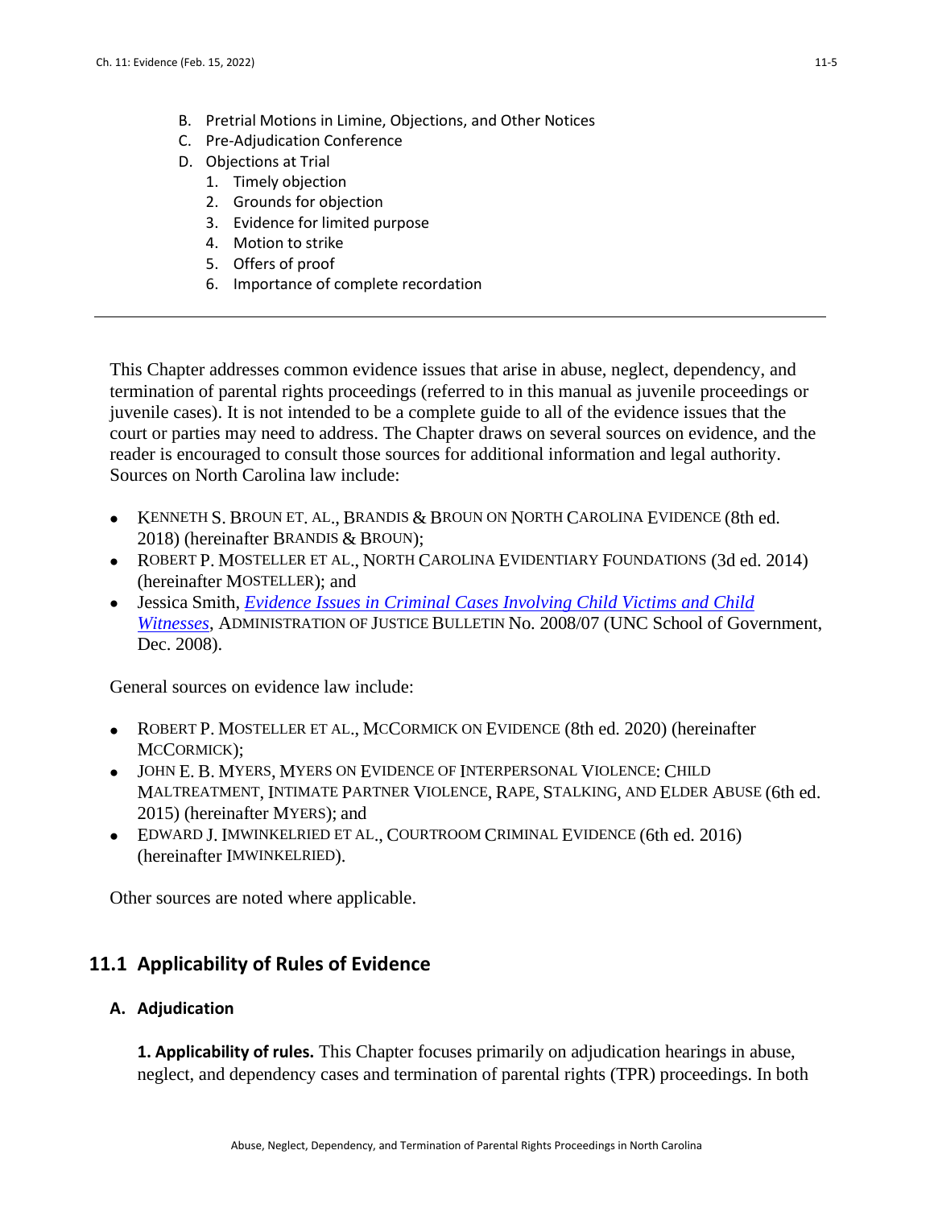B. Pretrial Motions in Limine, Objections, and Other Notices
C. Pre-Adjudication Conference
D. Objections at Trial
   1. Timely objection
   2. Grounds for objection
   3. Evidence for limited purpose
   4. Motion to strike
   5. Offers of proof
   6. Importance of complete recordation

---

This Chapter addresses common evidence issues that arise in abuse, neglect, dependency, and termination of parental rights proceedings (referred to in this manual as juvenile proceedings or juvenile cases). It is not intended to be a complete guide to all of the evidence issues that the court or parties may need to address. The Chapter draws on several sources on evidence, and the reader is encouraged to consult those sources for additional information and legal authority. Sources on North Carolina law include:

- KENNETH S. BROUN ET. AL., BRANDIS & BROUN ON NORTH CAROLINA EVIDENCE (8th ed. 2018) (hereinafter BRANDIS & BROUN);
- ROBERT P. MOSTELLER ET AL., NORTH CAROLINA EVIDENTIARY FOUNDATIONS (3d ed. 2014) (hereinafter MOSTELLER); and
- Jessica Smith, *Evidence Issues in Criminal Cases Involving Child Victims and Child Witnesses*, ADMINISTRATION OF JUSTICE BULLETIN No. 2008/07 (UNC School of Government, Dec. 2008).

General sources on evidence law include:

- ROBERT P. MOSTELLER ET AL., MCCORMICK ON EVIDENCE (8th ed. 2020) (hereinafter MCCORMICK);
- JOHN E. B. MYERS, MYERS ON EVIDENCE OF INTERPERSONAL VIOLENCE: CHILD MALTREATMENT, INTIMATE PARTNER VIOLENCE, RAPE, STALKING, AND ELDER ABUSE (6th ed. 2015) (hereinafter MYERS); and
- EDWARD J. IMWINKELRIED ET AL., COURTROOM CRIMINAL EVIDENCE (6th ed. 2016) (hereinafter IMWINKELRIED).

Other sources are noted where applicable.

## 11.1 Applicability of Rules of Evidence

### A. Adjudication

**1. Applicability of rules.** This Chapter focuses primarily on adjudication hearings in abuse, neglect, and dependency cases and termination of parental rights (TPR) proceedings. In both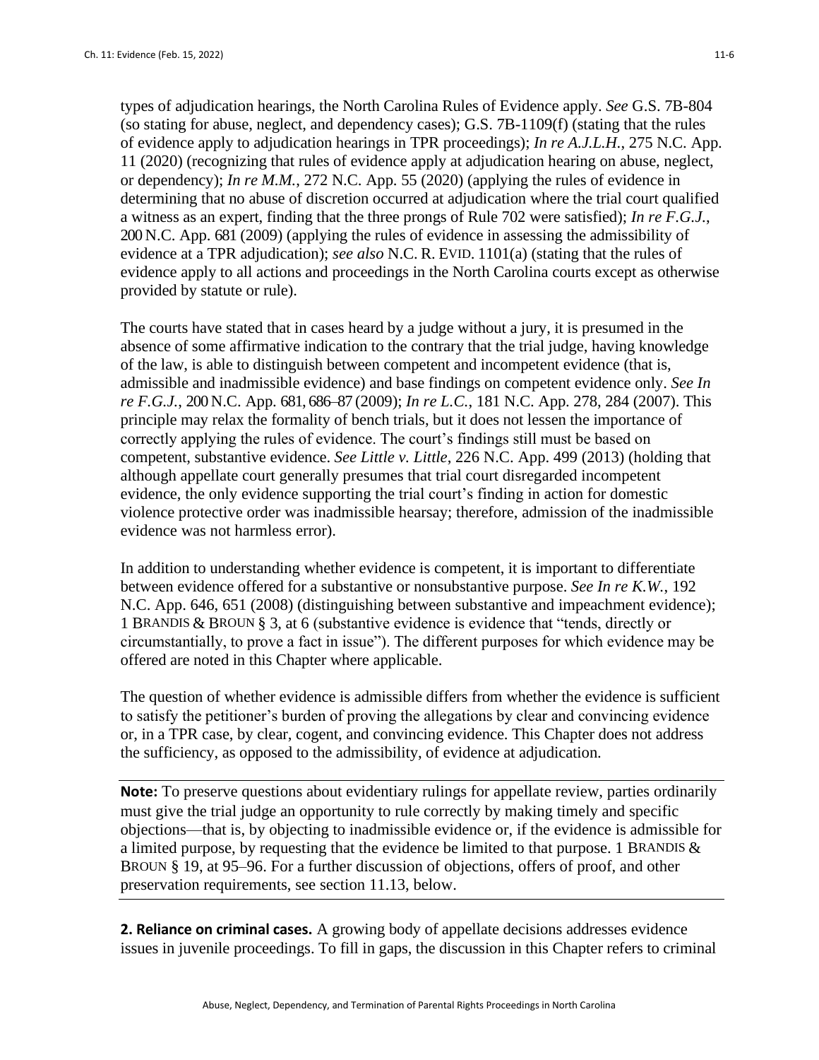types of adjudication hearings, the North Carolina Rules of Evidence apply. *See* G.S. 7B-804 (so stating for abuse, neglect, and dependency cases); G.S. 7B-1109(f) (stating that the rules of evidence apply to adjudication hearings in TPR proceedings); *In re A.J.L.H.*, 275 N.C. App. 11 (2020) (recognizing that rules of evidence apply at adjudication hearing on abuse, neglect, or dependency); *In re M.M.*, 272 N.C. App. 55 (2020) (applying the rules of evidence in determining that no abuse of discretion occurred at adjudication where the trial court qualified a witness as an expert, finding that the three prongs of Rule 702 were satisfied); *In re F.G.J.*, 200 N.C. App. 681 (2009) (applying the rules of evidence in assessing the admissibility of evidence at a TPR adjudication); *see also* N.C. R. EVID. 1101(a) (stating that the rules of evidence apply to all actions and proceedings in the North Carolina courts except as otherwise provided by statute or rule).

The courts have stated that in cases heard by a judge without a jury, it is presumed in the absence of some affirmative indication to the contrary that the trial judge, having knowledge of the law, is able to distinguish between competent and incompetent evidence (that is, admissible and inadmissible evidence) and base findings on competent evidence only. *See In re F.G.J.*, 200 N.C. App. 681, 686–87 (2009); *In re L.C.*, 181 N.C. App. 278, 284 (2007). This principle may relax the formality of bench trials, but it does not lessen the importance of correctly applying the rules of evidence. The court's findings still must be based on competent, substantive evidence. *See Little v. Little*, 226 N.C. App. 499 (2013) (holding that although appellate court generally presumes that trial court disregarded incompetent evidence, the only evidence supporting the trial court's finding in action for domestic violence protective order was inadmissible hearsay; therefore, admission of the inadmissible evidence was not harmless error).

In addition to understanding whether evidence is competent, it is important to differentiate between evidence offered for a substantive or nonsubstantive purpose. *See In re K.W.*, 192 N.C. App. 646, 651 (2008) (distinguishing between substantive and impeachment evidence); 1 BRANDIS & BROUN § 3, at 6 (substantive evidence is evidence that "tends, directly or circumstantially, to prove a fact in issue"). The different purposes for which evidence may be offered are noted in this Chapter where applicable.

The question of whether evidence is admissible differs from whether the evidence is sufficient to satisfy the petitioner's burden of proving the allegations by clear and convincing evidence or, in a TPR case, by clear, cogent, and convincing evidence. This Chapter does not address the sufficiency, as opposed to the admissibility, of evidence at adjudication.

**Note:** To preserve questions about evidentiary rulings for appellate review, parties ordinarily must give the trial judge an opportunity to rule correctly by making timely and specific objections—that is, by objecting to inadmissible evidence or, if the evidence is admissible for a limited purpose, by requesting that the evidence be limited to that purpose. 1 BRANDIS & BROUN § 19, at 95–96. For a further discussion of objections, offers of proof, and other preservation requirements, see section 11.13, below.

**2. Reliance on criminal cases.** A growing body of appellate decisions addresses evidence issues in juvenile proceedings. To fill in gaps, the discussion in this Chapter refers to criminal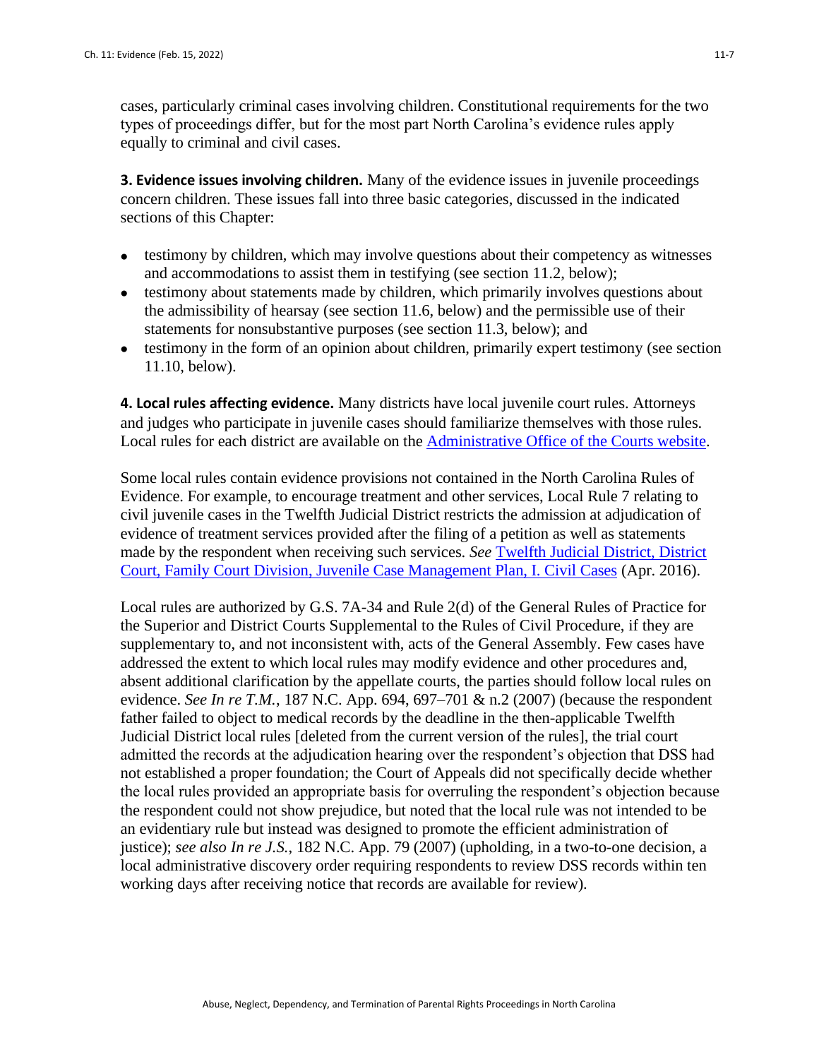cases, particularly criminal cases involving children. Constitutional requirements for the two types of proceedings differ, but for the most part North Carolina's evidence rules apply equally to criminal and civil cases.

**3. Evidence issues involving children.** Many of the evidence issues in juvenile proceedings concern children. These issues fall into three basic categories, discussed in the indicated sections of this Chapter:

- testimony by children, which may involve questions about their competency as witnesses and accommodations to assist them in testifying (see section 11.2, below);
- testimony about statements made by children, which primarily involves questions about the admissibility of hearsay (see section 11.6, below) and the permissible use of their statements for nonsubstantive purposes (see section 11.3, below); and
- testimony in the form of an opinion about children, primarily expert testimony (see section 11.10, below).

**4. Local rules affecting evidence.** Many districts have local juvenile court rules. Attorneys and judges who participate in juvenile cases should familiarize themselves with those rules. Local rules for each district are available on the [Administrative Office of the Courts website](#).

Some local rules contain evidence provisions not contained in the North Carolina Rules of Evidence. For example, to encourage treatment and other services, Local Rule 7 relating to civil juvenile cases in the Twelfth Judicial District restricts the admission at adjudication of evidence of treatment services provided after the filing of a petition as well as statements made by the respondent when receiving such services. *See* [Twelfth Judicial District, District Court, Family Court Division, Juvenile Case Management Plan, I. Civil Cases](#) (Apr. 2016).

Local rules are authorized by G.S. 7A-34 and Rule 2(d) of the General Rules of Practice for the Superior and District Courts Supplemental to the Rules of Civil Procedure, if they are supplementary to, and not inconsistent with, acts of the General Assembly. Few cases have addressed the extent to which local rules may modify evidence and other procedures and, absent additional clarification by the appellate courts, the parties should follow local rules on evidence. *See In re T.M.*, 187 N.C. App. 694, 697–701 & n.2 (2007) (because the respondent father failed to object to medical records by the deadline in the then-applicable Twelfth Judicial District local rules [deleted from the current version of the rules], the trial court admitted the records at the adjudication hearing over the respondent's objection that DSS had not established a proper foundation; the Court of Appeals did not specifically decide whether the local rules provided an appropriate basis for overruling the respondent's objection because the respondent could not show prejudice, but noted that the local rule was not intended to be an evidentiary rule but instead was designed to promote the efficient administration of justice); *see also In re J.S.*, 182 N.C. App. 79 (2007) (upholding, in a two-to-one decision, a local administrative discovery order requiring respondents to review DSS records within ten working days after receiving notice that records are available for review).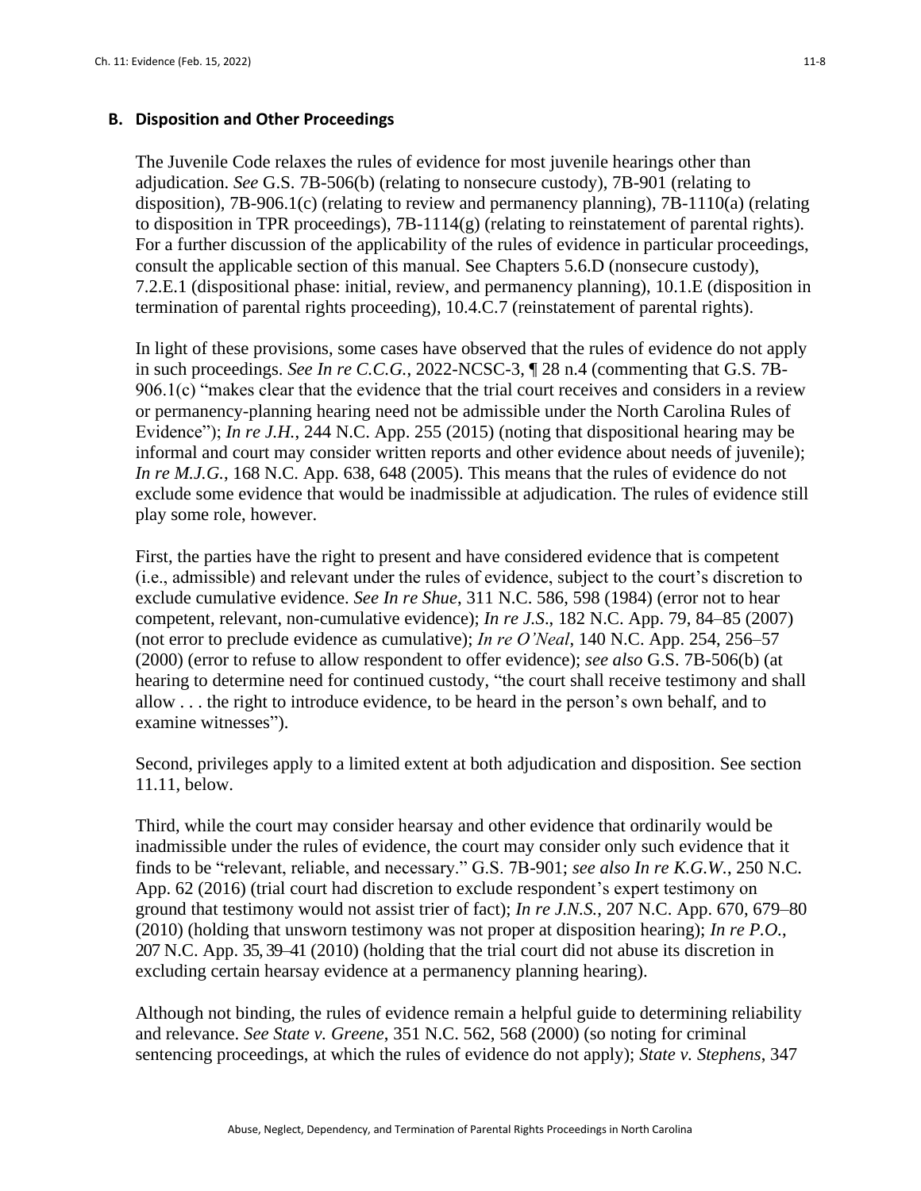### B. Disposition and Other Proceedings

The Juvenile Code relaxes the rules of evidence for most juvenile hearings other than adjudication. *See* G.S. 7B-506(b) (relating to nonsecure custody), 7B-901 (relating to disposition), 7B-906.1(c) (relating to review and permanency planning), 7B-1110(a) (relating to disposition in TPR proceedings), 7B-1114(g) (relating to reinstatement of parental rights). For a further discussion of the applicability of the rules of evidence in particular proceedings, consult the applicable section of this manual. See Chapters 5.6.D (nonsecure custody), 7.2.E.1 (dispositional phase: initial, review, and permanency planning), 10.1.E (disposition in termination of parental rights proceeding), 10.4.C.7 (reinstatement of parental rights).

In light of these provisions, some cases have observed that the rules of evidence do not apply in such proceedings. *See In re C.C.G.*, 2022-NCSC-3, ¶ 28 n.4 (commenting that G.S. 7B-906.1(c) "makes clear that the evidence that the trial court receives and considers in a review or permanency-planning hearing need not be admissible under the North Carolina Rules of Evidence"); *In re J.H.*, 244 N.C. App. 255 (2015) (noting that dispositional hearing may be informal and court may consider written reports and other evidence about needs of juvenile); *In re M.J.G.*, 168 N.C. App. 638, 648 (2005). This means that the rules of evidence do not exclude some evidence that would be inadmissible at adjudication. The rules of evidence still play some role, however.

First, the parties have the right to present and have considered evidence that is competent (i.e., admissible) and relevant under the rules of evidence, subject to the court's discretion to exclude cumulative evidence. *See In re Shue*, 311 N.C. 586, 598 (1984) (error not to hear competent, relevant, non-cumulative evidence); *In re J.S*., 182 N.C. App. 79, 84–85 (2007) (not error to preclude evidence as cumulative); *In re O'Neal*, 140 N.C. App. 254, 256–57 (2000) (error to refuse to allow respondent to offer evidence); *see also* G.S. 7B-506(b) (at hearing to determine need for continued custody, "the court shall receive testimony and shall allow . . . the right to introduce evidence, to be heard in the person's own behalf, and to examine witnesses").

Second, privileges apply to a limited extent at both adjudication and disposition. See section 11.11, below.

Third, while the court may consider hearsay and other evidence that ordinarily would be inadmissible under the rules of evidence, the court may consider only such evidence that it finds to be "relevant, reliable, and necessary." G.S. 7B-901; *see also In re K.G.W.*, 250 N.C. App. 62 (2016) (trial court had discretion to exclude respondent's expert testimony on ground that testimony would not assist trier of fact); *In re J.N.S.*, 207 N.C. App. 670, 679–80 (2010) (holding that unsworn testimony was not proper at disposition hearing); *In re P.O.*, 207 N.C. App. 35, 39–41 (2010) (holding that the trial court did not abuse its discretion in excluding certain hearsay evidence at a permanency planning hearing).

Although not binding, the rules of evidence remain a helpful guide to determining reliability and relevance. *See State v. Greene*, 351 N.C. 562, 568 (2000) (so noting for criminal sentencing proceedings, at which the rules of evidence do not apply); *State v. Stephens*, 347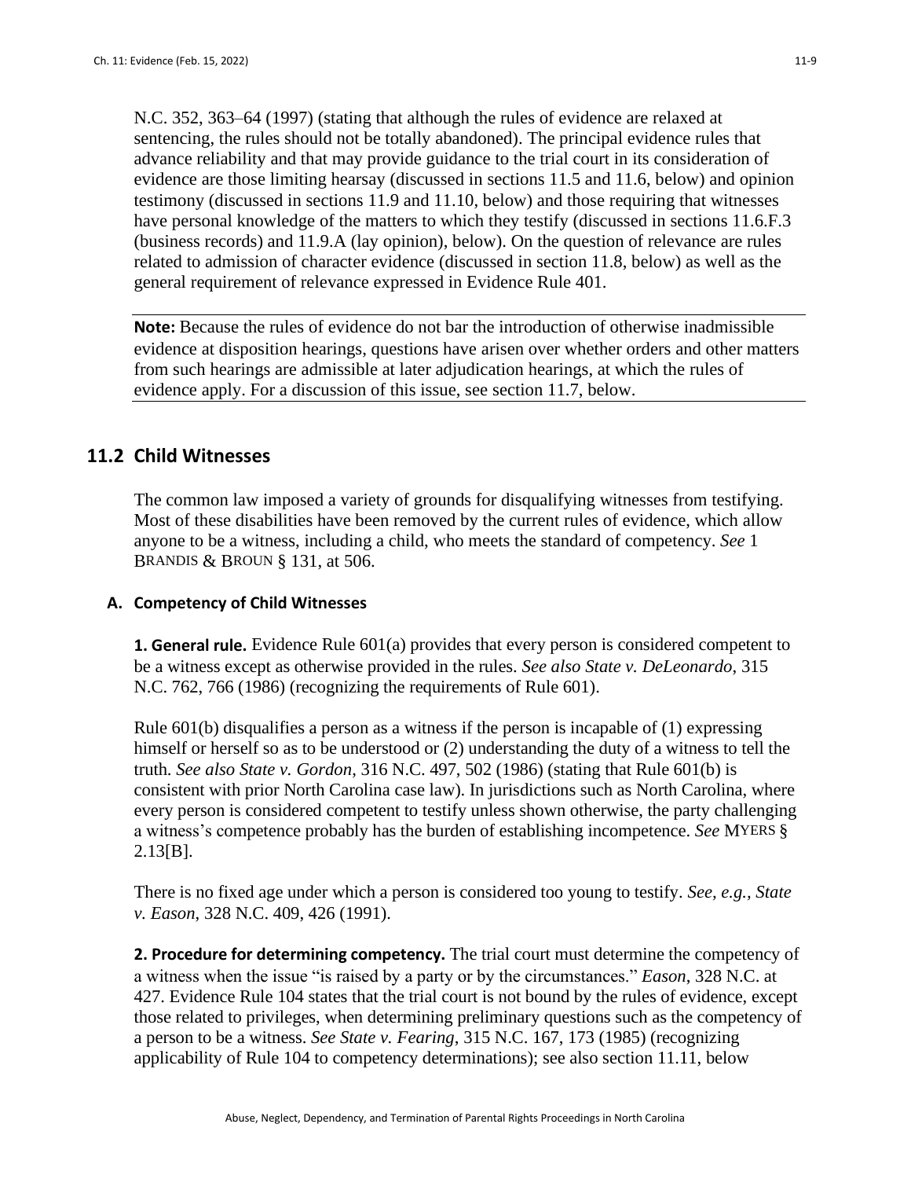N.C. 352, 363–64 (1997) (stating that although the rules of evidence are relaxed at sentencing, the rules should not be totally abandoned). The principal evidence rules that advance reliability and that may provide guidance to the trial court in its consideration of evidence are those limiting hearsay (discussed in sections 11.5 and 11.6, below) and opinion testimony (discussed in sections 11.9 and 11.10, below) and those requiring that witnesses have personal knowledge of the matters to which they testify (discussed in sections 11.6.F.3 (business records) and 11.9.A (lay opinion), below). On the question of relevance are rules related to admission of character evidence (discussed in section 11.8, below) as well as the general requirement of relevance expressed in Evidence Rule 401.

**Note:** Because the rules of evidence do not bar the introduction of otherwise inadmissible evidence at disposition hearings, questions have arisen over whether orders and other matters from such hearings are admissible at later adjudication hearings, at which the rules of evidence apply. For a discussion of this issue, see section 11.7, below.

## 11.2 Child Witnesses

The common law imposed a variety of grounds for disqualifying witnesses from testifying. Most of these disabilities have been removed by the current rules of evidence, which allow anyone to be a witness, including a child, who meets the standard of competency. *See* 1 BRANDIS & BROUN § 131, at 506.

### A. Competency of Child Witnesses

**1. General rule.** Evidence Rule 601(a) provides that every person is considered competent to be a witness except as otherwise provided in the rules. *See also State v. DeLeonardo*, 315 N.C. 762, 766 (1986) (recognizing the requirements of Rule 601).

Rule 601(b) disqualifies a person as a witness if the person is incapable of (1) expressing himself or herself so as to be understood or (2) understanding the duty of a witness to tell the truth. *See also State v. Gordon*, 316 N.C. 497, 502 (1986) (stating that Rule 601(b) is consistent with prior North Carolina case law). In jurisdictions such as North Carolina, where every person is considered competent to testify unless shown otherwise, the party challenging a witness's competence probably has the burden of establishing incompetence. *See* MYERS § 2.13[B].

There is no fixed age under which a person is considered too young to testify. *See, e.g.*, *State v. Eason*, 328 N.C. 409, 426 (1991).

**2. Procedure for determining competency.** The trial court must determine the competency of a witness when the issue "is raised by a party or by the circumstances." *Eason*, 328 N.C. at 427. Evidence Rule 104 states that the trial court is not bound by the rules of evidence, except those related to privileges, when determining preliminary questions such as the competency of a person to be a witness. *See State v. Fearing*, 315 N.C. 167, 173 (1985) (recognizing applicability of Rule 104 to competency determinations); see also section 11.11, below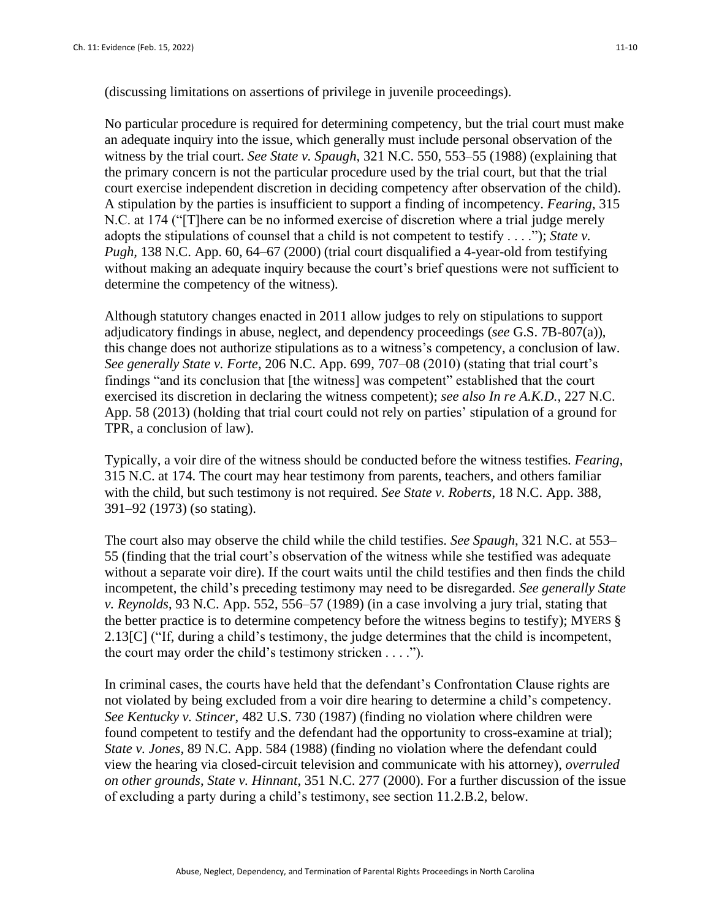(discussing limitations on assertions of privilege in juvenile proceedings).

No particular procedure is required for determining competency, but the trial court must make an adequate inquiry into the issue, which generally must include personal observation of the witness by the trial court. *See State v. Spaugh*, 321 N.C. 550, 553–55 (1988) (explaining that the primary concern is not the particular procedure used by the trial court, but that the trial court exercise independent discretion in deciding competency after observation of the child). A stipulation by the parties is insufficient to support a finding of incompetency. *Fearing*, 315 N.C. at 174 ("[T]here can be no informed exercise of discretion where a trial judge merely adopts the stipulations of counsel that a child is not competent to testify . . . ."); *State v. Pugh*, 138 N.C. App. 60, 64–67 (2000) (trial court disqualified a 4-year-old from testifying without making an adequate inquiry because the court's brief questions were not sufficient to determine the competency of the witness).

Although statutory changes enacted in 2011 allow judges to rely on stipulations to support adjudicatory findings in abuse, neglect, and dependency proceedings (*see* G.S. 7B-807(a)), this change does not authorize stipulations as to a witness's competency, a conclusion of law. *See generally State v. Forte*, 206 N.C. App. 699, 707–08 (2010) (stating that trial court's findings "and its conclusion that [the witness] was competent" established that the court exercised its discretion in declaring the witness competent); *see also In re A.K.D.*, 227 N.C. App. 58 (2013) (holding that trial court could not rely on parties' stipulation of a ground for TPR, a conclusion of law).

Typically, a voir dire of the witness should be conducted before the witness testifies. *Fearing*, 315 N.C. at 174. The court may hear testimony from parents, teachers, and others familiar with the child, but such testimony is not required. *See State v. Roberts*, 18 N.C. App. 388, 391–92 (1973) (so stating).

The court also may observe the child while the child testifies. *See Spaugh*, 321 N.C. at 553–55 (finding that the trial court's observation of the witness while she testified was adequate without a separate voir dire). If the court waits until the child testifies and then finds the child incompetent, the child's preceding testimony may need to be disregarded. *See generally State v. Reynolds*, 93 N.C. App. 552, 556–57 (1989) (in a case involving a jury trial, stating that the better practice is to determine competency before the witness begins to testify); MYERS § 2.13[C] ("If, during a child's testimony, the judge determines that the child is incompetent, the court may order the child's testimony stricken . . . .").

In criminal cases, the courts have held that the defendant's Confrontation Clause rights are not violated by being excluded from a voir dire hearing to determine a child's competency. *See Kentucky v. Stincer*, 482 U.S. 730 (1987) (finding no violation where children were found competent to testify and the defendant had the opportunity to cross-examine at trial); *State v. Jones*, 89 N.C. App. 584 (1988) (finding no violation where the defendant could view the hearing via closed-circuit television and communicate with his attorney), *overruled on other grounds*, *State v. Hinnant*, 351 N.C. 277 (2000). For a further discussion of the issue of excluding a party during a child's testimony, see section 11.2.B.2, below.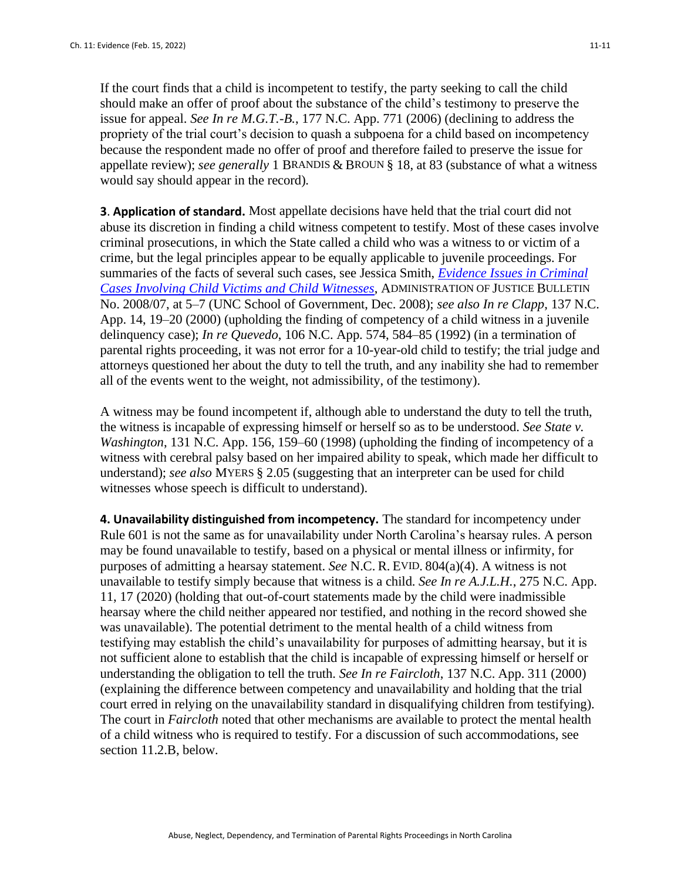If the court finds that a child is incompetent to testify, the party seeking to call the child should make an offer of proof about the substance of the child's testimony to preserve the issue for appeal. *See In re M.G.T.-B.*, 177 N.C. App. 771 (2006) (declining to address the propriety of the trial court's decision to quash a subpoena for a child based on incompetency because the respondent made no offer of proof and therefore failed to preserve the issue for appellate review); *see generally* 1 BRANDIS & BROUN § 18, at 83 (substance of what a witness would say should appear in the record).

**3. Application of standard.** Most appellate decisions have held that the trial court did not abuse its discretion in finding a child witness competent to testify. Most of these cases involve criminal prosecutions, in which the State called a child who was a witness to or victim of a crime, but the legal principles appear to be equally applicable to juvenile proceedings. For summaries of the facts of several such cases, see Jessica Smith, *Evidence Issues in Criminal Cases Involving Child Victims and Child Witnesses*, ADMINISTRATION OF JUSTICE BULLETIN No. 2008/07, at 5–7 (UNC School of Government, Dec. 2008); *see also In re Clapp*, 137 N.C. App. 14, 19–20 (2000) (upholding the finding of competency of a child witness in a juvenile delinquency case); *In re Quevedo*, 106 N.C. App. 574, 584–85 (1992) (in a termination of parental rights proceeding, it was not error for a 10-year-old child to testify; the trial judge and attorneys questioned her about the duty to tell the truth, and any inability she had to remember all of the events went to the weight, not admissibility, of the testimony).

A witness may be found incompetent if, although able to understand the duty to tell the truth, the witness is incapable of expressing himself or herself so as to be understood. *See State v. Washington*, 131 N.C. App. 156, 159–60 (1998) (upholding the finding of incompetency of a witness with cerebral palsy based on her impaired ability to speak, which made her difficult to understand); *see also* MYERS § 2.05 (suggesting that an interpreter can be used for child witnesses whose speech is difficult to understand).

**4. Unavailability distinguished from incompetency.** The standard for incompetency under Rule 601 is not the same as for unavailability under North Carolina's hearsay rules. A person may be found unavailable to testify, based on a physical or mental illness or infirmity, for purposes of admitting a hearsay statement. *See* N.C. R. EVID. 804(a)(4). A witness is not unavailable to testify simply because that witness is a child. *See In re A.J.L.H.*, 275 N.C. App. 11, 17 (2020) (holding that out-of-court statements made by the child were inadmissible hearsay where the child neither appeared nor testified, and nothing in the record showed she was unavailable). The potential detriment to the mental health of a child witness from testifying may establish the child's unavailability for purposes of admitting hearsay, but it is not sufficient alone to establish that the child is incapable of expressing himself or herself or understanding the obligation to tell the truth. *See In re Faircloth*, 137 N.C. App. 311 (2000) (explaining the difference between competency and unavailability and holding that the trial court erred in relying on the unavailability standard in disqualifying children from testifying). The court in *Faircloth* noted that other mechanisms are available to protect the mental health of a child witness who is required to testify. For a discussion of such accommodations, see section 11.2.B, below.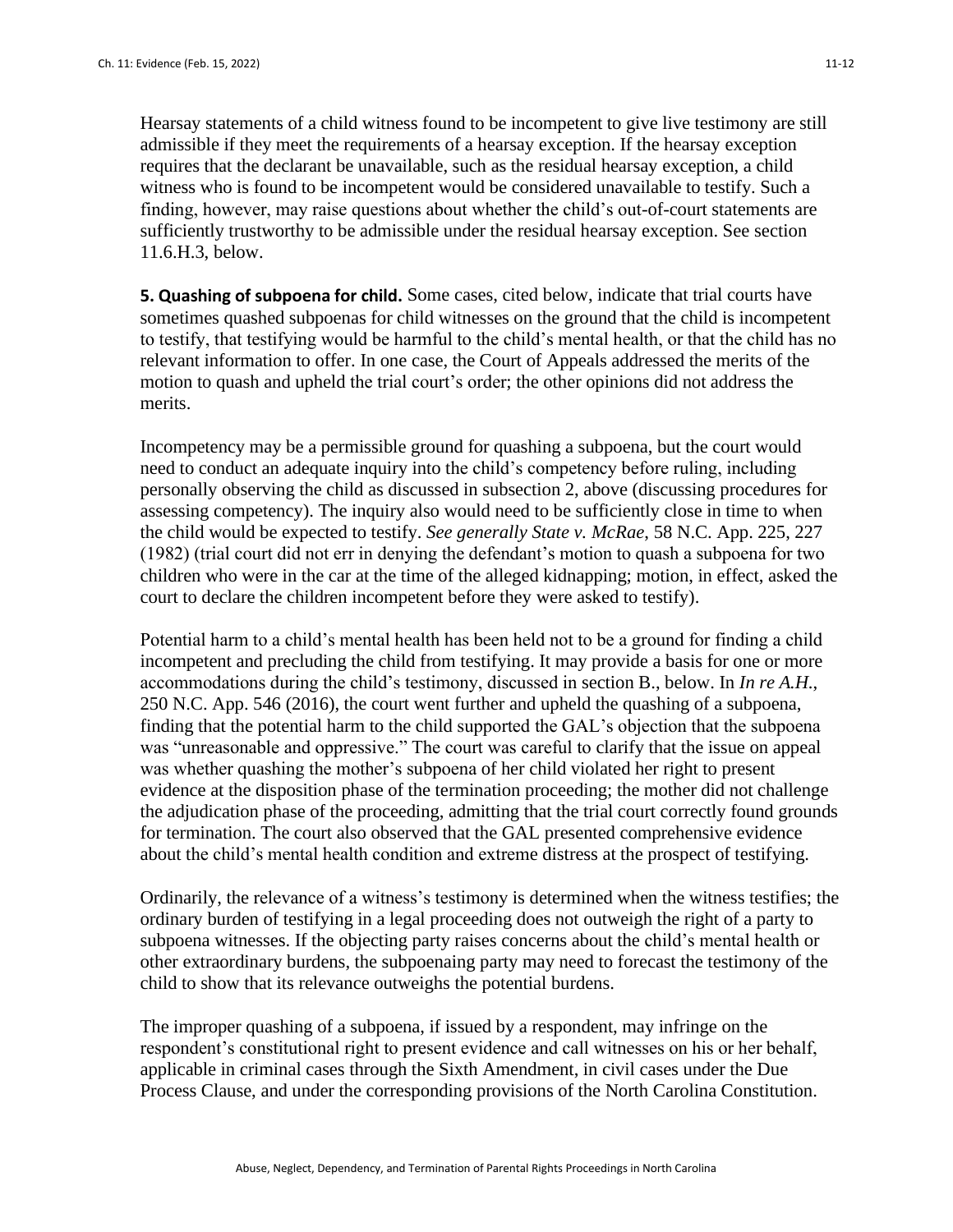Hearsay statements of a child witness found to be incompetent to give live testimony are still admissible if they meet the requirements of a hearsay exception. If the hearsay exception requires that the declarant be unavailable, such as the residual hearsay exception, a child witness who is found to be incompetent would be considered unavailable to testify. Such a finding, however, may raise questions about whether the child's out-of-court statements are sufficiently trustworthy to be admissible under the residual hearsay exception. See section 11.6.H.3, below.

**5. Quashing of subpoena for child.** Some cases, cited below, indicate that trial courts have sometimes quashed subpoenas for child witnesses on the ground that the child is incompetent to testify, that testifying would be harmful to the child's mental health, or that the child has no relevant information to offer. In one case, the Court of Appeals addressed the merits of the motion to quash and upheld the trial court's order; the other opinions did not address the merits.

Incompetency may be a permissible ground for quashing a subpoena, but the court would need to conduct an adequate inquiry into the child's competency before ruling, including personally observing the child as discussed in subsection 2, above (discussing procedures for assessing competency). The inquiry also would need to be sufficiently close in time to when the child would be expected to testify. *See generally State v. McRae*, 58 N.C. App. 225, 227 (1982) (trial court did not err in denying the defendant's motion to quash a subpoena for two children who were in the car at the time of the alleged kidnapping; motion, in effect, asked the court to declare the children incompetent before they were asked to testify).

Potential harm to a child's mental health has been held not to be a ground for finding a child incompetent and precluding the child from testifying. It may provide a basis for one or more accommodations during the child's testimony, discussed in section B., below. In *In re A.H.*, 250 N.C. App. 546 (2016), the court went further and upheld the quashing of a subpoena, finding that the potential harm to the child supported the GAL's objection that the subpoena was "unreasonable and oppressive." The court was careful to clarify that the issue on appeal was whether quashing the mother's subpoena of her child violated her right to present evidence at the disposition phase of the termination proceeding; the mother did not challenge the adjudication phase of the proceeding, admitting that the trial court correctly found grounds for termination. The court also observed that the GAL presented comprehensive evidence about the child's mental health condition and extreme distress at the prospect of testifying.

Ordinarily, the relevance of a witness's testimony is determined when the witness testifies; the ordinary burden of testifying in a legal proceeding does not outweigh the right of a party to subpoena witnesses. If the objecting party raises concerns about the child's mental health or other extraordinary burdens, the subpoenaing party may need to forecast the testimony of the child to show that its relevance outweighs the potential burdens.

The improper quashing of a subpoena, if issued by a respondent, may infringe on the respondent's constitutional right to present evidence and call witnesses on his or her behalf, applicable in criminal cases through the Sixth Amendment, in civil cases under the Due Process Clause, and under the corresponding provisions of the North Carolina Constitution.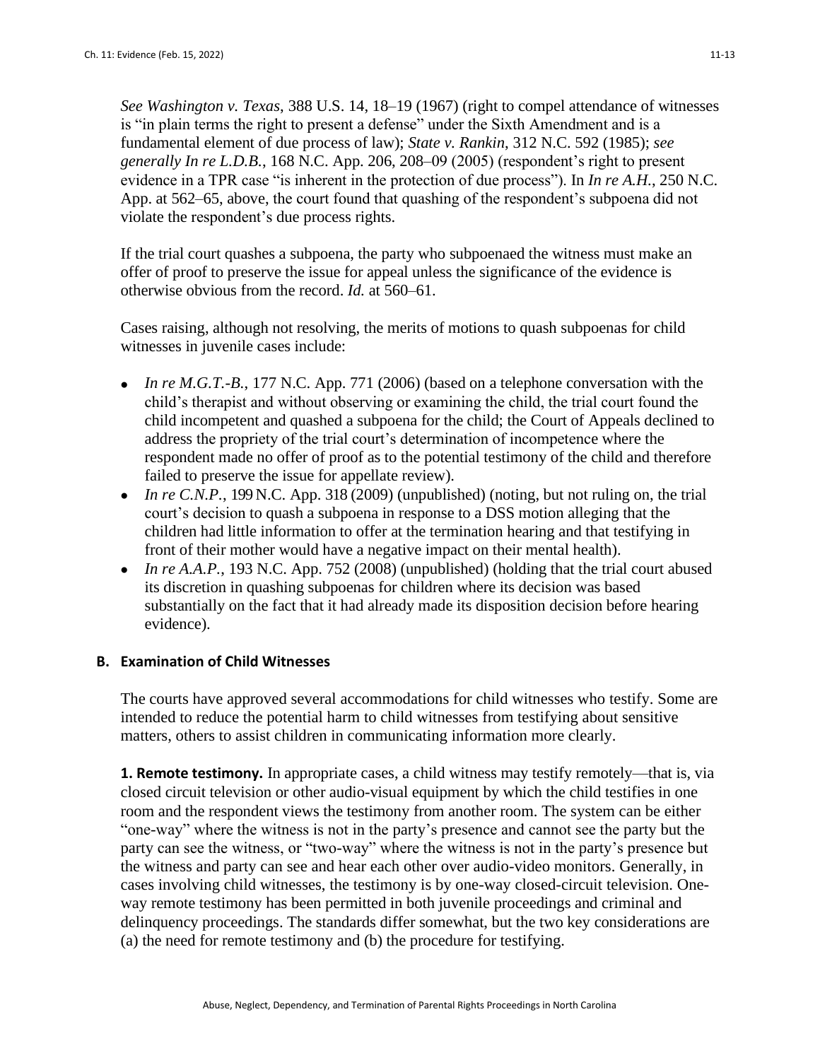*See Washington v. Texas*, 388 U.S. 14, 18–19 (1967) (right to compel attendance of witnesses is "in plain terms the right to present a defense" under the Sixth Amendment and is a fundamental element of due process of law); *State v. Rankin*, 312 N.C. 592 (1985); *see generally In re L.D.B.*, 168 N.C. App. 206, 208–09 (2005) (respondent's right to present evidence in a TPR case "is inherent in the protection of due process"). In *In re A.H.*, 250 N.C. App. at 562–65, above, the court found that quashing of the respondent's subpoena did not violate the respondent's due process rights.

If the trial court quashes a subpoena, the party who subpoenaed the witness must make an offer of proof to preserve the issue for appeal unless the significance of the evidence is otherwise obvious from the record. *Id.* at 560–61.

Cases raising, although not resolving, the merits of motions to quash subpoenas for child witnesses in juvenile cases include:

- *In re M.G.T.-B.*, 177 N.C. App. 771 (2006) (based on a telephone conversation with the child's therapist and without observing or examining the child, the trial court found the child incompetent and quashed a subpoena for the child; the Court of Appeals declined to address the propriety of the trial court's determination of incompetence where the respondent made no offer of proof as to the potential testimony of the child and therefore failed to preserve the issue for appellate review).
- *In re C.N.P.*, 199 N.C. App. 318 (2009) (unpublished) (noting, but not ruling on, the trial court's decision to quash a subpoena in response to a DSS motion alleging that the children had little information to offer at the termination hearing and that testifying in front of their mother would have a negative impact on their mental health).
- *In re A.A.P.*, 193 N.C. App. 752 (2008) (unpublished) (holding that the trial court abused its discretion in quashing subpoenas for children where its decision was based substantially on the fact that it had already made its disposition decision before hearing evidence).

### B. Examination of Child Witnesses

The courts have approved several accommodations for child witnesses who testify. Some are intended to reduce the potential harm to child witnesses from testifying about sensitive matters, others to assist children in communicating information more clearly.

**1. Remote testimony.** In appropriate cases, a child witness may testify remotely—that is, via closed circuit television or other audio-visual equipment by which the child testifies in one room and the respondent views the testimony from another room. The system can be either "one-way" where the witness is not in the party's presence and cannot see the party but the party can see the witness, or "two-way" where the witness is not in the party's presence but the witness and party can see and hear each other over audio-video monitors. Generally, in cases involving child witnesses, the testimony is by one-way closed-circuit television. One-way remote testimony has been permitted in both juvenile proceedings and criminal and delinquency proceedings. The standards differ somewhat, but the two key considerations are (a) the need for remote testimony and (b) the procedure for testifying.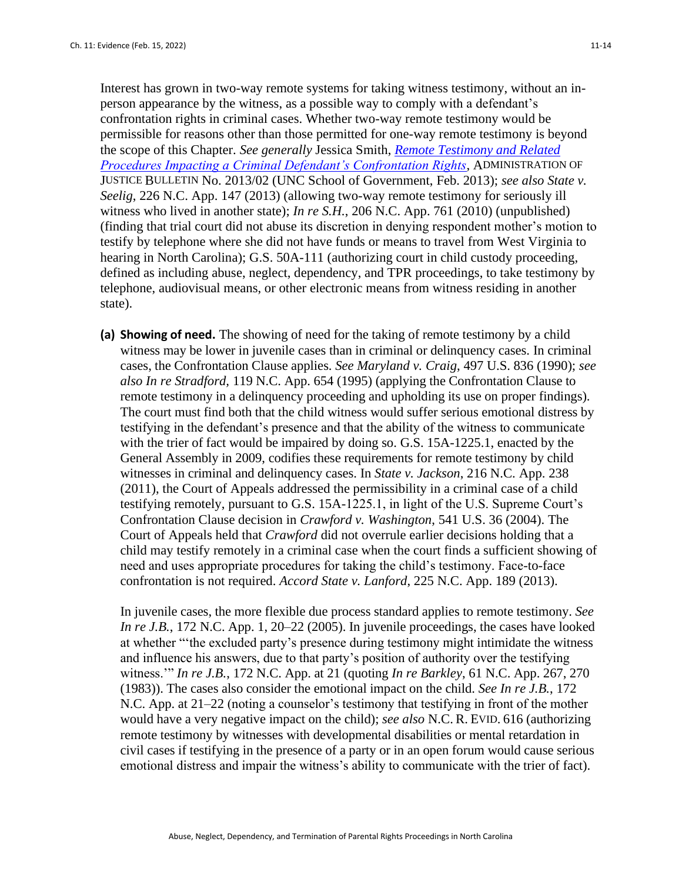Interest has grown in two-way remote systems for taking witness testimony, without an in-person appearance by the witness, as a possible way to comply with a defendant's confrontation rights in criminal cases. Whether two-way remote testimony would be permissible for reasons other than those permitted for one-way remote testimony is beyond the scope of this Chapter. *See generally* Jessica Smith, *Remote Testimony and Related Procedures Impacting a Criminal Defendant's Confrontation Rights*, ADMINISTRATION OF JUSTICE BULLETIN No. 2013/02 (UNC School of Government, Feb. 2013); *see also State v. Seelig*, 226 N.C. App. 147 (2013) (allowing two-way remote testimony for seriously ill witness who lived in another state); *In re S.H.*, 206 N.C. App. 761 (2010) (unpublished) (finding that trial court did not abuse its discretion in denying respondent mother's motion to testify by telephone where she did not have funds or means to travel from West Virginia to hearing in North Carolina); G.S. 50A-111 (authorizing court in child custody proceeding, defined as including abuse, neglect, dependency, and TPR proceedings, to take testimony by telephone, audiovisual means, or other electronic means from witness residing in another state).

**(a) Showing of need.** The showing of need for the taking of remote testimony by a child witness may be lower in juvenile cases than in criminal or delinquency cases. In criminal cases, the Confrontation Clause applies. *See Maryland v. Craig*, 497 U.S. 836 (1990); *see also In re Stradford*, 119 N.C. App. 654 (1995) (applying the Confrontation Clause to remote testimony in a delinquency proceeding and upholding its use on proper findings). The court must find both that the child witness would suffer serious emotional distress by testifying in the defendant's presence and that the ability of the witness to communicate with the trier of fact would be impaired by doing so. G.S. 15A-1225.1, enacted by the General Assembly in 2009, codifies these requirements for remote testimony by child witnesses in criminal and delinquency cases. In *State v. Jackson*, 216 N.C. App. 238 (2011), the Court of Appeals addressed the permissibility in a criminal case of a child testifying remotely, pursuant to G.S. 15A-1225.1, in light of the U.S. Supreme Court's Confrontation Clause decision in *Crawford v. Washington*, 541 U.S. 36 (2004). The Court of Appeals held that *Crawford* did not overrule earlier decisions holding that a child may testify remotely in a criminal case when the court finds a sufficient showing of need and uses appropriate procedures for taking the child's testimony. Face-to-face confrontation is not required. *Accord State v. Lanford*, 225 N.C. App. 189 (2013).

In juvenile cases, the more flexible due process standard applies to remote testimony. *See In re J.B.*, 172 N.C. App. 1, 20–22 (2005). In juvenile proceedings, the cases have looked at whether "'the excluded party's presence during testimony might intimidate the witness and influence his answers, due to that party's position of authority over the testifying witness.'" *In re J.B.*, 172 N.C. App. at 21 (quoting *In re Barkley*, 61 N.C. App. 267, 270 (1983)). The cases also consider the emotional impact on the child. *See In re J.B.*, 172 N.C. App. at 21–22 (noting a counselor's testimony that testifying in front of the mother would have a very negative impact on the child); *see also* N.C. R. EVID. 616 (authorizing remote testimony by witnesses with developmental disabilities or mental retardation in civil cases if testifying in the presence of a party or in an open forum would cause serious emotional distress and impair the witness's ability to communicate with the trier of fact).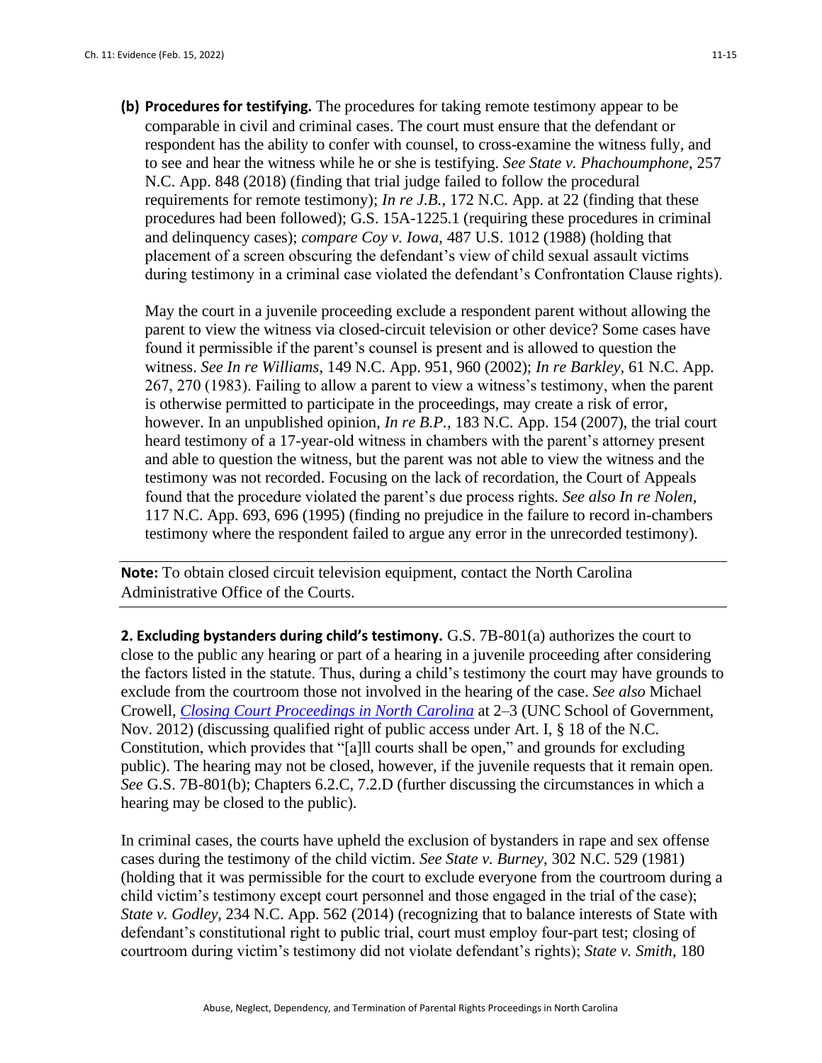**(b) Procedures for testifying.** The procedures for taking remote testimony appear to be comparable in civil and criminal cases. The court must ensure that the defendant or respondent has the ability to confer with counsel, to cross-examine the witness fully, and to see and hear the witness while he or she is testifying. *See State v. Phachoumphone*, 257 N.C. App. 848 (2018) (finding that trial judge failed to follow the procedural requirements for remote testimony); *In re J.B.*, 172 N.C. App. at 22 (finding that these procedures had been followed); G.S. 15A-1225.1 (requiring these procedures in criminal and delinquency cases); *compare Coy v. Iowa*, 487 U.S. 1012 (1988) (holding that placement of a screen obscuring the defendant's view of child sexual assault victims during testimony in a criminal case violated the defendant's Confrontation Clause rights).

May the court in a juvenile proceeding exclude a respondent parent without allowing the parent to view the witness via closed-circuit television or other device? Some cases have found it permissible if the parent's counsel is present and is allowed to question the witness. *See In re Williams*, 149 N.C. App. 951, 960 (2002); *In re Barkley*, 61 N.C. App. 267, 270 (1983). Failing to allow a parent to view a witness's testimony, when the parent is otherwise permitted to participate in the proceedings, may create a risk of error, however. In an unpublished opinion, *In re B.P.*, 183 N.C. App. 154 (2007), the trial court heard testimony of a 17-year-old witness in chambers with the parent's attorney present and able to question the witness, but the parent was not able to view the witness and the testimony was not recorded. Focusing on the lack of recordation, the Court of Appeals found that the procedure violated the parent's due process rights. *See also In re Nolen*, 117 N.C. App. 693, 696 (1995) (finding no prejudice in the failure to record in-chambers testimony where the respondent failed to argue any error in the unrecorded testimony).

---

**Note:** To obtain closed circuit television equipment, contact the North Carolina Administrative Office of the Courts.

---

**2. Excluding bystanders during child's testimony.** G.S. 7B-801(a) authorizes the court to close to the public any hearing or part of a hearing in a juvenile proceeding after considering the factors listed in the statute. Thus, during a child's testimony the court may have grounds to exclude from the courtroom those not involved in the hearing of the case. *See also* Michael Crowell, *[Closing Court Proceedings in North Carolina]* at 2–3 (UNC School of Government, Nov. 2012) (discussing qualified right of public access under Art. I, § 18 of the N.C. Constitution, which provides that "[a]ll courts shall be open," and grounds for excluding public). The hearing may not be closed, however, if the juvenile requests that it remain open. *See* G.S. 7B-801(b); Chapters 6.2.C, 7.2.D (further discussing the circumstances in which a hearing may be closed to the public).

In criminal cases, the courts have upheld the exclusion of bystanders in rape and sex offense cases during the testimony of the child victim. *See State v. Burney*, 302 N.C. 529 (1981) (holding that it was permissible for the court to exclude everyone from the courtroom during a child victim's testimony except court personnel and those engaged in the trial of the case); *State v. Godley*, 234 N.C. App. 562 (2014) (recognizing that to balance interests of State with defendant's constitutional right to public trial, court must employ four-part test; closing of courtroom during victim's testimony did not violate defendant's rights); *State v. Smith*, 180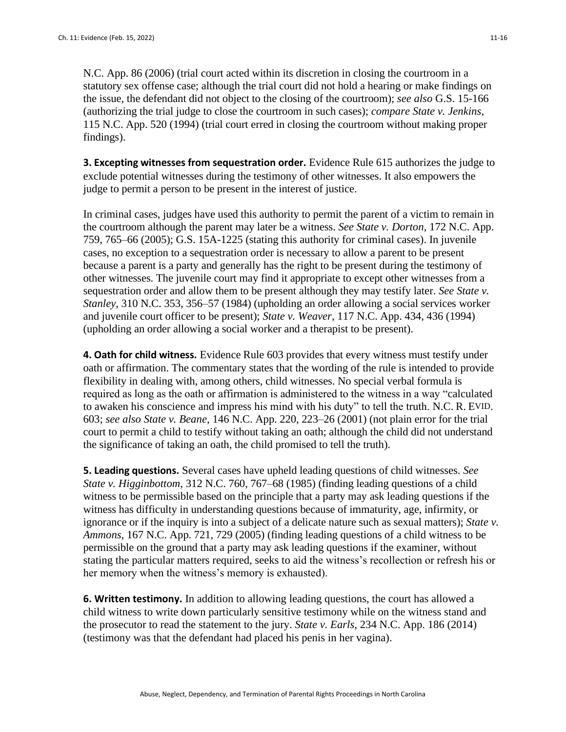N.C. App. 86 (2006) (trial court acted within its discretion in closing the courtroom in a statutory sex offense case; although the trial court did not hold a hearing or make findings on the issue, the defendant did not object to the closing of the courtroom); *see also* G.S. 15-166 (authorizing the trial judge to close the courtroom in such cases); *compare State v. Jenkins*, 115 N.C. App. 520 (1994) (trial court erred in closing the courtroom without making proper findings).

**3. Excepting witnesses from sequestration order.** Evidence Rule 615 authorizes the judge to exclude potential witnesses during the testimony of other witnesses. It also empowers the judge to permit a person to be present in the interest of justice.

In criminal cases, judges have used this authority to permit the parent of a victim to remain in the courtroom although the parent may later be a witness. *See State v. Dorton*, 172 N.C. App. 759, 765–66 (2005); G.S. 15A-1225 (stating this authority for criminal cases). In juvenile cases, no exception to a sequestration order is necessary to allow a parent to be present because a parent is a party and generally has the right to be present during the testimony of other witnesses. The juvenile court may find it appropriate to except other witnesses from a sequestration order and allow them to be present although they may testify later. *See State v. Stanley*, 310 N.C. 353, 356–57 (1984) (upholding an order allowing a social services worker and juvenile court officer to be present); *State v. Weaver*, 117 N.C. App. 434, 436 (1994) (upholding an order allowing a social worker and a therapist to be present).

**4. Oath for child witness.** Evidence Rule 603 provides that every witness must testify under oath or affirmation. The commentary states that the wording of the rule is intended to provide flexibility in dealing with, among others, child witnesses. No special verbal formula is required as long as the oath or affirmation is administered to the witness in a way "calculated to awaken his conscience and impress his mind with his duty" to tell the truth. N.C. R. EVID. 603; *see also State v. Beane*, 146 N.C. App. 220, 223–26 (2001) (not plain error for the trial court to permit a child to testify without taking an oath; although the child did not understand the significance of taking an oath, the child promised to tell the truth).

**5. Leading questions.** Several cases have upheld leading questions of child witnesses. *See State v. Higginbottom*, 312 N.C. 760, 767–68 (1985) (finding leading questions of a child witness to be permissible based on the principle that a party may ask leading questions if the witness has difficulty in understanding questions because of immaturity, age, infirmity, or ignorance or if the inquiry is into a subject of a delicate nature such as sexual matters); *State v. Ammons*, 167 N.C. App. 721, 729 (2005) (finding leading questions of a child witness to be permissible on the ground that a party may ask leading questions if the examiner, without stating the particular matters required, seeks to aid the witness's recollection or refresh his or her memory when the witness's memory is exhausted).

**6. Written testimony.** In addition to allowing leading questions, the court has allowed a child witness to write down particularly sensitive testimony while on the witness stand and the prosecutor to read the statement to the jury. *State v. Earls*, 234 N.C. App. 186 (2014) (testimony was that the defendant had placed his penis in her vagina).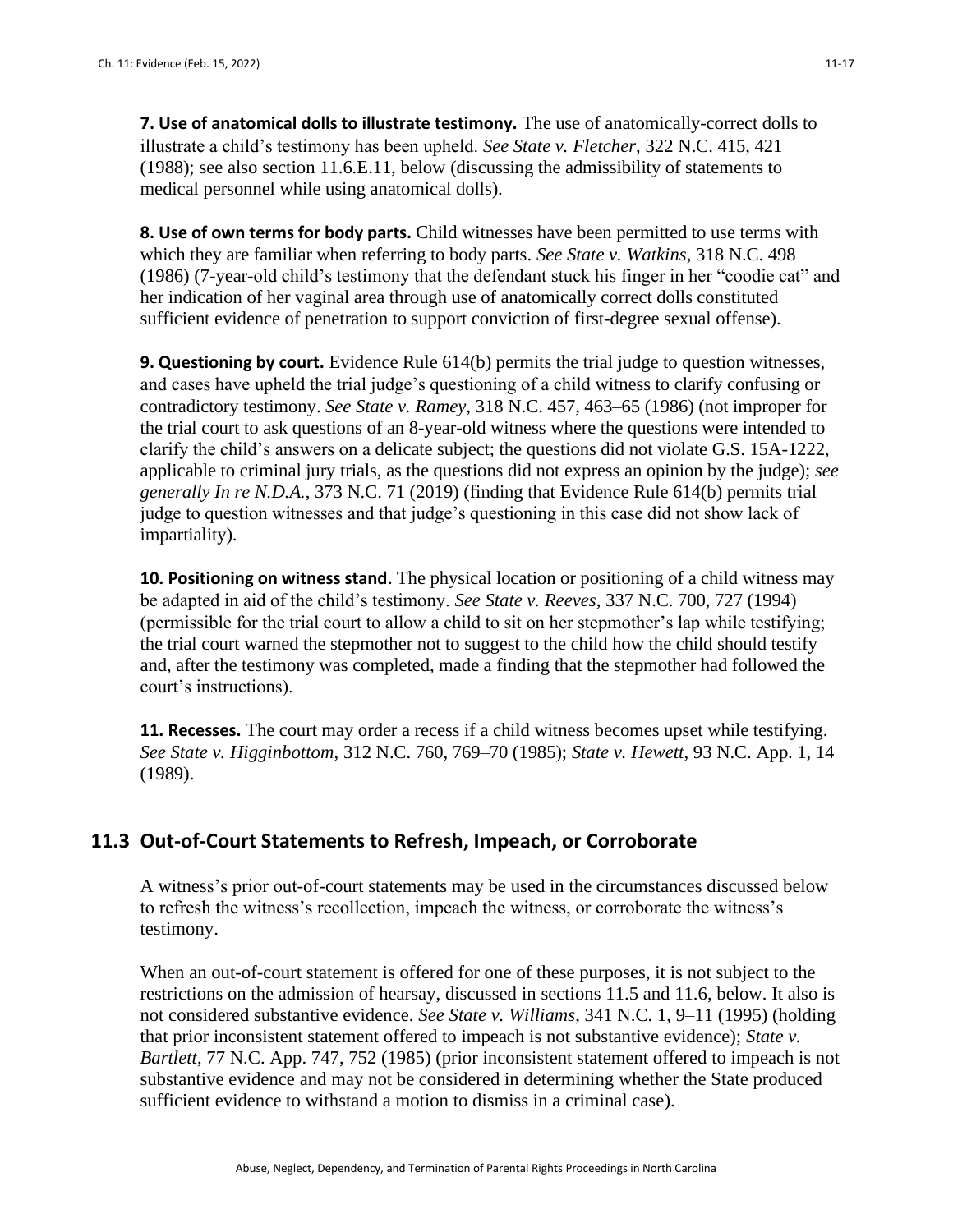**7. Use of anatomical dolls to illustrate testimony.** The use of anatomically-correct dolls to illustrate a child's testimony has been upheld. *See State v. Fletcher*, 322 N.C. 415, 421 (1988); see also section 11.6.E.11, below (discussing the admissibility of statements to medical personnel while using anatomical dolls).

**8. Use of own terms for body parts.** Child witnesses have been permitted to use terms with which they are familiar when referring to body parts. *See State v. Watkins*, 318 N.C. 498 (1986) (7-year-old child's testimony that the defendant stuck his finger in her "coodie cat" and her indication of her vaginal area through use of anatomically correct dolls constituted sufficient evidence of penetration to support conviction of first-degree sexual offense).

**9. Questioning by court.** Evidence Rule 614(b) permits the trial judge to question witnesses, and cases have upheld the trial judge's questioning of a child witness to clarify confusing or contradictory testimony. *See State v. Ramey*, 318 N.C. 457, 463–65 (1986) (not improper for the trial court to ask questions of an 8-year-old witness where the questions were intended to clarify the child's answers on a delicate subject; the questions did not violate G.S. 15A-1222, applicable to criminal jury trials, as the questions did not express an opinion by the judge); *see generally In re N.D.A.*, 373 N.C. 71 (2019) (finding that Evidence Rule 614(b) permits trial judge to question witnesses and that judge's questioning in this case did not show lack of impartiality).

**10. Positioning on witness stand.** The physical location or positioning of a child witness may be adapted in aid of the child's testimony. *See State v. Reeves*, 337 N.C. 700, 727 (1994) (permissible for the trial court to allow a child to sit on her stepmother's lap while testifying; the trial court warned the stepmother not to suggest to the child how the child should testify and, after the testimony was completed, made a finding that the stepmother had followed the court's instructions).

**11. Recesses.** The court may order a recess if a child witness becomes upset while testifying. *See State v. Higginbottom*, 312 N.C. 760, 769–70 (1985); *State v. Hewett*, 93 N.C. App. 1, 14 (1989).

## 11.3 Out-of-Court Statements to Refresh, Impeach, or Corroborate

A witness's prior out-of-court statements may be used in the circumstances discussed below to refresh the witness's recollection, impeach the witness, or corroborate the witness's testimony.

When an out-of-court statement is offered for one of these purposes, it is not subject to the restrictions on the admission of hearsay, discussed in sections 11.5 and 11.6, below. It also is not considered substantive evidence. *See State v. Williams*, 341 N.C. 1, 9–11 (1995) (holding that prior inconsistent statement offered to impeach is not substantive evidence); *State v. Bartlett*, 77 N.C. App. 747, 752 (1985) (prior inconsistent statement offered to impeach is not substantive evidence and may not be considered in determining whether the State produced sufficient evidence to withstand a motion to dismiss in a criminal case).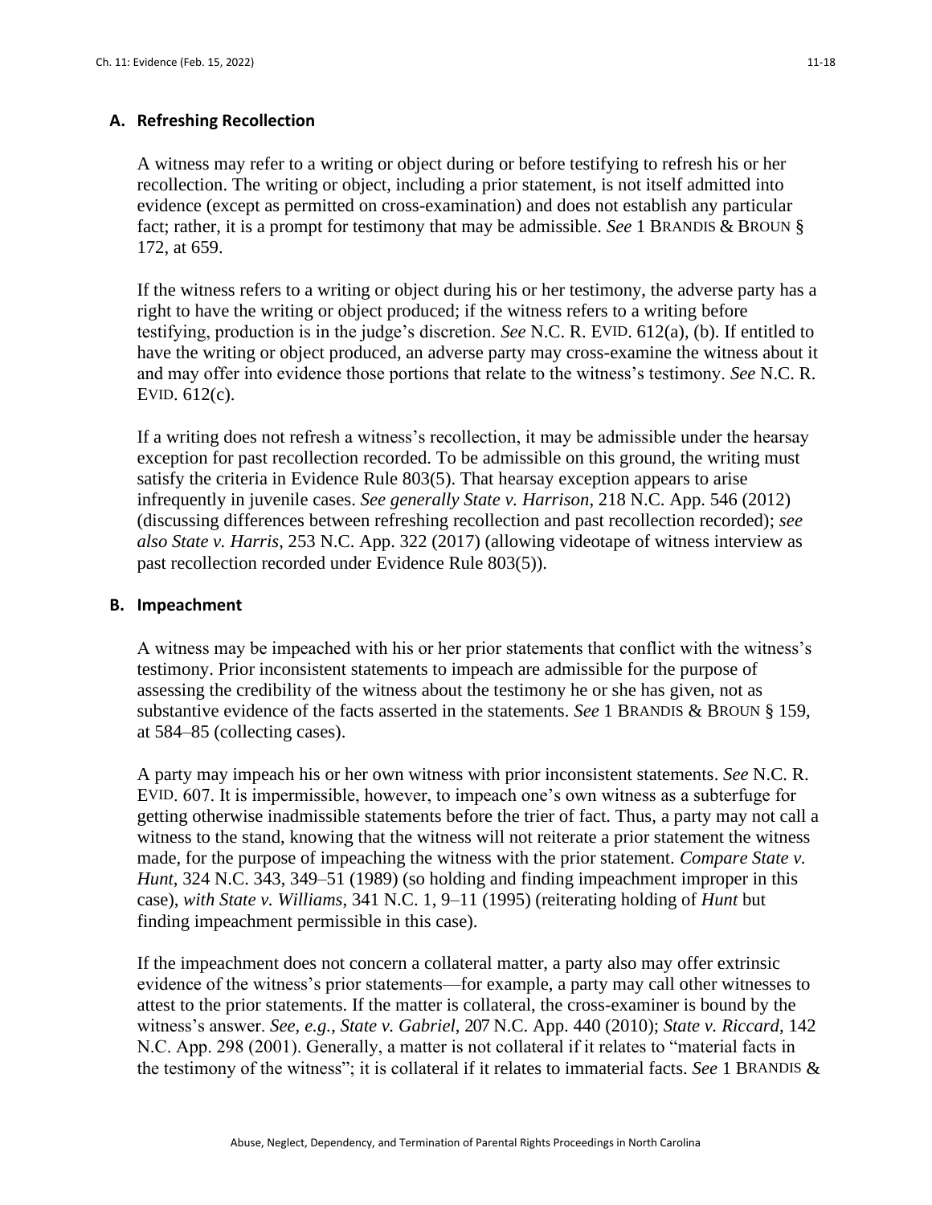### A. Refreshing Recollection

A witness may refer to a writing or object during or before testifying to refresh his or her recollection. The writing or object, including a prior statement, is not itself admitted into evidence (except as permitted on cross-examination) and does not establish any particular fact; rather, it is a prompt for testimony that may be admissible. *See* 1 BRANDIS & BROUN § 172, at 659.

If the witness refers to a writing or object during his or her testimony, the adverse party has a right to have the writing or object produced; if the witness refers to a writing before testifying, production is in the judge's discretion. *See* N.C. R. EVID. 612(a), (b). If entitled to have the writing or object produced, an adverse party may cross-examine the witness about it and may offer into evidence those portions that relate to the witness's testimony. *See* N.C. R. EVID. 612(c).

If a writing does not refresh a witness's recollection, it may be admissible under the hearsay exception for past recollection recorded. To be admissible on this ground, the writing must satisfy the criteria in Evidence Rule 803(5). That hearsay exception appears to arise infrequently in juvenile cases. *See generally State v. Harrison*, 218 N.C. App. 546 (2012) (discussing differences between refreshing recollection and past recollection recorded); *see also State v. Harris*, 253 N.C. App. 322 (2017) (allowing videotape of witness interview as past recollection recorded under Evidence Rule 803(5)).

### B. Impeachment

A witness may be impeached with his or her prior statements that conflict with the witness's testimony. Prior inconsistent statements to impeach are admissible for the purpose of assessing the credibility of the witness about the testimony he or she has given, not as substantive evidence of the facts asserted in the statements. *See* 1 BRANDIS & BROUN § 159, at 584–85 (collecting cases).

A party may impeach his or her own witness with prior inconsistent statements. *See* N.C. R. EVID. 607. It is impermissible, however, to impeach one's own witness as a subterfuge for getting otherwise inadmissible statements before the trier of fact. Thus, a party may not call a witness to the stand, knowing that the witness will not reiterate a prior statement the witness made, for the purpose of impeaching the witness with the prior statement. *Compare State v. Hunt*, 324 N.C. 343, 349–51 (1989) (so holding and finding impeachment improper in this case), *with State v. Williams*, 341 N.C. 1, 9–11 (1995) (reiterating holding of *Hunt* but finding impeachment permissible in this case).

If the impeachment does not concern a collateral matter, a party also may offer extrinsic evidence of the witness's prior statements—for example, a party may call other witnesses to attest to the prior statements. If the matter is collateral, the cross-examiner is bound by the witness's answer. *See, e.g.*, *State v. Gabriel*, 207 N.C. App. 440 (2010); *State v. Riccard*, 142 N.C. App. 298 (2001). Generally, a matter is not collateral if it relates to "material facts in the testimony of the witness"; it is collateral if it relates to immaterial facts. *See* 1 BRANDIS &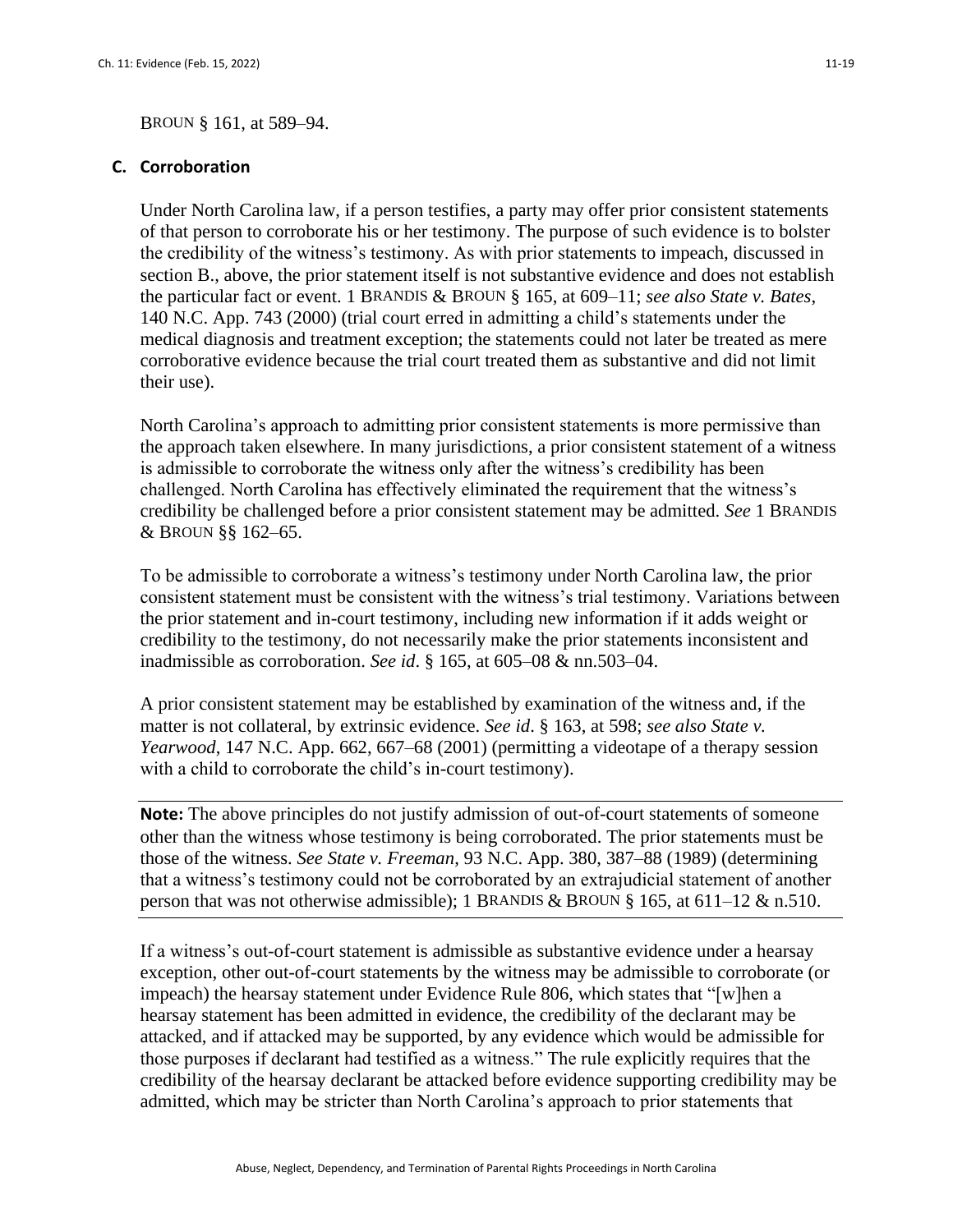BROUN § 161, at 589–94.

### C. Corroboration

Under North Carolina law, if a person testifies, a party may offer prior consistent statements of that person to corroborate his or her testimony. The purpose of such evidence is to bolster the credibility of the witness's testimony. As with prior statements to impeach, discussed in section B., above, the prior statement itself is not substantive evidence and does not establish the particular fact or event. 1 BRANDIS & BROUN § 165, at 609–11; *see also State v. Bates*, 140 N.C. App. 743 (2000) (trial court erred in admitting a child's statements under the medical diagnosis and treatment exception; the statements could not later be treated as mere corroborative evidence because the trial court treated them as substantive and did not limit their use).

North Carolina's approach to admitting prior consistent statements is more permissive than the approach taken elsewhere. In many jurisdictions, a prior consistent statement of a witness is admissible to corroborate the witness only after the witness's credibility has been challenged. North Carolina has effectively eliminated the requirement that the witness's credibility be challenged before a prior consistent statement may be admitted. *See* 1 BRANDIS & BROUN §§ 162–65.

To be admissible to corroborate a witness's testimony under North Carolina law, the prior consistent statement must be consistent with the witness's trial testimony. Variations between the prior statement and in-court testimony, including new information if it adds weight or credibility to the testimony, do not necessarily make the prior statements inconsistent and inadmissible as corroboration. *See id*. § 165, at 605–08 & nn.503–04.

A prior consistent statement may be established by examination of the witness and, if the matter is not collateral, by extrinsic evidence. *See id*. § 163, at 598; *see also State v. Yearwood*, 147 N.C. App. 662, 667–68 (2001) (permitting a videotape of a therapy session with a child to corroborate the child's in-court testimony).

---

**Note:** The above principles do not justify admission of out-of-court statements of someone other than the witness whose testimony is being corroborated. The prior statements must be those of the witness. *See State v. Freeman*, 93 N.C. App. 380, 387–88 (1989) (determining that a witness's testimony could not be corroborated by an extrajudicial statement of another person that was not otherwise admissible); 1 BRANDIS & BROUN § 165, at 611–12 & n.510.

---

If a witness's out-of-court statement is admissible as substantive evidence under a hearsay exception, other out-of-court statements by the witness may be admissible to corroborate (or impeach) the hearsay statement under Evidence Rule 806, which states that "[w]hen a hearsay statement has been admitted in evidence, the credibility of the declarant may be attacked, and if attacked may be supported, by any evidence which would be admissible for those purposes if declarant had testified as a witness." The rule explicitly requires that the credibility of the hearsay declarant be attacked before evidence supporting credibility may be admitted, which may be stricter than North Carolina's approach to prior statements that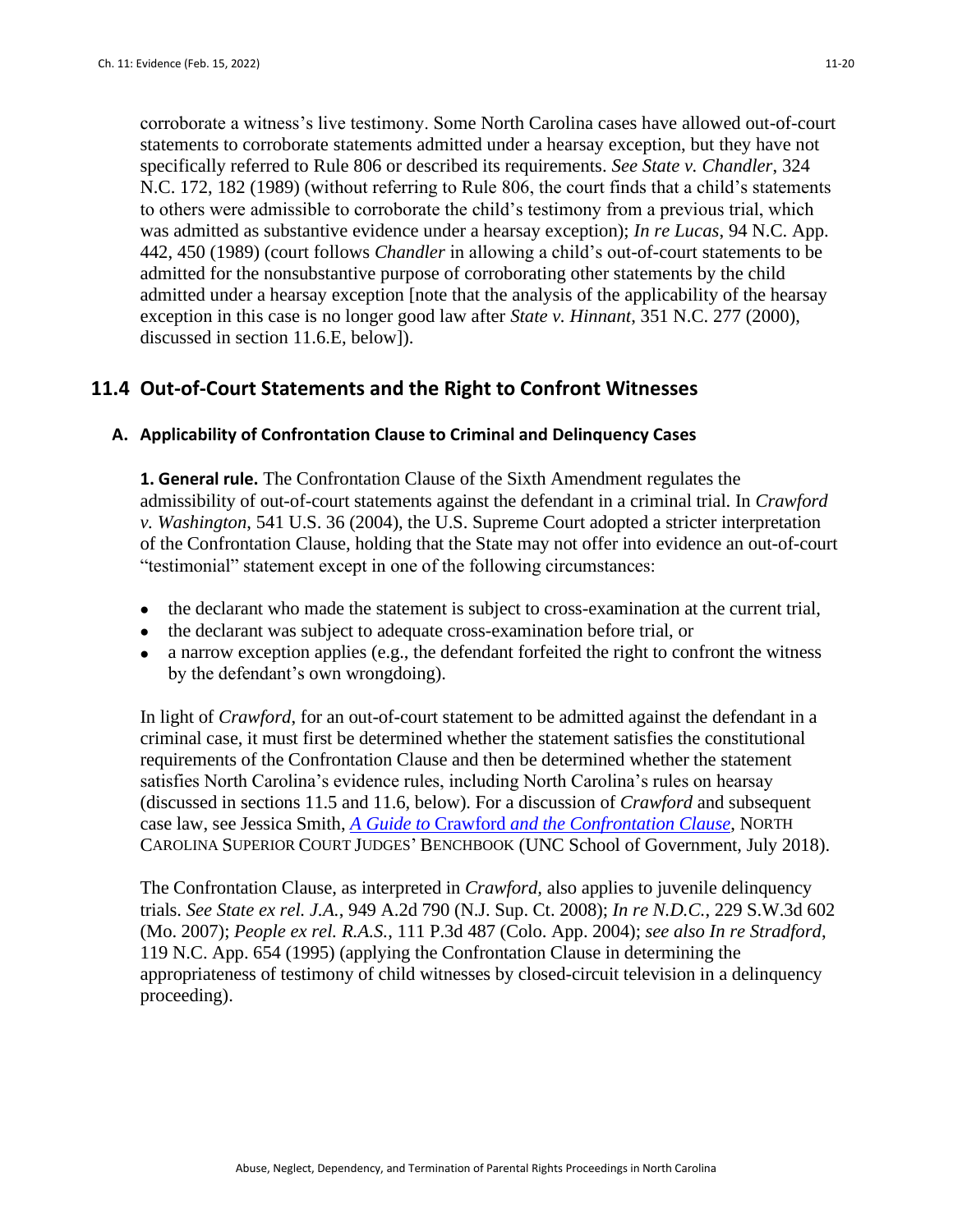corroborate a witness's live testimony. Some North Carolina cases have allowed out-of-court statements to corroborate statements admitted under a hearsay exception, but they have not specifically referred to Rule 806 or described its requirements. *See State v. Chandler*, 324 N.C. 172, 182 (1989) (without referring to Rule 806, the court finds that a child's statements to others were admissible to corroborate the child's testimony from a previous trial, which was admitted as substantive evidence under a hearsay exception); *In re Lucas*, 94 N.C. App. 442, 450 (1989) (court follows *Chandler* in allowing a child's out-of-court statements to be admitted for the nonsubstantive purpose of corroborating other statements by the child admitted under a hearsay exception [note that the analysis of the applicability of the hearsay exception in this case is no longer good law after *State v. Hinnant*, 351 N.C. 277 (2000), discussed in section 11.6.E, below]).

## 11.4 Out-of-Court Statements and the Right to Confront Witnesses

### A. Applicability of Confrontation Clause to Criminal and Delinquency Cases

**1. General rule.** The Confrontation Clause of the Sixth Amendment regulates the admissibility of out-of-court statements against the defendant in a criminal trial. In *Crawford v. Washington*, 541 U.S. 36 (2004), the U.S. Supreme Court adopted a stricter interpretation of the Confrontation Clause, holding that the State may not offer into evidence an out-of-court "testimonial" statement except in one of the following circumstances:

- the declarant who made the statement is subject to cross-examination at the current trial,
- the declarant was subject to adequate cross-examination before trial, or
- a narrow exception applies (e.g., the defendant forfeited the right to confront the witness by the defendant's own wrongdoing).

In light of *Crawford*, for an out-of-court statement to be admitted against the defendant in a criminal case, it must first be determined whether the statement satisfies the constitutional requirements of the Confrontation Clause and then be determined whether the statement satisfies North Carolina's evidence rules, including North Carolina's rules on hearsay (discussed in sections 11.5 and 11.6, below). For a discussion of *Crawford* and subsequent case law, see Jessica Smith, *A Guide to* Crawford *and the Confrontation Clause*, NORTH CAROLINA SUPERIOR COURT JUDGES' BENCHBOOK (UNC School of Government, July 2018).

The Confrontation Clause, as interpreted in *Crawford*, also applies to juvenile delinquency trials. *See State ex rel. J.A.*, 949 A.2d 790 (N.J. Sup. Ct. 2008); *In re N.D.C.*, 229 S.W.3d 602 (Mo. 2007); *People ex rel. R.A.S.*, 111 P.3d 487 (Colo. App. 2004); *see also In re Stradford*, 119 N.C. App. 654 (1995) (applying the Confrontation Clause in determining the appropriateness of testimony of child witnesses by closed-circuit television in a delinquency proceeding).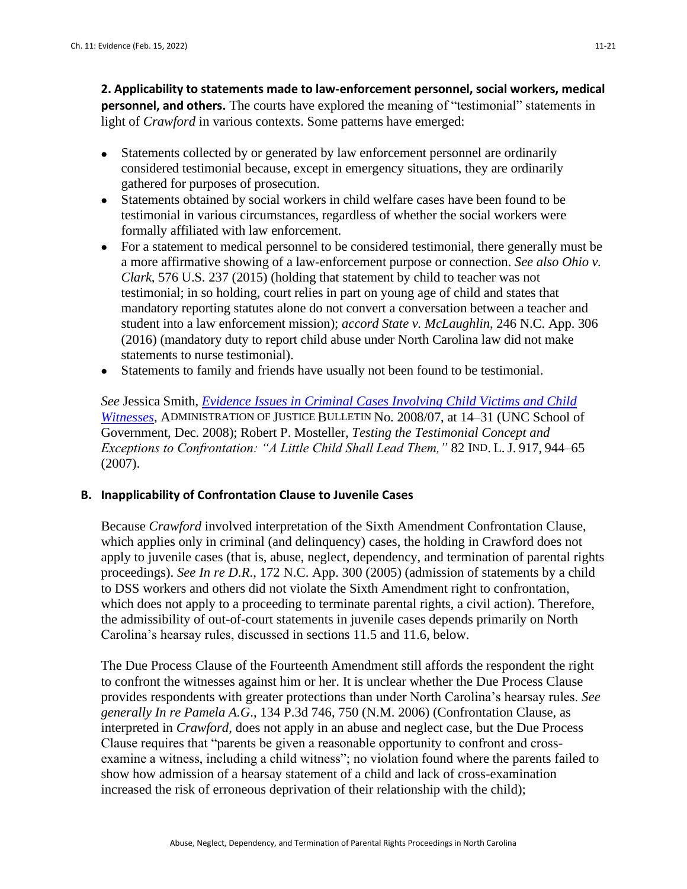**2. Applicability to statements made to law-enforcement personnel, social workers, medical personnel, and others.** The courts have explored the meaning of "testimonial" statements in light of *Crawford* in various contexts. Some patterns have emerged:

- Statements collected by or generated by law enforcement personnel are ordinarily considered testimonial because, except in emergency situations, they are ordinarily gathered for purposes of prosecution.
- Statements obtained by social workers in child welfare cases have been found to be testimonial in various circumstances, regardless of whether the social workers were formally affiliated with law enforcement.
- For a statement to medical personnel to be considered testimonial, there generally must be a more affirmative showing of a law-enforcement purpose or connection. *See also Ohio v. Clark*, 576 U.S. 237 (2015) (holding that statement by child to teacher was not testimonial; in so holding, court relies in part on young age of child and states that mandatory reporting statutes alone do not convert a conversation between a teacher and student into a law enforcement mission); *accord State v. McLaughlin*, 246 N.C. App. 306 (2016) (mandatory duty to report child abuse under North Carolina law did not make statements to nurse testimonial).
- Statements to family and friends have usually not been found to be testimonial.

*See* Jessica Smith, *Evidence Issues in Criminal Cases Involving Child Victims and Child Witnesses*, ADMINISTRATION OF JUSTICE BULLETIN No. 2008/07, at 14–31 (UNC School of Government, Dec. 2008); Robert P. Mosteller, *Testing the Testimonial Concept and Exceptions to Confrontation: "A Little Child Shall Lead Them,"* 82 IND. L. J. 917, 944–65 (2007).

## B. Inapplicability of Confrontation Clause to Juvenile Cases

Because *Crawford* involved interpretation of the Sixth Amendment Confrontation Clause, which applies only in criminal (and delinquency) cases, the holding in Crawford does not apply to juvenile cases (that is, abuse, neglect, dependency, and termination of parental rights proceedings). *See In re D.R.*, 172 N.C. App. 300 (2005) (admission of statements by a child to DSS workers and others did not violate the Sixth Amendment right to confrontation, which does not apply to a proceeding to terminate parental rights, a civil action). Therefore, the admissibility of out-of-court statements in juvenile cases depends primarily on North Carolina's hearsay rules, discussed in sections 11.5 and 11.6, below.

The Due Process Clause of the Fourteenth Amendment still affords the respondent the right to confront the witnesses against him or her. It is unclear whether the Due Process Clause provides respondents with greater protections than under North Carolina's hearsay rules. *See generally In re Pamela A.G.*, 134 P.3d 746, 750 (N.M. 2006) (Confrontation Clause, as interpreted in *Crawford*, does not apply in an abuse and neglect case, but the Due Process Clause requires that "parents be given a reasonable opportunity to confront and cross-examine a witness, including a child witness"; no violation found where the parents failed to show how admission of a hearsay statement of a child and lack of cross-examination increased the risk of erroneous deprivation of their relationship with the child);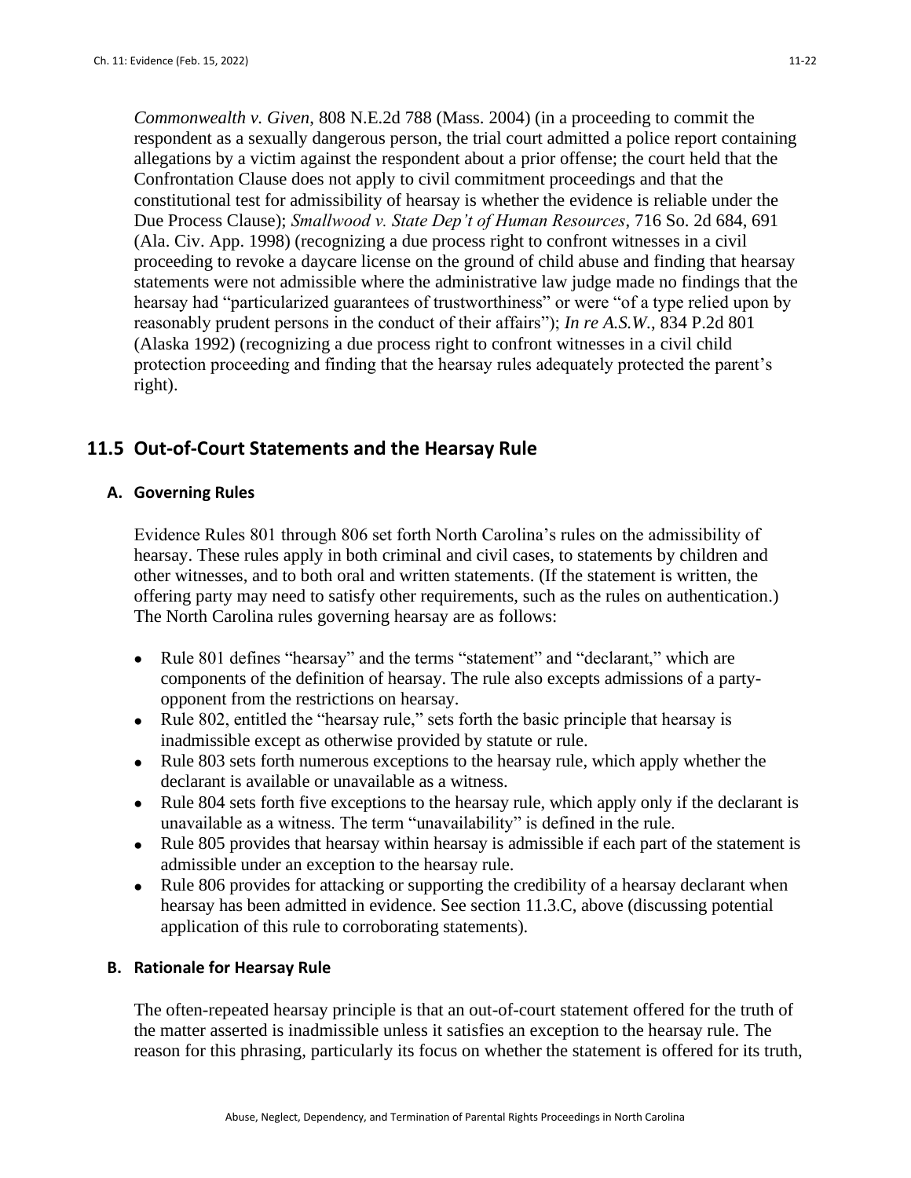*Commonwealth v. Given*, 808 N.E.2d 788 (Mass. 2004) (in a proceeding to commit the respondent as a sexually dangerous person, the trial court admitted a police report containing allegations by a victim against the respondent about a prior offense; the court held that the Confrontation Clause does not apply to civil commitment proceedings and that the constitutional test for admissibility of hearsay is whether the evidence is reliable under the Due Process Clause); *Smallwood v. State Dep't of Human Resources*, 716 So. 2d 684, 691 (Ala. Civ. App. 1998) (recognizing a due process right to confront witnesses in a civil proceeding to revoke a daycare license on the ground of child abuse and finding that hearsay statements were not admissible where the administrative law judge made no findings that the hearsay had "particularized guarantees of trustworthiness" or were "of a type relied upon by reasonably prudent persons in the conduct of their affairs"); *In re A.S.W.*, 834 P.2d 801 (Alaska 1992) (recognizing a due process right to confront witnesses in a civil child protection proceeding and finding that the hearsay rules adequately protected the parent's right).

## 11.5 Out-of-Court Statements and the Hearsay Rule

### A. Governing Rules

Evidence Rules 801 through 806 set forth North Carolina's rules on the admissibility of hearsay. These rules apply in both criminal and civil cases, to statements by children and other witnesses, and to both oral and written statements. (If the statement is written, the offering party may need to satisfy other requirements, such as the rules on authentication.) The North Carolina rules governing hearsay are as follows:

- Rule 801 defines "hearsay" and the terms "statement" and "declarant," which are components of the definition of hearsay. The rule also excepts admissions of a party-opponent from the restrictions on hearsay.
- Rule 802, entitled the "hearsay rule," sets forth the basic principle that hearsay is inadmissible except as otherwise provided by statute or rule.
- Rule 803 sets forth numerous exceptions to the hearsay rule, which apply whether the declarant is available or unavailable as a witness.
- Rule 804 sets forth five exceptions to the hearsay rule, which apply only if the declarant is unavailable as a witness. The term "unavailability" is defined in the rule.
- Rule 805 provides that hearsay within hearsay is admissible if each part of the statement is admissible under an exception to the hearsay rule.
- Rule 806 provides for attacking or supporting the credibility of a hearsay declarant when hearsay has been admitted in evidence. See section 11.3.C, above (discussing potential application of this rule to corroborating statements).

### B. Rationale for Hearsay Rule

The often-repeated hearsay principle is that an out-of-court statement offered for the truth of the matter asserted is inadmissible unless it satisfies an exception to the hearsay rule. The reason for this phrasing, particularly its focus on whether the statement is offered for its truth,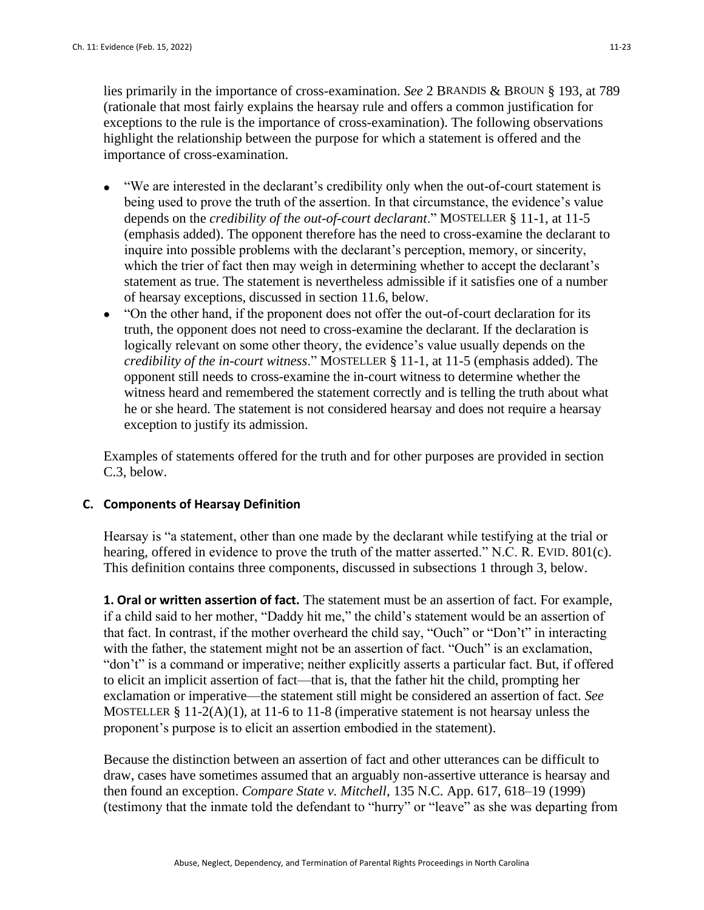lies primarily in the importance of cross-examination. *See* 2 BRANDIS & BROUN § 193, at 789 (rationale that most fairly explains the hearsay rule and offers a common justification for exceptions to the rule is the importance of cross-examination). The following observations highlight the relationship between the purpose for which a statement is offered and the importance of cross-examination.

- "We are interested in the declarant's credibility only when the out-of-court statement is being used to prove the truth of the assertion. In that circumstance, the evidence's value depends on the *credibility of the out-of-court declarant*." MOSTELLER § 11-1, at 11-5 (emphasis added). The opponent therefore has the need to cross-examine the declarant to inquire into possible problems with the declarant's perception, memory, or sincerity, which the trier of fact then may weigh in determining whether to accept the declarant's statement as true. The statement is nevertheless admissible if it satisfies one of a number of hearsay exceptions, discussed in section 11.6, below.
- "On the other hand, if the proponent does not offer the out-of-court declaration for its truth, the opponent does not need to cross-examine the declarant. If the declaration is logically relevant on some other theory, the evidence's value usually depends on the *credibility of the in-court witness*." MOSTELLER § 11-1, at 11-5 (emphasis added). The opponent still needs to cross-examine the in-court witness to determine whether the witness heard and remembered the statement correctly and is telling the truth about what he or she heard. The statement is not considered hearsay and does not require a hearsay exception to justify its admission.

Examples of statements offered for the truth and for other purposes are provided in section C.3, below.

### C. Components of Hearsay Definition

Hearsay is "a statement, other than one made by the declarant while testifying at the trial or hearing, offered in evidence to prove the truth of the matter asserted." N.C. R. EVID. 801(c). This definition contains three components, discussed in subsections 1 through 3, below.

**1. Oral or written assertion of fact.** The statement must be an assertion of fact. For example, if a child said to her mother, "Daddy hit me," the child's statement would be an assertion of that fact. In contrast, if the mother overheard the child say, "Ouch" or "Don't" in interacting with the father, the statement might not be an assertion of fact. "Ouch" is an exclamation, "don't" is a command or imperative; neither explicitly asserts a particular fact. But, if offered to elicit an implicit assertion of fact—that is, that the father hit the child, prompting her exclamation or imperative—the statement still might be considered an assertion of fact. *See* MOSTELLER § 11-2(A)(1), at 11-6 to 11-8 (imperative statement is not hearsay unless the proponent's purpose is to elicit an assertion embodied in the statement).

Because the distinction between an assertion of fact and other utterances can be difficult to draw, cases have sometimes assumed that an arguably non-assertive utterance is hearsay and then found an exception. *Compare State v. Mitchell*, 135 N.C. App. 617, 618–19 (1999) (testimony that the inmate told the defendant to "hurry" or "leave" as she was departing from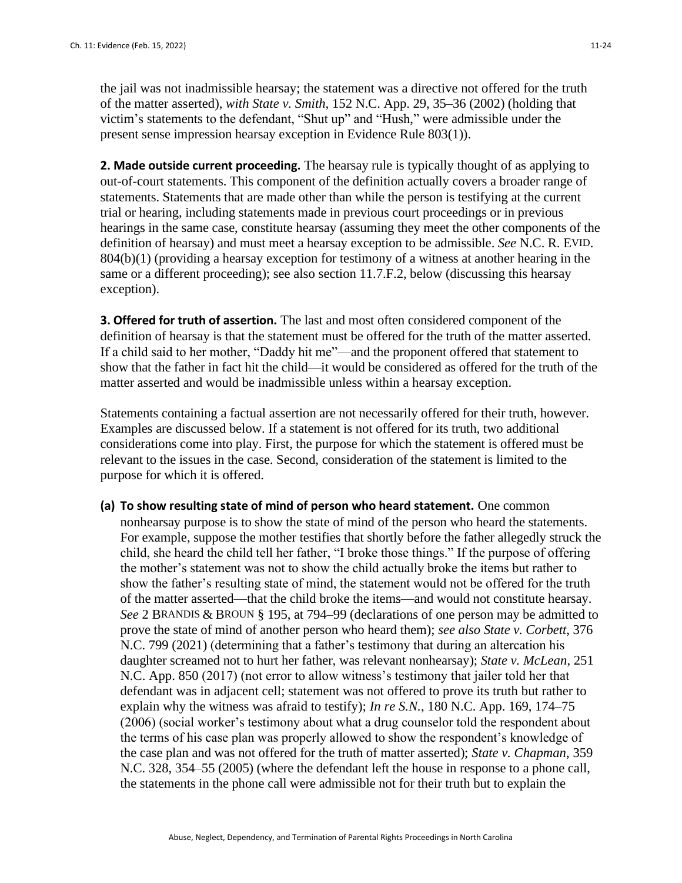the jail was not inadmissible hearsay; the statement was a directive not offered for the truth of the matter asserted), *with State v. Smith*, 152 N.C. App. 29, 35–36 (2002) (holding that victim's statements to the defendant, "Shut up" and "Hush," were admissible under the present sense impression hearsay exception in Evidence Rule 803(1)).

**2. Made outside current proceeding.** The hearsay rule is typically thought of as applying to out-of-court statements. This component of the definition actually covers a broader range of statements. Statements that are made other than while the person is testifying at the current trial or hearing, including statements made in previous court proceedings or in previous hearings in the same case, constitute hearsay (assuming they meet the other components of the definition of hearsay) and must meet a hearsay exception to be admissible. *See* N.C. R. EVID. 804(b)(1) (providing a hearsay exception for testimony of a witness at another hearing in the same or a different proceeding); see also section 11.7.F.2, below (discussing this hearsay exception).

**3. Offered for truth of assertion.** The last and most often considered component of the definition of hearsay is that the statement must be offered for the truth of the matter asserted. If a child said to her mother, "Daddy hit me"—and the proponent offered that statement to show that the father in fact hit the child—it would be considered as offered for the truth of the matter asserted and would be inadmissible unless within a hearsay exception.

Statements containing a factual assertion are not necessarily offered for their truth, however. Examples are discussed below. If a statement is not offered for its truth, two additional considerations come into play. First, the purpose for which the statement is offered must be relevant to the issues in the case. Second, consideration of the statement is limited to the purpose for which it is offered.

**(a) To show resulting state of mind of person who heard statement.** One common nonhearsay purpose is to show the state of mind of the person who heard the statements. For example, suppose the mother testifies that shortly before the father allegedly struck the child, she heard the child tell her father, "I broke those things." If the purpose of offering the mother's statement was not to show the child actually broke the items but rather to show the father's resulting state of mind, the statement would not be offered for the truth of the matter asserted—that the child broke the items—and would not constitute hearsay. *See* 2 BRANDIS & BROUN § 195, at 794–99 (declarations of one person may be admitted to prove the state of mind of another person who heard them); *see also State v. Corbett*, 376 N.C. 799 (2021) (determining that a father's testimony that during an altercation his daughter screamed not to hurt her father, was relevant nonhearsay); *State v. McLean*, 251 N.C. App. 850 (2017) (not error to allow witness's testimony that jailer told her that defendant was in adjacent cell; statement was not offered to prove its truth but rather to explain why the witness was afraid to testify); *In re S.N.*, 180 N.C. App. 169, 174–75 (2006) (social worker's testimony about what a drug counselor told the respondent about the terms of his case plan was properly allowed to show the respondent's knowledge of the case plan and was not offered for the truth of matter asserted); *State v. Chapman*, 359 N.C. 328, 354–55 (2005) (where the defendant left the house in response to a phone call, the statements in the phone call were admissible not for their truth but to explain the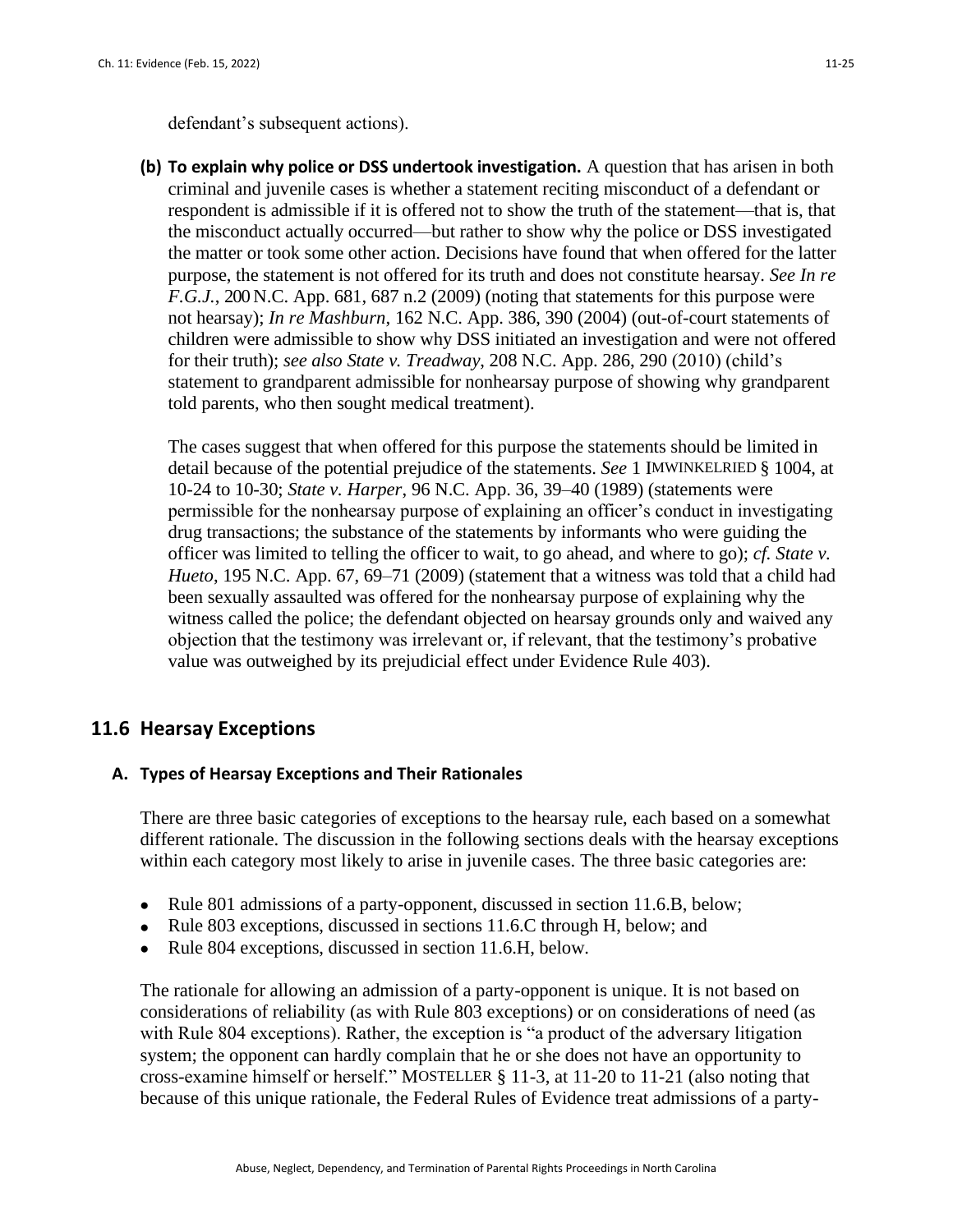defendant's subsequent actions).

**(b) To explain why police or DSS undertook investigation.** A question that has arisen in both criminal and juvenile cases is whether a statement reciting misconduct of a defendant or respondent is admissible if it is offered not to show the truth of the statement—that is, that the misconduct actually occurred—but rather to show why the police or DSS investigated the matter or took some other action. Decisions have found that when offered for the latter purpose, the statement is not offered for its truth and does not constitute hearsay. *See In re F.G.J.*, 200 N.C. App. 681, 687 n.2 (2009) (noting that statements for this purpose were not hearsay); *In re Mashburn*, 162 N.C. App. 386, 390 (2004) (out-of-court statements of children were admissible to show why DSS initiated an investigation and were not offered for their truth); *see also State v. Treadway*, 208 N.C. App. 286, 290 (2010) (child's statement to grandparent admissible for nonhearsay purpose of showing why grandparent told parents, who then sought medical treatment).

The cases suggest that when offered for this purpose the statements should be limited in detail because of the potential prejudice of the statements. *See* 1 IMWINKELRIED § 1004, at 10-24 to 10-30; *State v. Harper*, 96 N.C. App. 36, 39–40 (1989) (statements were permissible for the nonhearsay purpose of explaining an officer's conduct in investigating drug transactions; the substance of the statements by informants who were guiding the officer was limited to telling the officer to wait, to go ahead, and where to go); *cf. State v. Hueto*, 195 N.C. App. 67, 69–71 (2009) (statement that a witness was told that a child had been sexually assaulted was offered for the nonhearsay purpose of explaining why the witness called the police; the defendant objected on hearsay grounds only and waived any objection that the testimony was irrelevant or, if relevant, that the testimony's probative value was outweighed by its prejudicial effect under Evidence Rule 403).

## 11.6 Hearsay Exceptions

### A. Types of Hearsay Exceptions and Their Rationales

There are three basic categories of exceptions to the hearsay rule, each based on a somewhat different rationale. The discussion in the following sections deals with the hearsay exceptions within each category most likely to arise in juvenile cases. The three basic categories are:

- Rule 801 admissions of a party-opponent, discussed in section 11.6.B, below;
- Rule 803 exceptions, discussed in sections 11.6.C through H, below; and
- Rule 804 exceptions, discussed in section 11.6.H, below.

The rationale for allowing an admission of a party-opponent is unique. It is not based on considerations of reliability (as with Rule 803 exceptions) or on considerations of need (as with Rule 804 exceptions). Rather, the exception is "a product of the adversary litigation system; the opponent can hardly complain that he or she does not have an opportunity to cross-examine himself or herself." MOSTELLER § 11-3, at 11-20 to 11-21 (also noting that because of this unique rationale, the Federal Rules of Evidence treat admissions of a party-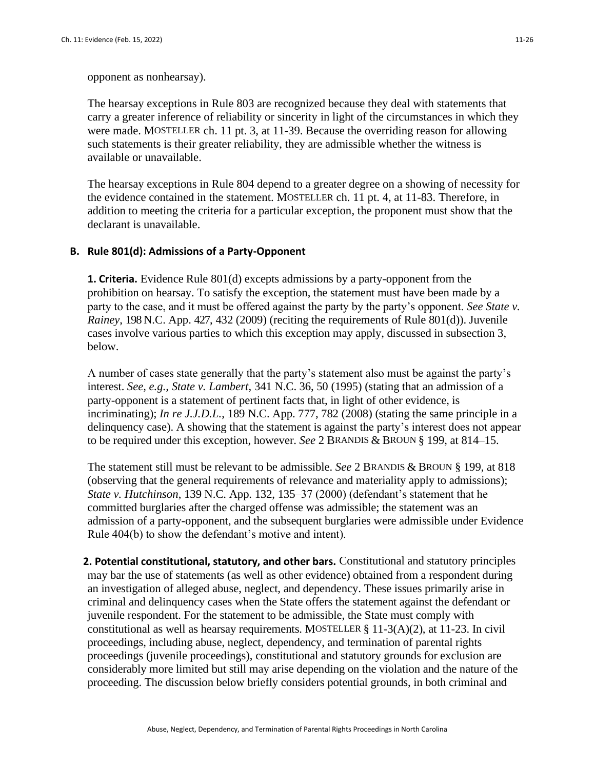opponent as nonhearsay).

The hearsay exceptions in Rule 803 are recognized because they deal with statements that carry a greater inference of reliability or sincerity in light of the circumstances in which they were made. MOSTELLER ch. 11 pt. 3, at 11-39. Because the overriding reason for allowing such statements is their greater reliability, they are admissible whether the witness is available or unavailable.

The hearsay exceptions in Rule 804 depend to a greater degree on a showing of necessity for the evidence contained in the statement. MOSTELLER ch. 11 pt. 4, at 11-83. Therefore, in addition to meeting the criteria for a particular exception, the proponent must show that the declarant is unavailable.

### B. Rule 801(d): Admissions of a Party-Opponent

**1. Criteria.** Evidence Rule 801(d) excepts admissions by a party-opponent from the prohibition on hearsay. To satisfy the exception, the statement must have been made by a party to the case, and it must be offered against the party by the party's opponent. *See State v. Rainey*, 198 N.C. App. 427, 432 (2009) (reciting the requirements of Rule 801(d)). Juvenile cases involve various parties to which this exception may apply, discussed in subsection 3, below.

A number of cases state generally that the party's statement also must be against the party's interest. *See, e.g., State v. Lambert*, 341 N.C. 36, 50 (1995) (stating that an admission of a party-opponent is a statement of pertinent facts that, in light of other evidence, is incriminating); *In re J.J.D.L.*, 189 N.C. App. 777, 782 (2008) (stating the same principle in a delinquency case). A showing that the statement is against the party's interest does not appear to be required under this exception, however. *See* 2 BRANDIS & BROUN § 199, at 814–15.

The statement still must be relevant to be admissible. *See* 2 BRANDIS & BROUN § 199, at 818 (observing that the general requirements of relevance and materiality apply to admissions); *State v. Hutchinson*, 139 N.C. App. 132, 135–37 (2000) (defendant's statement that he committed burglaries after the charged offense was admissible; the statement was an admission of a party-opponent, and the subsequent burglaries were admissible under Evidence Rule 404(b) to show the defendant's motive and intent).

**2. Potential constitutional, statutory, and other bars.** Constitutional and statutory principles may bar the use of statements (as well as other evidence) obtained from a respondent during an investigation of alleged abuse, neglect, and dependency. These issues primarily arise in criminal and delinquency cases when the State offers the statement against the defendant or juvenile respondent. For the statement to be admissible, the State must comply with constitutional as well as hearsay requirements. MOSTELLER § 11-3(A)(2), at 11-23. In civil proceedings, including abuse, neglect, dependency, and termination of parental rights proceedings (juvenile proceedings), constitutional and statutory grounds for exclusion are considerably more limited but still may arise depending on the violation and the nature of the proceeding. The discussion below briefly considers potential grounds, in both criminal and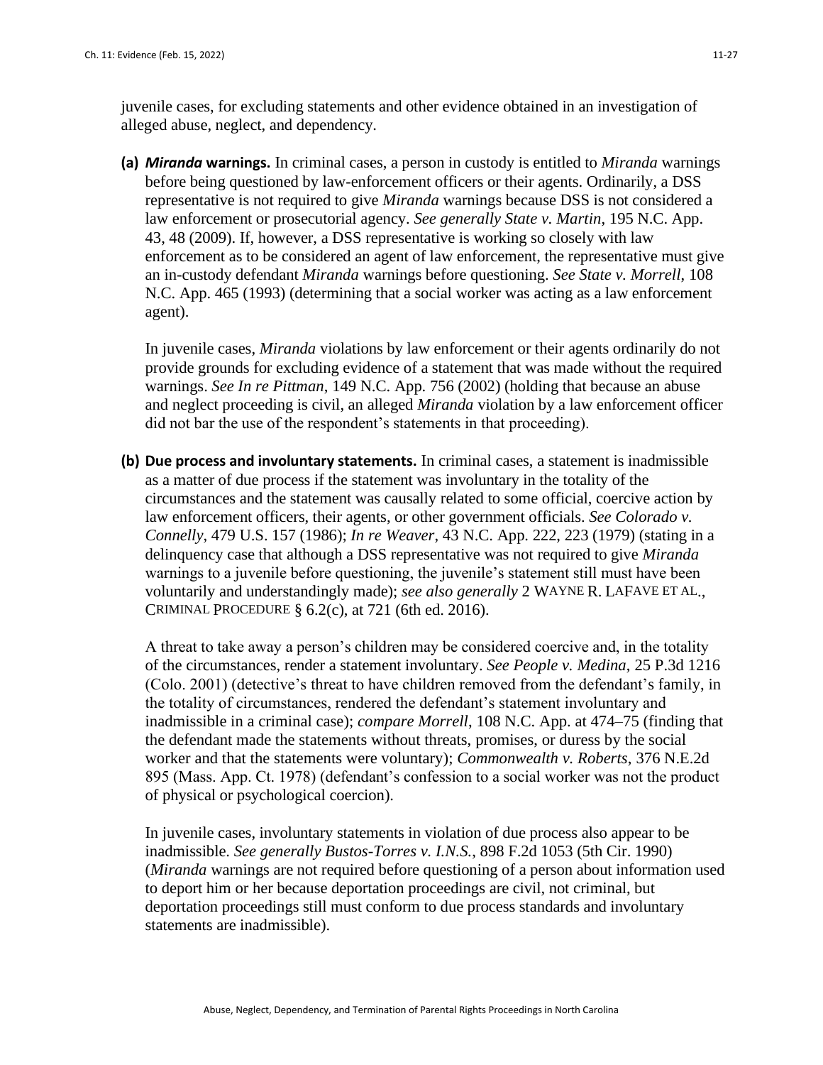juvenile cases, for excluding statements and other evidence obtained in an investigation of alleged abuse, neglect, and dependency.

**(a)** ***Miranda* warnings.** In criminal cases, a person in custody is entitled to *Miranda* warnings before being questioned by law-enforcement officers or their agents. Ordinarily, a DSS representative is not required to give *Miranda* warnings because DSS is not considered a law enforcement or prosecutorial agency. *See generally State v. Martin*, 195 N.C. App. 43, 48 (2009). If, however, a DSS representative is working so closely with law enforcement as to be considered an agent of law enforcement, the representative must give an in-custody defendant *Miranda* warnings before questioning. *See State v. Morrell*, 108 N.C. App. 465 (1993) (determining that a social worker was acting as a law enforcement agent).

In juvenile cases, *Miranda* violations by law enforcement or their agents ordinarily do not provide grounds for excluding evidence of a statement that was made without the required warnings. *See In re Pittman*, 149 N.C. App. 756 (2002) (holding that because an abuse and neglect proceeding is civil, an alleged *Miranda* violation by a law enforcement officer did not bar the use of the respondent's statements in that proceeding).

**(b) Due process and involuntary statements.** In criminal cases, a statement is inadmissible as a matter of due process if the statement was involuntary in the totality of the circumstances and the statement was causally related to some official, coercive action by law enforcement officers, their agents, or other government officials. *See Colorado v. Connelly*, 479 U.S. 157 (1986); *In re Weaver*, 43 N.C. App. 222, 223 (1979) (stating in a delinquency case that although a DSS representative was not required to give *Miranda* warnings to a juvenile before questioning, the juvenile's statement still must have been voluntarily and understandingly made); *see also generally* 2 WAYNE R. LAFAVE ET AL., CRIMINAL PROCEDURE § 6.2(c), at 721 (6th ed. 2016).

A threat to take away a person's children may be considered coercive and, in the totality of the circumstances, render a statement involuntary. *See People v. Medina*, 25 P.3d 1216 (Colo. 2001) (detective's threat to have children removed from the defendant's family, in the totality of circumstances, rendered the defendant's statement involuntary and inadmissible in a criminal case); *compare Morrell*, 108 N.C. App. at 474–75 (finding that the defendant made the statements without threats, promises, or duress by the social worker and that the statements were voluntary); *Commonwealth v. Roberts*, 376 N.E.2d 895 (Mass. App. Ct. 1978) (defendant's confession to a social worker was not the product of physical or psychological coercion).

In juvenile cases, involuntary statements in violation of due process also appear to be inadmissible. *See generally Bustos-Torres v. I.N.S.*, 898 F.2d 1053 (5th Cir. 1990) (*Miranda* warnings are not required before questioning of a person about information used to deport him or her because deportation proceedings are civil, not criminal, but deportation proceedings still must conform to due process standards and involuntary statements are inadmissible).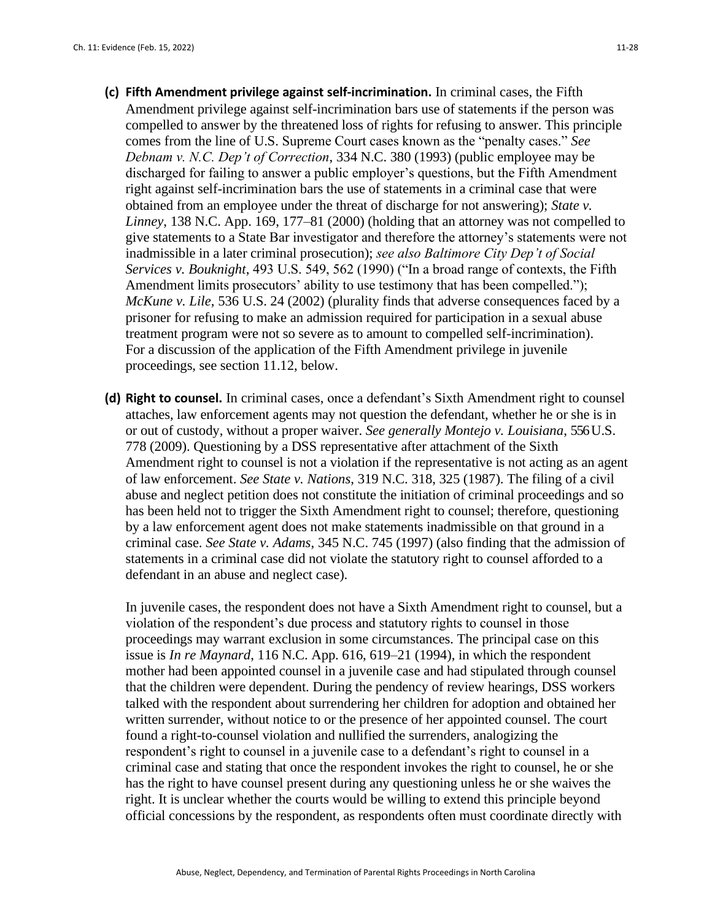**(c) Fifth Amendment privilege against self-incrimination.** In criminal cases, the Fifth Amendment privilege against self-incrimination bars use of statements if the person was compelled to answer by the threatened loss of rights for refusing to answer. This principle comes from the line of U.S. Supreme Court cases known as the "penalty cases." *See Debnam v. N.C. Dep't of Correction*, 334 N.C. 380 (1993) (public employee may be discharged for failing to answer a public employer's questions, but the Fifth Amendment right against self-incrimination bars the use of statements in a criminal case that were obtained from an employee under the threat of discharge for not answering); *State v. Linney*, 138 N.C. App. 169, 177–81 (2000) (holding that an attorney was not compelled to give statements to a State Bar investigator and therefore the attorney's statements were not inadmissible in a later criminal prosecution); *see also Baltimore City Dep't of Social Services v. Bouknight*, 493 U.S. 549, 562 (1990) ("In a broad range of contexts, the Fifth Amendment limits prosecutors' ability to use testimony that has been compelled."); *McKune v. Lile*, 536 U.S. 24 (2002) (plurality finds that adverse consequences faced by a prisoner for refusing to make an admission required for participation in a sexual abuse treatment program were not so severe as to amount to compelled self-incrimination). For a discussion of the application of the Fifth Amendment privilege in juvenile proceedings, see section 11.12, below.

**(d) Right to counsel.** In criminal cases, once a defendant's Sixth Amendment right to counsel attaches, law enforcement agents may not question the defendant, whether he or she is in or out of custody, without a proper waiver. *See generally Montejo v. Louisiana*, 556 U.S. 778 (2009). Questioning by a DSS representative after attachment of the Sixth Amendment right to counsel is not a violation if the representative is not acting as an agent of law enforcement. *See State v. Nations*, 319 N.C. 318, 325 (1987). The filing of a civil abuse and neglect petition does not constitute the initiation of criminal proceedings and so has been held not to trigger the Sixth Amendment right to counsel; therefore, questioning by a law enforcement agent does not make statements inadmissible on that ground in a criminal case. *See State v. Adams*, 345 N.C. 745 (1997) (also finding that the admission of statements in a criminal case did not violate the statutory right to counsel afforded to a defendant in an abuse and neglect case).

In juvenile cases, the respondent does not have a Sixth Amendment right to counsel, but a violation of the respondent's due process and statutory rights to counsel in those proceedings may warrant exclusion in some circumstances. The principal case on this issue is *In re Maynard*, 116 N.C. App. 616, 619–21 (1994), in which the respondent mother had been appointed counsel in a juvenile case and had stipulated through counsel that the children were dependent. During the pendency of review hearings, DSS workers talked with the respondent about surrendering her children for adoption and obtained her written surrender, without notice to or the presence of her appointed counsel. The court found a right-to-counsel violation and nullified the surrenders, analogizing the respondent's right to counsel in a juvenile case to a defendant's right to counsel in a criminal case and stating that once the respondent invokes the right to counsel, he or she has the right to have counsel present during any questioning unless he or she waives the right. It is unclear whether the courts would be willing to extend this principle beyond official concessions by the respondent, as respondents often must coordinate directly with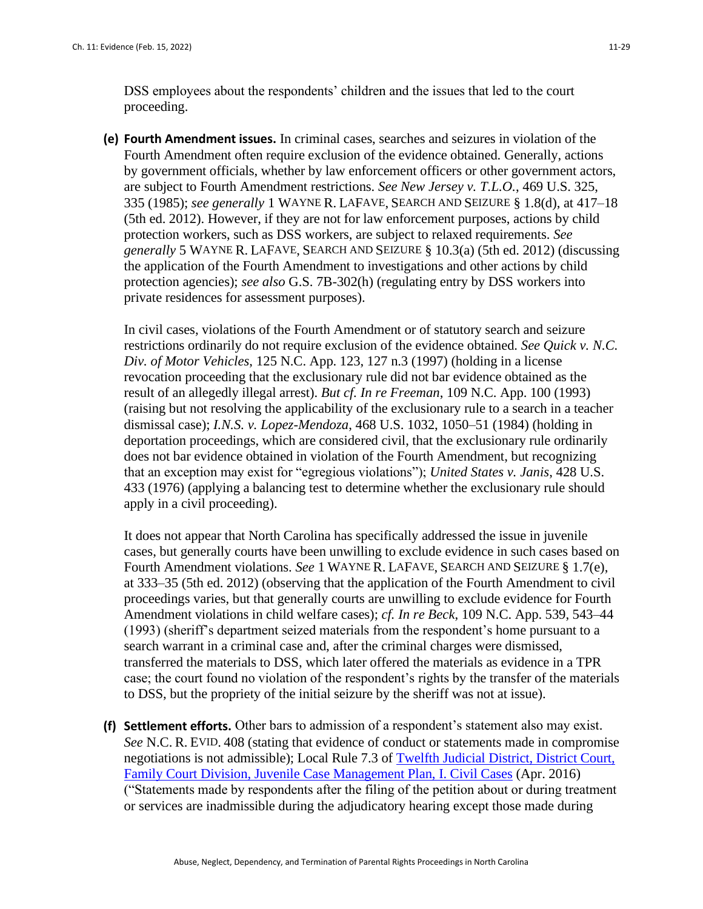DSS employees about the respondents' children and the issues that led to the court proceeding.

**(e) Fourth Amendment issues.** In criminal cases, searches and seizures in violation of the Fourth Amendment often require exclusion of the evidence obtained. Generally, actions by government officials, whether by law enforcement officers or other government actors, are subject to Fourth Amendment restrictions. *See New Jersey v. T.L.O.*, 469 U.S. 325, 335 (1985); *see generally* 1 WAYNE R. LAFAVE, SEARCH AND SEIZURE § 1.8(d), at 417–18 (5th ed. 2012). However, if they are not for law enforcement purposes, actions by child protection workers, such as DSS workers, are subject to relaxed requirements. *See generally* 5 WAYNE R. LAFAVE, SEARCH AND SEIZURE § 10.3(a) (5th ed. 2012) (discussing the application of the Fourth Amendment to investigations and other actions by child protection agencies); *see also* G.S. 7B-302(h) (regulating entry by DSS workers into private residences for assessment purposes).

In civil cases, violations of the Fourth Amendment or of statutory search and seizure restrictions ordinarily do not require exclusion of the evidence obtained. *See Quick v. N.C. Div. of Motor Vehicles*, 125 N.C. App. 123, 127 n.3 (1997) (holding in a license revocation proceeding that the exclusionary rule did not bar evidence obtained as the result of an allegedly illegal arrest). *But cf. In re Freeman*, 109 N.C. App. 100 (1993) (raising but not resolving the applicability of the exclusionary rule to a search in a teacher dismissal case); *I.N.S. v. Lopez-Mendoza*, 468 U.S. 1032, 1050–51 (1984) (holding in deportation proceedings, which are considered civil, that the exclusionary rule ordinarily does not bar evidence obtained in violation of the Fourth Amendment, but recognizing that an exception may exist for "egregious violations"); *United States v. Janis*, 428 U.S. 433 (1976) (applying a balancing test to determine whether the exclusionary rule should apply in a civil proceeding).

It does not appear that North Carolina has specifically addressed the issue in juvenile cases, but generally courts have been unwilling to exclude evidence in such cases based on Fourth Amendment violations. *See* 1 WAYNE R. LAFAVE, SEARCH AND SEIZURE § 1.7(e), at 333–35 (5th ed. 2012) (observing that the application of the Fourth Amendment to civil proceedings varies, but that generally courts are unwilling to exclude evidence for Fourth Amendment violations in child welfare cases); *cf. In re Beck*, 109 N.C. App. 539, 543–44 (1993) (sheriff's department seized materials from the respondent's home pursuant to a search warrant in a criminal case and, after the criminal charges were dismissed, transferred the materials to DSS, which later offered the materials as evidence in a TPR case; the court found no violation of the respondent's rights by the transfer of the materials to DSS, but the propriety of the initial seizure by the sheriff was not at issue).

**(f) Settlement efforts.** Other bars to admission of a respondent's statement also may exist. *See* N.C. R. EVID. 408 (stating that evidence of conduct or statements made in compromise negotiations is not admissible); Local Rule 7.3 of Twelfth Judicial District, District Court, Family Court Division, Juvenile Case Management Plan, I. Civil Cases (Apr. 2016) ("Statements made by respondents after the filing of the petition about or during treatment or services are inadmissible during the adjudicatory hearing except those made during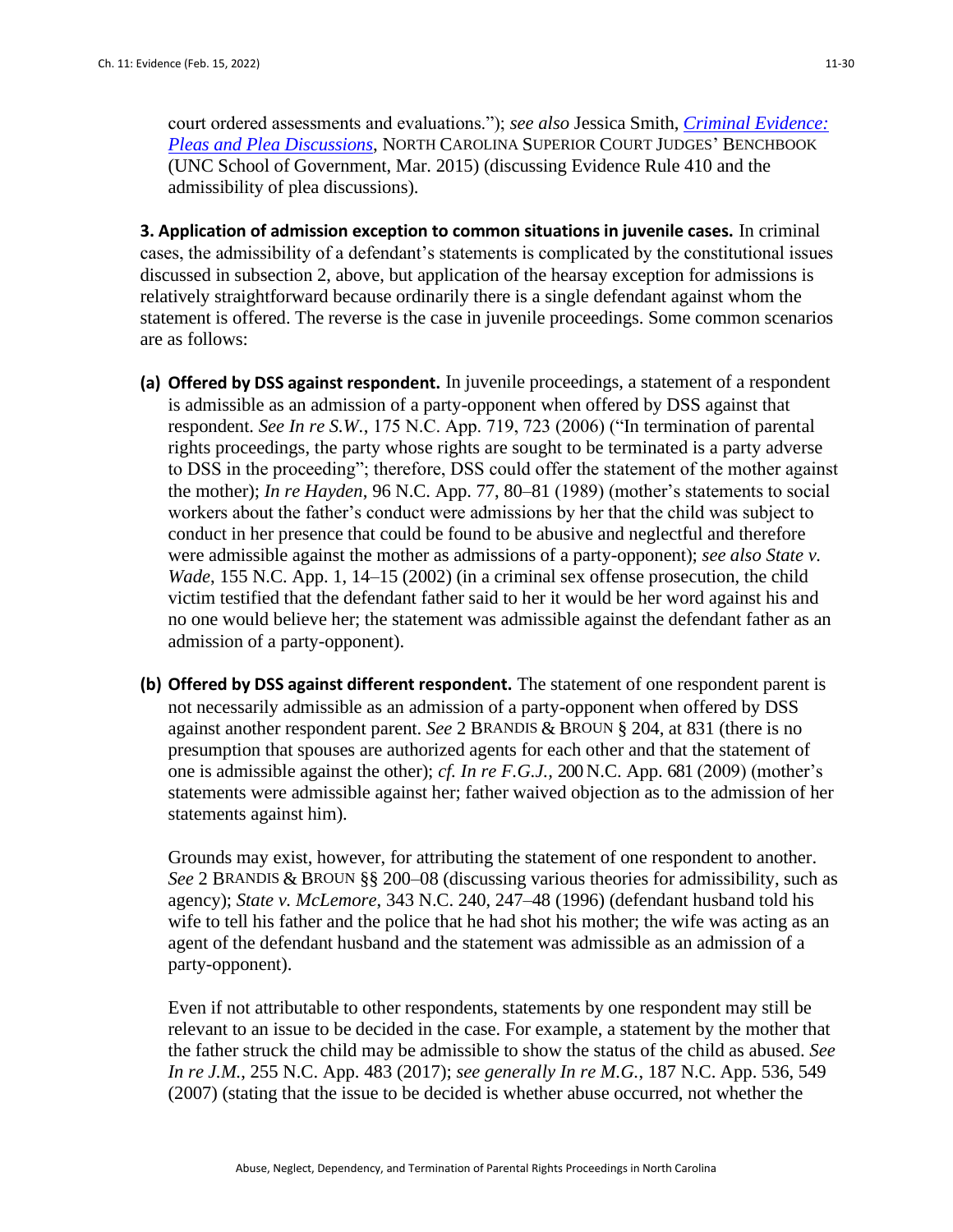court ordered assessments and evaluations."); *see also* Jessica Smith, *[Criminal Evidence: Pleas and Plea Discussions](#)*, NORTH CAROLINA SUPERIOR COURT JUDGES' BENCHBOOK (UNC School of Government, Mar. 2015) (discussing Evidence Rule 410 and the admissibility of plea discussions).

**3. Application of admission exception to common situations in juvenile cases.** In criminal cases, the admissibility of a defendant's statements is complicated by the constitutional issues discussed in subsection 2, above, but application of the hearsay exception for admissions is relatively straightforward because ordinarily there is a single defendant against whom the statement is offered. The reverse is the case in juvenile proceedings. Some common scenarios are as follows:

**(a) Offered by DSS against respondent.** In juvenile proceedings, a statement of a respondent is admissible as an admission of a party-opponent when offered by DSS against that respondent. *See In re S.W.*, 175 N.C. App. 719, 723 (2006) ("In termination of parental rights proceedings, the party whose rights are sought to be terminated is a party adverse to DSS in the proceeding"; therefore, DSS could offer the statement of the mother against the mother); *In re Hayden*, 96 N.C. App. 77, 80–81 (1989) (mother's statements to social workers about the father's conduct were admissions by her that the child was subject to conduct in her presence that could be found to be abusive and neglectful and therefore were admissible against the mother as admissions of a party-opponent); *see also State v. Wade*, 155 N.C. App. 1, 14–15 (2002) (in a criminal sex offense prosecution, the child victim testified that the defendant father said to her it would be her word against his and no one would believe her; the statement was admissible against the defendant father as an admission of a party-opponent).

**(b) Offered by DSS against different respondent.** The statement of one respondent parent is not necessarily admissible as an admission of a party-opponent when offered by DSS against another respondent parent. *See* 2 BRANDIS & BROUN § 204, at 831 (there is no presumption that spouses are authorized agents for each other and that the statement of one is admissible against the other); *cf. In re F.G.J.*, 200 N.C. App. 681 (2009) (mother's statements were admissible against her; father waived objection as to the admission of her statements against him).

Grounds may exist, however, for attributing the statement of one respondent to another. *See* 2 BRANDIS & BROUN §§ 200–08 (discussing various theories for admissibility, such as agency); *State v. McLemore*, 343 N.C. 240, 247–48 (1996) (defendant husband told his wife to tell his father and the police that he had shot his mother; the wife was acting as an agent of the defendant husband and the statement was admissible as an admission of a party-opponent).

Even if not attributable to other respondents, statements by one respondent may still be relevant to an issue to be decided in the case. For example, a statement by the mother that the father struck the child may be admissible to show the status of the child as abused. *See In re J.M.*, 255 N.C. App. 483 (2017); *see generally In re M.G.*, 187 N.C. App. 536, 549 (2007) (stating that the issue to be decided is whether abuse occurred, not whether the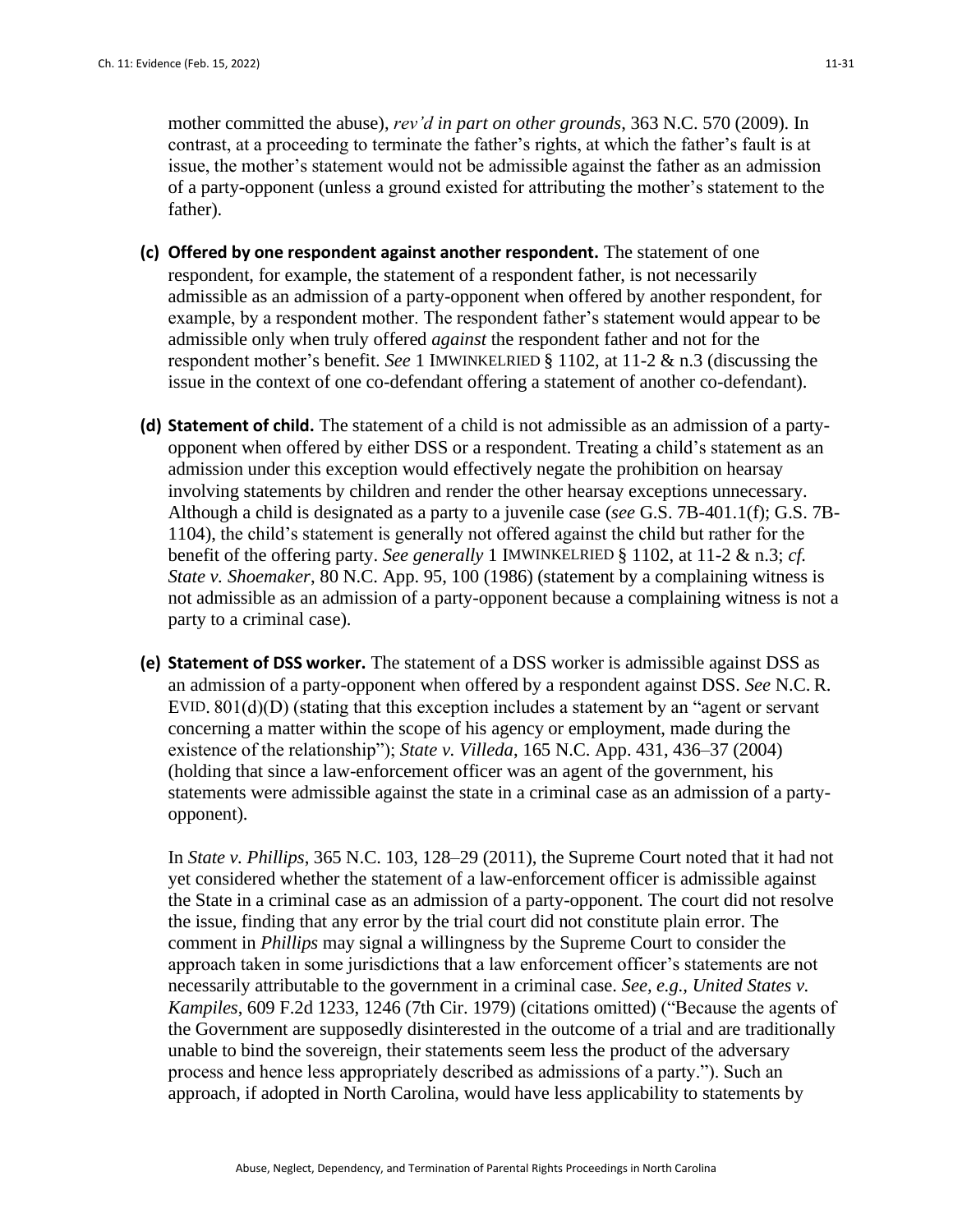mother committed the abuse), *rev'd in part on other grounds*, 363 N.C. 570 (2009). In contrast, at a proceeding to terminate the father's rights, at which the father's fault is at issue, the mother's statement would not be admissible against the father as an admission of a party-opponent (unless a ground existed for attributing the mother's statement to the father).

**(c) Offered by one respondent against another respondent.** The statement of one respondent, for example, the statement of a respondent father, is not necessarily admissible as an admission of a party-opponent when offered by another respondent, for example, by a respondent mother. The respondent father's statement would appear to be admissible only when truly offered *against* the respondent father and not for the respondent mother's benefit. *See* 1 IMWINKELRIED § 1102, at 11-2 & n.3 (discussing the issue in the context of one co-defendant offering a statement of another co-defendant).

**(d) Statement of child.** The statement of a child is not admissible as an admission of a party-opponent when offered by either DSS or a respondent. Treating a child's statement as an admission under this exception would effectively negate the prohibition on hearsay involving statements by children and render the other hearsay exceptions unnecessary. Although a child is designated as a party to a juvenile case (*see* G.S. 7B-401.1(f); G.S. 7B-1104), the child's statement is generally not offered against the child but rather for the benefit of the offering party. *See generally* 1 IMWINKELRIED § 1102, at 11-2 & n.3; *cf. State v. Shoemaker*, 80 N.C. App. 95, 100 (1986) (statement by a complaining witness is not admissible as an admission of a party-opponent because a complaining witness is not a party to a criminal case).

**(e) Statement of DSS worker.** The statement of a DSS worker is admissible against DSS as an admission of a party-opponent when offered by a respondent against DSS. *See* N.C. R. EVID. 801(d)(D) (stating that this exception includes a statement by an "agent or servant concerning a matter within the scope of his agency or employment, made during the existence of the relationship"); *State v. Villeda*, 165 N.C. App. 431, 436–37 (2004) (holding that since a law-enforcement officer was an agent of the government, his statements were admissible against the state in a criminal case as an admission of a party-opponent).

In *State v. Phillips*, 365 N.C. 103, 128–29 (2011), the Supreme Court noted that it had not yet considered whether the statement of a law-enforcement officer is admissible against the State in a criminal case as an admission of a party-opponent. The court did not resolve the issue, finding that any error by the trial court did not constitute plain error. The comment in *Phillips* may signal a willingness by the Supreme Court to consider the approach taken in some jurisdictions that a law enforcement officer's statements are not necessarily attributable to the government in a criminal case. *See, e.g., United States v. Kampiles*, 609 F.2d 1233, 1246 (7th Cir. 1979) (citations omitted) ("Because the agents of the Government are supposedly disinterested in the outcome of a trial and are traditionally unable to bind the sovereign, their statements seem less the product of the adversary process and hence less appropriately described as admissions of a party."). Such an approach, if adopted in North Carolina, would have less applicability to statements by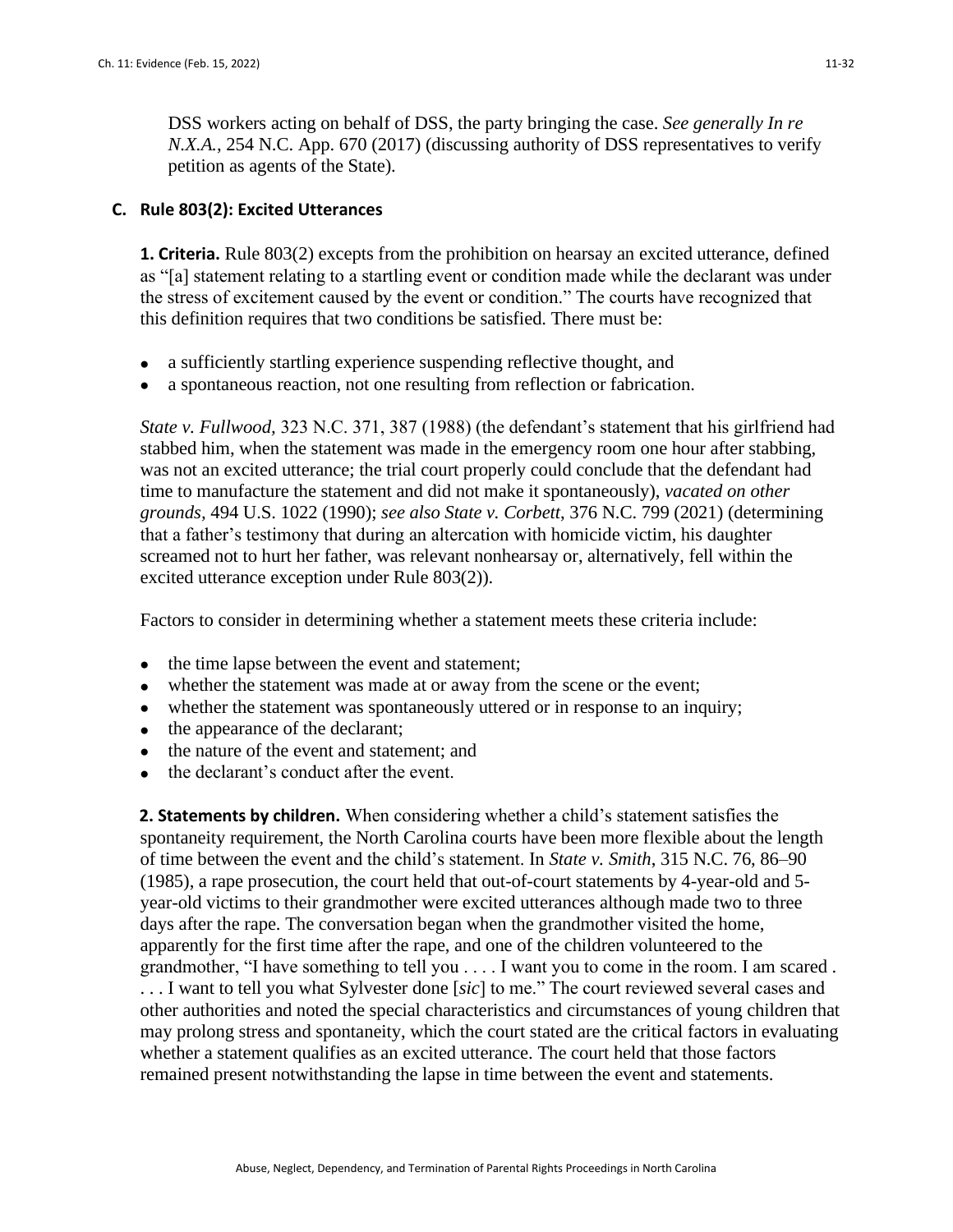DSS workers acting on behalf of DSS, the party bringing the case. *See generally In re N.X.A.*, 254 N.C. App. 670 (2017) (discussing authority of DSS representatives to verify petition as agents of the State).

### C. Rule 803(2): Excited Utterances

**1. Criteria.** Rule 803(2) excepts from the prohibition on hearsay an excited utterance, defined as "[a] statement relating to a startling event or condition made while the declarant was under the stress of excitement caused by the event or condition." The courts have recognized that this definition requires that two conditions be satisfied. There must be:

- a sufficiently startling experience suspending reflective thought, and
- a spontaneous reaction, not one resulting from reflection or fabrication.

*State v. Fullwood,* 323 N.C. 371, 387 (1988) (the defendant's statement that his girlfriend had stabbed him, when the statement was made in the emergency room one hour after stabbing, was not an excited utterance; the trial court properly could conclude that the defendant had time to manufacture the statement and did not make it spontaneously), *vacated on other grounds,* 494 U.S. 1022 (1990); *see also State v. Corbett*, 376 N.C. 799 (2021) (determining that a father's testimony that during an altercation with homicide victim, his daughter screamed not to hurt her father, was relevant nonhearsay or, alternatively, fell within the excited utterance exception under Rule 803(2)).

Factors to consider in determining whether a statement meets these criteria include:

- the time lapse between the event and statement;
- whether the statement was made at or away from the scene or the event;
- whether the statement was spontaneously uttered or in response to an inquiry;
- the appearance of the declarant;
- the nature of the event and statement; and
- the declarant's conduct after the event.

**2. Statements by children.** When considering whether a child's statement satisfies the spontaneity requirement, the North Carolina courts have been more flexible about the length of time between the event and the child's statement. In *State v. Smith*, 315 N.C. 76, 86–90 (1985), a rape prosecution, the court held that out-of-court statements by 4-year-old and 5-year-old victims to their grandmother were excited utterances although made two to three days after the rape. The conversation began when the grandmother visited the home, apparently for the first time after the rape, and one of the children volunteered to the grandmother, "I have something to tell you . . . . I want you to come in the room. I am scared . . . I want to tell you what Sylvester done [*sic*] to me." The court reviewed several cases and other authorities and noted the special characteristics and circumstances of young children that may prolong stress and spontaneity, which the court stated are the critical factors in evaluating whether a statement qualifies as an excited utterance. The court held that those factors remained present notwithstanding the lapse in time between the event and statements.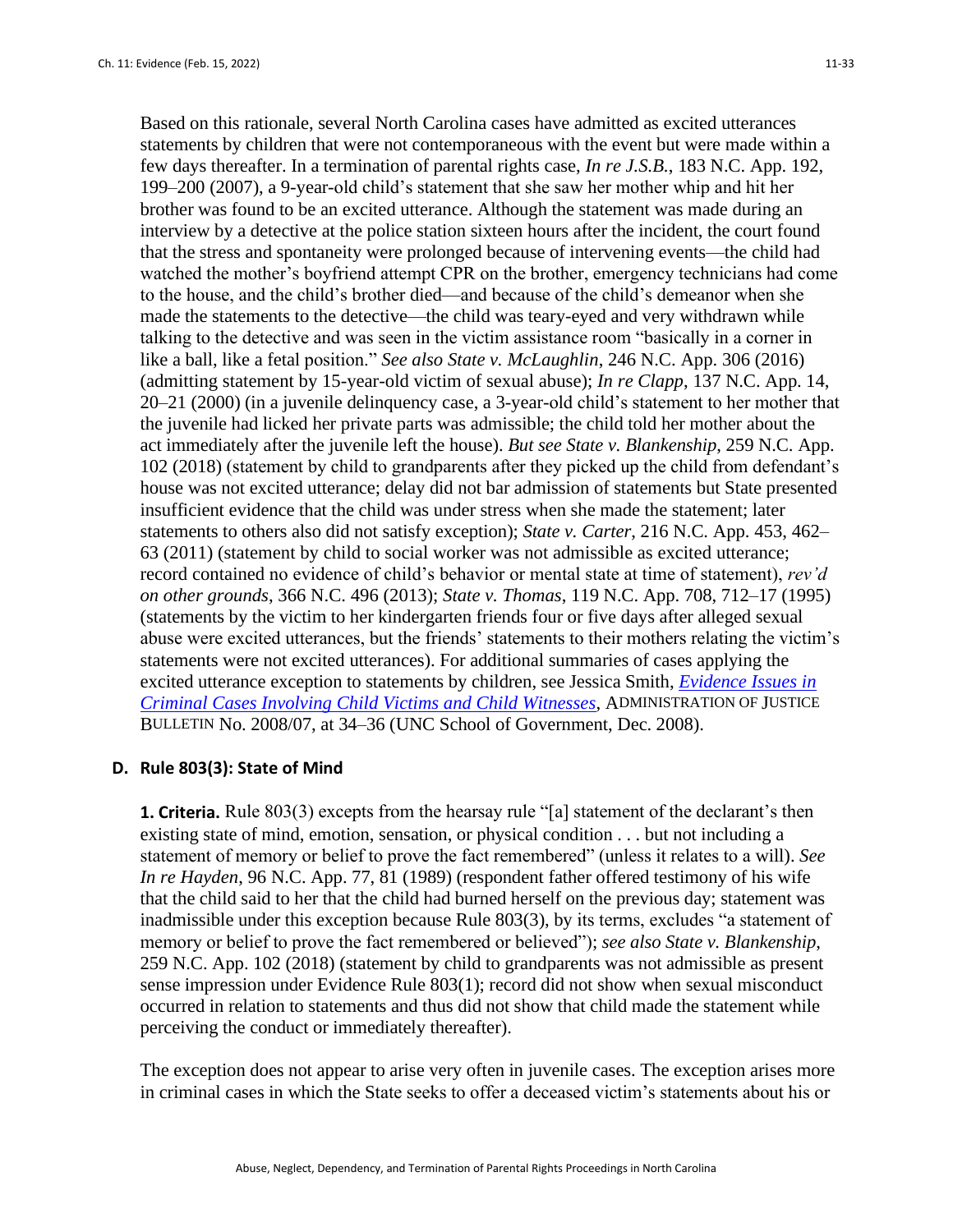Based on this rationale, several North Carolina cases have admitted as excited utterances statements by children that were not contemporaneous with the event but were made within a few days thereafter. In a termination of parental rights case, *In re J.S.B.*, 183 N.C. App. 192, 199–200 (2007), a 9-year-old child's statement that she saw her mother whip and hit her brother was found to be an excited utterance. Although the statement was made during an interview by a detective at the police station sixteen hours after the incident, the court found that the stress and spontaneity were prolonged because of intervening events—the child had watched the mother's boyfriend attempt CPR on the brother, emergency technicians had come to the house, and the child's brother died—and because of the child's demeanor when she made the statements to the detective—the child was teary-eyed and very withdrawn while talking to the detective and was seen in the victim assistance room "basically in a corner in like a ball, like a fetal position." *See also State v. McLaughlin*, 246 N.C. App. 306 (2016) (admitting statement by 15-year-old victim of sexual abuse); *In re Clapp*, 137 N.C. App. 14, 20–21 (2000) (in a juvenile delinquency case, a 3-year-old child's statement to her mother that the juvenile had licked her private parts was admissible; the child told her mother about the act immediately after the juvenile left the house). *But see State v. Blankenship*, 259 N.C. App. 102 (2018) (statement by child to grandparents after they picked up the child from defendant's house was not excited utterance; delay did not bar admission of statements but State presented insufficient evidence that the child was under stress when she made the statement; later statements to others also did not satisfy exception); *State v. Carter*, 216 N.C. App. 453, 462–63 (2011) (statement by child to social worker was not admissible as excited utterance; record contained no evidence of child's behavior or mental state at time of statement), *rev'd on other grounds*, 366 N.C. 496 (2013); *State v. Thomas*, 119 N.C. App. 708, 712–17 (1995) (statements by the victim to her kindergarten friends four or five days after alleged sexual abuse were excited utterances, but the friends' statements to their mothers relating the victim's statements were not excited utterances). For additional summaries of cases applying the excited utterance exception to statements by children, see Jessica Smith, *Evidence Issues in Criminal Cases Involving Child Victims and Child Witnesses*, ADMINISTRATION OF JUSTICE BULLETIN No. 2008/07, at 34–36 (UNC School of Government, Dec. 2008).

### D. Rule 803(3): State of Mind

**1. Criteria.** Rule 803(3) excepts from the hearsay rule "[a] statement of the declarant's then existing state of mind, emotion, sensation, or physical condition . . . but not including a statement of memory or belief to prove the fact remembered" (unless it relates to a will). *See In re Hayden*, 96 N.C. App. 77, 81 (1989) (respondent father offered testimony of his wife that the child said to her that the child had burned herself on the previous day; statement was inadmissible under this exception because Rule 803(3), by its terms, excludes "a statement of memory or belief to prove the fact remembered or believed"); *see also State v. Blankenship*, 259 N.C. App. 102 (2018) (statement by child to grandparents was not admissible as present sense impression under Evidence Rule 803(1); record did not show when sexual misconduct occurred in relation to statements and thus did not show that child made the statement while perceiving the conduct or immediately thereafter).

The exception does not appear to arise very often in juvenile cases. The exception arises more in criminal cases in which the State seeks to offer a deceased victim's statements about his or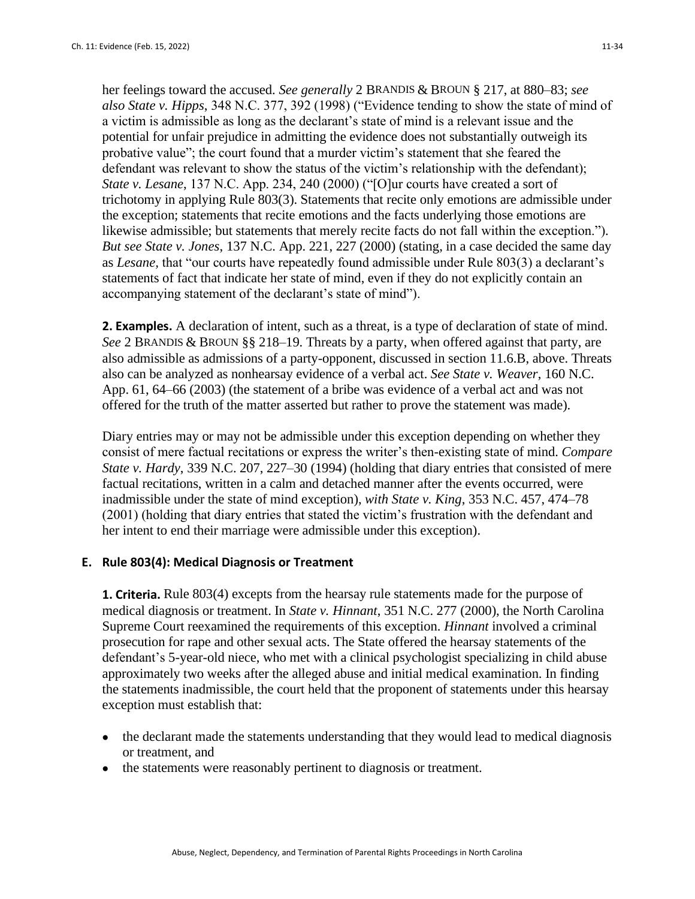her feelings toward the accused. *See generally* 2 BRANDIS & BROUN § 217, at 880–83; *see also State v. Hipps*, 348 N.C. 377, 392 (1998) ("Evidence tending to show the state of mind of a victim is admissible as long as the declarant's state of mind is a relevant issue and the potential for unfair prejudice in admitting the evidence does not substantially outweigh its probative value"; the court found that a murder victim's statement that she feared the defendant was relevant to show the status of the victim's relationship with the defendant); *State v. Lesane*, 137 N.C. App. 234, 240 (2000) ("[O]ur courts have created a sort of trichotomy in applying Rule 803(3). Statements that recite only emotions are admissible under the exception; statements that recite emotions and the facts underlying those emotions are likewise admissible; but statements that merely recite facts do not fall within the exception."). *But see State v. Jones*, 137 N.C. App. 221, 227 (2000) (stating, in a case decided the same day as *Lesane*, that "our courts have repeatedly found admissible under Rule 803(3) a declarant's statements of fact that indicate her state of mind, even if they do not explicitly contain an accompanying statement of the declarant's state of mind").

**2. Examples.** A declaration of intent, such as a threat, is a type of declaration of state of mind. *See* 2 BRANDIS & BROUN §§ 218–19. Threats by a party, when offered against that party, are also admissible as admissions of a party-opponent, discussed in section 11.6.B, above. Threats also can be analyzed as nonhearsay evidence of a verbal act. *See State v. Weaver*, 160 N.C. App. 61, 64–66 (2003) (the statement of a bribe was evidence of a verbal act and was not offered for the truth of the matter asserted but rather to prove the statement was made).

Diary entries may or may not be admissible under this exception depending on whether they consist of mere factual recitations or express the writer's then-existing state of mind. *Compare State v. Hardy*, 339 N.C. 207, 227–30 (1994) (holding that diary entries that consisted of mere factual recitations, written in a calm and detached manner after the events occurred, were inadmissible under the state of mind exception), *with State v. King*, 353 N.C. 457, 474–78 (2001) (holding that diary entries that stated the victim's frustration with the defendant and her intent to end their marriage were admissible under this exception).

## E. Rule 803(4): Medical Diagnosis or Treatment

**1. Criteria.** Rule 803(4) excepts from the hearsay rule statements made for the purpose of medical diagnosis or treatment. In *State v. Hinnant*, 351 N.C. 277 (2000), the North Carolina Supreme Court reexamined the requirements of this exception. *Hinnant* involved a criminal prosecution for rape and other sexual acts. The State offered the hearsay statements of the defendant's 5-year-old niece, who met with a clinical psychologist specializing in child abuse approximately two weeks after the alleged abuse and initial medical examination. In finding the statements inadmissible, the court held that the proponent of statements under this hearsay exception must establish that:

- the declarant made the statements understanding that they would lead to medical diagnosis or treatment, and
- the statements were reasonably pertinent to diagnosis or treatment.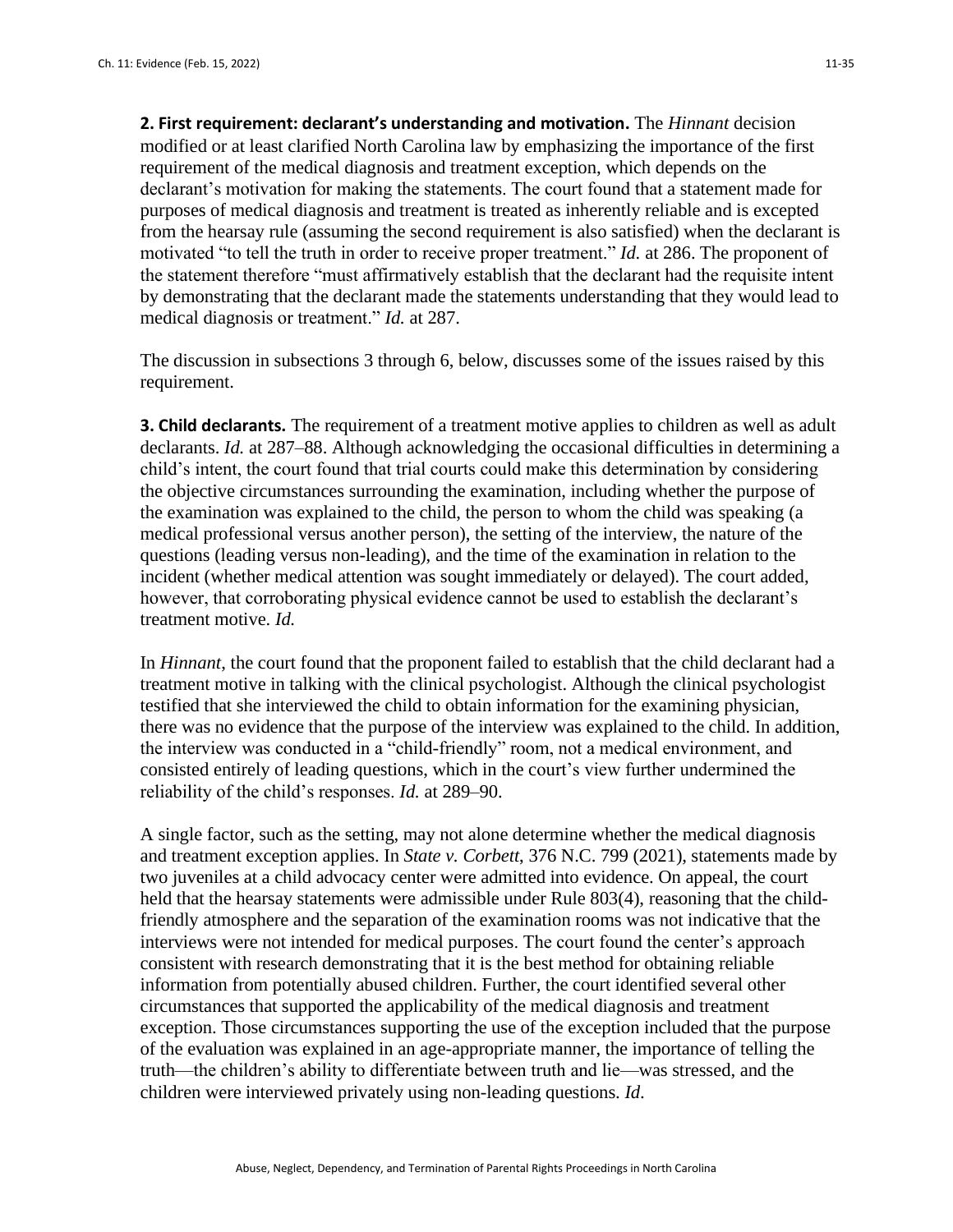**2. First requirement: declarant's understanding and motivation.** The *Hinnant* decision modified or at least clarified North Carolina law by emphasizing the importance of the first requirement of the medical diagnosis and treatment exception, which depends on the declarant's motivation for making the statements. The court found that a statement made for purposes of medical diagnosis and treatment is treated as inherently reliable and is excepted from the hearsay rule (assuming the second requirement is also satisfied) when the declarant is motivated "to tell the truth in order to receive proper treatment." *Id.* at 286. The proponent of the statement therefore "must affirmatively establish that the declarant had the requisite intent by demonstrating that the declarant made the statements understanding that they would lead to medical diagnosis or treatment." *Id.* at 287.

The discussion in subsections 3 through 6, below, discusses some of the issues raised by this requirement.

**3. Child declarants.** The requirement of a treatment motive applies to children as well as adult declarants. *Id.* at 287–88. Although acknowledging the occasional difficulties in determining a child's intent, the court found that trial courts could make this determination by considering the objective circumstances surrounding the examination, including whether the purpose of the examination was explained to the child, the person to whom the child was speaking (a medical professional versus another person), the setting of the interview, the nature of the questions (leading versus non-leading), and the time of the examination in relation to the incident (whether medical attention was sought immediately or delayed). The court added, however, that corroborating physical evidence cannot be used to establish the declarant's treatment motive. *Id.*

In *Hinnant*, the court found that the proponent failed to establish that the child declarant had a treatment motive in talking with the clinical psychologist. Although the clinical psychologist testified that she interviewed the child to obtain information for the examining physician, there was no evidence that the purpose of the interview was explained to the child. In addition, the interview was conducted in a "child-friendly" room, not a medical environment, and consisted entirely of leading questions, which in the court's view further undermined the reliability of the child's responses. *Id.* at 289–90.

A single factor, such as the setting, may not alone determine whether the medical diagnosis and treatment exception applies. In *State v. Corbett*, 376 N.C. 799 (2021), statements made by two juveniles at a child advocacy center were admitted into evidence. On appeal, the court held that the hearsay statements were admissible under Rule 803(4), reasoning that the child-friendly atmosphere and the separation of the examination rooms was not indicative that the interviews were not intended for medical purposes. The court found the center's approach consistent with research demonstrating that it is the best method for obtaining reliable information from potentially abused children. Further, the court identified several other circumstances that supported the applicability of the medical diagnosis and treatment exception. Those circumstances supporting the use of the exception included that the purpose of the evaluation was explained in an age-appropriate manner, the importance of telling the truth—the children's ability to differentiate between truth and lie—was stressed, and the children were interviewed privately using non-leading questions. *Id*.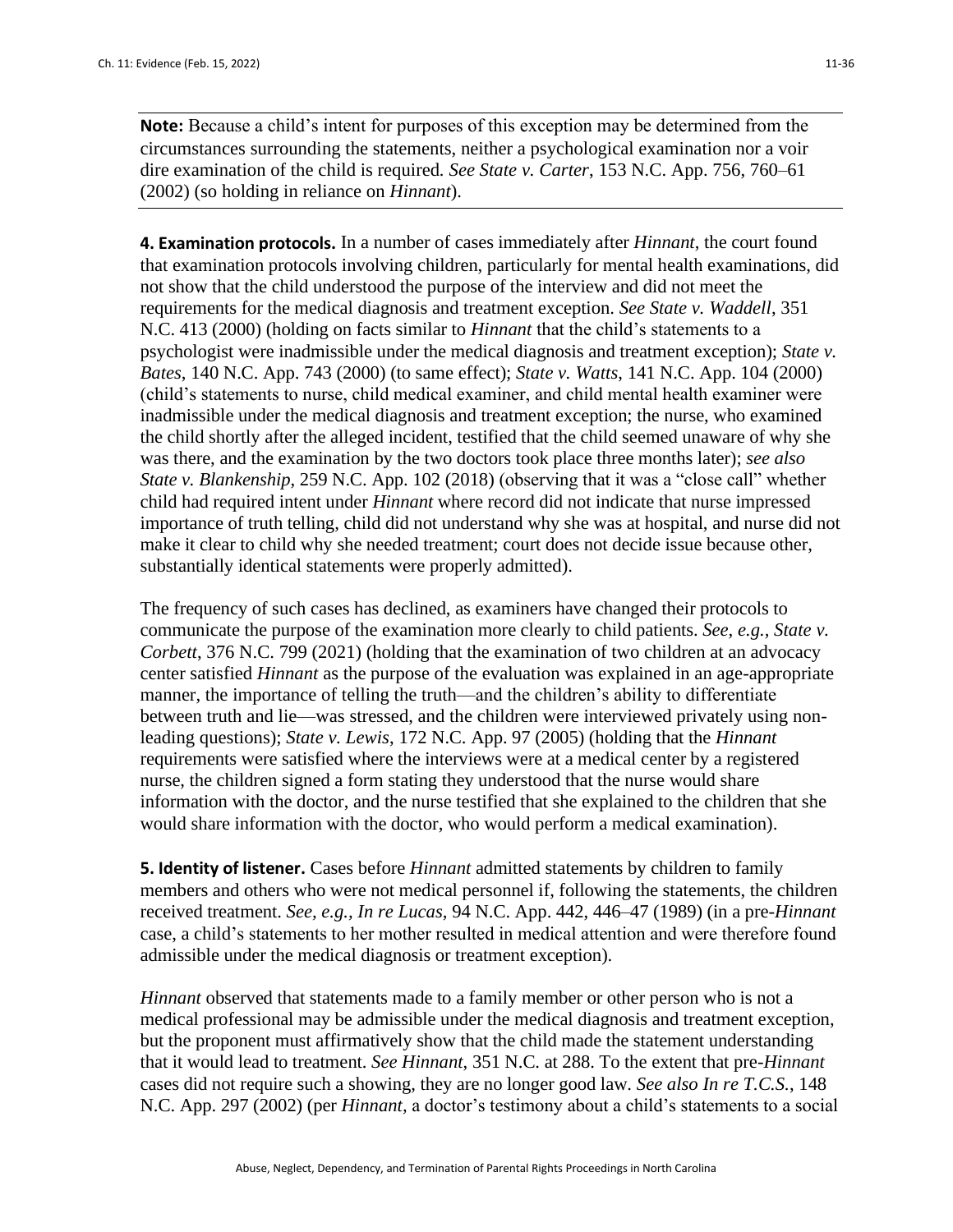**Note:** Because a child's intent for purposes of this exception may be determined from the circumstances surrounding the statements, neither a psychological examination nor a voir dire examination of the child is required. *See State v. Carter*, 153 N.C. App. 756, 760–61 (2002) (so holding in reliance on *Hinnant*).

**4. Examination protocols.** In a number of cases immediately after *Hinnant*, the court found that examination protocols involving children, particularly for mental health examinations, did not show that the child understood the purpose of the interview and did not meet the requirements for the medical diagnosis and treatment exception. *See State v. Waddell*, 351 N.C. 413 (2000) (holding on facts similar to *Hinnant* that the child's statements to a psychologist were inadmissible under the medical diagnosis and treatment exception); *State v. Bates*, 140 N.C. App. 743 (2000) (to same effect); *State v. Watts*, 141 N.C. App. 104 (2000) (child's statements to nurse, child medical examiner, and child mental health examiner were inadmissible under the medical diagnosis and treatment exception; the nurse, who examined the child shortly after the alleged incident, testified that the child seemed unaware of why she was there, and the examination by the two doctors took place three months later); *see also State v. Blankenship*, 259 N.C. App. 102 (2018) (observing that it was a "close call" whether child had required intent under *Hinnant* where record did not indicate that nurse impressed importance of truth telling, child did not understand why she was at hospital, and nurse did not make it clear to child why she needed treatment; court does not decide issue because other, substantially identical statements were properly admitted).

The frequency of such cases has declined, as examiners have changed their protocols to communicate the purpose of the examination more clearly to child patients. *See, e.g., State v. Corbett*, 376 N.C. 799 (2021) (holding that the examination of two children at an advocacy center satisfied *Hinnant* as the purpose of the evaluation was explained in an age-appropriate manner, the importance of telling the truth—and the children's ability to differentiate between truth and lie—was stressed, and the children were interviewed privately using non-leading questions); *State v. Lewis*, 172 N.C. App. 97 (2005) (holding that the *Hinnant* requirements were satisfied where the interviews were at a medical center by a registered nurse, the children signed a form stating they understood that the nurse would share information with the doctor, and the nurse testified that she explained to the children that she would share information with the doctor, who would perform a medical examination).

**5. Identity of listener.** Cases before *Hinnant* admitted statements by children to family members and others who were not medical personnel if, following the statements, the children received treatment. *See, e.g., In re Lucas*, 94 N.C. App. 442, 446–47 (1989) (in a pre-*Hinnant* case, a child's statements to her mother resulted in medical attention and were therefore found admissible under the medical diagnosis or treatment exception).

*Hinnant* observed that statements made to a family member or other person who is not a medical professional may be admissible under the medical diagnosis and treatment exception, but the proponent must affirmatively show that the child made the statement understanding that it would lead to treatment. *See Hinnant*, 351 N.C. at 288. To the extent that pre-*Hinnant* cases did not require such a showing, they are no longer good law. *See also In re T.C.S.*, 148 N.C. App. 297 (2002) (per *Hinnant*, a doctor's testimony about a child's statements to a social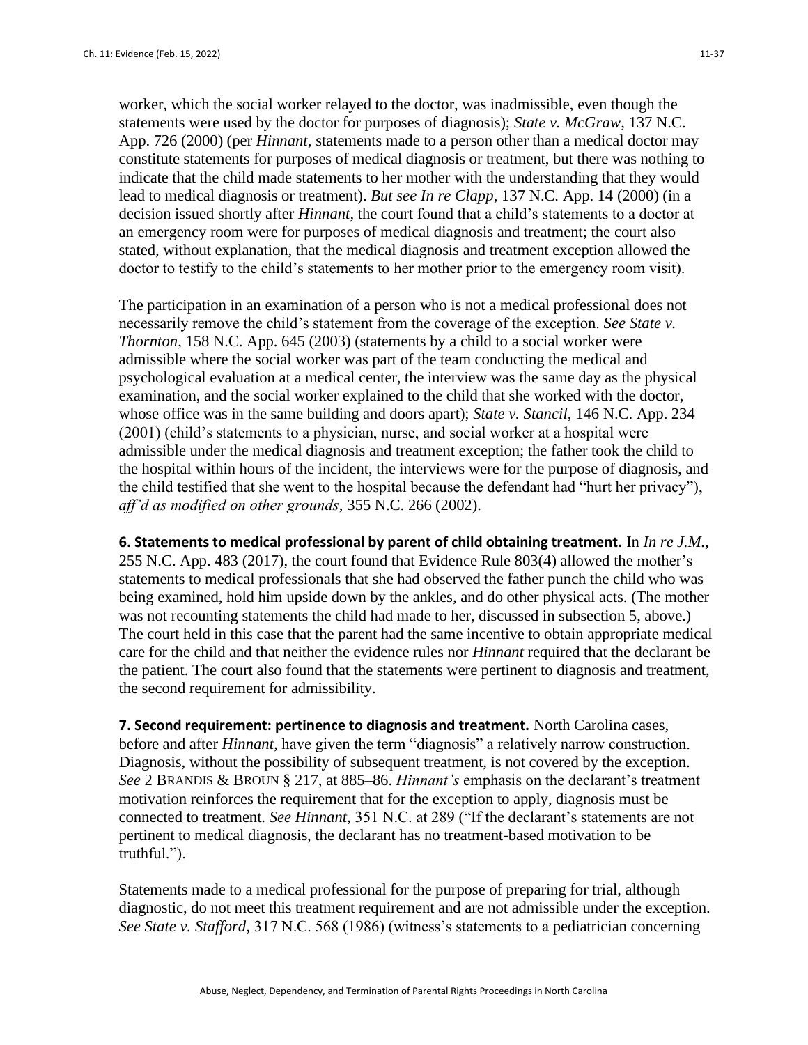worker, which the social worker relayed to the doctor, was inadmissible, even though the statements were used by the doctor for purposes of diagnosis); *State v. McGraw*, 137 N.C. App. 726 (2000) (per *Hinnant,* statements made to a person other than a medical doctor may constitute statements for purposes of medical diagnosis or treatment, but there was nothing to indicate that the child made statements to her mother with the understanding that they would lead to medical diagnosis or treatment). *But see In re Clapp*, 137 N.C. App. 14 (2000) (in a decision issued shortly after *Hinnant*, the court found that a child's statements to a doctor at an emergency room were for purposes of medical diagnosis and treatment; the court also stated, without explanation, that the medical diagnosis and treatment exception allowed the doctor to testify to the child's statements to her mother prior to the emergency room visit).

The participation in an examination of a person who is not a medical professional does not necessarily remove the child's statement from the coverage of the exception. *See State v. Thornton*, 158 N.C. App. 645 (2003) (statements by a child to a social worker were admissible where the social worker was part of the team conducting the medical and psychological evaluation at a medical center, the interview was the same day as the physical examination, and the social worker explained to the child that she worked with the doctor, whose office was in the same building and doors apart); *State v. Stancil*, 146 N.C. App. 234 (2001) (child's statements to a physician, nurse, and social worker at a hospital were admissible under the medical diagnosis and treatment exception; the father took the child to the hospital within hours of the incident, the interviews were for the purpose of diagnosis, and the child testified that she went to the hospital because the defendant had "hurt her privacy"), *aff'd as modified on other grounds*, 355 N.C. 266 (2002).

**6. Statements to medical professional by parent of child obtaining treatment.** In *In re J.M.,* 255 N.C. App. 483 (2017), the court found that Evidence Rule 803(4) allowed the mother's statements to medical professionals that she had observed the father punch the child who was being examined, hold him upside down by the ankles, and do other physical acts. (The mother was not recounting statements the child had made to her, discussed in subsection 5, above.) The court held in this case that the parent had the same incentive to obtain appropriate medical care for the child and that neither the evidence rules nor *Hinnant* required that the declarant be the patient. The court also found that the statements were pertinent to diagnosis and treatment, the second requirement for admissibility.

**7. Second requirement: pertinence to diagnosis and treatment.** North Carolina cases, before and after *Hinnant*, have given the term "diagnosis" a relatively narrow construction. Diagnosis, without the possibility of subsequent treatment, is not covered by the exception. *See* 2 BRANDIS & BROUN § 217, at 885–86. *Hinnant's* emphasis on the declarant's treatment motivation reinforces the requirement that for the exception to apply, diagnosis must be connected to treatment. *See Hinnant*, 351 N.C. at 289 ("If the declarant's statements are not pertinent to medical diagnosis, the declarant has no treatment-based motivation to be truthful.").

Statements made to a medical professional for the purpose of preparing for trial, although diagnostic, do not meet this treatment requirement and are not admissible under the exception. *See State v. Stafford*, 317 N.C. 568 (1986) (witness's statements to a pediatrician concerning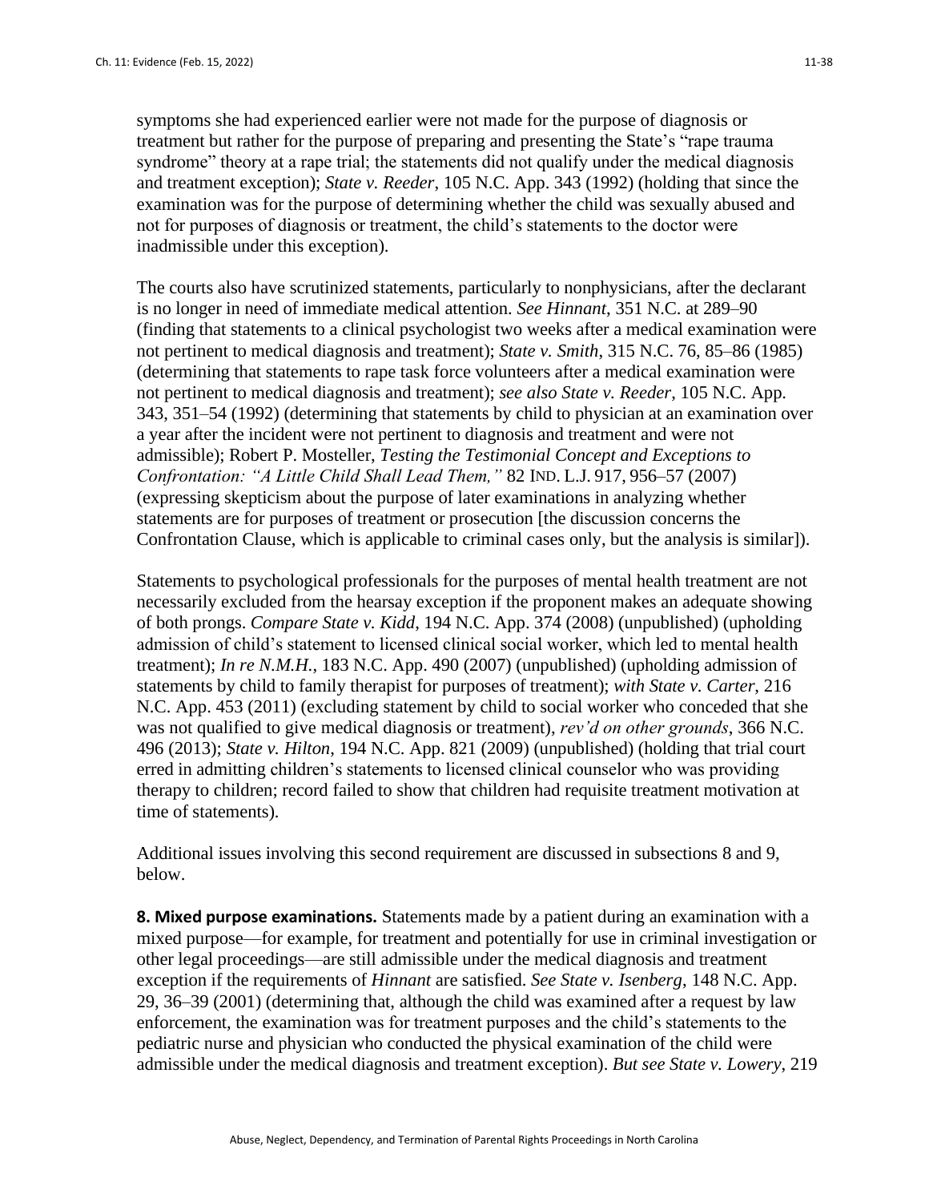symptoms she had experienced earlier were not made for the purpose of diagnosis or treatment but rather for the purpose of preparing and presenting the State's "rape trauma syndrome" theory at a rape trial; the statements did not qualify under the medical diagnosis and treatment exception); *State v. Reeder*, 105 N.C. App. 343 (1992) (holding that since the examination was for the purpose of determining whether the child was sexually abused and not for purposes of diagnosis or treatment, the child's statements to the doctor were inadmissible under this exception).

The courts also have scrutinized statements, particularly to nonphysicians, after the declarant is no longer in need of immediate medical attention. *See Hinnant*, 351 N.C. at 289–90 (finding that statements to a clinical psychologist two weeks after a medical examination were not pertinent to medical diagnosis and treatment); *State v. Smith*, 315 N.C. 76, 85–86 (1985) (determining that statements to rape task force volunteers after a medical examination were not pertinent to medical diagnosis and treatment); *see also State v. Reeder*, 105 N.C. App. 343, 351–54 (1992) (determining that statements by child to physician at an examination over a year after the incident were not pertinent to diagnosis and treatment and were not admissible); Robert P. Mosteller, *Testing the Testimonial Concept and Exceptions to Confrontation: "A Little Child Shall Lead Them,"* 82 IND. L.J. 917, 956–57 (2007) (expressing skepticism about the purpose of later examinations in analyzing whether statements are for purposes of treatment or prosecution [the discussion concerns the Confrontation Clause, which is applicable to criminal cases only, but the analysis is similar]).

Statements to psychological professionals for the purposes of mental health treatment are not necessarily excluded from the hearsay exception if the proponent makes an adequate showing of both prongs. *Compare State v. Kidd*, 194 N.C. App. 374 (2008) (unpublished) (upholding admission of child's statement to licensed clinical social worker, which led to mental health treatment); *In re N.M.H.*, 183 N.C. App. 490 (2007) (unpublished) (upholding admission of statements by child to family therapist for purposes of treatment); *with State v. Carter*, 216 N.C. App. 453 (2011) (excluding statement by child to social worker who conceded that she was not qualified to give medical diagnosis or treatment), *rev'd on other grounds*, 366 N.C. 496 (2013); *State v. Hilton*, 194 N.C. App. 821 (2009) (unpublished) (holding that trial court erred in admitting children's statements to licensed clinical counselor who was providing therapy to children; record failed to show that children had requisite treatment motivation at time of statements).

Additional issues involving this second requirement are discussed in subsections 8 and 9, below.

**8. Mixed purpose examinations.** Statements made by a patient during an examination with a mixed purpose—for example, for treatment and potentially for use in criminal investigation or other legal proceedings—are still admissible under the medical diagnosis and treatment exception if the requirements of *Hinnant* are satisfied. *See State v. Isenberg*, 148 N.C. App. 29, 36–39 (2001) (determining that, although the child was examined after a request by law enforcement, the examination was for treatment purposes and the child's statements to the pediatric nurse and physician who conducted the physical examination of the child were admissible under the medical diagnosis and treatment exception). *But see State v. Lowery*, 219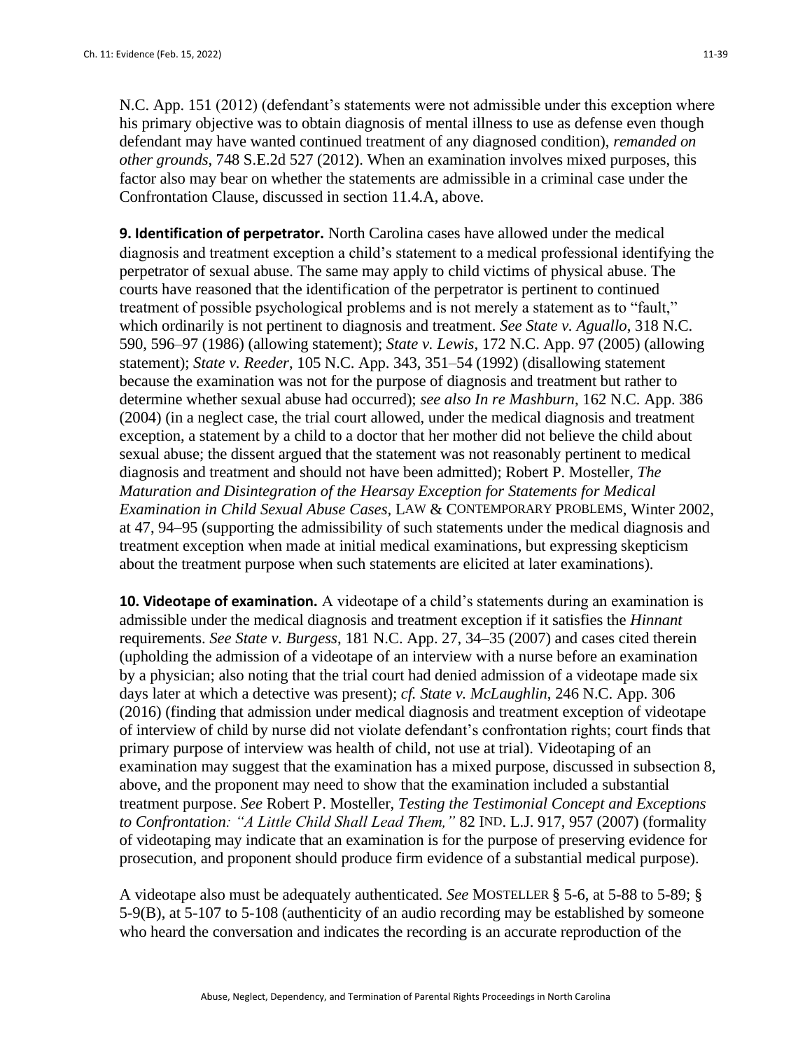N.C. App. 151 (2012) (defendant's statements were not admissible under this exception where his primary objective was to obtain diagnosis of mental illness to use as defense even though defendant may have wanted continued treatment of any diagnosed condition), *remanded on other grounds*, 748 S.E.2d 527 (2012). When an examination involves mixed purposes, this factor also may bear on whether the statements are admissible in a criminal case under the Confrontation Clause, discussed in section 11.4.A, above.

**9. Identification of perpetrator.** North Carolina cases have allowed under the medical diagnosis and treatment exception a child's statement to a medical professional identifying the perpetrator of sexual abuse. The same may apply to child victims of physical abuse. The courts have reasoned that the identification of the perpetrator is pertinent to continued treatment of possible psychological problems and is not merely a statement as to "fault," which ordinarily is not pertinent to diagnosis and treatment. *See State v. Aguallo*, 318 N.C. 590, 596–97 (1986) (allowing statement); *State v. Lewis*, 172 N.C. App. 97 (2005) (allowing statement); *State v. Reeder*, 105 N.C. App. 343, 351–54 (1992) (disallowing statement because the examination was not for the purpose of diagnosis and treatment but rather to determine whether sexual abuse had occurred); *see also In re Mashburn*, 162 N.C. App. 386 (2004) (in a neglect case, the trial court allowed, under the medical diagnosis and treatment exception, a statement by a child to a doctor that her mother did not believe the child about sexual abuse; the dissent argued that the statement was not reasonably pertinent to medical diagnosis and treatment and should not have been admitted); Robert P. Mosteller, *The Maturation and Disintegration of the Hearsay Exception for Statements for Medical Examination in Child Sexual Abuse Cases*, LAW & CONTEMPORARY PROBLEMS, Winter 2002, at 47, 94–95 (supporting the admissibility of such statements under the medical diagnosis and treatment exception when made at initial medical examinations, but expressing skepticism about the treatment purpose when such statements are elicited at later examinations).

**10. Videotape of examination.** A videotape of a child's statements during an examination is admissible under the medical diagnosis and treatment exception if it satisfies the *Hinnant* requirements. *See State v. Burgess*, 181 N.C. App. 27, 34–35 (2007) and cases cited therein (upholding the admission of a videotape of an interview with a nurse before an examination by a physician; also noting that the trial court had denied admission of a videotape made six days later at which a detective was present); *cf. State v. McLaughlin*, 246 N.C. App. 306 (2016) (finding that admission under medical diagnosis and treatment exception of videotape of interview of child by nurse did not violate defendant's confrontation rights; court finds that primary purpose of interview was health of child, not use at trial). Videotaping of an examination may suggest that the examination has a mixed purpose, discussed in subsection 8, above, and the proponent may need to show that the examination included a substantial treatment purpose. *See* Robert P. Mosteller, *Testing the Testimonial Concept and Exceptions to Confrontation: "A Little Child Shall Lead Them,"* 82 IND. L.J. 917, 957 (2007) (formality of videotaping may indicate that an examination is for the purpose of preserving evidence for prosecution, and proponent should produce firm evidence of a substantial medical purpose).

A videotape also must be adequately authenticated. *See* MOSTELLER § 5-6, at 5-88 to 5-89; § 5-9(B), at 5-107 to 5-108 (authenticity of an audio recording may be established by someone who heard the conversation and indicates the recording is an accurate reproduction of the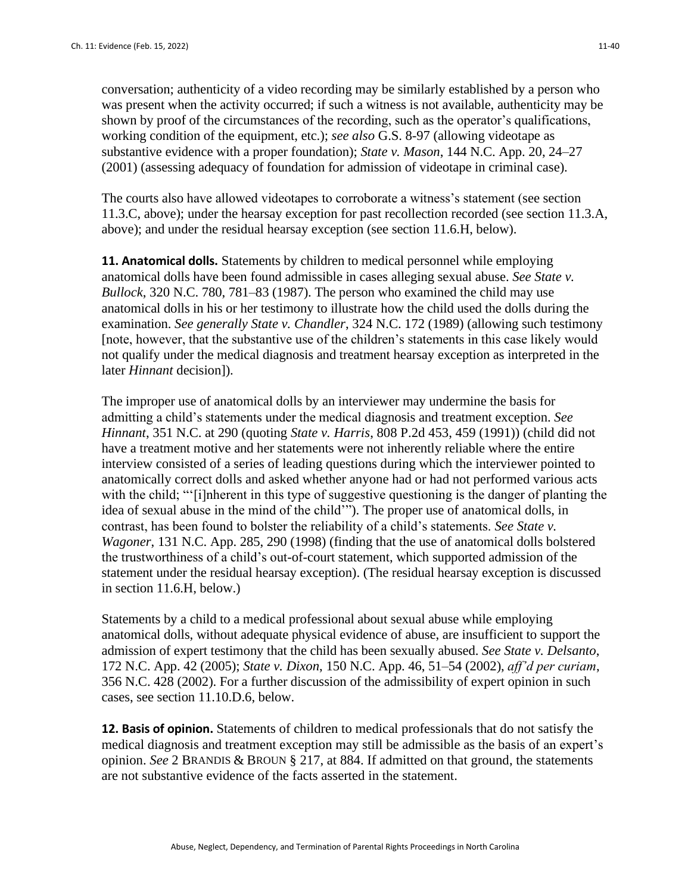conversation; authenticity of a video recording may be similarly established by a person who was present when the activity occurred; if such a witness is not available, authenticity may be shown by proof of the circumstances of the recording, such as the operator's qualifications, working condition of the equipment, etc.); *see also* G.S. 8-97 (allowing videotape as substantive evidence with a proper foundation); *State v. Mason*, 144 N.C. App. 20, 24–27 (2001) (assessing adequacy of foundation for admission of videotape in criminal case).

The courts also have allowed videotapes to corroborate a witness's statement (see section 11.3.C, above); under the hearsay exception for past recollection recorded (see section 11.3.A, above); and under the residual hearsay exception (see section 11.6.H, below).

**11. Anatomical dolls.** Statements by children to medical personnel while employing anatomical dolls have been found admissible in cases alleging sexual abuse. *See State v. Bullock*, 320 N.C. 780, 781–83 (1987). The person who examined the child may use anatomical dolls in his or her testimony to illustrate how the child used the dolls during the examination. *See generally State v. Chandler*, 324 N.C. 172 (1989) (allowing such testimony [note, however, that the substantive use of the children's statements in this case likely would not qualify under the medical diagnosis and treatment hearsay exception as interpreted in the later *Hinnant* decision]).

The improper use of anatomical dolls by an interviewer may undermine the basis for admitting a child's statements under the medical diagnosis and treatment exception. *See Hinnant*, 351 N.C. at 290 (quoting *State v. Harris*, 808 P.2d 453, 459 (1991)) (child did not have a treatment motive and her statements were not inherently reliable where the entire interview consisted of a series of leading questions during which the interviewer pointed to anatomically correct dolls and asked whether anyone had or had not performed various acts with the child; "'[i]nherent in this type of suggestive questioning is the danger of planting the idea of sexual abuse in the mind of the child'"). The proper use of anatomical dolls, in contrast, has been found to bolster the reliability of a child's statements. *See State v. Wagoner*, 131 N.C. App. 285, 290 (1998) (finding that the use of anatomical dolls bolstered the trustworthiness of a child's out-of-court statement, which supported admission of the statement under the residual hearsay exception). (The residual hearsay exception is discussed in section 11.6.H, below.)

Statements by a child to a medical professional about sexual abuse while employing anatomical dolls, without adequate physical evidence of abuse, are insufficient to support the admission of expert testimony that the child has been sexually abused. *See State v. Delsanto*, 172 N.C. App. 42 (2005); *State v. Dixon*, 150 N.C. App. 46, 51–54 (2002), *aff'd per curiam*, 356 N.C. 428 (2002). For a further discussion of the admissibility of expert opinion in such cases, see section 11.10.D.6, below.

**12. Basis of opinion.** Statements of children to medical professionals that do not satisfy the medical diagnosis and treatment exception may still be admissible as the basis of an expert's opinion. *See* 2 BRANDIS & BROUN § 217, at 884. If admitted on that ground, the statements are not substantive evidence of the facts asserted in the statement.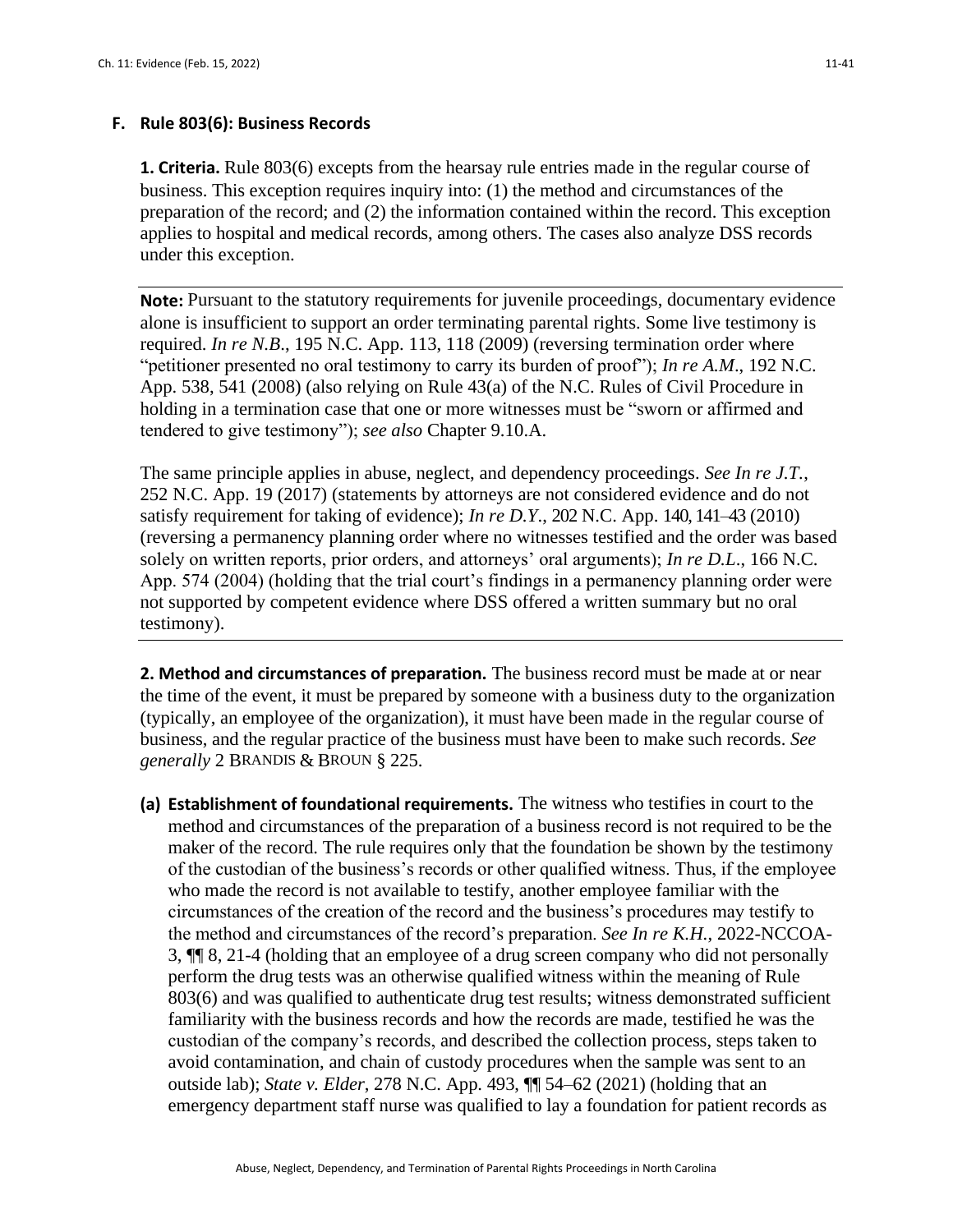### F. Rule 803(6): Business Records

**1. Criteria.** Rule 803(6) excepts from the hearsay rule entries made in the regular course of business. This exception requires inquiry into: (1) the method and circumstances of the preparation of the record; and (2) the information contained within the record. This exception applies to hospital and medical records, among others. The cases also analyze DSS records under this exception.

---

**Note:** Pursuant to the statutory requirements for juvenile proceedings, documentary evidence alone is insufficient to support an order terminating parental rights. Some live testimony is required. *In re N.B.*, 195 N.C. App. 113, 118 (2009) (reversing termination order where "petitioner presented no oral testimony to carry its burden of proof"); *In re A.M*., 192 N.C. App. 538, 541 (2008) (also relying on Rule 43(a) of the N.C. Rules of Civil Procedure in holding in a termination case that one or more witnesses must be "sworn or affirmed and tendered to give testimony"); *see also* Chapter 9.10.A.

The same principle applies in abuse, neglect, and dependency proceedings. *See In re J.T.*, 252 N.C. App. 19 (2017) (statements by attorneys are not considered evidence and do not satisfy requirement for taking of evidence); *In re D.Y*., 202 N.C. App. 140, 141–43 (2010) (reversing a permanency planning order where no witnesses testified and the order was based solely on written reports, prior orders, and attorneys' oral arguments); *In re D.L*., 166 N.C. App. 574 (2004) (holding that the trial court's findings in a permanency planning order were not supported by competent evidence where DSS offered a written summary but no oral testimony).

---

**2. Method and circumstances of preparation.** The business record must be made at or near the time of the event, it must be prepared by someone with a business duty to the organization (typically, an employee of the organization), it must have been made in the regular course of business, and the regular practice of the business must have been to make such records. *See generally* 2 BRANDIS & BROUN § 225.

**(a) Establishment of foundational requirements.** The witness who testifies in court to the method and circumstances of the preparation of a business record is not required to be the maker of the record. The rule requires only that the foundation be shown by the testimony of the custodian of the business's records or other qualified witness. Thus, if the employee who made the record is not available to testify, another employee familiar with the circumstances of the creation of the record and the business's procedures may testify to the method and circumstances of the record's preparation. *See In re K.H.*, 2022-NCCOA-3, ¶¶ 8, 21-4 (holding that an employee of a drug screen company who did not personally perform the drug tests was an otherwise qualified witness within the meaning of Rule 803(6) and was qualified to authenticate drug test results; witness demonstrated sufficient familiarity with the business records and how the records are made, testified he was the custodian of the company's records, and described the collection process, steps taken to avoid contamination, and chain of custody procedures when the sample was sent to an outside lab); *State v. Elder*, 278 N.C. App. 493, ¶¶ 54–62 (2021) (holding that an emergency department staff nurse was qualified to lay a foundation for patient records as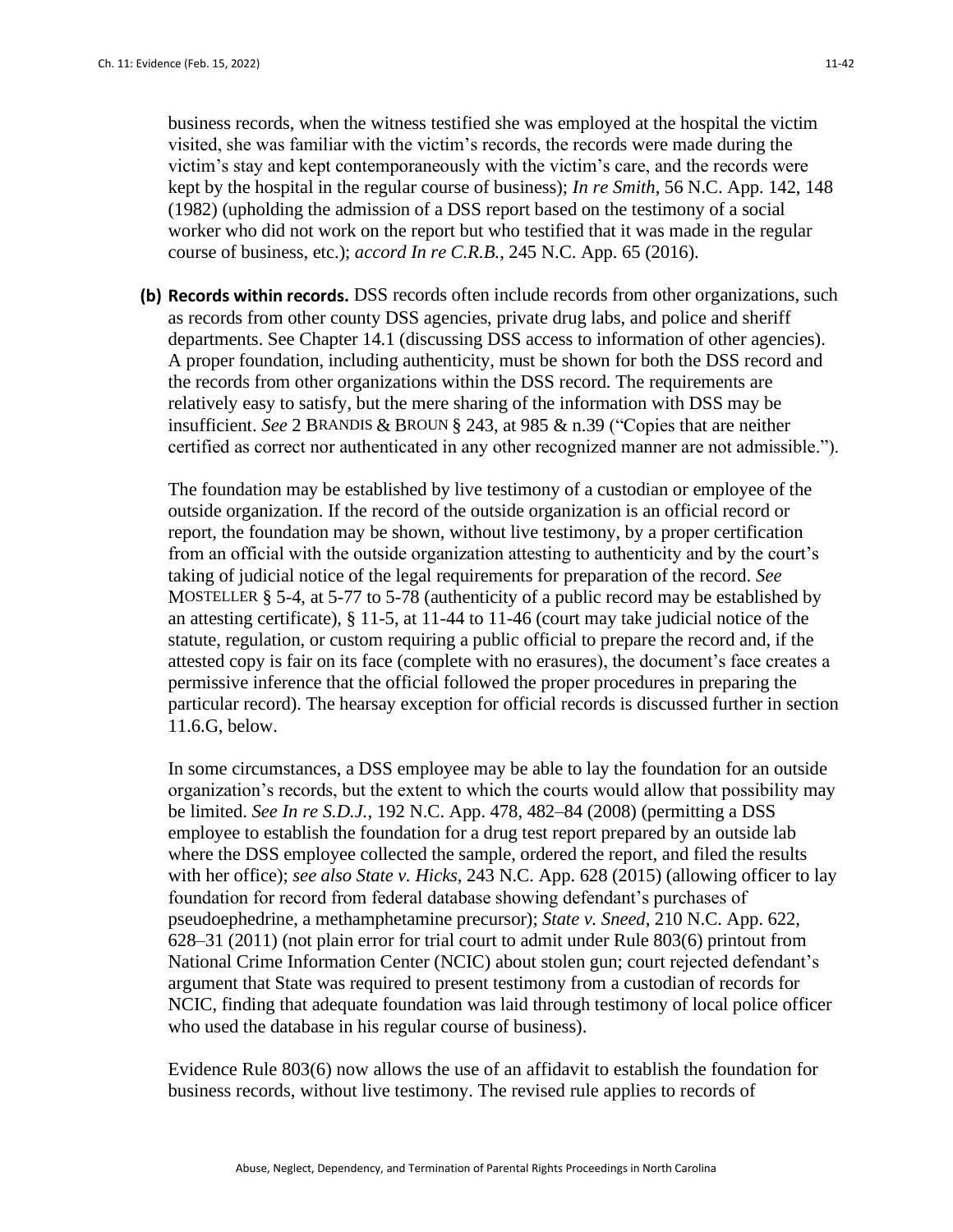business records, when the witness testified she was employed at the hospital the victim visited, she was familiar with the victim's records, the records were made during the victim's stay and kept contemporaneously with the victim's care, and the records were kept by the hospital in the regular course of business); *In re Smith*, 56 N.C. App. 142, 148 (1982) (upholding the admission of a DSS report based on the testimony of a social worker who did not work on the report but who testified that it was made in the regular course of business, etc.); *accord In re C.R.B.*, 245 N.C. App. 65 (2016).

**(b) Records within records.** DSS records often include records from other organizations, such as records from other county DSS agencies, private drug labs, and police and sheriff departments. See Chapter 14.1 (discussing DSS access to information of other agencies). A proper foundation, including authenticity, must be shown for both the DSS record and the records from other organizations within the DSS record. The requirements are relatively easy to satisfy, but the mere sharing of the information with DSS may be insufficient. *See* 2 BRANDIS & BROUN § 243, at 985 & n.39 ("Copies that are neither certified as correct nor authenticated in any other recognized manner are not admissible.").

The foundation may be established by live testimony of a custodian or employee of the outside organization. If the record of the outside organization is an official record or report, the foundation may be shown, without live testimony, by a proper certification from an official with the outside organization attesting to authenticity and by the court's taking of judicial notice of the legal requirements for preparation of the record. *See* MOSTELLER § 5-4, at 5-77 to 5-78 (authenticity of a public record may be established by an attesting certificate), § 11-5, at 11-44 to 11-46 (court may take judicial notice of the statute, regulation, or custom requiring a public official to prepare the record and, if the attested copy is fair on its face (complete with no erasures), the document's face creates a permissive inference that the official followed the proper procedures in preparing the particular record). The hearsay exception for official records is discussed further in section 11.6.G, below.

In some circumstances, a DSS employee may be able to lay the foundation for an outside organization's records, but the extent to which the courts would allow that possibility may be limited. *See In re S.D.J.*, 192 N.C. App. 478, 482–84 (2008) (permitting a DSS employee to establish the foundation for a drug test report prepared by an outside lab where the DSS employee collected the sample, ordered the report, and filed the results with her office); *see also State v. Hicks*, 243 N.C. App. 628 (2015) (allowing officer to lay foundation for record from federal database showing defendant's purchases of pseudoephedrine, a methamphetamine precursor); *State v. Sneed*, 210 N.C. App. 622, 628–31 (2011) (not plain error for trial court to admit under Rule 803(6) printout from National Crime Information Center (NCIC) about stolen gun; court rejected defendant's argument that State was required to present testimony from a custodian of records for NCIC, finding that adequate foundation was laid through testimony of local police officer who used the database in his regular course of business).

Evidence Rule 803(6) now allows the use of an affidavit to establish the foundation for business records, without live testimony. The revised rule applies to records of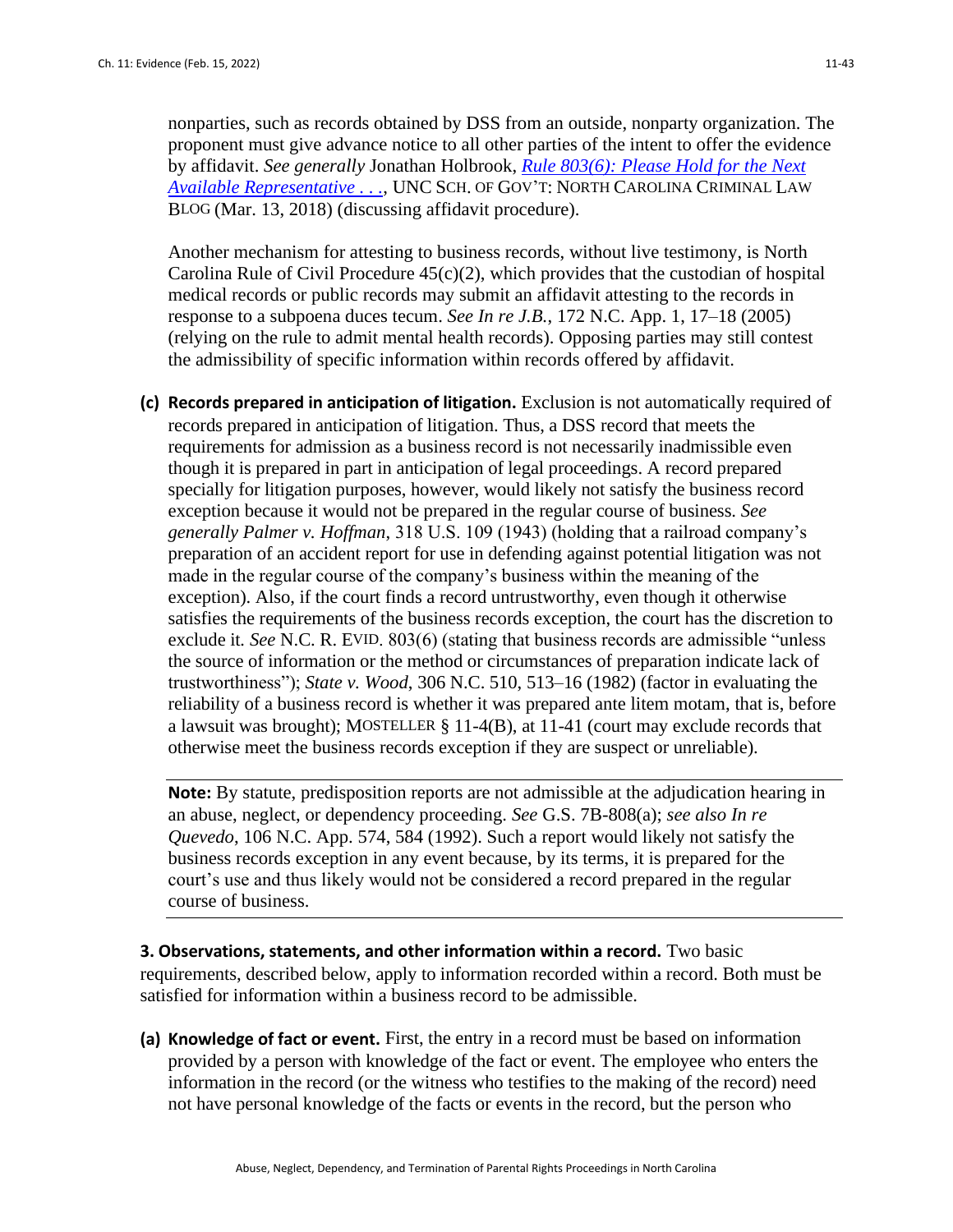nonparties, such as records obtained by DSS from an outside, nonparty organization. The proponent must give advance notice to all other parties of the intent to offer the evidence by affidavit. *See generally* Jonathan Holbrook, [*Rule 803(6): Please Hold for the Next Available Representative . . .*](), UNC SCH. OF GOV'T: NORTH CAROLINA CRIMINAL LAW BLOG (Mar. 13, 2018) (discussing affidavit procedure).

Another mechanism for attesting to business records, without live testimony, is North Carolina Rule of Civil Procedure 45(c)(2), which provides that the custodian of hospital medical records or public records may submit an affidavit attesting to the records in response to a subpoena duces tecum. *See In re J.B.*, 172 N.C. App. 1, 17–18 (2005) (relying on the rule to admit mental health records). Opposing parties may still contest the admissibility of specific information within records offered by affidavit.

**(c) Records prepared in anticipation of litigation.** Exclusion is not automatically required of records prepared in anticipation of litigation. Thus, a DSS record that meets the requirements for admission as a business record is not necessarily inadmissible even though it is prepared in part in anticipation of legal proceedings. A record prepared specially for litigation purposes, however, would likely not satisfy the business record exception because it would not be prepared in the regular course of business. *See generally Palmer v. Hoffman*, 318 U.S. 109 (1943) (holding that a railroad company's preparation of an accident report for use in defending against potential litigation was not made in the regular course of the company's business within the meaning of the exception). Also, if the court finds a record untrustworthy, even though it otherwise satisfies the requirements of the business records exception, the court has the discretion to exclude it. *See* N.C. R. EVID. 803(6) (stating that business records are admissible "unless the source of information or the method or circumstances of preparation indicate lack of trustworthiness"); *State v. Wood*, 306 N.C. 510, 513–16 (1982) (factor in evaluating the reliability of a business record is whether it was prepared ante litem motam, that is, before a lawsuit was brought); MOSTELLER § 11-4(B), at 11-41 (court may exclude records that otherwise meet the business records exception if they are suspect or unreliable).

---

**Note:** By statute, predisposition reports are not admissible at the adjudication hearing in an abuse, neglect, or dependency proceeding. *See* G.S. 7B-808(a); *see also In re Quevedo*, 106 N.C. App. 574, 584 (1992). Such a report would likely not satisfy the business records exception in any event because, by its terms, it is prepared for the court's use and thus likely would not be considered a record prepared in the regular course of business.

---

**3. Observations, statements, and other information within a record.** Two basic requirements, described below, apply to information recorded within a record. Both must be satisfied for information within a business record to be admissible.

**(a) Knowledge of fact or event.** First, the entry in a record must be based on information provided by a person with knowledge of the fact or event. The employee who enters the information in the record (or the witness who testifies to the making of the record) need not have personal knowledge of the facts or events in the record, but the person who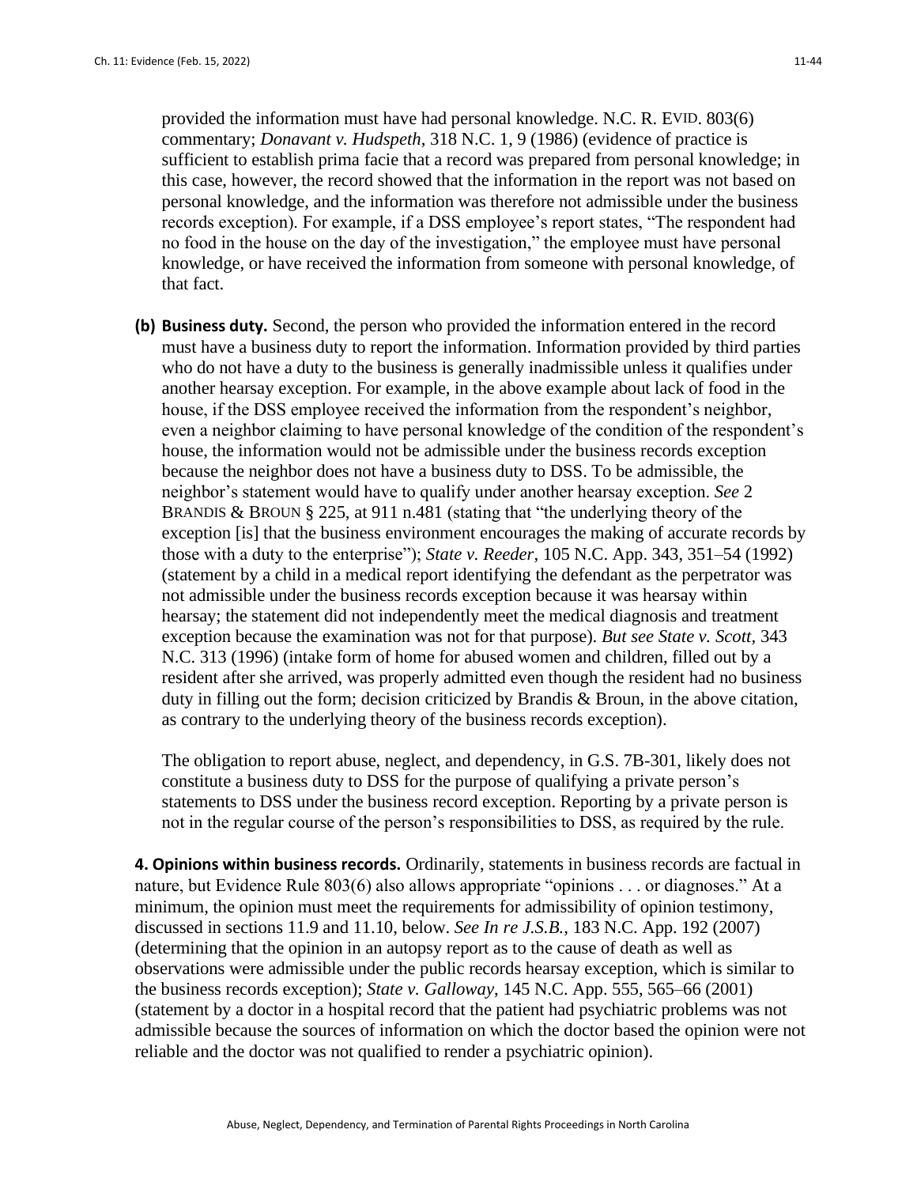provided the information must have had personal knowledge. N.C. R. EVID. 803(6) commentary; *Donavant v. Hudspeth*, 318 N.C. 1, 9 (1986) (evidence of practice is sufficient to establish prima facie that a record was prepared from personal knowledge; in this case, however, the record showed that the information in the report was not based on personal knowledge, and the information was therefore not admissible under the business records exception). For example, if a DSS employee's report states, "The respondent had no food in the house on the day of the investigation," the employee must have personal knowledge, or have received the information from someone with personal knowledge, of that fact.

**(b) Business duty.** Second, the person who provided the information entered in the record must have a business duty to report the information. Information provided by third parties who do not have a duty to the business is generally inadmissible unless it qualifies under another hearsay exception. For example, in the above example about lack of food in the house, if the DSS employee received the information from the respondent's neighbor, even a neighbor claiming to have personal knowledge of the condition of the respondent's house, the information would not be admissible under the business records exception because the neighbor does not have a business duty to DSS. To be admissible, the neighbor's statement would have to qualify under another hearsay exception. *See* 2 BRANDIS & BROUN § 225, at 911 n.481 (stating that "the underlying theory of the exception [is] that the business environment encourages the making of accurate records by those with a duty to the enterprise"); *State v. Reeder*, 105 N.C. App. 343, 351–54 (1992) (statement by a child in a medical report identifying the defendant as the perpetrator was not admissible under the business records exception because it was hearsay within hearsay; the statement did not independently meet the medical diagnosis and treatment exception because the examination was not for that purpose). *But see State v. Scott*, 343 N.C. 313 (1996) (intake form of home for abused women and children, filled out by a resident after she arrived, was properly admitted even though the resident had no business duty in filling out the form; decision criticized by Brandis & Broun, in the above citation, as contrary to the underlying theory of the business records exception).

The obligation to report abuse, neglect, and dependency, in G.S. 7B-301, likely does not constitute a business duty to DSS for the purpose of qualifying a private person's statements to DSS under the business record exception. Reporting by a private person is not in the regular course of the person's responsibilities to DSS, as required by the rule.

**4. Opinions within business records.** Ordinarily, statements in business records are factual in nature, but Evidence Rule 803(6) also allows appropriate "opinions . . . or diagnoses." At a minimum, the opinion must meet the requirements for admissibility of opinion testimony, discussed in sections 11.9 and 11.10, below. *See In re J.S.B.*, 183 N.C. App. 192 (2007) (determining that the opinion in an autopsy report as to the cause of death as well as observations were admissible under the public records hearsay exception, which is similar to the business records exception); *State v. Galloway*, 145 N.C. App. 555, 565–66 (2001) (statement by a doctor in a hospital record that the patient had psychiatric problems was not admissible because the sources of information on which the doctor based the opinion were not reliable and the doctor was not qualified to render a psychiatric opinion).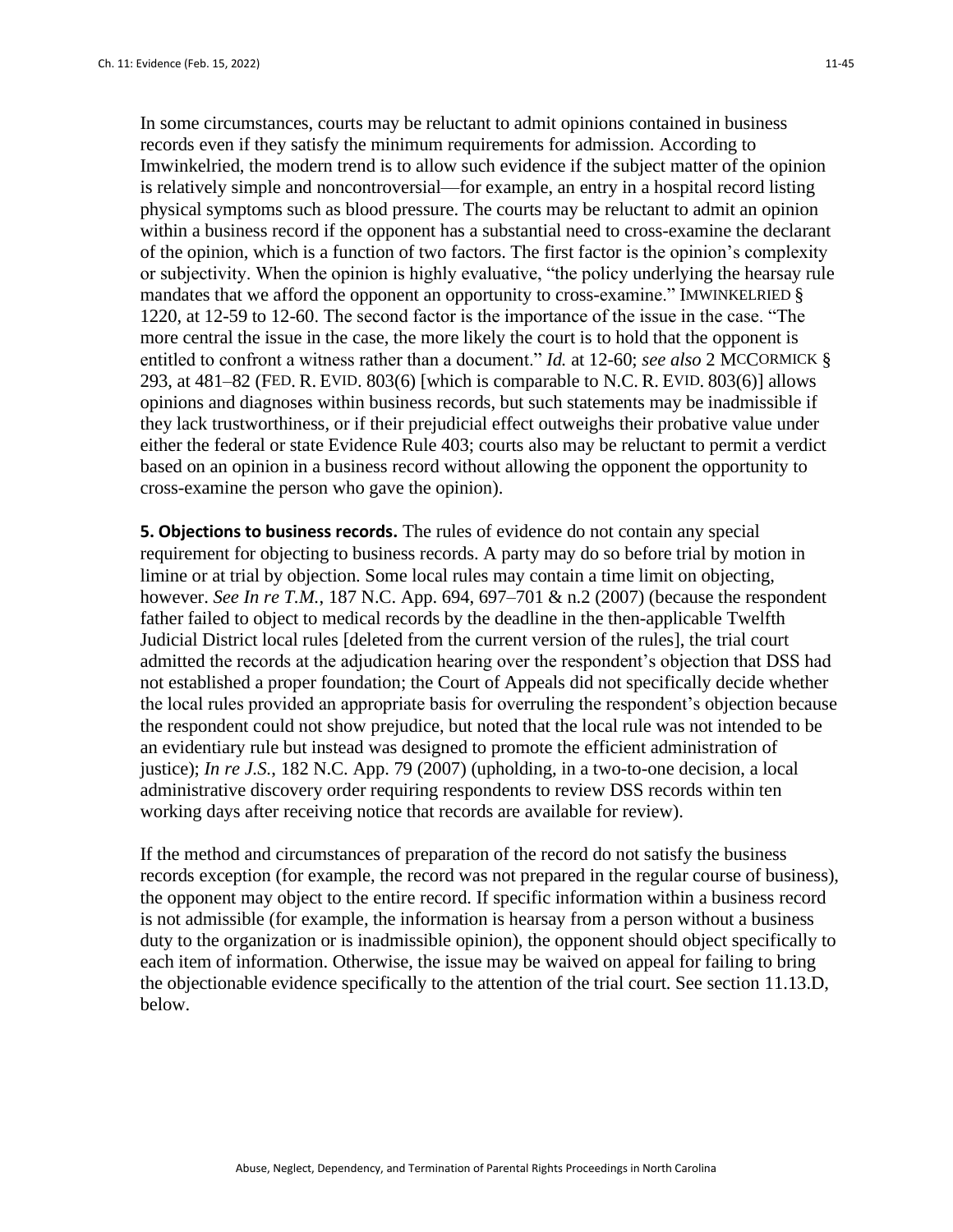In some circumstances, courts may be reluctant to admit opinions contained in business records even if they satisfy the minimum requirements for admission. According to Imwinkelried, the modern trend is to allow such evidence if the subject matter of the opinion is relatively simple and noncontroversial—for example, an entry in a hospital record listing physical symptoms such as blood pressure. The courts may be reluctant to admit an opinion within a business record if the opponent has a substantial need to cross-examine the declarant of the opinion, which is a function of two factors. The first factor is the opinion's complexity or subjectivity. When the opinion is highly evaluative, "the policy underlying the hearsay rule mandates that we afford the opponent an opportunity to cross-examine." IMWINKELRIED § 1220, at 12-59 to 12-60. The second factor is the importance of the issue in the case. "The more central the issue in the case, the more likely the court is to hold that the opponent is entitled to confront a witness rather than a document." *Id.* at 12-60; *see also* 2 MCCORMICK § 293, at 481–82 (FED. R. EVID. 803(6) [which is comparable to N.C. R. EVID. 803(6)] allows opinions and diagnoses within business records, but such statements may be inadmissible if they lack trustworthiness, or if their prejudicial effect outweighs their probative value under either the federal or state Evidence Rule 403; courts also may be reluctant to permit a verdict based on an opinion in a business record without allowing the opponent the opportunity to cross-examine the person who gave the opinion).

**5. Objections to business records.** The rules of evidence do not contain any special requirement for objecting to business records. A party may do so before trial by motion in limine or at trial by objection. Some local rules may contain a time limit on objecting, however. *See In re T.M.*, 187 N.C. App. 694, 697–701 & n.2 (2007) (because the respondent father failed to object to medical records by the deadline in the then-applicable Twelfth Judicial District local rules [deleted from the current version of the rules], the trial court admitted the records at the adjudication hearing over the respondent's objection that DSS had not established a proper foundation; the Court of Appeals did not specifically decide whether the local rules provided an appropriate basis for overruling the respondent's objection because the respondent could not show prejudice, but noted that the local rule was not intended to be an evidentiary rule but instead was designed to promote the efficient administration of justice); *In re J.S.*, 182 N.C. App. 79 (2007) (upholding, in a two-to-one decision, a local administrative discovery order requiring respondents to review DSS records within ten working days after receiving notice that records are available for review).

If the method and circumstances of preparation of the record do not satisfy the business records exception (for example, the record was not prepared in the regular course of business), the opponent may object to the entire record. If specific information within a business record is not admissible (for example, the information is hearsay from a person without a business duty to the organization or is inadmissible opinion), the opponent should object specifically to each item of information. Otherwise, the issue may be waived on appeal for failing to bring the objectionable evidence specifically to the attention of the trial court. See section 11.13.D, below.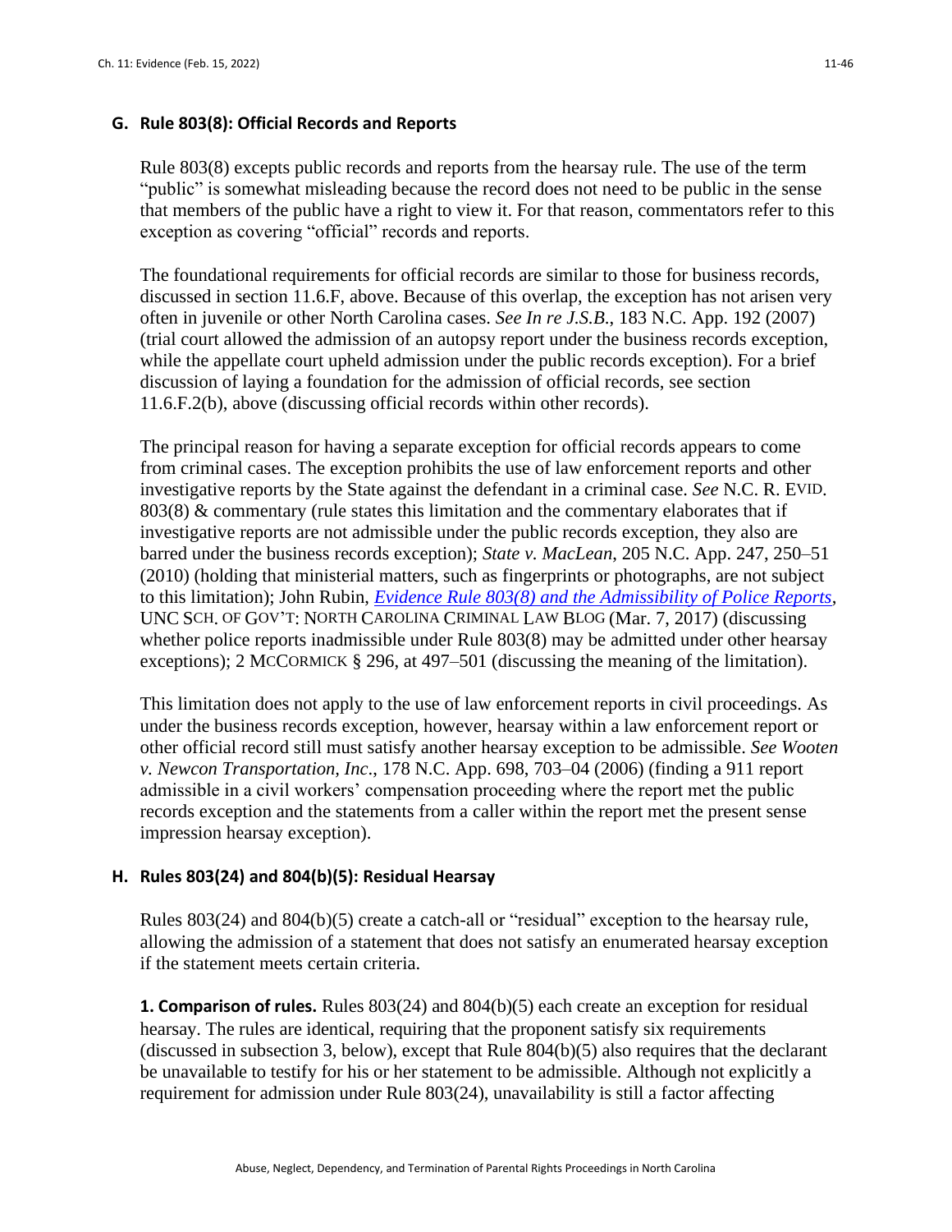### G. Rule 803(8): Official Records and Reports

Rule 803(8) excepts public records and reports from the hearsay rule. The use of the term "public" is somewhat misleading because the record does not need to be public in the sense that members of the public have a right to view it. For that reason, commentators refer to this exception as covering "official" records and reports.

The foundational requirements for official records are similar to those for business records, discussed in section 11.6.F, above. Because of this overlap, the exception has not arisen very often in juvenile or other North Carolina cases. *See In re J.S.B.*, 183 N.C. App. 192 (2007) (trial court allowed the admission of an autopsy report under the business records exception, while the appellate court upheld admission under the public records exception). For a brief discussion of laying a foundation for the admission of official records, see section 11.6.F.2(b), above (discussing official records within other records).

The principal reason for having a separate exception for official records appears to come from criminal cases. The exception prohibits the use of law enforcement reports and other investigative reports by the State against the defendant in a criminal case. *See* N.C. R. EVID. 803(8) & commentary (rule states this limitation and the commentary elaborates that if investigative reports are not admissible under the public records exception, they also are barred under the business records exception); *State v. MacLean*, 205 N.C. App. 247, 250–51 (2010) (holding that ministerial matters, such as fingerprints or photographs, are not subject to this limitation); John Rubin, *Evidence Rule 803(8) and the Admissibility of Police Reports*, UNC SCH. OF GOV'T: NORTH CAROLINA CRIMINAL LAW BLOG (Mar. 7, 2017) (discussing whether police reports inadmissible under Rule 803(8) may be admitted under other hearsay exceptions); 2 MCCORMICK § 296, at 497–501 (discussing the meaning of the limitation).

This limitation does not apply to the use of law enforcement reports in civil proceedings. As under the business records exception, however, hearsay within a law enforcement report or other official record still must satisfy another hearsay exception to be admissible. *See Wooten v. Newcon Transportation, Inc.*, 178 N.C. App. 698, 703–04 (2006) (finding a 911 report admissible in a civil workers' compensation proceeding where the report met the public records exception and the statements from a caller within the report met the present sense impression hearsay exception).

### H. Rules 803(24) and 804(b)(5): Residual Hearsay

Rules 803(24) and 804(b)(5) create a catch-all or "residual" exception to the hearsay rule, allowing the admission of a statement that does not satisfy an enumerated hearsay exception if the statement meets certain criteria.

**1. Comparison of rules.** Rules 803(24) and 804(b)(5) each create an exception for residual hearsay. The rules are identical, requiring that the proponent satisfy six requirements (discussed in subsection 3, below), except that Rule 804(b)(5) also requires that the declarant be unavailable to testify for his or her statement to be admissible. Although not explicitly a requirement for admission under Rule 803(24), unavailability is still a factor affecting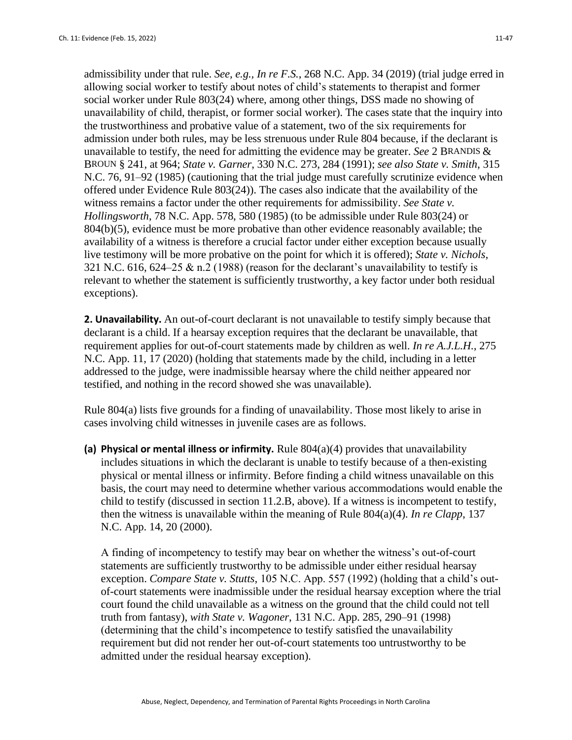admissibility under that rule. *See, e.g., In re F.S.*, 268 N.C. App. 34 (2019) (trial judge erred in allowing social worker to testify about notes of child's statements to therapist and former social worker under Rule 803(24) where, among other things, DSS made no showing of unavailability of child, therapist, or former social worker). The cases state that the inquiry into the trustworthiness and probative value of a statement, two of the six requirements for admission under both rules, may be less strenuous under Rule 804 because, if the declarant is unavailable to testify, the need for admitting the evidence may be greater. *See* 2 BRANDIS & BROUN § 241, at 964; *State v. Garner*, 330 N.C. 273, 284 (1991); *see also State v. Smith*, 315 N.C. 76, 91–92 (1985) (cautioning that the trial judge must carefully scrutinize evidence when offered under Evidence Rule 803(24)). The cases also indicate that the availability of the witness remains a factor under the other requirements for admissibility. *See State v. Hollingsworth*, 78 N.C. App. 578, 580 (1985) (to be admissible under Rule 803(24) or 804(b)(5), evidence must be more probative than other evidence reasonably available; the availability of a witness is therefore a crucial factor under either exception because usually live testimony will be more probative on the point for which it is offered); *State v. Nichols*, 321 N.C. 616, 624–25 & n.2 (1988) (reason for the declarant's unavailability to testify is relevant to whether the statement is sufficiently trustworthy, a key factor under both residual exceptions).

**2. Unavailability.** An out-of-court declarant is not unavailable to testify simply because that declarant is a child. If a hearsay exception requires that the declarant be unavailable, that requirement applies for out-of-court statements made by children as well. *In re A.J.L.H.*, 275 N.C. App. 11, 17 (2020) (holding that statements made by the child, including in a letter addressed to the judge, were inadmissible hearsay where the child neither appeared nor testified, and nothing in the record showed she was unavailable).

Rule 804(a) lists five grounds for a finding of unavailability. Those most likely to arise in cases involving child witnesses in juvenile cases are as follows.

**(a) Physical or mental illness or infirmity.** Rule 804(a)(4) provides that unavailability includes situations in which the declarant is unable to testify because of a then-existing physical or mental illness or infirmity. Before finding a child witness unavailable on this basis, the court may need to determine whether various accommodations would enable the child to testify (discussed in section 11.2.B, above). If a witness is incompetent to testify, then the witness is unavailable within the meaning of Rule 804(a)(4). *In re Clapp*, 137 N.C. App. 14, 20 (2000).

A finding of incompetency to testify may bear on whether the witness's out-of-court statements are sufficiently trustworthy to be admissible under either residual hearsay exception. *Compare State v. Stutts*, 105 N.C. App. 557 (1992) (holding that a child's out-of-court statements were inadmissible under the residual hearsay exception where the trial court found the child unavailable as a witness on the ground that the child could not tell truth from fantasy), *with State v. Wagoner*, 131 N.C. App. 285, 290–91 (1998) (determining that the child's incompetence to testify satisfied the unavailability requirement but did not render her out-of-court statements too untrustworthy to be admitted under the residual hearsay exception).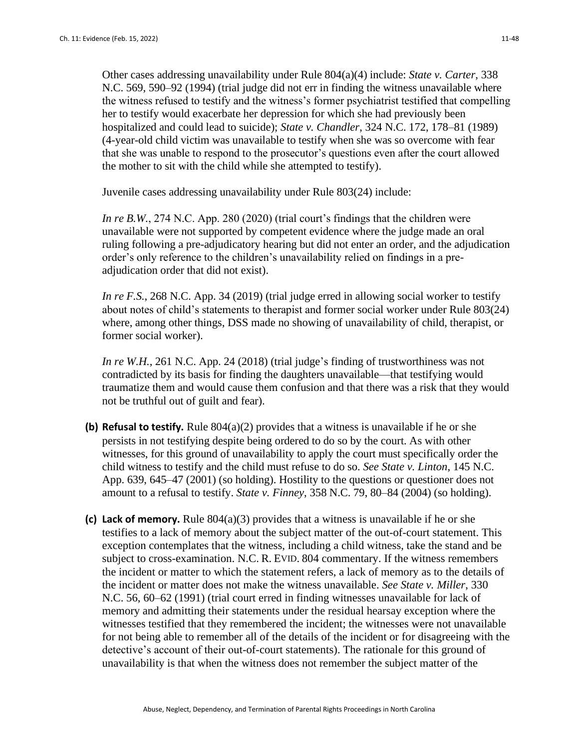Other cases addressing unavailability under Rule 804(a)(4) include: *State v. Carter*, 338 N.C. 569, 590–92 (1994) (trial judge did not err in finding the witness unavailable where the witness refused to testify and the witness's former psychiatrist testified that compelling her to testify would exacerbate her depression for which she had previously been hospitalized and could lead to suicide); *State v. Chandler*, 324 N.C. 172, 178–81 (1989) (4-year-old child victim was unavailable to testify when she was so overcome with fear that she was unable to respond to the prosecutor's questions even after the court allowed the mother to sit with the child while she attempted to testify).

Juvenile cases addressing unavailability under Rule 803(24) include:

*In re B.W.*, 274 N.C. App. 280 (2020) (trial court's findings that the children were unavailable were not supported by competent evidence where the judge made an oral ruling following a pre-adjudicatory hearing but did not enter an order, and the adjudication order's only reference to the children's unavailability relied on findings in a pre-adjudication order that did not exist).

*In re F.S.*, 268 N.C. App. 34 (2019) (trial judge erred in allowing social worker to testify about notes of child's statements to therapist and former social worker under Rule 803(24) where, among other things, DSS made no showing of unavailability of child, therapist, or former social worker).

*In re W.H.*, 261 N.C. App. 24 (2018) (trial judge's finding of trustworthiness was not contradicted by its basis for finding the daughters unavailable—that testifying would traumatize them and would cause them confusion and that there was a risk that they would not be truthful out of guilt and fear).

**(b) Refusal to testify.** Rule 804(a)(2) provides that a witness is unavailable if he or she persists in not testifying despite being ordered to do so by the court. As with other witnesses, for this ground of unavailability to apply the court must specifically order the child witness to testify and the child must refuse to do so. *See State v. Linton*, 145 N.C. App. 639, 645–47 (2001) (so holding). Hostility to the questions or questioner does not amount to a refusal to testify. *State v. Finney*, 358 N.C. 79, 80–84 (2004) (so holding).

**(c) Lack of memory.** Rule 804(a)(3) provides that a witness is unavailable if he or she testifies to a lack of memory about the subject matter of the out-of-court statement. This exception contemplates that the witness, including a child witness, take the stand and be subject to cross-examination. N.C. R. EVID. 804 commentary. If the witness remembers the incident or matter to which the statement refers, a lack of memory as to the details of the incident or matter does not make the witness unavailable. *See State v. Miller*, 330 N.C. 56, 60–62 (1991) (trial court erred in finding witnesses unavailable for lack of memory and admitting their statements under the residual hearsay exception where the witnesses testified that they remembered the incident; the witnesses were not unavailable for not being able to remember all of the details of the incident or for disagreeing with the detective's account of their out-of-court statements). The rationale for this ground of unavailability is that when the witness does not remember the subject matter of the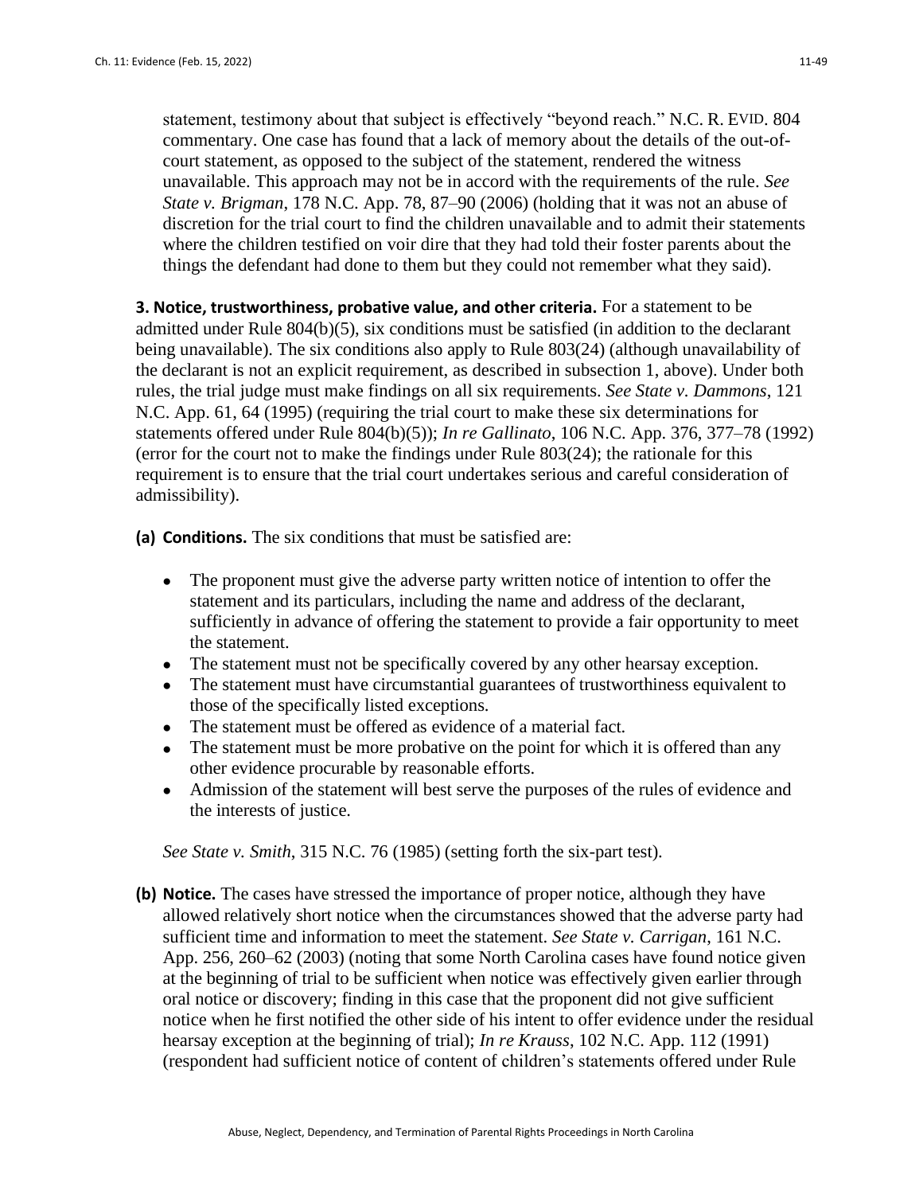statement, testimony about that subject is effectively "beyond reach." N.C. R. EVID. 804 commentary. One case has found that a lack of memory about the details of the out-of-court statement, as opposed to the subject of the statement, rendered the witness unavailable. This approach may not be in accord with the requirements of the rule. *See State v. Brigman*, 178 N.C. App. 78, 87–90 (2006) (holding that it was not an abuse of discretion for the trial court to find the children unavailable and to admit their statements where the children testified on voir dire that they had told their foster parents about the things the defendant had done to them but they could not remember what they said).

**3. Notice, trustworthiness, probative value, and other criteria.** For a statement to be admitted under Rule 804(b)(5), six conditions must be satisfied (in addition to the declarant being unavailable). The six conditions also apply to Rule 803(24) (although unavailability of the declarant is not an explicit requirement, as described in subsection 1, above). Under both rules, the trial judge must make findings on all six requirements. *See State v. Dammons*, 121 N.C. App. 61, 64 (1995) (requiring the trial court to make these six determinations for statements offered under Rule 804(b)(5)); *In re Gallinato*, 106 N.C. App. 376, 377–78 (1992) (error for the court not to make the findings under Rule 803(24); the rationale for this requirement is to ensure that the trial court undertakes serious and careful consideration of admissibility).

**(a) Conditions.** The six conditions that must be satisfied are:

- The proponent must give the adverse party written notice of intention to offer the statement and its particulars, including the name and address of the declarant, sufficiently in advance of offering the statement to provide a fair opportunity to meet the statement.
- The statement must not be specifically covered by any other hearsay exception.
- The statement must have circumstantial guarantees of trustworthiness equivalent to those of the specifically listed exceptions.
- The statement must be offered as evidence of a material fact.
- The statement must be more probative on the point for which it is offered than any other evidence procurable by reasonable efforts.
- Admission of the statement will best serve the purposes of the rules of evidence and the interests of justice.

*See State v. Smith*, 315 N.C. 76 (1985) (setting forth the six-part test).

**(b) Notice.** The cases have stressed the importance of proper notice, although they have allowed relatively short notice when the circumstances showed that the adverse party had sufficient time and information to meet the statement. *See State v. Carrigan*, 161 N.C. App. 256, 260–62 (2003) (noting that some North Carolina cases have found notice given at the beginning of trial to be sufficient when notice was effectively given earlier through oral notice or discovery; finding in this case that the proponent did not give sufficient notice when he first notified the other side of his intent to offer evidence under the residual hearsay exception at the beginning of trial); *In re Krauss*, 102 N.C. App. 112 (1991) (respondent had sufficient notice of content of children's statements offered under Rule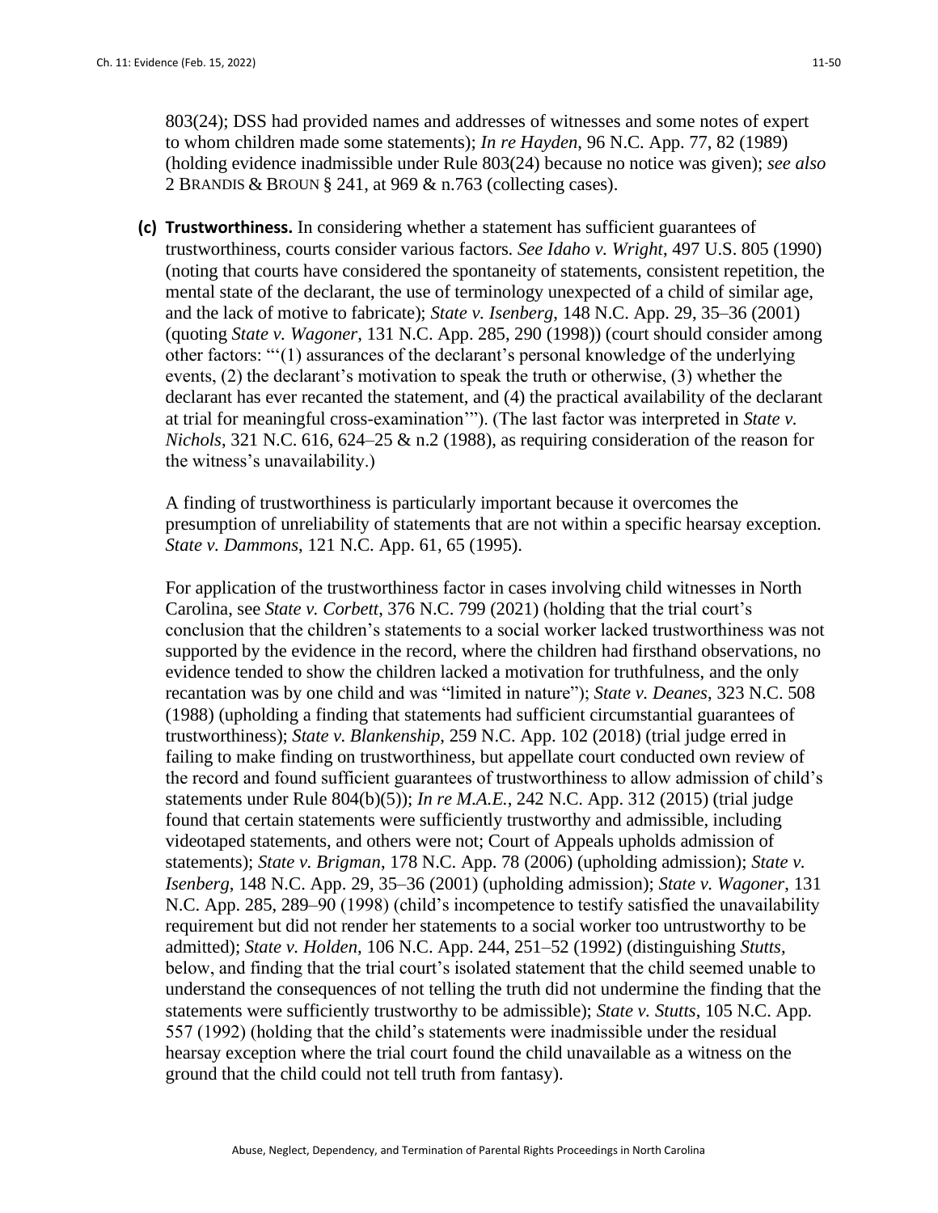803(24); DSS had provided names and addresses of witnesses and some notes of expert to whom children made some statements); *In re Hayden*, 96 N.C. App. 77, 82 (1989) (holding evidence inadmissible under Rule 803(24) because no notice was given); *see also* 2 BRANDIS & BROUN § 241, at 969 & n.763 (collecting cases).

**(c) Trustworthiness.** In considering whether a statement has sufficient guarantees of trustworthiness, courts consider various factors. *See Idaho v. Wright*, 497 U.S. 805 (1990) (noting that courts have considered the spontaneity of statements, consistent repetition, the mental state of the declarant, the use of terminology unexpected of a child of similar age, and the lack of motive to fabricate); *State v. Isenberg*, 148 N.C. App. 29, 35–36 (2001) (quoting *State v. Wagoner*, 131 N.C. App. 285, 290 (1998)) (court should consider among other factors: "'(1) assurances of the declarant's personal knowledge of the underlying events, (2) the declarant's motivation to speak the truth or otherwise, (3) whether the declarant has ever recanted the statement, and (4) the practical availability of the declarant at trial for meaningful cross-examination'"). (The last factor was interpreted in *State v. Nichols*, 321 N.C. 616, 624–25 & n.2 (1988), as requiring consideration of the reason for the witness's unavailability.)

A finding of trustworthiness is particularly important because it overcomes the presumption of unreliability of statements that are not within a specific hearsay exception. *State v. Dammons*, 121 N.C. App. 61, 65 (1995).

For application of the trustworthiness factor in cases involving child witnesses in North Carolina, see *State v. Corbett*, 376 N.C. 799 (2021) (holding that the trial court's conclusion that the children's statements to a social worker lacked trustworthiness was not supported by the evidence in the record, where the children had firsthand observations, no evidence tended to show the children lacked a motivation for truthfulness, and the only recantation was by one child and was "limited in nature"); *State v. Deanes*, 323 N.C. 508 (1988) (upholding a finding that statements had sufficient circumstantial guarantees of trustworthiness); *State v. Blankenship*, 259 N.C. App. 102 (2018) (trial judge erred in failing to make finding on trustworthiness, but appellate court conducted own review of the record and found sufficient guarantees of trustworthiness to allow admission of child's statements under Rule 804(b)(5)); *In re M.A.E.*, 242 N.C. App. 312 (2015) (trial judge found that certain statements were sufficiently trustworthy and admissible, including videotaped statements, and others were not; Court of Appeals upholds admission of statements); *State v. Brigman*, 178 N.C. App. 78 (2006) (upholding admission); *State v. Isenberg*, 148 N.C. App. 29, 35–36 (2001) (upholding admission); *State v. Wagoner*, 131 N.C. App. 285, 289–90 (1998) (child's incompetence to testify satisfied the unavailability requirement but did not render her statements to a social worker too untrustworthy to be admitted); *State v. Holden*, 106 N.C. App. 244, 251–52 (1992) (distinguishing *Stutts*, below, and finding that the trial court's isolated statement that the child seemed unable to understand the consequences of not telling the truth did not undermine the finding that the statements were sufficiently trustworthy to be admissible); *State v. Stutts*, 105 N.C. App. 557 (1992) (holding that the child's statements were inadmissible under the residual hearsay exception where the trial court found the child unavailable as a witness on the ground that the child could not tell truth from fantasy).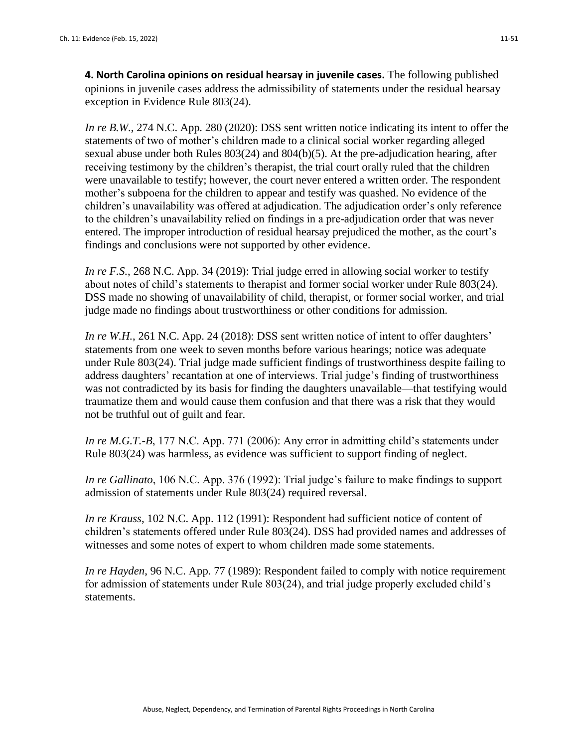**4. North Carolina opinions on residual hearsay in juvenile cases.** The following published opinions in juvenile cases address the admissibility of statements under the residual hearsay exception in Evidence Rule 803(24).

*In re B.W.*, 274 N.C. App. 280 (2020): DSS sent written notice indicating its intent to offer the statements of two of mother's children made to a clinical social worker regarding alleged sexual abuse under both Rules 803(24) and 804(b)(5). At the pre-adjudication hearing, after receiving testimony by the children's therapist, the trial court orally ruled that the children were unavailable to testify; however, the court never entered a written order. The respondent mother's subpoena for the children to appear and testify was quashed. No evidence of the children's unavailability was offered at adjudication. The adjudication order's only reference to the children's unavailability relied on findings in a pre-adjudication order that was never entered. The improper introduction of residual hearsay prejudiced the mother, as the court's findings and conclusions were not supported by other evidence.

*In re F.S.*, 268 N.C. App. 34 (2019): Trial judge erred in allowing social worker to testify about notes of child's statements to therapist and former social worker under Rule 803(24). DSS made no showing of unavailability of child, therapist, or former social worker, and trial judge made no findings about trustworthiness or other conditions for admission.

*In re W.H.*, 261 N.C. App. 24 (2018): DSS sent written notice of intent to offer daughters' statements from one week to seven months before various hearings; notice was adequate under Rule 803(24). Trial judge made sufficient findings of trustworthiness despite failing to address daughters' recantation at one of interviews. Trial judge's finding of trustworthiness was not contradicted by its basis for finding the daughters unavailable—that testifying would traumatize them and would cause them confusion and that there was a risk that they would not be truthful out of guilt and fear.

*In re M.G.T.-B*, 177 N.C. App. 771 (2006): Any error in admitting child's statements under Rule 803(24) was harmless, as evidence was sufficient to support finding of neglect.

*In re Gallinato*, 106 N.C. App. 376 (1992): Trial judge's failure to make findings to support admission of statements under Rule 803(24) required reversal.

*In re Krauss*, 102 N.C. App. 112 (1991): Respondent had sufficient notice of content of children's statements offered under Rule 803(24). DSS had provided names and addresses of witnesses and some notes of expert to whom children made some statements.

*In re Hayden*, 96 N.C. App. 77 (1989): Respondent failed to comply with notice requirement for admission of statements under Rule 803(24), and trial judge properly excluded child's statements.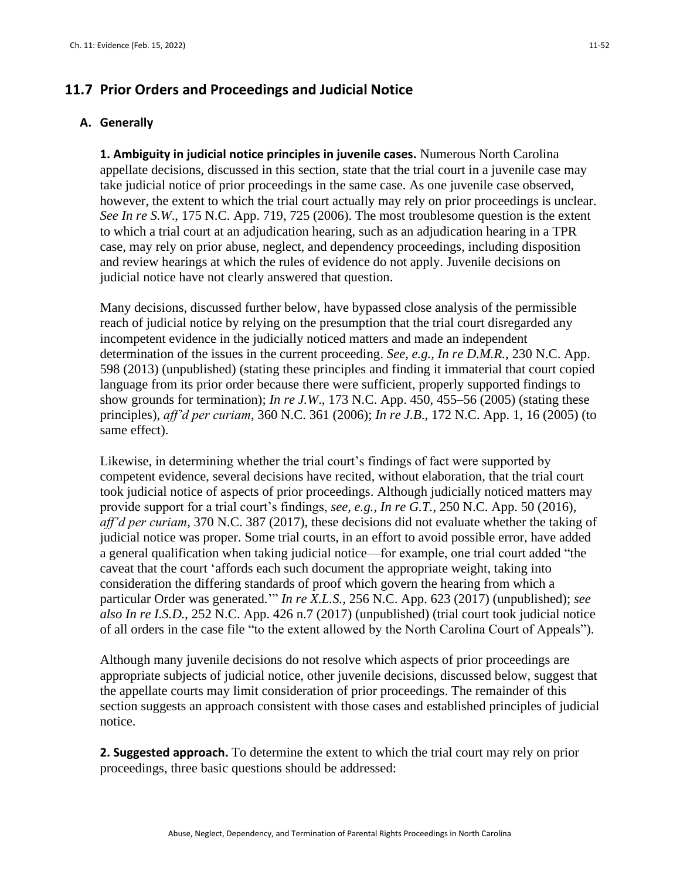## 11.7 Prior Orders and Proceedings and Judicial Notice

### A. Generally

**1. Ambiguity in judicial notice principles in juvenile cases.** Numerous North Carolina appellate decisions, discussed in this section, state that the trial court in a juvenile case may take judicial notice of prior proceedings in the same case. As one juvenile case observed, however, the extent to which the trial court actually may rely on prior proceedings is unclear. *See In re S.W*., 175 N.C. App. 719, 725 (2006). The most troublesome question is the extent to which a trial court at an adjudication hearing, such as an adjudication hearing in a TPR case, may rely on prior abuse, neglect, and dependency proceedings, including disposition and review hearings at which the rules of evidence do not apply. Juvenile decisions on judicial notice have not clearly answered that question.

Many decisions, discussed further below, have bypassed close analysis of the permissible reach of judicial notice by relying on the presumption that the trial court disregarded any incompetent evidence in the judicially noticed matters and made an independent determination of the issues in the current proceeding. *See, e.g., In re D.M.R.*, 230 N.C. App. 598 (2013) (unpublished) (stating these principles and finding it immaterial that court copied language from its prior order because there were sufficient, properly supported findings to show grounds for termination); *In re J.W*., 173 N.C. App. 450, 455–56 (2005) (stating these principles), *aff'd per curiam*, 360 N.C. 361 (2006); *In re J.B.*, 172 N.C. App. 1, 16 (2005) (to same effect).

Likewise, in determining whether the trial court's findings of fact were supported by competent evidence, several decisions have recited, without elaboration, that the trial court took judicial notice of aspects of prior proceedings. Although judicially noticed matters may provide support for a trial court's findings, *see, e.g., In re G.T.*, 250 N.C. App. 50 (2016), *aff'd per curiam*, 370 N.C. 387 (2017), these decisions did not evaluate whether the taking of judicial notice was proper. Some trial courts, in an effort to avoid possible error, have added a general qualification when taking judicial notice—for example, one trial court added "the caveat that the court 'affords each such document the appropriate weight, taking into consideration the differing standards of proof which govern the hearing from which a particular Order was generated.'" *In re X.L.S.*, 256 N.C. App. 623 (2017) (unpublished); *see also In re I.S.D.*, 252 N.C. App. 426 n.7 (2017) (unpublished) (trial court took judicial notice of all orders in the case file "to the extent allowed by the North Carolina Court of Appeals").

Although many juvenile decisions do not resolve which aspects of prior proceedings are appropriate subjects of judicial notice, other juvenile decisions, discussed below, suggest that the appellate courts may limit consideration of prior proceedings. The remainder of this section suggests an approach consistent with those cases and established principles of judicial notice.

**2. Suggested approach.** To determine the extent to which the trial court may rely on prior proceedings, three basic questions should be addressed: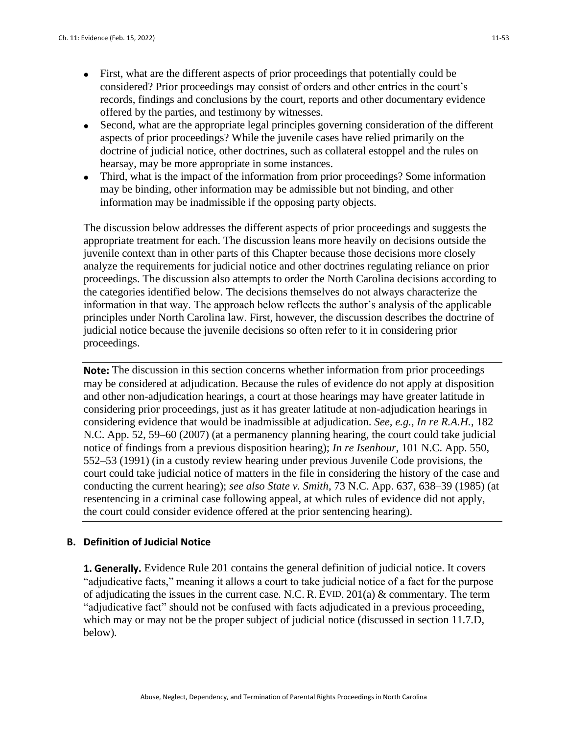- First, what are the different aspects of prior proceedings that potentially could be considered? Prior proceedings may consist of orders and other entries in the court's records, findings and conclusions by the court, reports and other documentary evidence offered by the parties, and testimony by witnesses.
- Second, what are the appropriate legal principles governing consideration of the different aspects of prior proceedings? While the juvenile cases have relied primarily on the doctrine of judicial notice, other doctrines, such as collateral estoppel and the rules on hearsay, may be more appropriate in some instances.
- Third, what is the impact of the information from prior proceedings? Some information may be binding, other information may be admissible but not binding, and other information may be inadmissible if the opposing party objects.

The discussion below addresses the different aspects of prior proceedings and suggests the appropriate treatment for each. The discussion leans more heavily on decisions outside the juvenile context than in other parts of this Chapter because those decisions more closely analyze the requirements for judicial notice and other doctrines regulating reliance on prior proceedings. The discussion also attempts to order the North Carolina decisions according to the categories identified below. The decisions themselves do not always characterize the information in that way. The approach below reflects the author's analysis of the applicable principles under North Carolina law. First, however, the discussion describes the doctrine of judicial notice because the juvenile decisions so often refer to it in considering prior proceedings.

---

**Note:** The discussion in this section concerns whether information from prior proceedings may be considered at adjudication. Because the rules of evidence do not apply at disposition and other non-adjudication hearings, a court at those hearings may have greater latitude in considering prior proceedings, just as it has greater latitude at non-adjudication hearings in considering evidence that would be inadmissible at adjudication. *See, e.g.*, *In re R.A.H.*, 182 N.C. App. 52, 59–60 (2007) (at a permanency planning hearing, the court could take judicial notice of findings from a previous disposition hearing); *In re Isenhour*, 101 N.C. App. 550, 552–53 (1991) (in a custody review hearing under previous Juvenile Code provisions, the court could take judicial notice of matters in the file in considering the history of the case and conducting the current hearing); *see also State v. Smith*, 73 N.C. App. 637, 638–39 (1985) (at resentencing in a criminal case following appeal, at which rules of evidence did not apply, the court could consider evidence offered at the prior sentencing hearing).

---

## B. Definition of Judicial Notice

**1. Generally.** Evidence Rule 201 contains the general definition of judicial notice. It covers "adjudicative facts," meaning it allows a court to take judicial notice of a fact for the purpose of adjudicating the issues in the current case. N.C. R. EVID. 201(a) & commentary. The term "adjudicative fact" should not be confused with facts adjudicated in a previous proceeding, which may or may not be the proper subject of judicial notice (discussed in section 11.7.D, below).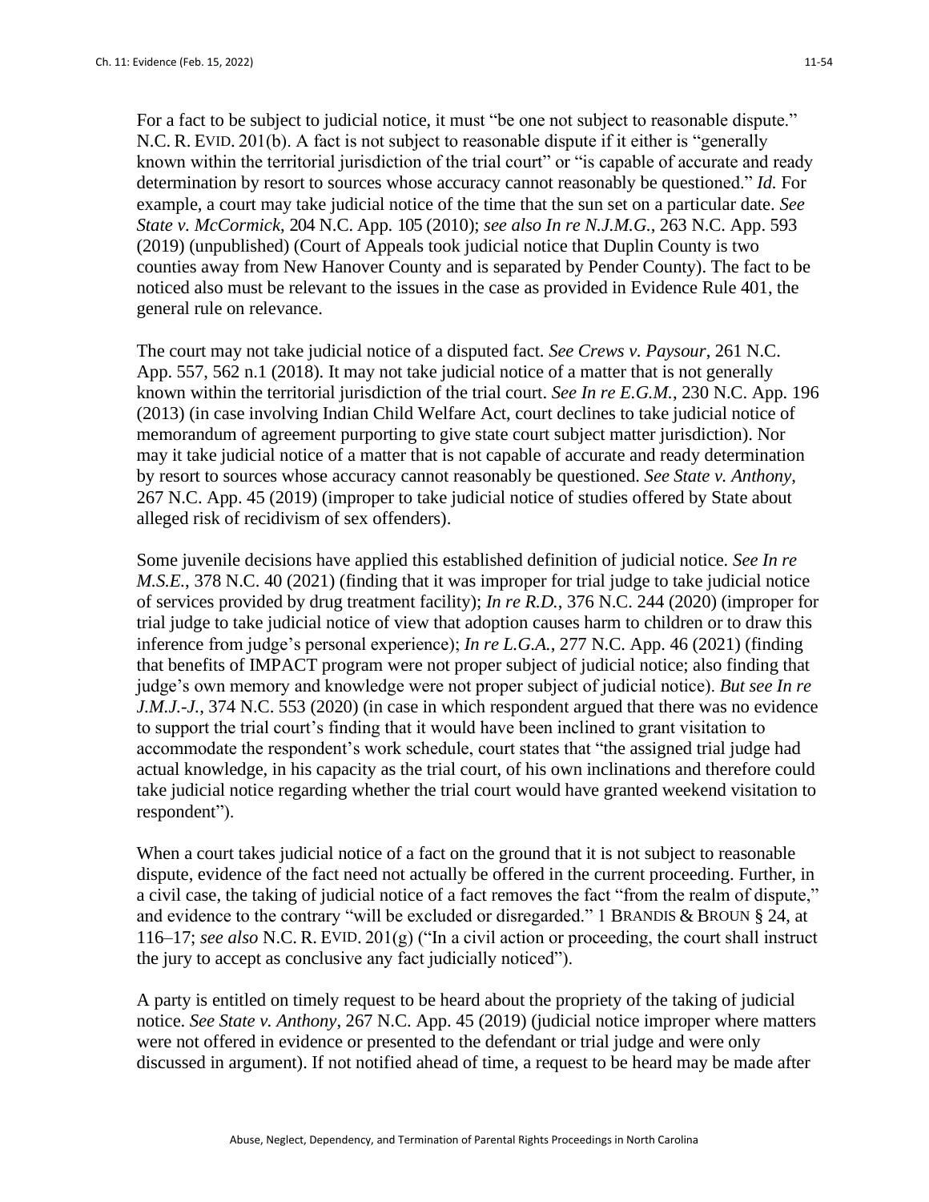For a fact to be subject to judicial notice, it must "be one not subject to reasonable dispute." N.C. R. EVID. 201(b). A fact is not subject to reasonable dispute if it either is "generally known within the territorial jurisdiction of the trial court" or "is capable of accurate and ready determination by resort to sources whose accuracy cannot reasonably be questioned." *Id.* For example, a court may take judicial notice of the time that the sun set on a particular date. *See State v. McCormick*, 204 N.C. App. 105 (2010); *see also In re N.J.M.G.*, 263 N.C. App. 593 (2019) (unpublished) (Court of Appeals took judicial notice that Duplin County is two counties away from New Hanover County and is separated by Pender County). The fact to be noticed also must be relevant to the issues in the case as provided in Evidence Rule 401, the general rule on relevance.

The court may not take judicial notice of a disputed fact. *See Crews v. Paysour*, 261 N.C. App. 557, 562 n.1 (2018). It may not take judicial notice of a matter that is not generally known within the territorial jurisdiction of the trial court. *See In re E.G.M.*, 230 N.C. App. 196 (2013) (in case involving Indian Child Welfare Act, court declines to take judicial notice of memorandum of agreement purporting to give state court subject matter jurisdiction). Nor may it take judicial notice of a matter that is not capable of accurate and ready determination by resort to sources whose accuracy cannot reasonably be questioned. *See State v. Anthony*, 267 N.C. App. 45 (2019) (improper to take judicial notice of studies offered by State about alleged risk of recidivism of sex offenders).

Some juvenile decisions have applied this established definition of judicial notice. *See In re M.S.E.*, 378 N.C. 40 (2021) (finding that it was improper for trial judge to take judicial notice of services provided by drug treatment facility); *In re R.D.*, 376 N.C. 244 (2020) (improper for trial judge to take judicial notice of view that adoption causes harm to children or to draw this inference from judge's personal experience); *In re L.G.A.*, 277 N.C. App. 46 (2021) (finding that benefits of IMPACT program were not proper subject of judicial notice; also finding that judge's own memory and knowledge were not proper subject of judicial notice). *But see In re J.M.J.-J.*, 374 N.C. 553 (2020) (in case in which respondent argued that there was no evidence to support the trial court's finding that it would have been inclined to grant visitation to accommodate the respondent's work schedule, court states that "the assigned trial judge had actual knowledge, in his capacity as the trial court, of his own inclinations and therefore could take judicial notice regarding whether the trial court would have granted weekend visitation to respondent").

When a court takes judicial notice of a fact on the ground that it is not subject to reasonable dispute, evidence of the fact need not actually be offered in the current proceeding. Further, in a civil case, the taking of judicial notice of a fact removes the fact "from the realm of dispute," and evidence to the contrary "will be excluded or disregarded." 1 BRANDIS & BROUN § 24, at 116–17; *see also* N.C. R. EVID. 201(g) ("In a civil action or proceeding, the court shall instruct the jury to accept as conclusive any fact judicially noticed").

A party is entitled on timely request to be heard about the propriety of the taking of judicial notice. *See State v. Anthony*, 267 N.C. App. 45 (2019) (judicial notice improper where matters were not offered in evidence or presented to the defendant or trial judge and were only discussed in argument). If not notified ahead of time, a request to be heard may be made after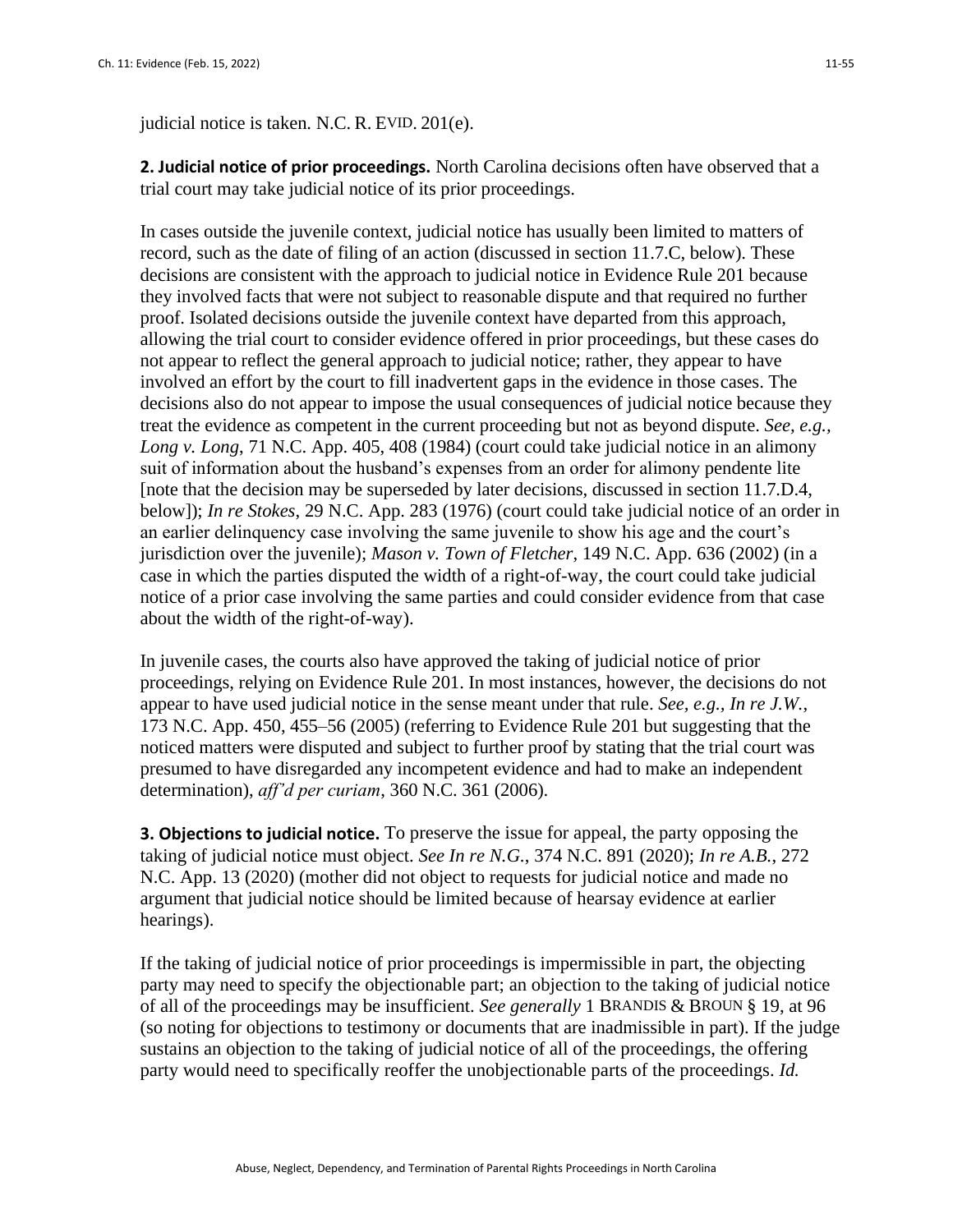judicial notice is taken. N.C. R. EVID. 201(e).

**2. Judicial notice of prior proceedings.** North Carolina decisions often have observed that a trial court may take judicial notice of its prior proceedings.

In cases outside the juvenile context, judicial notice has usually been limited to matters of record, such as the date of filing of an action (discussed in section 11.7.C, below). These decisions are consistent with the approach to judicial notice in Evidence Rule 201 because they involved facts that were not subject to reasonable dispute and that required no further proof. Isolated decisions outside the juvenile context have departed from this approach, allowing the trial court to consider evidence offered in prior proceedings, but these cases do not appear to reflect the general approach to judicial notice; rather, they appear to have involved an effort by the court to fill inadvertent gaps in the evidence in those cases. The decisions also do not appear to impose the usual consequences of judicial notice because they treat the evidence as competent in the current proceeding but not as beyond dispute. *See, e.g.*, *Long v. Long*, 71 N.C. App. 405, 408 (1984) (court could take judicial notice in an alimony suit of information about the husband's expenses from an order for alimony pendente lite [note that the decision may be superseded by later decisions, discussed in section 11.7.D.4, below]); *In re Stokes*, 29 N.C. App. 283 (1976) (court could take judicial notice of an order in an earlier delinquency case involving the same juvenile to show his age and the court's jurisdiction over the juvenile); *Mason v. Town of Fletcher*, 149 N.C. App. 636 (2002) (in a case in which the parties disputed the width of a right-of-way, the court could take judicial notice of a prior case involving the same parties and could consider evidence from that case about the width of the right-of-way).

In juvenile cases, the courts also have approved the taking of judicial notice of prior proceedings, relying on Evidence Rule 201. In most instances, however, the decisions do not appear to have used judicial notice in the sense meant under that rule. *See, e.g.*, *In re J.W.*, 173 N.C. App. 450, 455–56 (2005) (referring to Evidence Rule 201 but suggesting that the noticed matters were disputed and subject to further proof by stating that the trial court was presumed to have disregarded any incompetent evidence and had to make an independent determination), *aff'd per curiam*, 360 N.C. 361 (2006).

**3. Objections to judicial notice.** To preserve the issue for appeal, the party opposing the taking of judicial notice must object. *See In re N.G.*, 374 N.C. 891 (2020); *In re A.B.*, 272 N.C. App. 13 (2020) (mother did not object to requests for judicial notice and made no argument that judicial notice should be limited because of hearsay evidence at earlier hearings).

If the taking of judicial notice of prior proceedings is impermissible in part, the objecting party may need to specify the objectionable part; an objection to the taking of judicial notice of all of the proceedings may be insufficient. *See generally* 1 BRANDIS & BROUN § 19, at 96 (so noting for objections to testimony or documents that are inadmissible in part). If the judge sustains an objection to the taking of judicial notice of all of the proceedings, the offering party would need to specifically reoffer the unobjectionable parts of the proceedings. *Id.*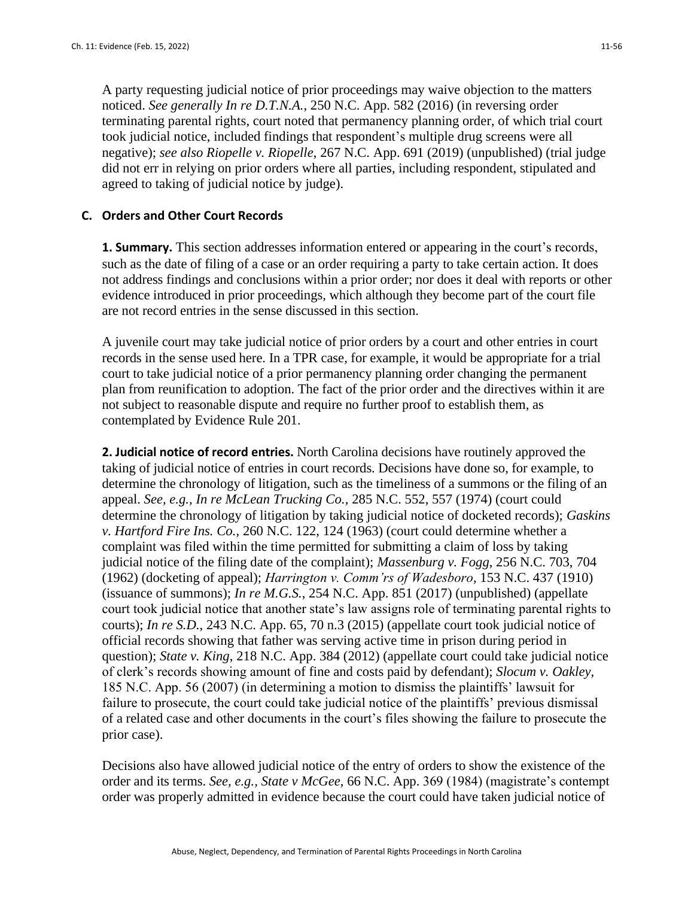A party requesting judicial notice of prior proceedings may waive objection to the matters noticed. *See generally In re D.T.N.A.*, 250 N.C. App. 582 (2016) (in reversing order terminating parental rights, court noted that permanency planning order, of which trial court took judicial notice, included findings that respondent's multiple drug screens were all negative); *see also Riopelle v. Riopelle*, 267 N.C. App. 691 (2019) (unpublished) (trial judge did not err in relying on prior orders where all parties, including respondent, stipulated and agreed to taking of judicial notice by judge).

### C. Orders and Other Court Records

**1. Summary.** This section addresses information entered or appearing in the court's records, such as the date of filing of a case or an order requiring a party to take certain action. It does not address findings and conclusions within a prior order; nor does it deal with reports or other evidence introduced in prior proceedings, which although they become part of the court file are not record entries in the sense discussed in this section.

A juvenile court may take judicial notice of prior orders by a court and other entries in court records in the sense used here. In a TPR case, for example, it would be appropriate for a trial court to take judicial notice of a prior permanency planning order changing the permanent plan from reunification to adoption. The fact of the prior order and the directives within it are not subject to reasonable dispute and require no further proof to establish them, as contemplated by Evidence Rule 201.

**2. Judicial notice of record entries.** North Carolina decisions have routinely approved the taking of judicial notice of entries in court records. Decisions have done so, for example, to determine the chronology of litigation, such as the timeliness of a summons or the filing of an appeal. *See, e.g.*, *In re McLean Trucking Co.*, 285 N.C. 552, 557 (1974) (court could determine the chronology of litigation by taking judicial notice of docketed records); *Gaskins v. Hartford Fire Ins. Co.*, 260 N.C. 122, 124 (1963) (court could determine whether a complaint was filed within the time permitted for submitting a claim of loss by taking judicial notice of the filing date of the complaint); *Massenburg v. Fogg*, 256 N.C. 703, 704 (1962) (docketing of appeal); *Harrington v. Comm'rs of Wadesboro*, 153 N.C. 437 (1910) (issuance of summons); *In re M.G.S.*, 254 N.C. App. 851 (2017) (unpublished) (appellate court took judicial notice that another state's law assigns role of terminating parental rights to courts); *In re S.D.*, 243 N.C. App. 65, 70 n.3 (2015) (appellate court took judicial notice of official records showing that father was serving active time in prison during period in question); *State v. King*, 218 N.C. App. 384 (2012) (appellate court could take judicial notice of clerk's records showing amount of fine and costs paid by defendant); *Slocum v. Oakley*, 185 N.C. App. 56 (2007) (in determining a motion to dismiss the plaintiffs' lawsuit for failure to prosecute, the court could take judicial notice of the plaintiffs' previous dismissal of a related case and other documents in the court's files showing the failure to prosecute the prior case).

Decisions also have allowed judicial notice of the entry of orders to show the existence of the order and its terms. *See, e.g., State v McGee*, 66 N.C. App. 369 (1984) (magistrate's contempt order was properly admitted in evidence because the court could have taken judicial notice of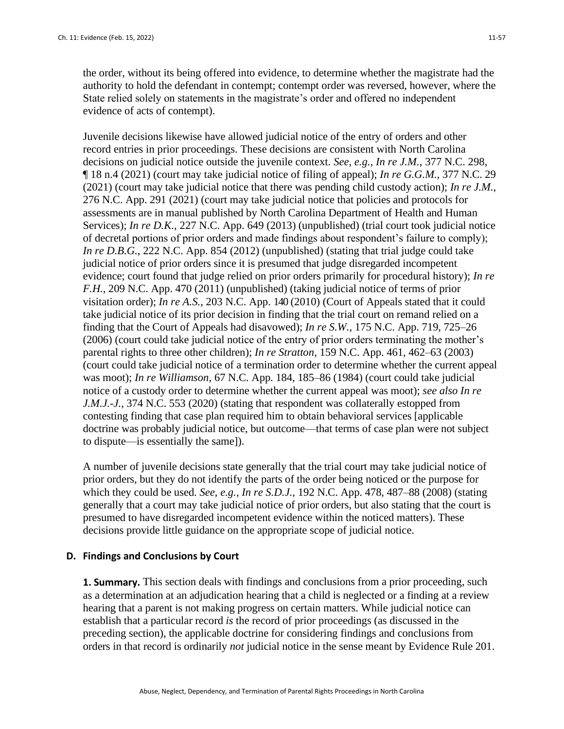the order, without its being offered into evidence, to determine whether the magistrate had the authority to hold the defendant in contempt; contempt order was reversed, however, where the State relied solely on statements in the magistrate's order and offered no independent evidence of acts of contempt).

Juvenile decisions likewise have allowed judicial notice of the entry of orders and other record entries in prior proceedings. These decisions are consistent with North Carolina decisions on judicial notice outside the juvenile context. *See, e.g., In re J.M.*, 377 N.C. 298, ¶ 18 n.4 (2021) (court may take judicial notice of filing of appeal); *In re G.G.M.*, 377 N.C. 29 (2021) (court may take judicial notice that there was pending child custody action); *In re J.M.*, 276 N.C. App. 291 (2021) (court may take judicial notice that policies and protocols for assessments are in manual published by North Carolina Department of Health and Human Services); *In re D.K.*, 227 N.C. App. 649 (2013) (unpublished) (trial court took judicial notice of decretal portions of prior orders and made findings about respondent's failure to comply); *In re D.B.G.*, 222 N.C. App. 854 (2012) (unpublished) (stating that trial judge could take judicial notice of prior orders since it is presumed that judge disregarded incompetent evidence; court found that judge relied on prior orders primarily for procedural history); *In re F.H.*, 209 N.C. App. 470 (2011) (unpublished) (taking judicial notice of terms of prior visitation order); *In re A.S.*, 203 N.C. App. 140 (2010) (Court of Appeals stated that it could take judicial notice of its prior decision in finding that the trial court on remand relied on a finding that the Court of Appeals had disavowed); *In re S.W.*, 175 N.C. App. 719, 725–26 (2006) (court could take judicial notice of the entry of prior orders terminating the mother's parental rights to three other children); *In re Stratton*, 159 N.C. App. 461, 462–63 (2003) (court could take judicial notice of a termination order to determine whether the current appeal was moot); *In re Williamson*, 67 N.C. App. 184, 185–86 (1984) (court could take judicial notice of a custody order to determine whether the current appeal was moot); *see also In re J.M.J.-J.*, 374 N.C. 553 (2020) (stating that respondent was collaterally estopped from contesting finding that case plan required him to obtain behavioral services [applicable doctrine was probably judicial notice, but outcome—that terms of case plan were not subject to dispute—is essentially the same]).

A number of juvenile decisions state generally that the trial court may take judicial notice of prior orders, but they do not identify the parts of the order being noticed or the purpose for which they could be used. *See, e.g., In re S.D.J.*, 192 N.C. App. 478, 487–88 (2008) (stating generally that a court may take judicial notice of prior orders, but also stating that the court is presumed to have disregarded incompetent evidence within the noticed matters). These decisions provide little guidance on the appropriate scope of judicial notice.

### D. Findings and Conclusions by Court

**1. Summary.** This section deals with findings and conclusions from a prior proceeding, such as a determination at an adjudication hearing that a child is neglected or a finding at a review hearing that a parent is not making progress on certain matters. While judicial notice can establish that a particular record *is* the record of prior proceedings (as discussed in the preceding section), the applicable doctrine for considering findings and conclusions from orders in that record is ordinarily *not* judicial notice in the sense meant by Evidence Rule 201.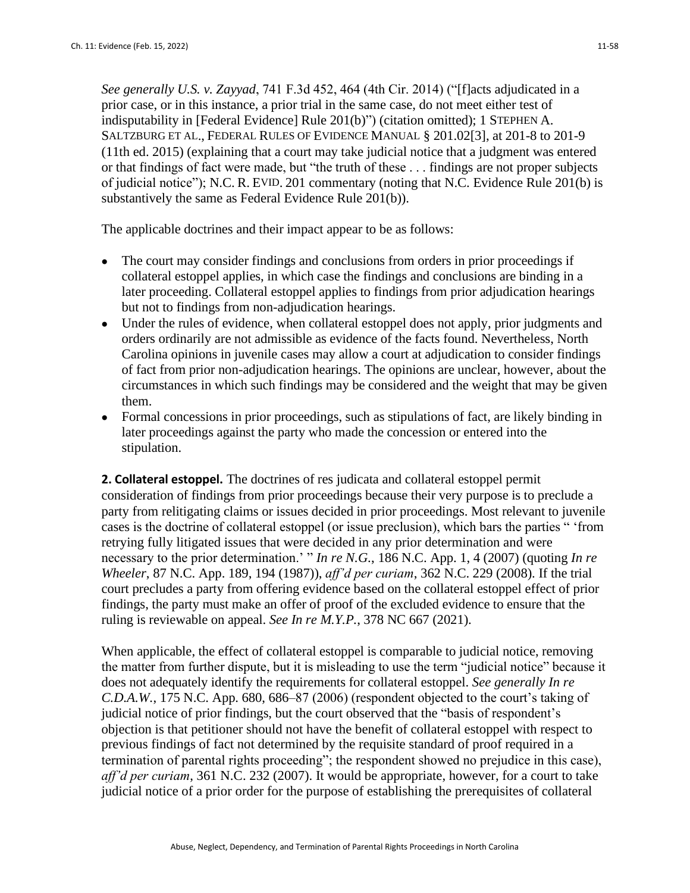*See generally U.S. v. Zayyad*, 741 F.3d 452, 464 (4th Cir. 2014) ("[f]acts adjudicated in a prior case, or in this instance, a prior trial in the same case, do not meet either test of indisputability in [Federal Evidence] Rule 201(b)") (citation omitted); 1 STEPHEN A. SALTZBURG ET AL., FEDERAL RULES OF EVIDENCE MANUAL § 201.02[3], at 201-8 to 201-9 (11th ed. 2015) (explaining that a court may take judicial notice that a judgment was entered or that findings of fact were made, but "the truth of these . . . findings are not proper subjects of judicial notice"); N.C. R. EVID. 201 commentary (noting that N.C. Evidence Rule 201(b) is substantively the same as Federal Evidence Rule 201(b)).

The applicable doctrines and their impact appear to be as follows:

- The court may consider findings and conclusions from orders in prior proceedings if collateral estoppel applies, in which case the findings and conclusions are binding in a later proceeding. Collateral estoppel applies to findings from prior adjudication hearings but not to findings from non-adjudication hearings.
- Under the rules of evidence, when collateral estoppel does not apply, prior judgments and orders ordinarily are not admissible as evidence of the facts found. Nevertheless, North Carolina opinions in juvenile cases may allow a court at adjudication to consider findings of fact from prior non-adjudication hearings. The opinions are unclear, however, about the circumstances in which such findings may be considered and the weight that may be given them.
- Formal concessions in prior proceedings, such as stipulations of fact, are likely binding in later proceedings against the party who made the concession or entered into the stipulation.

**2. Collateral estoppel.** The doctrines of res judicata and collateral estoppel permit consideration of findings from prior proceedings because their very purpose is to preclude a party from relitigating claims or issues decided in prior proceedings. Most relevant to juvenile cases is the doctrine of collateral estoppel (or issue preclusion), which bars the parties " 'from retrying fully litigated issues that were decided in any prior determination and were necessary to the prior determination.' " *In re N.G.*, 186 N.C. App. 1, 4 (2007) (quoting *In re Wheeler*, 87 N.C. App. 189, 194 (1987)), *aff'd per curiam*, 362 N.C. 229 (2008). If the trial court precludes a party from offering evidence based on the collateral estoppel effect of prior findings, the party must make an offer of proof of the excluded evidence to ensure that the ruling is reviewable on appeal. *See In re M.Y.P.*, 378 NC 667 (2021).

When applicable, the effect of collateral estoppel is comparable to judicial notice, removing the matter from further dispute, but it is misleading to use the term "judicial notice" because it does not adequately identify the requirements for collateral estoppel. *See generally In re C.D.A.W.*, 175 N.C. App. 680, 686–87 (2006) (respondent objected to the court's taking of judicial notice of prior findings, but the court observed that the "basis of respondent's objection is that petitioner should not have the benefit of collateral estoppel with respect to previous findings of fact not determined by the requisite standard of proof required in a termination of parental rights proceeding"; the respondent showed no prejudice in this case), *aff'd per curiam*, 361 N.C. 232 (2007). It would be appropriate, however, for a court to take judicial notice of a prior order for the purpose of establishing the prerequisites of collateral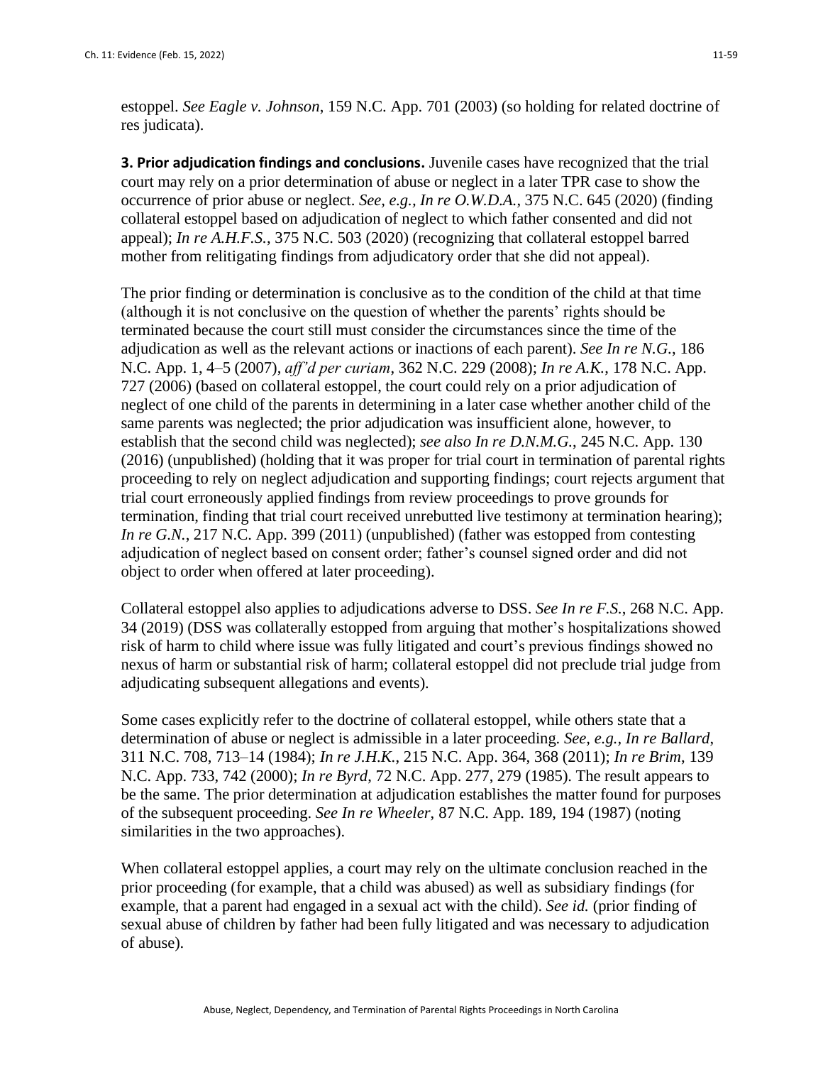estoppel. *See Eagle v. Johnson*, 159 N.C. App. 701 (2003) (so holding for related doctrine of res judicata).

**3. Prior adjudication findings and conclusions.** Juvenile cases have recognized that the trial court may rely on a prior determination of abuse or neglect in a later TPR case to show the occurrence of prior abuse or neglect. *See, e.g., In re O.W.D.A.*, 375 N.C. 645 (2020) (finding collateral estoppel based on adjudication of neglect to which father consented and did not appeal); *In re A.H.F.S.*, 375 N.C. 503 (2020) (recognizing that collateral estoppel barred mother from relitigating findings from adjudicatory order that she did not appeal).

The prior finding or determination is conclusive as to the condition of the child at that time (although it is not conclusive on the question of whether the parents' rights should be terminated because the court still must consider the circumstances since the time of the adjudication as well as the relevant actions or inactions of each parent). *See In re N.G.*, 186 N.C. App. 1, 4–5 (2007), *aff'd per curiam*, 362 N.C. 229 (2008); *In re A.K.*, 178 N.C. App. 727 (2006) (based on collateral estoppel, the court could rely on a prior adjudication of neglect of one child of the parents in determining in a later case whether another child of the same parents was neglected; the prior adjudication was insufficient alone, however, to establish that the second child was neglected); *see also In re D.N.M.G.*, 245 N.C. App. 130 (2016) (unpublished) (holding that it was proper for trial court in termination of parental rights proceeding to rely on neglect adjudication and supporting findings; court rejects argument that trial court erroneously applied findings from review proceedings to prove grounds for termination, finding that trial court received unrebutted live testimony at termination hearing); *In re G.N.*, 217 N.C. App. 399 (2011) (unpublished) (father was estopped from contesting adjudication of neglect based on consent order; father's counsel signed order and did not object to order when offered at later proceeding).

Collateral estoppel also applies to adjudications adverse to DSS. *See In re F.S.*, 268 N.C. App. 34 (2019) (DSS was collaterally estopped from arguing that mother's hospitalizations showed risk of harm to child where issue was fully litigated and court's previous findings showed no nexus of harm or substantial risk of harm; collateral estoppel did not preclude trial judge from adjudicating subsequent allegations and events).

Some cases explicitly refer to the doctrine of collateral estoppel, while others state that a determination of abuse or neglect is admissible in a later proceeding. *See, e.g., In re Ballard*, 311 N.C. 708, 713–14 (1984); *In re J.H.K.*, 215 N.C. App. 364, 368 (2011); *In re Brim*, 139 N.C. App. 733, 742 (2000); *In re Byrd*, 72 N.C. App. 277, 279 (1985). The result appears to be the same. The prior determination at adjudication establishes the matter found for purposes of the subsequent proceeding. *See In re Wheeler*, 87 N.C. App. 189, 194 (1987) (noting similarities in the two approaches).

When collateral estoppel applies, a court may rely on the ultimate conclusion reached in the prior proceeding (for example, that a child was abused) as well as subsidiary findings (for example, that a parent had engaged in a sexual act with the child). *See id.* (prior finding of sexual abuse of children by father had been fully litigated and was necessary to adjudication of abuse).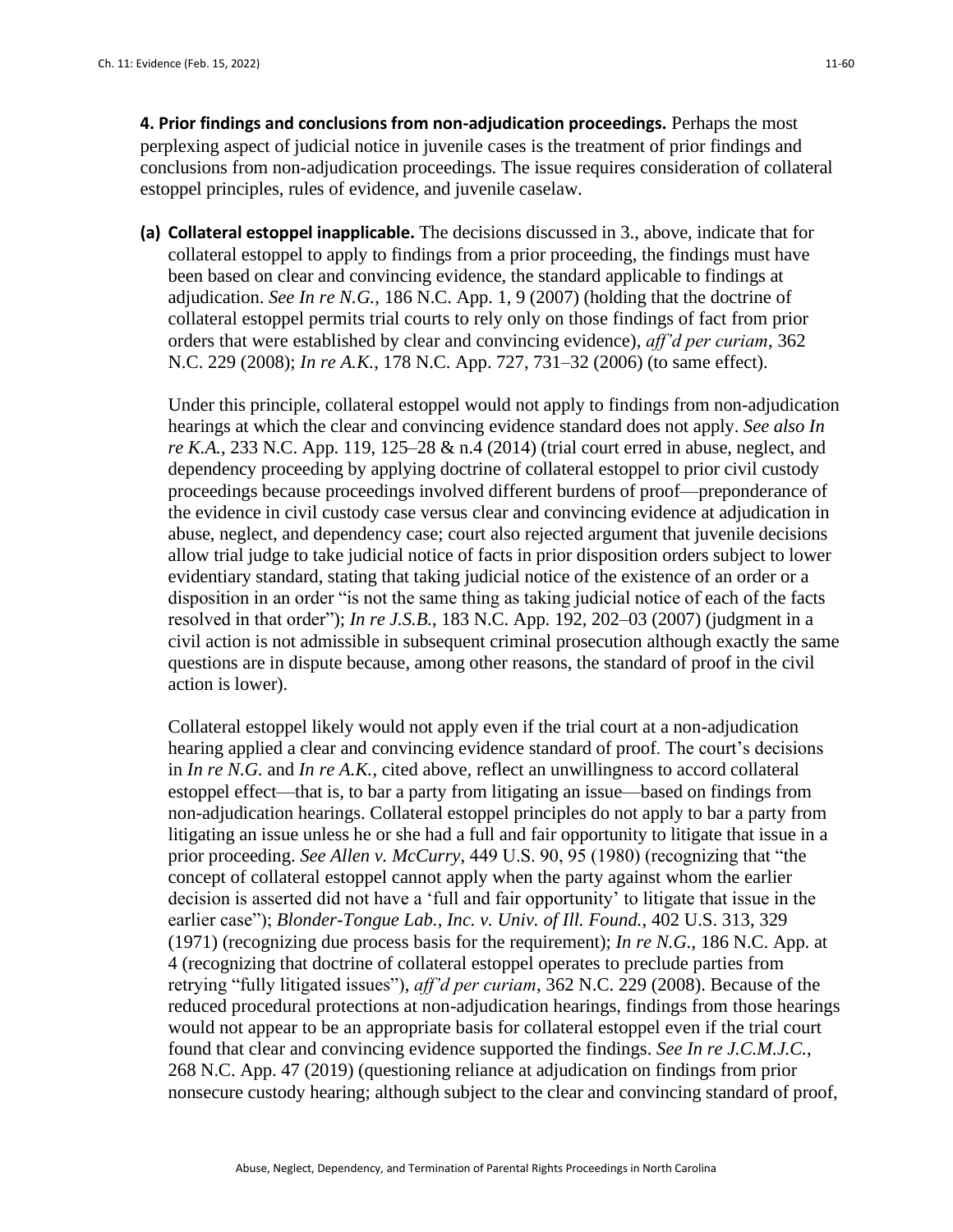**4. Prior findings and conclusions from non-adjudication proceedings.** Perhaps the most perplexing aspect of judicial notice in juvenile cases is the treatment of prior findings and conclusions from non-adjudication proceedings. The issue requires consideration of collateral estoppel principles, rules of evidence, and juvenile caselaw.

**(a) Collateral estoppel inapplicable.** The decisions discussed in 3., above, indicate that for collateral estoppel to apply to findings from a prior proceeding, the findings must have been based on clear and convincing evidence, the standard applicable to findings at adjudication. *See In re N.G.*, 186 N.C. App. 1, 9 (2007) (holding that the doctrine of collateral estoppel permits trial courts to rely only on those findings of fact from prior orders that were established by clear and convincing evidence), *aff'd per curiam*, 362 N.C. 229 (2008); *In re A.K.*, 178 N.C. App. 727, 731–32 (2006) (to same effect).

Under this principle, collateral estoppel would not apply to findings from non-adjudication hearings at which the clear and convincing evidence standard does not apply. *See also In re K.A.*, 233 N.C. App. 119, 125–28 & n.4 (2014) (trial court erred in abuse, neglect, and dependency proceeding by applying doctrine of collateral estoppel to prior civil custody proceedings because proceedings involved different burdens of proof—preponderance of the evidence in civil custody case versus clear and convincing evidence at adjudication in abuse, neglect, and dependency case; court also rejected argument that juvenile decisions allow trial judge to take judicial notice of facts in prior disposition orders subject to lower evidentiary standard, stating that taking judicial notice of the existence of an order or a disposition in an order "is not the same thing as taking judicial notice of each of the facts resolved in that order"); *In re J.S.B.*, 183 N.C. App. 192, 202–03 (2007) (judgment in a civil action is not admissible in subsequent criminal prosecution although exactly the same questions are in dispute because, among other reasons, the standard of proof in the civil action is lower).

Collateral estoppel likely would not apply even if the trial court at a non-adjudication hearing applied a clear and convincing evidence standard of proof. The court's decisions in *In re N.G.* and *In re A.K.,* cited above, reflect an unwillingness to accord collateral estoppel effect—that is, to bar a party from litigating an issue—based on findings from non-adjudication hearings. Collateral estoppel principles do not apply to bar a party from litigating an issue unless he or she had a full and fair opportunity to litigate that issue in a prior proceeding. *See Allen v. McCurry*, 449 U.S. 90, 95 (1980) (recognizing that "the concept of collateral estoppel cannot apply when the party against whom the earlier decision is asserted did not have a 'full and fair opportunity' to litigate that issue in the earlier case"); *Blonder-Tongue Lab., Inc. v. Univ. of Ill. Found.*, 402 U.S. 313, 329 (1971) (recognizing due process basis for the requirement); *In re N.G.*, 186 N.C. App. at 4 (recognizing that doctrine of collateral estoppel operates to preclude parties from retrying "fully litigated issues"), *aff'd per curiam*, 362 N.C. 229 (2008). Because of the reduced procedural protections at non-adjudication hearings, findings from those hearings would not appear to be an appropriate basis for collateral estoppel even if the trial court found that clear and convincing evidence supported the findings. *See In re J.C.M.J.C.*, 268 N.C. App. 47 (2019) (questioning reliance at adjudication on findings from prior nonsecure custody hearing; although subject to the clear and convincing standard of proof,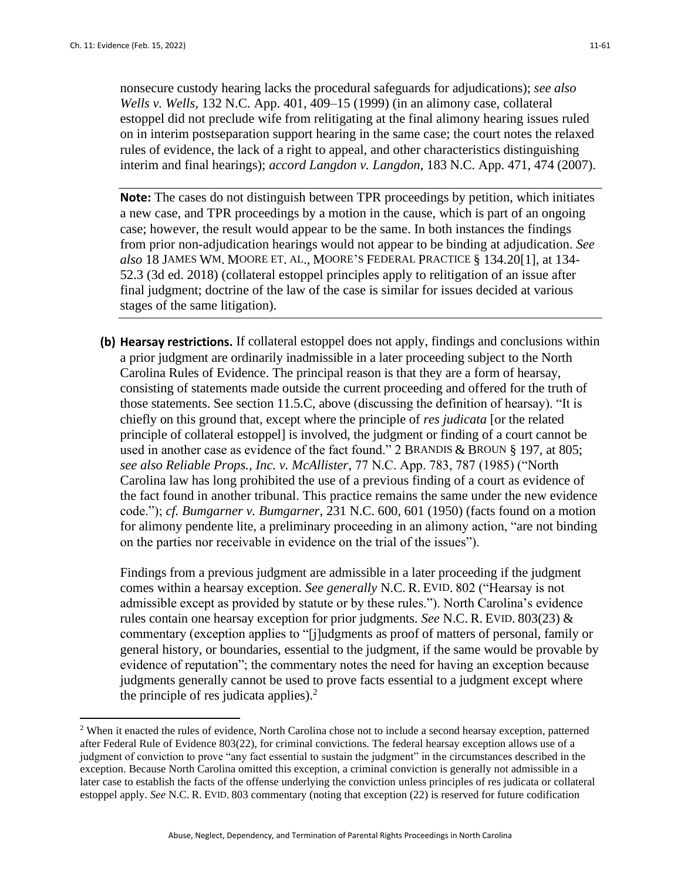nonsecure custody hearing lacks the procedural safeguards for adjudications); *see also Wells v. Wells*, 132 N.C. App. 401, 409–15 (1999) (in an alimony case, collateral estoppel did not preclude wife from relitigating at the final alimony hearing issues ruled on in interim postseparation support hearing in the same case; the court notes the relaxed rules of evidence, the lack of a right to appeal, and other characteristics distinguishing interim and final hearings); *accord Langdon v. Langdon*, 183 N.C. App. 471, 474 (2007).

---

**Note:** The cases do not distinguish between TPR proceedings by petition, which initiates a new case, and TPR proceedings by a motion in the cause, which is part of an ongoing case; however, the result would appear to be the same. In both instances the findings from prior non-adjudication hearings would not appear to be binding at adjudication. *See also* 18 JAMES WM. MOORE ET. AL., MOORE'S FEDERAL PRACTICE § 134.20[1], at 134-52.3 (3d ed. 2018) (collateral estoppel principles apply to relitigation of an issue after final judgment; doctrine of the law of the case is similar for issues decided at various stages of the same litigation).

---

**(b) Hearsay restrictions.** If collateral estoppel does not apply, findings and conclusions within a prior judgment are ordinarily inadmissible in a later proceeding subject to the North Carolina Rules of Evidence. The principal reason is that they are a form of hearsay, consisting of statements made outside the current proceeding and offered for the truth of those statements. See section 11.5.C, above (discussing the definition of hearsay). "It is chiefly on this ground that, except where the principle of *res judicata* [or the related principle of collateral estoppel] is involved, the judgment or finding of a court cannot be used in another case as evidence of the fact found." 2 BRANDIS & BROUN § 197, at 805; *see also Reliable Props., Inc. v. McAllister*, 77 N.C. App. 783, 787 (1985) ("North Carolina law has long prohibited the use of a previous finding of a court as evidence of the fact found in another tribunal. This practice remains the same under the new evidence code."); *cf. Bumgarner v. Bumgarner*, 231 N.C. 600, 601 (1950) (facts found on a motion for alimony pendente lite, a preliminary proceeding in an alimony action, "are not binding on the parties nor receivable in evidence on the trial of the issues").

Findings from a previous judgment are admissible in a later proceeding if the judgment comes within a hearsay exception. *See generally* N.C. R. EVID. 802 ("Hearsay is not admissible except as provided by statute or by these rules."). North Carolina's evidence rules contain one hearsay exception for prior judgments. *See* N.C. R. EVID. 803(23) & commentary (exception applies to "[j]udgments as proof of matters of personal, family or general history, or boundaries, essential to the judgment, if the same would be provable by evidence of reputation"; the commentary notes the need for having an exception because judgments generally cannot be used to prove facts essential to a judgment except where the principle of res judicata applies).[2]

[2] When it enacted the rules of evidence, North Carolina chose not to include a second hearsay exception, patterned after Federal Rule of Evidence 803(22), for criminal convictions. The federal hearsay exception allows use of a judgment of conviction to prove "any fact essential to sustain the judgment" in the circumstances described in the exception. Because North Carolina omitted this exception, a criminal conviction is generally not admissible in a later case to establish the facts of the offense underlying the conviction unless principles of res judicata or collateral estoppel apply. *See* N.C. R. EVID. 803 commentary (noting that exception (22) is reserved for future codification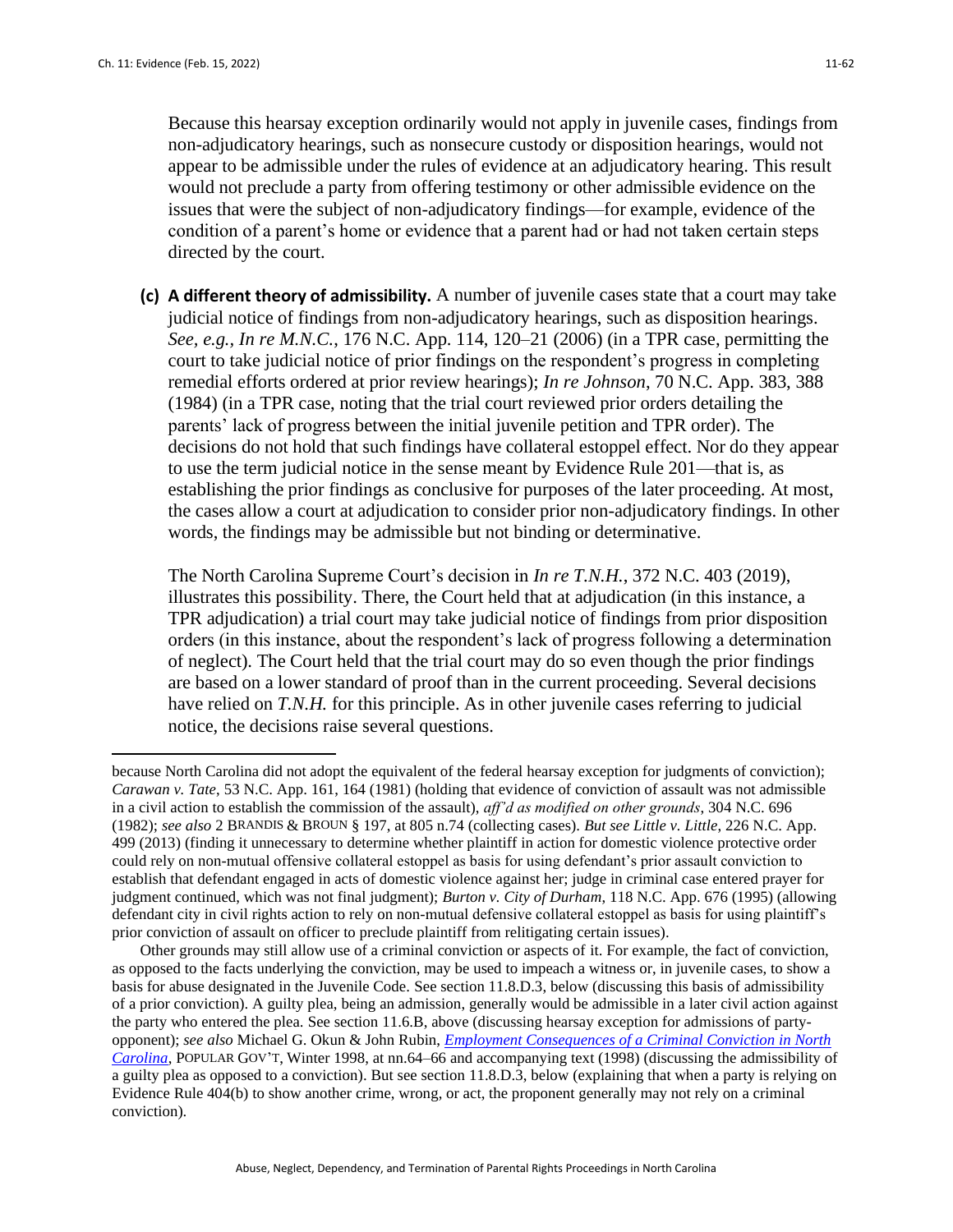Because this hearsay exception ordinarily would not apply in juvenile cases, findings from non-adjudicatory hearings, such as nonsecure custody or disposition hearings, would not appear to be admissible under the rules of evidence at an adjudicatory hearing. This result would not preclude a party from offering testimony or other admissible evidence on the issues that were the subject of non-adjudicatory findings—for example, evidence of the condition of a parent's home or evidence that a parent had or had not taken certain steps directed by the court.

**(c) A different theory of admissibility.** A number of juvenile cases state that a court may take judicial notice of findings from non-adjudicatory hearings, such as disposition hearings. *See, e.g., In re M.N.C.*, 176 N.C. App. 114, 120–21 (2006) (in a TPR case, permitting the court to take judicial notice of prior findings on the respondent's progress in completing remedial efforts ordered at prior review hearings); *In re Johnson*, 70 N.C. App. 383, 388 (1984) (in a TPR case, noting that the trial court reviewed prior orders detailing the parents' lack of progress between the initial juvenile petition and TPR order). The decisions do not hold that such findings have collateral estoppel effect. Nor do they appear to use the term judicial notice in the sense meant by Evidence Rule 201—that is, as establishing the prior findings as conclusive for purposes of the later proceeding. At most, the cases allow a court at adjudication to consider prior non-adjudicatory findings. In other words, the findings may be admissible but not binding or determinative.

The North Carolina Supreme Court's decision in *In re T.N.H.*, 372 N.C. 403 (2019), illustrates this possibility. There, the Court held that at adjudication (in this instance, a TPR adjudication) a trial court may take judicial notice of findings from prior disposition orders (in this instance, about the respondent's lack of progress following a determination of neglect). The Court held that the trial court may do so even though the prior findings are based on a lower standard of proof than in the current proceeding. Several decisions have relied on *T.N.H.* for this principle. As in other juvenile cases referring to judicial notice, the decisions raise several questions.

---

because North Carolina did not adopt the equivalent of the federal hearsay exception for judgments of conviction); *Carawan v. Tate*, 53 N.C. App. 161, 164 (1981) (holding that evidence of conviction of assault was not admissible in a civil action to establish the commission of the assault), *aff'd as modified on other grounds*, 304 N.C. 696 (1982); *see also* 2 BRANDIS & BROUN § 197, at 805 n.74 (collecting cases). *But see Little v. Little*, 226 N.C. App. 499 (2013) (finding it unnecessary to determine whether plaintiff in action for domestic violence protective order could rely on non-mutual offensive collateral estoppel as basis for using defendant's prior assault conviction to establish that defendant engaged in acts of domestic violence against her; judge in criminal case entered prayer for judgment continued, which was not final judgment); *Burton v. City of Durham*, 118 N.C. App. 676 (1995) (allowing defendant city in civil rights action to rely on non-mutual defensive collateral estoppel as basis for using plaintiff's prior conviction of assault on officer to preclude plaintiff from relitigating certain issues).

Other grounds may still allow use of a criminal conviction or aspects of it. For example, the fact of conviction, as opposed to the facts underlying the conviction, may be used to impeach a witness or, in juvenile cases, to show a basis for abuse designated in the Juvenile Code. See section 11.8.D.3, below (discussing this basis of admissibility of a prior conviction). A guilty plea, being an admission, generally would be admissible in a later civil action against the party who entered the plea. See section 11.6.B, above (discussing hearsay exception for admissions of party-opponent); *see also* Michael G. Okun & John Rubin, *Employment Consequences of a Criminal Conviction in North Carolina*, POPULAR GOV'T, Winter 1998, at nn.64–66 and accompanying text (1998) (discussing the admissibility of a guilty plea as opposed to a conviction). But see section 11.8.D.3, below (explaining that when a party is relying on Evidence Rule 404(b) to show another crime, wrong, or act, the proponent generally may not rely on a criminal conviction).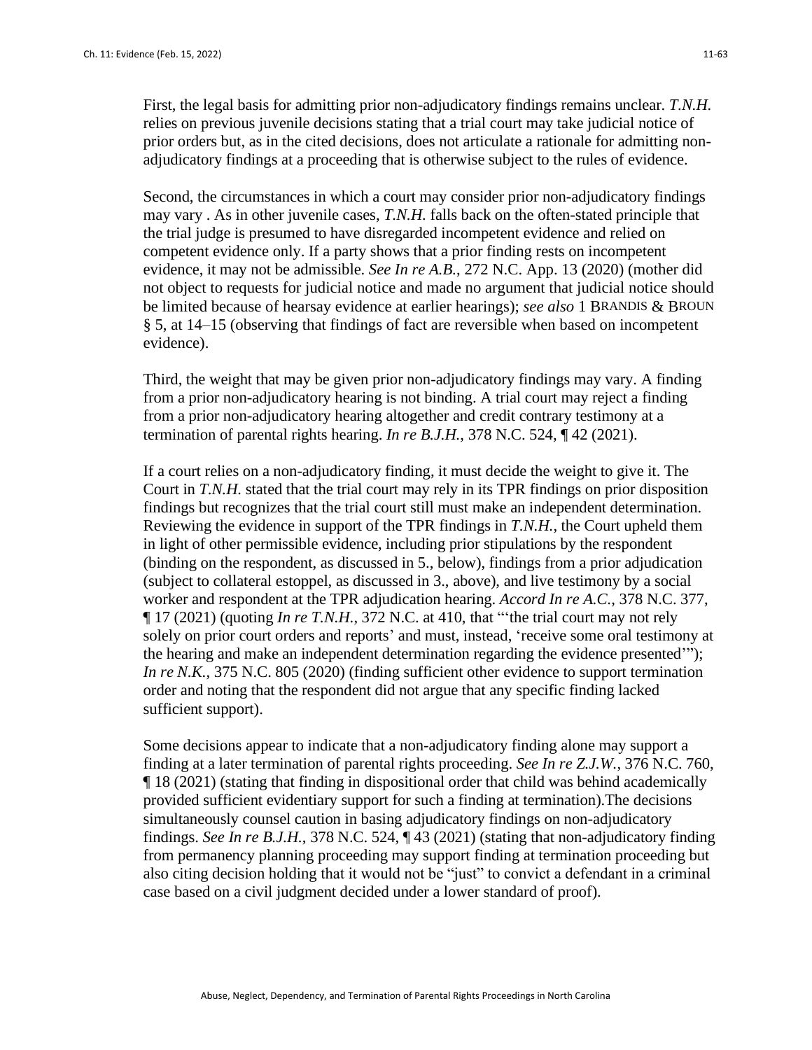First, the legal basis for admitting prior non-adjudicatory findings remains unclear. *T.N.H.* relies on previous juvenile decisions stating that a trial court may take judicial notice of prior orders but, as in the cited decisions, does not articulate a rationale for admitting non-adjudicatory findings at a proceeding that is otherwise subject to the rules of evidence.

Second, the circumstances in which a court may consider prior non-adjudicatory findings may vary . As in other juvenile cases, *T.N.H.* falls back on the often-stated principle that the trial judge is presumed to have disregarded incompetent evidence and relied on competent evidence only. If a party shows that a prior finding rests on incompetent evidence, it may not be admissible. *See In re A.B.*, 272 N.C. App. 13 (2020) (mother did not object to requests for judicial notice and made no argument that judicial notice should be limited because of hearsay evidence at earlier hearings); *see also* 1 BRANDIS & BROUN § 5, at 14–15 (observing that findings of fact are reversible when based on incompetent evidence).

Third, the weight that may be given prior non-adjudicatory findings may vary. A finding from a prior non-adjudicatory hearing is not binding. A trial court may reject a finding from a prior non-adjudicatory hearing altogether and credit contrary testimony at a termination of parental rights hearing. *In re B.J.H.*, 378 N.C. 524, ¶ 42 (2021).

If a court relies on a non-adjudicatory finding, it must decide the weight to give it. The Court in *T.N.H.* stated that the trial court may rely in its TPR findings on prior disposition findings but recognizes that the trial court still must make an independent determination. Reviewing the evidence in support of the TPR findings in *T.N.H.*, the Court upheld them in light of other permissible evidence, including prior stipulations by the respondent (binding on the respondent, as discussed in 5., below), findings from a prior adjudication (subject to collateral estoppel, as discussed in 3., above), and live testimony by a social worker and respondent at the TPR adjudication hearing. *Accord In re A.C.*, 378 N.C. 377, ¶ 17 (2021) (quoting *In re T.N.H.*, 372 N.C. at 410, that "'the trial court may not rely solely on prior court orders and reports' and must, instead, 'receive some oral testimony at the hearing and make an independent determination regarding the evidence presented'"); *In re N.K.*, 375 N.C. 805 (2020) (finding sufficient other evidence to support termination order and noting that the respondent did not argue that any specific finding lacked sufficient support).

Some decisions appear to indicate that a non-adjudicatory finding alone may support a finding at a later termination of parental rights proceeding. *See In re Z.J.W.*, 376 N.C. 760, ¶ 18 (2021) (stating that finding in dispositional order that child was behind academically provided sufficient evidentiary support for such a finding at termination).The decisions simultaneously counsel caution in basing adjudicatory findings on non-adjudicatory findings. *See In re B.J.H.*, 378 N.C. 524, ¶ 43 (2021) (stating that non-adjudicatory finding from permanency planning proceeding may support finding at termination proceeding but also citing decision holding that it would not be "just" to convict a defendant in a criminal case based on a civil judgment decided under a lower standard of proof).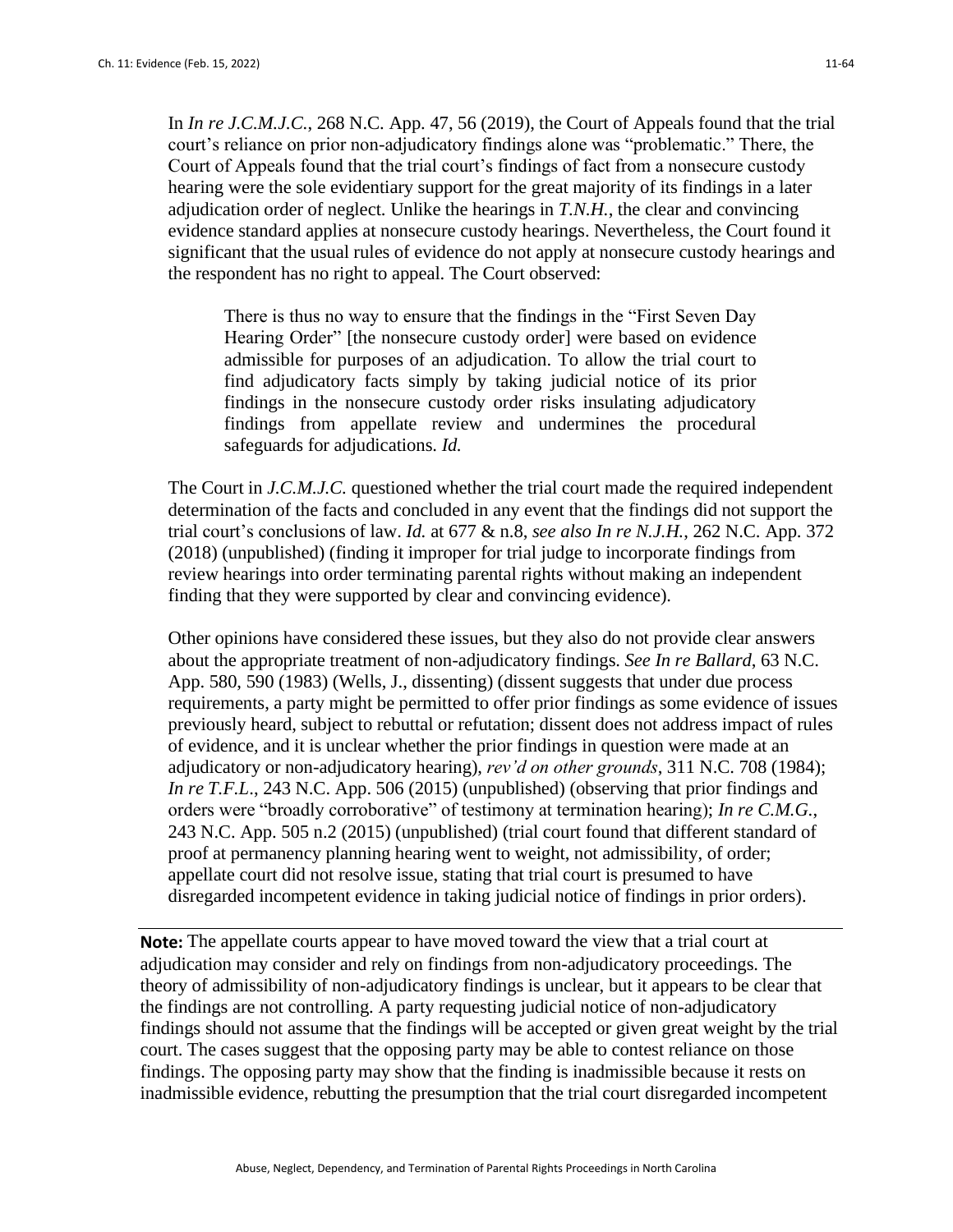In *In re J.C.M.J.C.*, 268 N.C. App. 47, 56 (2019), the Court of Appeals found that the trial court's reliance on prior non-adjudicatory findings alone was "problematic." There, the Court of Appeals found that the trial court's findings of fact from a nonsecure custody hearing were the sole evidentiary support for the great majority of its findings in a later adjudication order of neglect. Unlike the hearings in *T.N.H.*, the clear and convincing evidence standard applies at nonsecure custody hearings. Nevertheless, the Court found it significant that the usual rules of evidence do not apply at nonsecure custody hearings and the respondent has no right to appeal. The Court observed:

> There is thus no way to ensure that the findings in the "First Seven Day Hearing Order" [the nonsecure custody order] were based on evidence admissible for purposes of an adjudication. To allow the trial court to find adjudicatory facts simply by taking judicial notice of its prior findings in the nonsecure custody order risks insulating adjudicatory findings from appellate review and undermines the procedural safeguards for adjudications. *Id.*

The Court in *J.C.M.J.C.* questioned whether the trial court made the required independent determination of the facts and concluded in any event that the findings did not support the trial court's conclusions of law. *Id.* at 677 & n.8, *see also In re N.J.H.*, 262 N.C. App. 372 (2018) (unpublished) (finding it improper for trial judge to incorporate findings from review hearings into order terminating parental rights without making an independent finding that they were supported by clear and convincing evidence).

Other opinions have considered these issues, but they also do not provide clear answers about the appropriate treatment of non-adjudicatory findings. *See In re Ballard*, 63 N.C. App. 580, 590 (1983) (Wells, J., dissenting) (dissent suggests that under due process requirements, a party might be permitted to offer prior findings as some evidence of issues previously heard, subject to rebuttal or refutation; dissent does not address impact of rules of evidence, and it is unclear whether the prior findings in question were made at an adjudicatory or non-adjudicatory hearing), *rev'd on other grounds*, 311 N.C. 708 (1984); *In re T.F.L.*, 243 N.C. App. 506 (2015) (unpublished) (observing that prior findings and orders were "broadly corroborative" of testimony at termination hearing); *In re C.M.G.*, 243 N.C. App. 505 n.2 (2015) (unpublished) (trial court found that different standard of proof at permanency planning hearing went to weight, not admissibility, of order; appellate court did not resolve issue, stating that trial court is presumed to have disregarded incompetent evidence in taking judicial notice of findings in prior orders).

---

**Note:** The appellate courts appear to have moved toward the view that a trial court at adjudication may consider and rely on findings from non-adjudicatory proceedings. The theory of admissibility of non-adjudicatory findings is unclear, but it appears to be clear that the findings are not controlling. A party requesting judicial notice of non-adjudicatory findings should not assume that the findings will be accepted or given great weight by the trial court. The cases suggest that the opposing party may be able to contest reliance on those findings. The opposing party may show that the finding is inadmissible because it rests on inadmissible evidence, rebutting the presumption that the trial court disregarded incompetent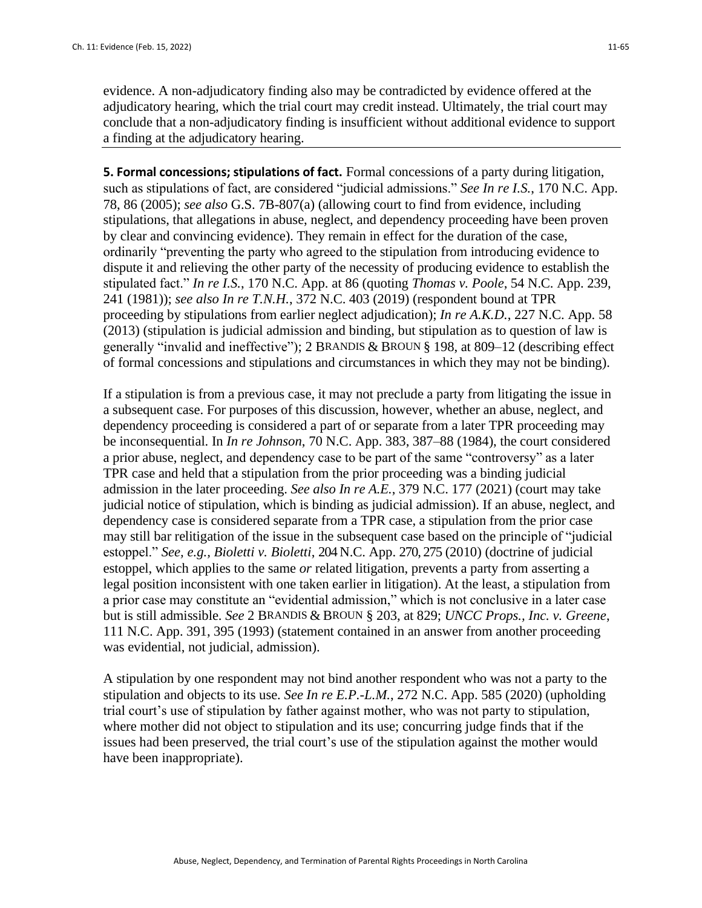evidence. A non-adjudicatory finding also may be contradicted by evidence offered at the adjudicatory hearing, which the trial court may credit instead. Ultimately, the trial court may conclude that a non-adjudicatory finding is insufficient without additional evidence to support a finding at the adjudicatory hearing.

---

**5. Formal concessions; stipulations of fact.** Formal concessions of a party during litigation, such as stipulations of fact, are considered "judicial admissions." *See In re I.S.*, 170 N.C. App. 78, 86 (2005); *see also* G.S. 7B-807(a) (allowing court to find from evidence, including stipulations, that allegations in abuse, neglect, and dependency proceeding have been proven by clear and convincing evidence). They remain in effect for the duration of the case, ordinarily "preventing the party who agreed to the stipulation from introducing evidence to dispute it and relieving the other party of the necessity of producing evidence to establish the stipulated fact." *In re I.S.*, 170 N.C. App. at 86 (quoting *Thomas v. Poole*, 54 N.C. App. 239, 241 (1981)); *see also In re T.N.H.*, 372 N.C. 403 (2019) (respondent bound at TPR proceeding by stipulations from earlier neglect adjudication); *In re A.K.D.*, 227 N.C. App. 58 (2013) (stipulation is judicial admission and binding, but stipulation as to question of law is generally "invalid and ineffective"); 2 BRANDIS & BROUN § 198, at 809–12 (describing effect of formal concessions and stipulations and circumstances in which they may not be binding).

If a stipulation is from a previous case, it may not preclude a party from litigating the issue in a subsequent case. For purposes of this discussion, however, whether an abuse, neglect, and dependency proceeding is considered a part of or separate from a later TPR proceeding may be inconsequential. In *In re Johnson*, 70 N.C. App. 383, 387–88 (1984), the court considered a prior abuse, neglect, and dependency case to be part of the same "controversy" as a later TPR case and held that a stipulation from the prior proceeding was a binding judicial admission in the later proceeding. *See also In re A.E.*, 379 N.C. 177 (2021) (court may take judicial notice of stipulation, which is binding as judicial admission). If an abuse, neglect, and dependency case is considered separate from a TPR case, a stipulation from the prior case may still bar relitigation of the issue in the subsequent case based on the principle of "judicial estoppel." *See, e.g., Bioletti v. Bioletti*, 204 N.C. App. 270, 275 (2010) (doctrine of judicial estoppel, which applies to the same *or* related litigation, prevents a party from asserting a legal position inconsistent with one taken earlier in litigation). At the least, a stipulation from a prior case may constitute an "evidential admission," which is not conclusive in a later case but is still admissible. *See* 2 BRANDIS & BROUN § 203, at 829; *UNCC Props., Inc. v. Greene*, 111 N.C. App. 391, 395 (1993) (statement contained in an answer from another proceeding was evidential, not judicial, admission).

A stipulation by one respondent may not bind another respondent who was not a party to the stipulation and objects to its use. *See In re E.P.-L.M.*, 272 N.C. App. 585 (2020) (upholding trial court's use of stipulation by father against mother, who was not party to stipulation, where mother did not object to stipulation and its use; concurring judge finds that if the issues had been preserved, the trial court's use of the stipulation against the mother would have been inappropriate).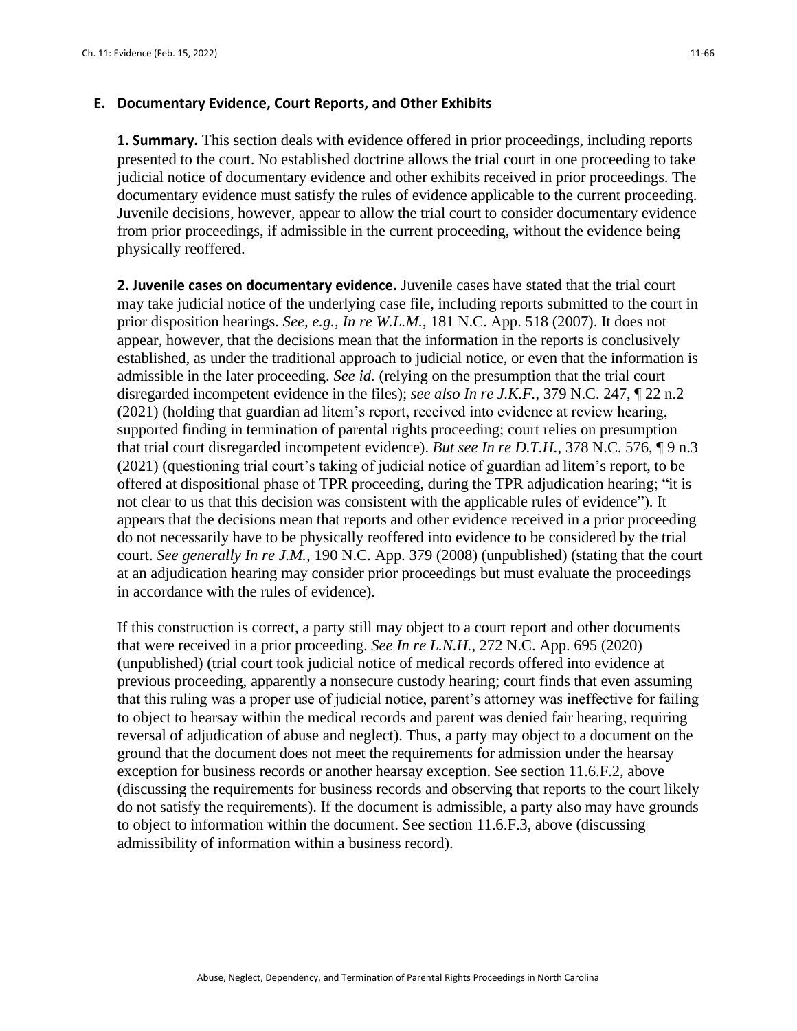## E. Documentary Evidence, Court Reports, and Other Exhibits

**1. Summary.** This section deals with evidence offered in prior proceedings, including reports presented to the court. No established doctrine allows the trial court in one proceeding to take judicial notice of documentary evidence and other exhibits received in prior proceedings. The documentary evidence must satisfy the rules of evidence applicable to the current proceeding. Juvenile decisions, however, appear to allow the trial court to consider documentary evidence from prior proceedings, if admissible in the current proceeding, without the evidence being physically reoffered.

**2. Juvenile cases on documentary evidence.** Juvenile cases have stated that the trial court may take judicial notice of the underlying case file, including reports submitted to the court in prior disposition hearings. *See, e.g.*, *In re W.L.M.*, 181 N.C. App. 518 (2007). It does not appear, however, that the decisions mean that the information in the reports is conclusively established, as under the traditional approach to judicial notice, or even that the information is admissible in the later proceeding. *See id.* (relying on the presumption that the trial court disregarded incompetent evidence in the files); *see also In re J.K.F.*, 379 N.C. 247, ¶ 22 n.2 (2021) (holding that guardian ad litem's report, received into evidence at review hearing, supported finding in termination of parental rights proceeding; court relies on presumption that trial court disregarded incompetent evidence). *But see In re D.T.H.*, 378 N.C. 576, ¶ 9 n.3 (2021) (questioning trial court's taking of judicial notice of guardian ad litem's report, to be offered at dispositional phase of TPR proceeding, during the TPR adjudication hearing; "it is not clear to us that this decision was consistent with the applicable rules of evidence"). It appears that the decisions mean that reports and other evidence received in a prior proceeding do not necessarily have to be physically reoffered into evidence to be considered by the trial court. *See generally In re J.M.*, 190 N.C. App. 379 (2008) (unpublished) (stating that the court at an adjudication hearing may consider prior proceedings but must evaluate the proceedings in accordance with the rules of evidence).

If this construction is correct, a party still may object to a court report and other documents that were received in a prior proceeding. *See In re L.N.H.*, 272 N.C. App. 695 (2020) (unpublished) (trial court took judicial notice of medical records offered into evidence at previous proceeding, apparently a nonsecure custody hearing; court finds that even assuming that this ruling was a proper use of judicial notice, parent's attorney was ineffective for failing to object to hearsay within the medical records and parent was denied fair hearing, requiring reversal of adjudication of abuse and neglect). Thus, a party may object to a document on the ground that the document does not meet the requirements for admission under the hearsay exception for business records or another hearsay exception. See section 11.6.F.2, above (discussing the requirements for business records and observing that reports to the court likely do not satisfy the requirements). If the document is admissible, a party also may have grounds to object to information within the document. See section 11.6.F.3, above (discussing admissibility of information within a business record).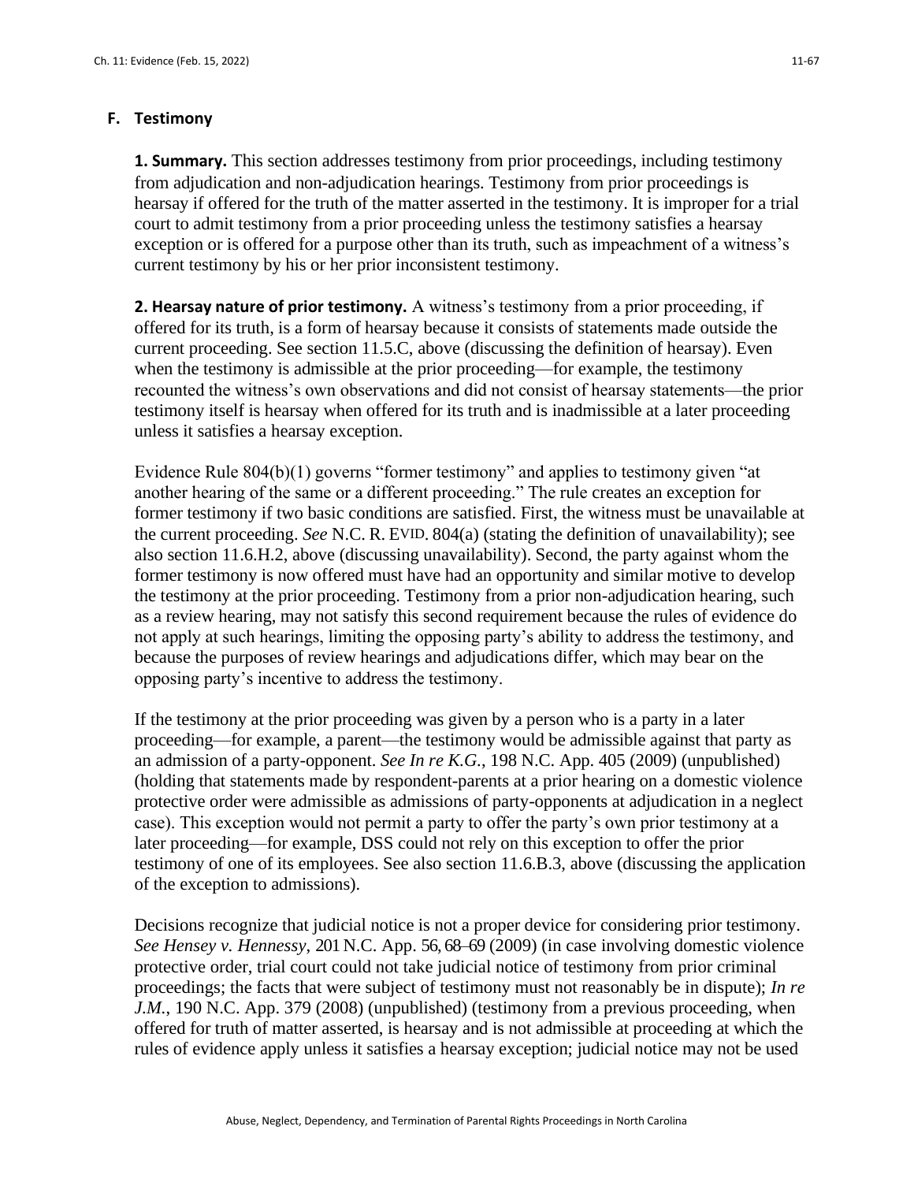## F. Testimony

**1. Summary.** This section addresses testimony from prior proceedings, including testimony from adjudication and non-adjudication hearings. Testimony from prior proceedings is hearsay if offered for the truth of the matter asserted in the testimony. It is improper for a trial court to admit testimony from a prior proceeding unless the testimony satisfies a hearsay exception or is offered for a purpose other than its truth, such as impeachment of a witness's current testimony by his or her prior inconsistent testimony.

**2. Hearsay nature of prior testimony.** A witness's testimony from a prior proceeding, if offered for its truth, is a form of hearsay because it consists of statements made outside the current proceeding. See section 11.5.C, above (discussing the definition of hearsay). Even when the testimony is admissible at the prior proceeding—for example, the testimony recounted the witness's own observations and did not consist of hearsay statements—the prior testimony itself is hearsay when offered for its truth and is inadmissible at a later proceeding unless it satisfies a hearsay exception.

Evidence Rule 804(b)(1) governs "former testimony" and applies to testimony given "at another hearing of the same or a different proceeding." The rule creates an exception for former testimony if two basic conditions are satisfied. First, the witness must be unavailable at the current proceeding. *See* N.C. R. EVID. 804(a) (stating the definition of unavailability); see also section 11.6.H.2, above (discussing unavailability). Second, the party against whom the former testimony is now offered must have had an opportunity and similar motive to develop the testimony at the prior proceeding. Testimony from a prior non-adjudication hearing, such as a review hearing, may not satisfy this second requirement because the rules of evidence do not apply at such hearings, limiting the opposing party's ability to address the testimony, and because the purposes of review hearings and adjudications differ, which may bear on the opposing party's incentive to address the testimony.

If the testimony at the prior proceeding was given by a person who is a party in a later proceeding—for example, a parent—the testimony would be admissible against that party as an admission of a party-opponent. *See In re K.G.*, 198 N.C. App. 405 (2009) (unpublished) (holding that statements made by respondent-parents at a prior hearing on a domestic violence protective order were admissible as admissions of party-opponents at adjudication in a neglect case). This exception would not permit a party to offer the party's own prior testimony at a later proceeding—for example, DSS could not rely on this exception to offer the prior testimony of one of its employees. See also section 11.6.B.3, above (discussing the application of the exception to admissions).

Decisions recognize that judicial notice is not a proper device for considering prior testimony. *See Hensey v. Hennessy*, 201 N.C. App. 56, 68–69 (2009) (in case involving domestic violence protective order, trial court could not take judicial notice of testimony from prior criminal proceedings; the facts that were subject of testimony must not reasonably be in dispute); *In re J.M.*, 190 N.C. App. 379 (2008) (unpublished) (testimony from a previous proceeding, when offered for truth of matter asserted, is hearsay and is not admissible at proceeding at which the rules of evidence apply unless it satisfies a hearsay exception; judicial notice may not be used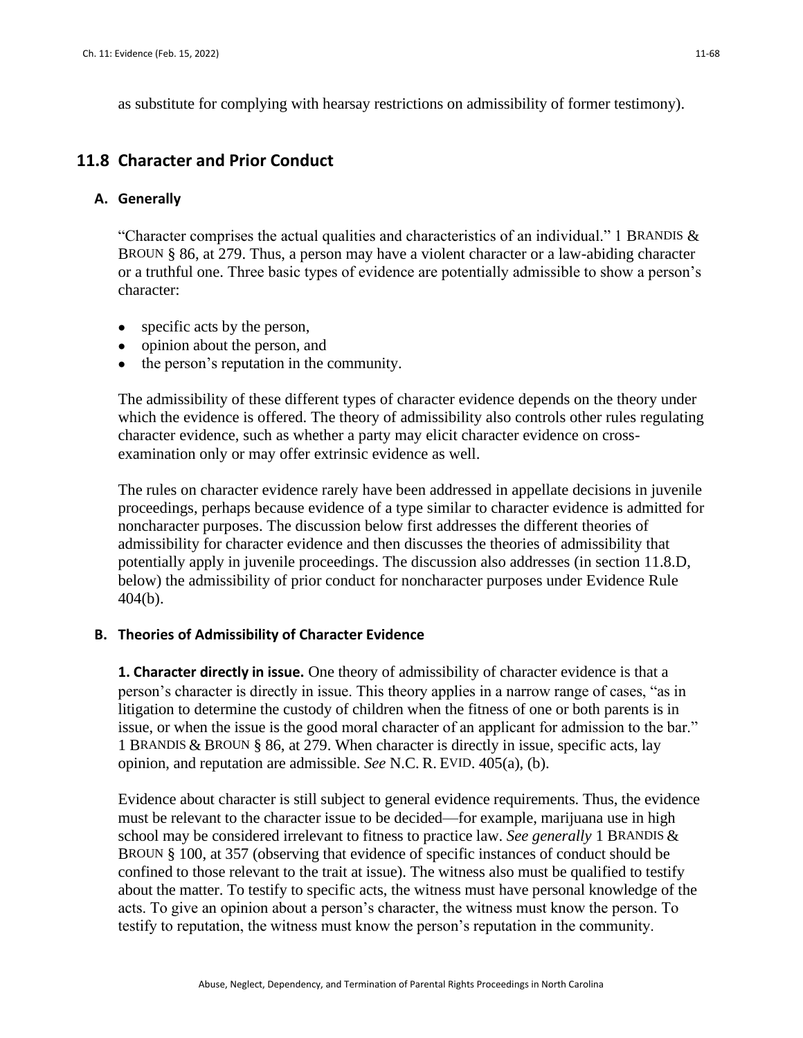as substitute for complying with hearsay restrictions on admissibility of former testimony).

## 11.8 Character and Prior Conduct

### A. Generally

"Character comprises the actual qualities and characteristics of an individual." 1 BRANDIS & BROUN § 86, at 279. Thus, a person may have a violent character or a law-abiding character or a truthful one. Three basic types of evidence are potentially admissible to show a person's character:

- specific acts by the person,
- opinion about the person, and
- the person's reputation in the community.

The admissibility of these different types of character evidence depends on the theory under which the evidence is offered. The theory of admissibility also controls other rules regulating character evidence, such as whether a party may elicit character evidence on cross-examination only or may offer extrinsic evidence as well.

The rules on character evidence rarely have been addressed in appellate decisions in juvenile proceedings, perhaps because evidence of a type similar to character evidence is admitted for noncharacter purposes. The discussion below first addresses the different theories of admissibility for character evidence and then discusses the theories of admissibility that potentially apply in juvenile proceedings. The discussion also addresses (in section 11.8.D, below) the admissibility of prior conduct for noncharacter purposes under Evidence Rule 404(b).

### B. Theories of Admissibility of Character Evidence

**1. Character directly in issue.** One theory of admissibility of character evidence is that a person's character is directly in issue. This theory applies in a narrow range of cases, "as in litigation to determine the custody of children when the fitness of one or both parents is in issue, or when the issue is the good moral character of an applicant for admission to the bar." 1 BRANDIS & BROUN § 86, at 279. When character is directly in issue, specific acts, lay opinion, and reputation are admissible. *See* N.C. R. EVID. 405(a), (b).

Evidence about character is still subject to general evidence requirements. Thus, the evidence must be relevant to the character issue to be decided—for example, marijuana use in high school may be considered irrelevant to fitness to practice law. *See generally* 1 BRANDIS & BROUN § 100, at 357 (observing that evidence of specific instances of conduct should be confined to those relevant to the trait at issue). The witness also must be qualified to testify about the matter. To testify to specific acts, the witness must have personal knowledge of the acts. To give an opinion about a person's character, the witness must know the person. To testify to reputation, the witness must know the person's reputation in the community.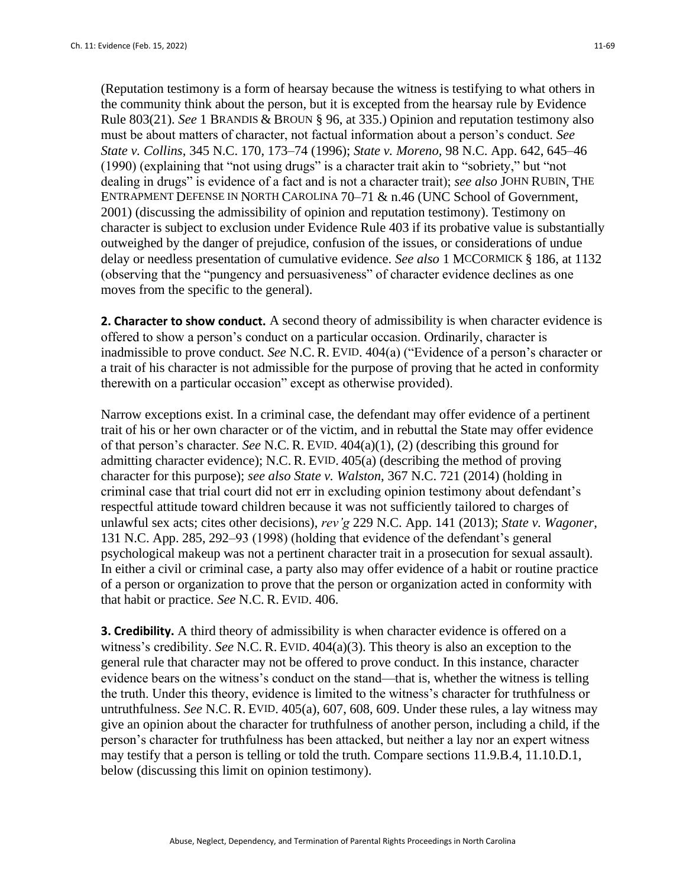(Reputation testimony is a form of hearsay because the witness is testifying to what others in the community think about the person, but it is excepted from the hearsay rule by Evidence Rule 803(21). *See* 1 BRANDIS & BROUN § 96, at 335.) Opinion and reputation testimony also must be about matters of character, not factual information about a person's conduct. *See State v. Collins*, 345 N.C. 170, 173–74 (1996); *State v. Moreno*, 98 N.C. App. 642, 645–46 (1990) (explaining that "not using drugs" is a character trait akin to "sobriety," but "not dealing in drugs" is evidence of a fact and is not a character trait); *see also* JOHN RUBIN, THE ENTRAPMENT DEFENSE IN NORTH CAROLINA 70–71 & n.46 (UNC School of Government, 2001) (discussing the admissibility of opinion and reputation testimony). Testimony on character is subject to exclusion under Evidence Rule 403 if its probative value is substantially outweighed by the danger of prejudice, confusion of the issues, or considerations of undue delay or needless presentation of cumulative evidence. *See also* 1 MCCORMICK § 186, at 1132 (observing that the "pungency and persuasiveness" of character evidence declines as one moves from the specific to the general).

**2. Character to show conduct.** A second theory of admissibility is when character evidence is offered to show a person's conduct on a particular occasion. Ordinarily, character is inadmissible to prove conduct. *See* N.C. R. EVID. 404(a) ("Evidence of a person's character or a trait of his character is not admissible for the purpose of proving that he acted in conformity therewith on a particular occasion" except as otherwise provided).

Narrow exceptions exist. In a criminal case, the defendant may offer evidence of a pertinent trait of his or her own character or of the victim, and in rebuttal the State may offer evidence of that person's character. *See* N.C. R. EVID. 404(a)(1), (2) (describing this ground for admitting character evidence); N.C. R. EVID. 405(a) (describing the method of proving character for this purpose); *see also State v. Walston*, 367 N.C. 721 (2014) (holding in criminal case that trial court did not err in excluding opinion testimony about defendant's respectful attitude toward children because it was not sufficiently tailored to charges of unlawful sex acts; cites other decisions), *rev'g* 229 N.C. App. 141 (2013); *State v. Wagoner*, 131 N.C. App. 285, 292–93 (1998) (holding that evidence of the defendant's general psychological makeup was not a pertinent character trait in a prosecution for sexual assault). In either a civil or criminal case, a party also may offer evidence of a habit or routine practice of a person or organization to prove that the person or organization acted in conformity with that habit or practice. *See* N.C. R. EVID. 406.

**3. Credibility.** A third theory of admissibility is when character evidence is offered on a witness's credibility. *See* N.C. R. EVID. 404(a)(3). This theory is also an exception to the general rule that character may not be offered to prove conduct. In this instance, character evidence bears on the witness's conduct on the stand—that is, whether the witness is telling the truth. Under this theory, evidence is limited to the witness's character for truthfulness or untruthfulness. *See* N.C. R. EVID. 405(a), 607, 608, 609. Under these rules, a lay witness may give an opinion about the character for truthfulness of another person, including a child, if the person's character for truthfulness has been attacked, but neither a lay nor an expert witness may testify that a person is telling or told the truth. Compare sections 11.9.B.4, 11.10.D.1, below (discussing this limit on opinion testimony).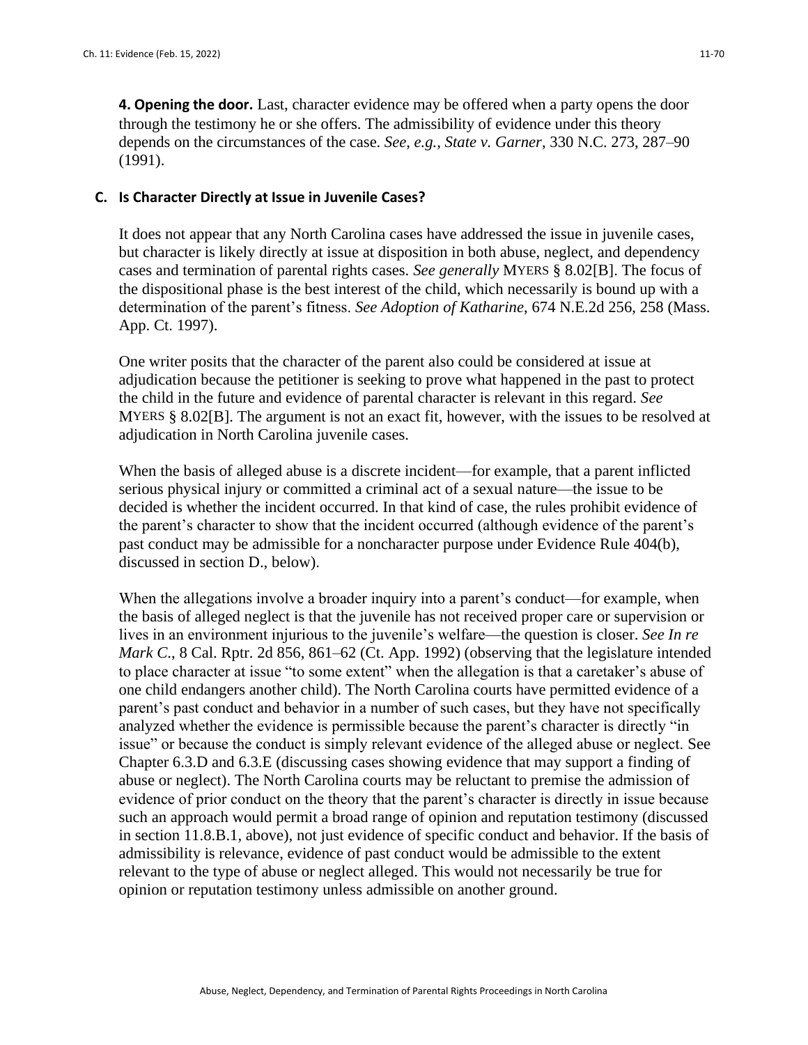**4. Opening the door.** Last, character evidence may be offered when a party opens the door through the testimony he or she offers. The admissibility of evidence under this theory depends on the circumstances of the case. *See, e.g.*, *State v. Garner*, 330 N.C. 273, 287–90 (1991).

### C. Is Character Directly at Issue in Juvenile Cases?

It does not appear that any North Carolina cases have addressed the issue in juvenile cases, but character is likely directly at issue at disposition in both abuse, neglect, and dependency cases and termination of parental rights cases. *See generally* MYERS § 8.02[B]. The focus of the dispositional phase is the best interest of the child, which necessarily is bound up with a determination of the parent's fitness. *See Adoption of Katharine*, 674 N.E.2d 256, 258 (Mass. App. Ct. 1997).

One writer posits that the character of the parent also could be considered at issue at adjudication because the petitioner is seeking to prove what happened in the past to protect the child in the future and evidence of parental character is relevant in this regard. *See* MYERS § 8.02[B]. The argument is not an exact fit, however, with the issues to be resolved at adjudication in North Carolina juvenile cases.

When the basis of alleged abuse is a discrete incident—for example, that a parent inflicted serious physical injury or committed a criminal act of a sexual nature—the issue to be decided is whether the incident occurred. In that kind of case, the rules prohibit evidence of the parent's character to show that the incident occurred (although evidence of the parent's past conduct may be admissible for a noncharacter purpose under Evidence Rule 404(b), discussed in section D., below).

When the allegations involve a broader inquiry into a parent's conduct—for example, when the basis of alleged neglect is that the juvenile has not received proper care or supervision or lives in an environment injurious to the juvenile's welfare—the question is closer. *See In re Mark C.*, 8 Cal. Rptr. 2d 856, 861–62 (Ct. App. 1992) (observing that the legislature intended to place character at issue "to some extent" when the allegation is that a caretaker's abuse of one child endangers another child). The North Carolina courts have permitted evidence of a parent's past conduct and behavior in a number of such cases, but they have not specifically analyzed whether the evidence is permissible because the parent's character is directly "in issue" or because the conduct is simply relevant evidence of the alleged abuse or neglect. See Chapter 6.3.D and 6.3.E (discussing cases showing evidence that may support a finding of abuse or neglect). The North Carolina courts may be reluctant to premise the admission of evidence of prior conduct on the theory that the parent's character is directly in issue because such an approach would permit a broad range of opinion and reputation testimony (discussed in section 11.8.B.1, above), not just evidence of specific conduct and behavior. If the basis of admissibility is relevance, evidence of past conduct would be admissible to the extent relevant to the type of abuse or neglect alleged. This would not necessarily be true for opinion or reputation testimony unless admissible on another ground.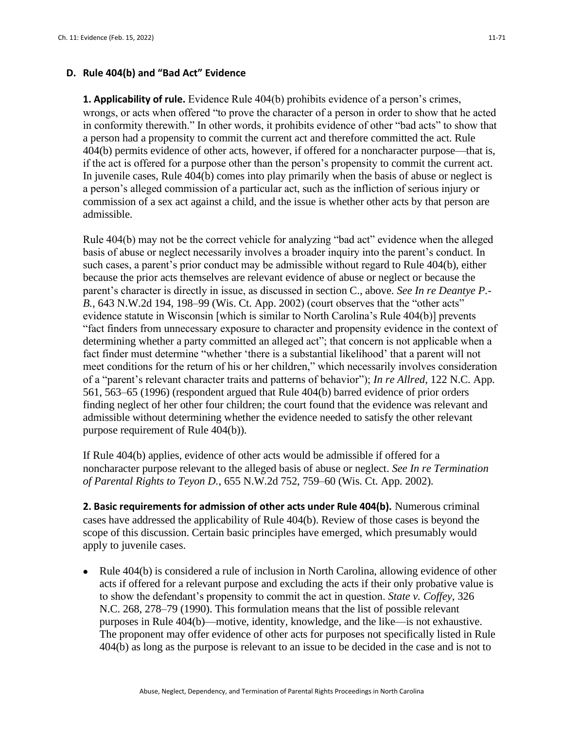## D. Rule 404(b) and "Bad Act" Evidence

**1. Applicability of rule.** Evidence Rule 404(b) prohibits evidence of a person's crimes, wrongs, or acts when offered "to prove the character of a person in order to show that he acted in conformity therewith." In other words, it prohibits evidence of other "bad acts" to show that a person had a propensity to commit the current act and therefore committed the act. Rule 404(b) permits evidence of other acts, however, if offered for a noncharacter purpose—that is, if the act is offered for a purpose other than the person's propensity to commit the current act. In juvenile cases, Rule 404(b) comes into play primarily when the basis of abuse or neglect is a person's alleged commission of a particular act, such as the infliction of serious injury or commission of a sex act against a child, and the issue is whether other acts by that person are admissible.

Rule 404(b) may not be the correct vehicle for analyzing "bad act" evidence when the alleged basis of abuse or neglect necessarily involves a broader inquiry into the parent's conduct. In such cases, a parent's prior conduct may be admissible without regard to Rule 404(b), either because the prior acts themselves are relevant evidence of abuse or neglect or because the parent's character is directly in issue, as discussed in section C., above. *See In re Deantye P.-B.*, 643 N.W.2d 194, 198–99 (Wis. Ct. App. 2002) (court observes that the "other acts" evidence statute in Wisconsin [which is similar to North Carolina's Rule 404(b)] prevents "fact finders from unnecessary exposure to character and propensity evidence in the context of determining whether a party committed an alleged act"; that concern is not applicable when a fact finder must determine "whether 'there is a substantial likelihood' that a parent will not meet conditions for the return of his or her children," which necessarily involves consideration of a "parent's relevant character traits and patterns of behavior"); *In re Allred*, 122 N.C. App. 561, 563–65 (1996) (respondent argued that Rule 404(b) barred evidence of prior orders finding neglect of her other four children; the court found that the evidence was relevant and admissible without determining whether the evidence needed to satisfy the other relevant purpose requirement of Rule 404(b)).

If Rule 404(b) applies, evidence of other acts would be admissible if offered for a noncharacter purpose relevant to the alleged basis of abuse or neglect. *See In re Termination of Parental Rights to Teyon D.*, 655 N.W.2d 752, 759–60 (Wis. Ct. App. 2002).

**2. Basic requirements for admission of other acts under Rule 404(b).** Numerous criminal cases have addressed the applicability of Rule 404(b). Review of those cases is beyond the scope of this discussion. Certain basic principles have emerged, which presumably would apply to juvenile cases.

- Rule 404(b) is considered a rule of inclusion in North Carolina, allowing evidence of other acts if offered for a relevant purpose and excluding the acts if their only probative value is to show the defendant's propensity to commit the act in question. *State v. Coffey*, 326 N.C. 268, 278–79 (1990). This formulation means that the list of possible relevant purposes in Rule 404(b)—motive, identity, knowledge, and the like—is not exhaustive. The proponent may offer evidence of other acts for purposes not specifically listed in Rule 404(b) as long as the purpose is relevant to an issue to be decided in the case and is not to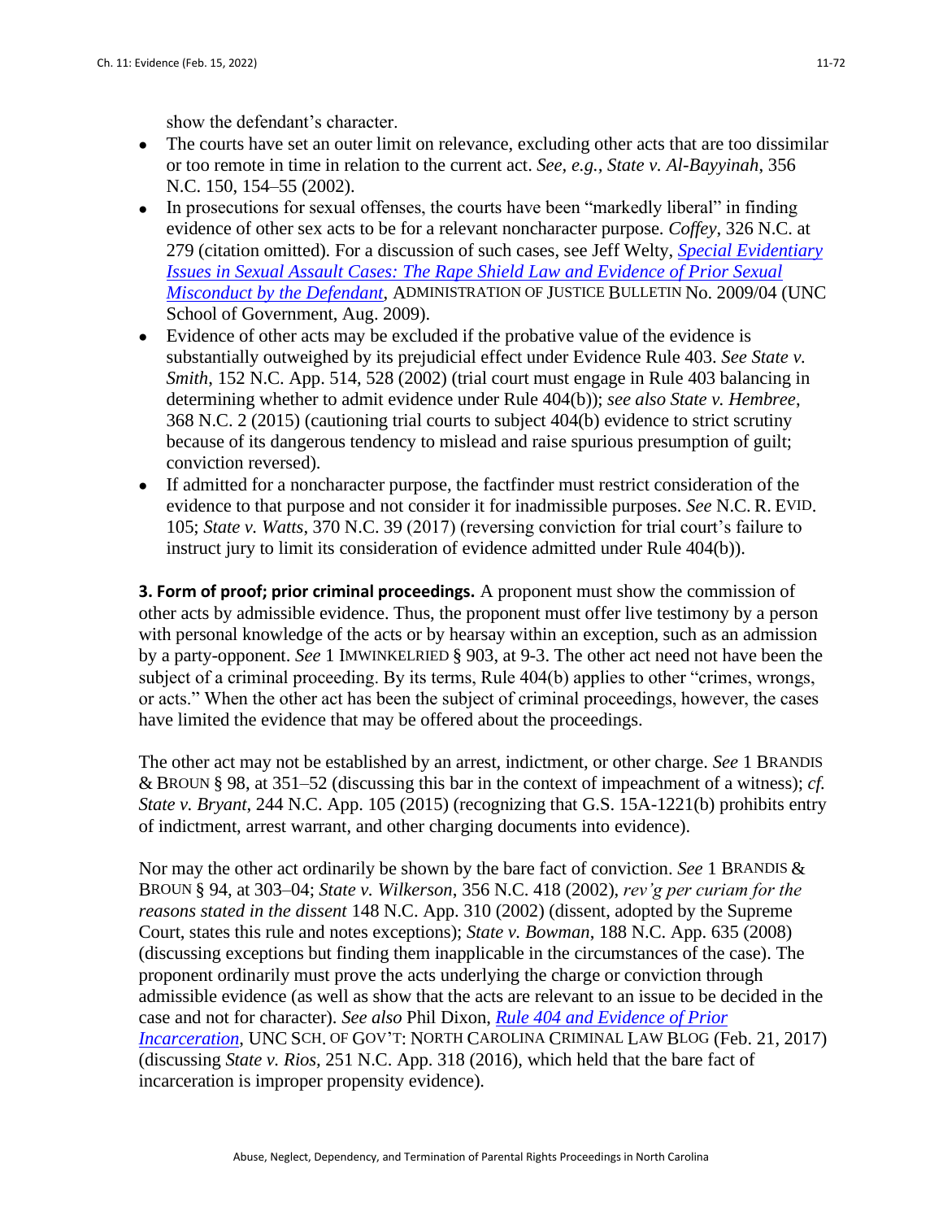show the defendant's character.

- The courts have set an outer limit on relevance, excluding other acts that are too dissimilar or too remote in time in relation to the current act. *See, e.g.*, *State v. Al-Bayyinah*, 356 N.C. 150, 154–55 (2002).
- In prosecutions for sexual offenses, the courts have been "markedly liberal" in finding evidence of other sex acts to be for a relevant noncharacter purpose. *Coffey*, 326 N.C. at 279 (citation omitted). For a discussion of such cases, see Jeff Welty, *Special Evidentiary Issues in Sexual Assault Cases: The Rape Shield Law and Evidence of Prior Sexual Misconduct by the Defendant*, ADMINISTRATION OF JUSTICE BULLETIN No. 2009/04 (UNC School of Government, Aug. 2009).
- Evidence of other acts may be excluded if the probative value of the evidence is substantially outweighed by its prejudicial effect under Evidence Rule 403. *See State v. Smith*, 152 N.C. App. 514, 528 (2002) (trial court must engage in Rule 403 balancing in determining whether to admit evidence under Rule 404(b)); *see also State v. Hembree*, 368 N.C. 2 (2015) (cautioning trial courts to subject 404(b) evidence to strict scrutiny because of its dangerous tendency to mislead and raise spurious presumption of guilt; conviction reversed).
- If admitted for a noncharacter purpose, the factfinder must restrict consideration of the evidence to that purpose and not consider it for inadmissible purposes. *See* N.C. R. EVID. 105; *State v. Watts*, 370 N.C. 39 (2017) (reversing conviction for trial court's failure to instruct jury to limit its consideration of evidence admitted under Rule 404(b)).

**3. Form of proof; prior criminal proceedings.** A proponent must show the commission of other acts by admissible evidence. Thus, the proponent must offer live testimony by a person with personal knowledge of the acts or by hearsay within an exception, such as an admission by a party-opponent. *See* 1 IMWINKELRIED § 903, at 9-3. The other act need not have been the subject of a criminal proceeding. By its terms, Rule 404(b) applies to other "crimes, wrongs, or acts." When the other act has been the subject of criminal proceedings, however, the cases have limited the evidence that may be offered about the proceedings.

The other act may not be established by an arrest, indictment, or other charge. *See* 1 BRANDIS & BROUN § 98, at 351–52 (discussing this bar in the context of impeachment of a witness); *cf. State v. Bryant*, 244 N.C. App. 105 (2015) (recognizing that G.S. 15A-1221(b) prohibits entry of indictment, arrest warrant, and other charging documents into evidence).

Nor may the other act ordinarily be shown by the bare fact of conviction. *See* 1 BRANDIS & BROUN § 94, at 303–04; *State v. Wilkerson*, 356 N.C. 418 (2002), *rev'g per curiam for the reasons stated in the dissent* 148 N.C. App. 310 (2002) (dissent, adopted by the Supreme Court, states this rule and notes exceptions); *State v. Bowman*, 188 N.C. App. 635 (2008) (discussing exceptions but finding them inapplicable in the circumstances of the case). The proponent ordinarily must prove the acts underlying the charge or conviction through admissible evidence (as well as show that the acts are relevant to an issue to be decided in the case and not for character). *See also* Phil Dixon, *Rule 404 and Evidence of Prior Incarceration*, UNC SCH. OF GOV'T: NORTH CAROLINA CRIMINAL LAW BLOG (Feb. 21, 2017) (discussing *State v. Rios*, 251 N.C. App. 318 (2016), which held that the bare fact of incarceration is improper propensity evidence).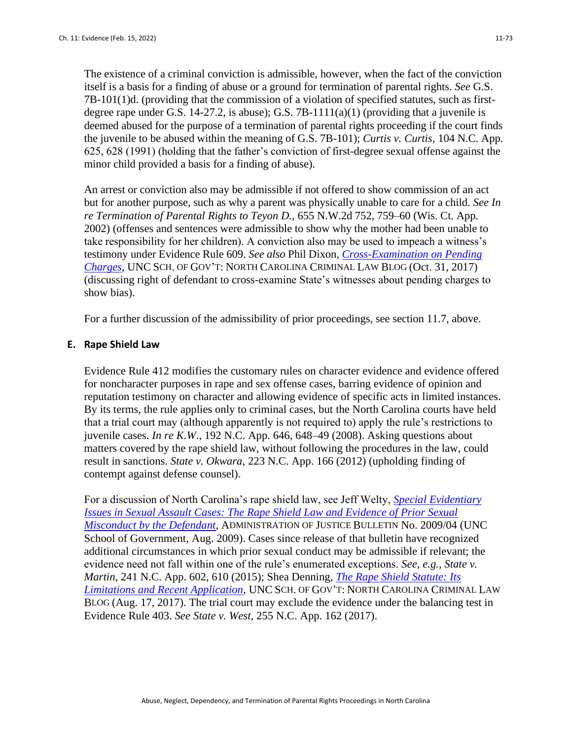The existence of a criminal conviction is admissible, however, when the fact of the conviction itself is a basis for a finding of abuse or a ground for termination of parental rights. *See* G.S. 7B-101(1)d. (providing that the commission of a violation of specified statutes, such as first-degree rape under G.S. 14-27.2, is abuse); G.S. 7B-1111(a)(1) (providing that a juvenile is deemed abused for the purpose of a termination of parental rights proceeding if the court finds the juvenile to be abused within the meaning of G.S. 7B-101); *Curtis v. Curtis*, 104 N.C. App. 625, 628 (1991) (holding that the father's conviction of first-degree sexual offense against the minor child provided a basis for a finding of abuse).

An arrest or conviction also may be admissible if not offered to show commission of an act but for another purpose, such as why a parent was physically unable to care for a child. *See In re Termination of Parental Rights to Teyon D.*, 655 N.W.2d 752, 759–60 (Wis. Ct. App. 2002) (offenses and sentences were admissible to show why the mother had been unable to take responsibility for her children). A conviction also may be used to impeach a witness's testimony under Evidence Rule 609. *See also* Phil Dixon, *Cross-Examination on Pending Charges*, UNC SCH. OF GOV'T: NORTH CAROLINA CRIMINAL LAW BLOG (Oct. 31, 2017) (discussing right of defendant to cross-examine State's witnesses about pending charges to show bias).

For a further discussion of the admissibility of prior proceedings, see section 11.7, above.

### E. Rape Shield Law

Evidence Rule 412 modifies the customary rules on character evidence and evidence offered for noncharacter purposes in rape and sex offense cases, barring evidence of opinion and reputation testimony on character and allowing evidence of specific acts in limited instances. By its terms, the rule applies only to criminal cases, but the North Carolina courts have held that a trial court may (although apparently is not required to) apply the rule's restrictions to juvenile cases. *In re K.W.*, 192 N.C. App. 646, 648–49 (2008). Asking questions about matters covered by the rape shield law, without following the procedures in the law, could result in sanctions. *State v. Okwara*, 223 N.C. App. 166 (2012) (upholding finding of contempt against defense counsel).

For a discussion of North Carolina's rape shield law, see Jeff Welty, *Special Evidentiary Issues in Sexual Assault Cases: The Rape Shield Law and Evidence of Prior Sexual Misconduct by the Defendant*, ADMINISTRATION OF JUSTICE BULLETIN No. 2009/04 (UNC School of Government, Aug. 2009). Cases since release of that bulletin have recognized additional circumstances in which prior sexual conduct may be admissible if relevant; the evidence need not fall within one of the rule's enumerated exceptions. *See, e.g., State v. Martin*, 241 N.C. App. 602, 610 (2015); Shea Denning, *The Rape Shield Statute: Its Limitations and Recent Application*, UNC SCH. OF GOV'T: NORTH CAROLINA CRIMINAL LAW BLOG (Aug. 17, 2017). The trial court may exclude the evidence under the balancing test in Evidence Rule 403. *See State v. West*, 255 N.C. App. 162 (2017).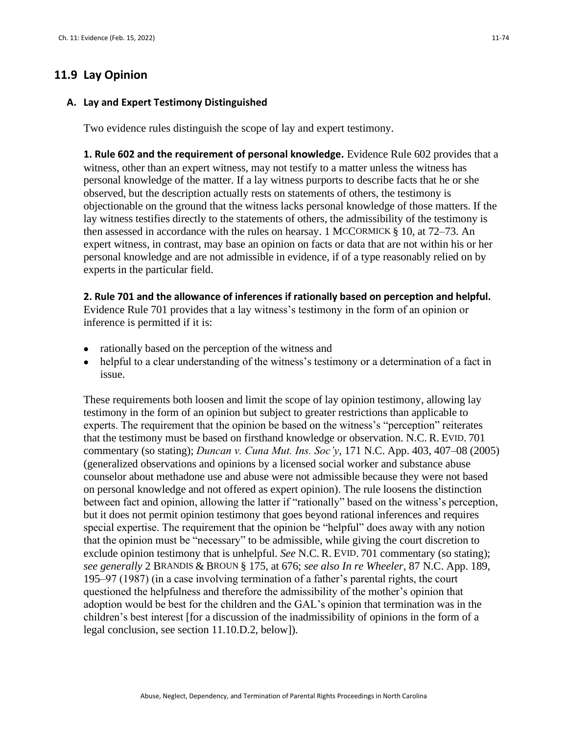## 11.9 Lay Opinion

### A. Lay and Expert Testimony Distinguished

Two evidence rules distinguish the scope of lay and expert testimony.

**1. Rule 602 and the requirement of personal knowledge.** Evidence Rule 602 provides that a witness, other than an expert witness, may not testify to a matter unless the witness has personal knowledge of the matter. If a lay witness purports to describe facts that he or she observed, but the description actually rests on statements of others, the testimony is objectionable on the ground that the witness lacks personal knowledge of those matters. If the lay witness testifies directly to the statements of others, the admissibility of the testimony is then assessed in accordance with the rules on hearsay. 1 MCCORMICK § 10, at 72–73. An expert witness, in contrast, may base an opinion on facts or data that are not within his or her personal knowledge and are not admissible in evidence, if of a type reasonably relied on by experts in the particular field.

**2. Rule 701 and the allowance of inferences if rationally based on perception and helpful.** Evidence Rule 701 provides that a lay witness's testimony in the form of an opinion or inference is permitted if it is:

- rationally based on the perception of the witness and
- helpful to a clear understanding of the witness's testimony or a determination of a fact in issue.

These requirements both loosen and limit the scope of lay opinion testimony, allowing lay testimony in the form of an opinion but subject to greater restrictions than applicable to experts. The requirement that the opinion be based on the witness's "perception" reiterates that the testimony must be based on firsthand knowledge or observation. N.C. R. EVID. 701 commentary (so stating); *Duncan v. Cuna Mut. Ins. Soc'y*, 171 N.C. App. 403, 407–08 (2005) (generalized observations and opinions by a licensed social worker and substance abuse counselor about methadone use and abuse were not admissible because they were not based on personal knowledge and not offered as expert opinion). The rule loosens the distinction between fact and opinion, allowing the latter if "rationally" based on the witness's perception, but it does not permit opinion testimony that goes beyond rational inferences and requires special expertise. The requirement that the opinion be "helpful" does away with any notion that the opinion must be "necessary" to be admissible, while giving the court discretion to exclude opinion testimony that is unhelpful. *See* N.C. R. EVID. 701 commentary (so stating); *see generally* 2 BRANDIS & BROUN § 175, at 676; *see also In re Wheeler*, 87 N.C. App. 189, 195–97 (1987) (in a case involving termination of a father's parental rights, the court questioned the helpfulness and therefore the admissibility of the mother's opinion that adoption would be best for the children and the GAL's opinion that termination was in the children's best interest [for a discussion of the inadmissibility of opinions in the form of a legal conclusion, see section 11.10.D.2, below]).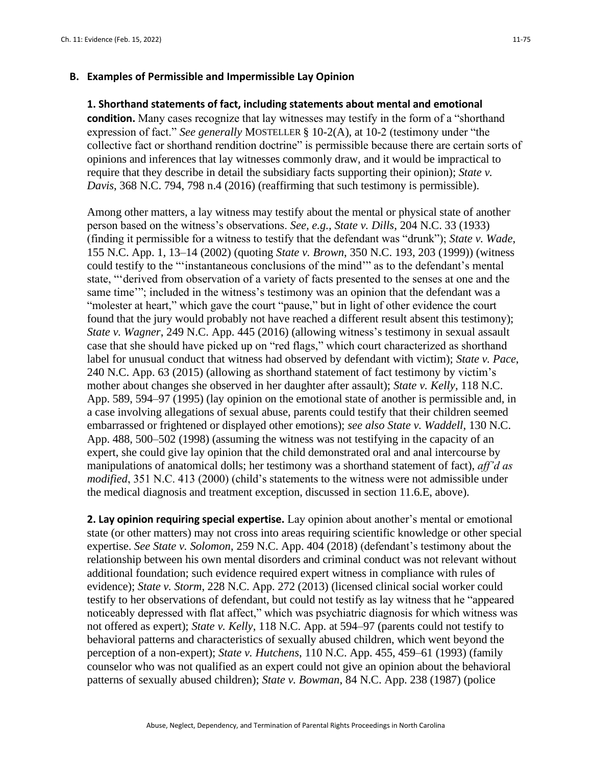## B. Examples of Permissible and Impermissible Lay Opinion

**1. Shorthand statements of fact, including statements about mental and emotional condition.** Many cases recognize that lay witnesses may testify in the form of a "shorthand expression of fact." *See generally* MOSTELLER § 10-2(A), at 10-2 (testimony under "the collective fact or shorthand rendition doctrine" is permissible because there are certain sorts of opinions and inferences that lay witnesses commonly draw, and it would be impractical to require that they describe in detail the subsidiary facts supporting their opinion); *State v. Davis*, 368 N.C. 794, 798 n.4 (2016) (reaffirming that such testimony is permissible).

Among other matters, a lay witness may testify about the mental or physical state of another person based on the witness's observations. *See, e.g., State v. Dills*, 204 N.C. 33 (1933) (finding it permissible for a witness to testify that the defendant was "drunk"); *State v. Wade*, 155 N.C. App. 1, 13–14 (2002) (quoting *State v. Brown*, 350 N.C. 193, 203 (1999)) (witness could testify to the "'instantaneous conclusions of the mind'" as to the defendant's mental state, "'derived from observation of a variety of facts presented to the senses at one and the same time'"; included in the witness's testimony was an opinion that the defendant was a "molester at heart," which gave the court "pause," but in light of other evidence the court found that the jury would probably not have reached a different result absent this testimony); *State v. Wagner*, 249 N.C. App. 445 (2016) (allowing witness's testimony in sexual assault case that she should have picked up on "red flags," which court characterized as shorthand label for unusual conduct that witness had observed by defendant with victim); *State v. Pace*, 240 N.C. App. 63 (2015) (allowing as shorthand statement of fact testimony by victim's mother about changes she observed in her daughter after assault); *State v. Kelly*, 118 N.C. App. 589, 594–97 (1995) (lay opinion on the emotional state of another is permissible and, in a case involving allegations of sexual abuse, parents could testify that their children seemed embarrassed or frightened or displayed other emotions); *see also State v. Waddell*, 130 N.C. App. 488, 500–502 (1998) (assuming the witness was not testifying in the capacity of an expert, she could give lay opinion that the child demonstrated oral and anal intercourse by manipulations of anatomical dolls; her testimony was a shorthand statement of fact), *aff'd as modified*, 351 N.C. 413 (2000) (child's statements to the witness were not admissible under the medical diagnosis and treatment exception, discussed in section 11.6.E, above).

**2. Lay opinion requiring special expertise.** Lay opinion about another's mental or emotional state (or other matters) may not cross into areas requiring scientific knowledge or other special expertise. *See State v. Solomon*, 259 N.C. App. 404 (2018) (defendant's testimony about the relationship between his own mental disorders and criminal conduct was not relevant without additional foundation; such evidence required expert witness in compliance with rules of evidence); *State v. Storm*, 228 N.C. App. 272 (2013) (licensed clinical social worker could testify to her observations of defendant, but could not testify as lay witness that he "appeared noticeably depressed with flat affect," which was psychiatric diagnosis for which witness was not offered as expert); *State v. Kelly*, 118 N.C. App. at 594–97 (parents could not testify to behavioral patterns and characteristics of sexually abused children, which went beyond the perception of a non-expert); *State v. Hutchens*, 110 N.C. App. 455, 459–61 (1993) (family counselor who was not qualified as an expert could not give an opinion about the behavioral patterns of sexually abused children); *State v. Bowman*, 84 N.C. App. 238 (1987) (police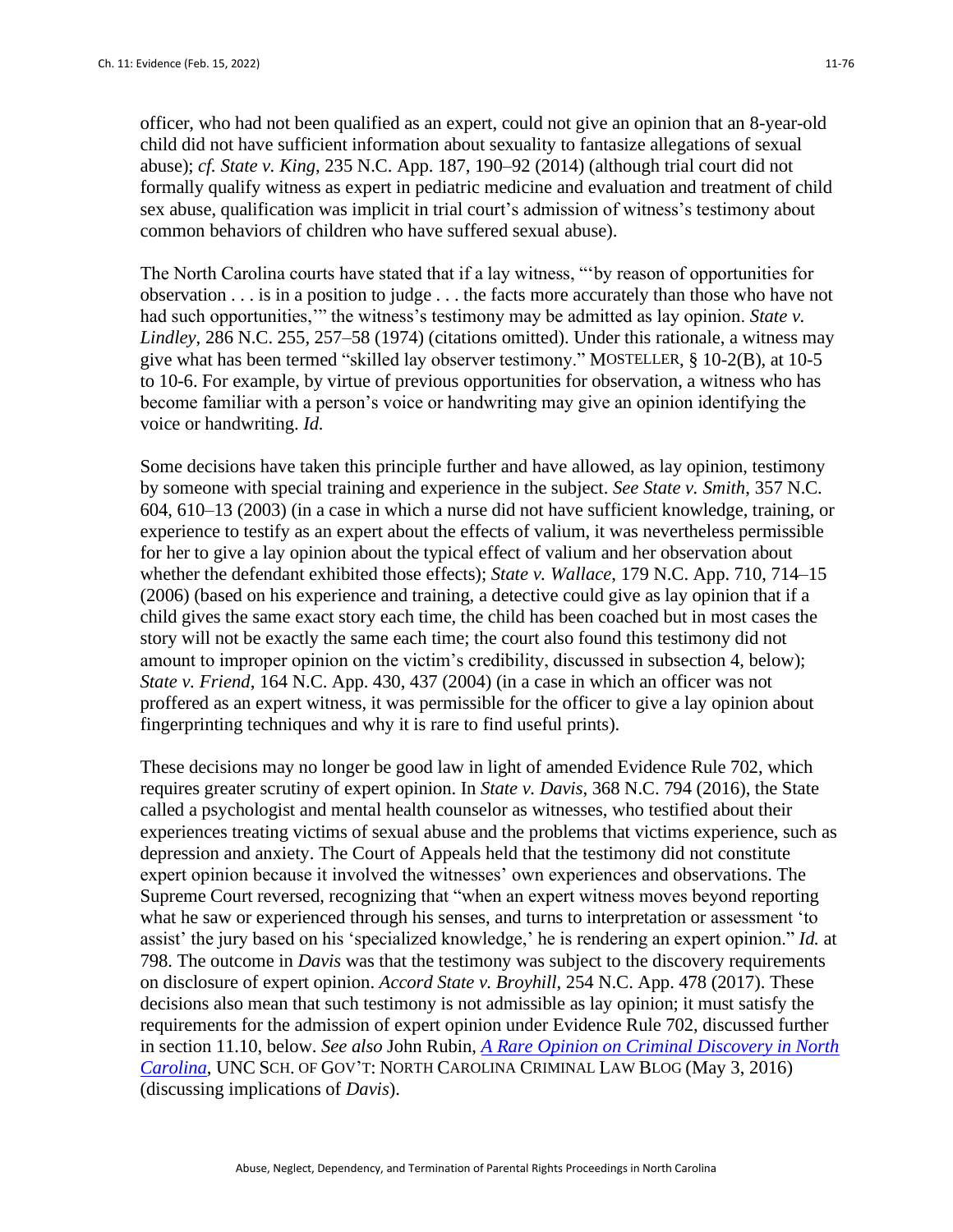officer, who had not been qualified as an expert, could not give an opinion that an 8-year-old child did not have sufficient information about sexuality to fantasize allegations of sexual abuse); *cf. State v. King*, 235 N.C. App. 187, 190–92 (2014) (although trial court did not formally qualify witness as expert in pediatric medicine and evaluation and treatment of child sex abuse, qualification was implicit in trial court's admission of witness's testimony about common behaviors of children who have suffered sexual abuse).

The North Carolina courts have stated that if a lay witness, "'by reason of opportunities for observation . . . is in a position to judge . . . the facts more accurately than those who have not had such opportunities,'" the witness's testimony may be admitted as lay opinion. *State v. Lindley*, 286 N.C. 255, 257–58 (1974) (citations omitted). Under this rationale, a witness may give what has been termed "skilled lay observer testimony." MOSTELLER, § 10-2(B), at 10-5 to 10-6. For example, by virtue of previous opportunities for observation, a witness who has become familiar with a person's voice or handwriting may give an opinion identifying the voice or handwriting. *Id.*

Some decisions have taken this principle further and have allowed, as lay opinion, testimony by someone with special training and experience in the subject. *See State v. Smith*, 357 N.C. 604, 610–13 (2003) (in a case in which a nurse did not have sufficient knowledge, training, or experience to testify as an expert about the effects of valium, it was nevertheless permissible for her to give a lay opinion about the typical effect of valium and her observation about whether the defendant exhibited those effects); *State v. Wallace*, 179 N.C. App. 710, 714–15 (2006) (based on his experience and training, a detective could give as lay opinion that if a child gives the same exact story each time, the child has been coached but in most cases the story will not be exactly the same each time; the court also found this testimony did not amount to improper opinion on the victim's credibility, discussed in subsection 4, below); *State v. Friend*, 164 N.C. App. 430, 437 (2004) (in a case in which an officer was not proffered as an expert witness, it was permissible for the officer to give a lay opinion about fingerprinting techniques and why it is rare to find useful prints).

These decisions may no longer be good law in light of amended Evidence Rule 702, which requires greater scrutiny of expert opinion. In *State v. Davis*, 368 N.C. 794 (2016), the State called a psychologist and mental health counselor as witnesses, who testified about their experiences treating victims of sexual abuse and the problems that victims experience, such as depression and anxiety. The Court of Appeals held that the testimony did not constitute expert opinion because it involved the witnesses' own experiences and observations. The Supreme Court reversed, recognizing that "when an expert witness moves beyond reporting what he saw or experienced through his senses, and turns to interpretation or assessment 'to assist' the jury based on his 'specialized knowledge,' he is rendering an expert opinion." *Id.* at 798. The outcome in *Davis* was that the testimony was subject to the discovery requirements on disclosure of expert opinion. *Accord State v. Broyhill*, 254 N.C. App. 478 (2017). These decisions also mean that such testimony is not admissible as lay opinion; it must satisfy the requirements for the admission of expert opinion under Evidence Rule 702, discussed further in section 11.10, below. *See also* John Rubin, *A Rare Opinion on Criminal Discovery in North Carolina*, UNC SCH. OF GOV'T: NORTH CAROLINA CRIMINAL LAW BLOG (May 3, 2016) (discussing implications of *Davis*).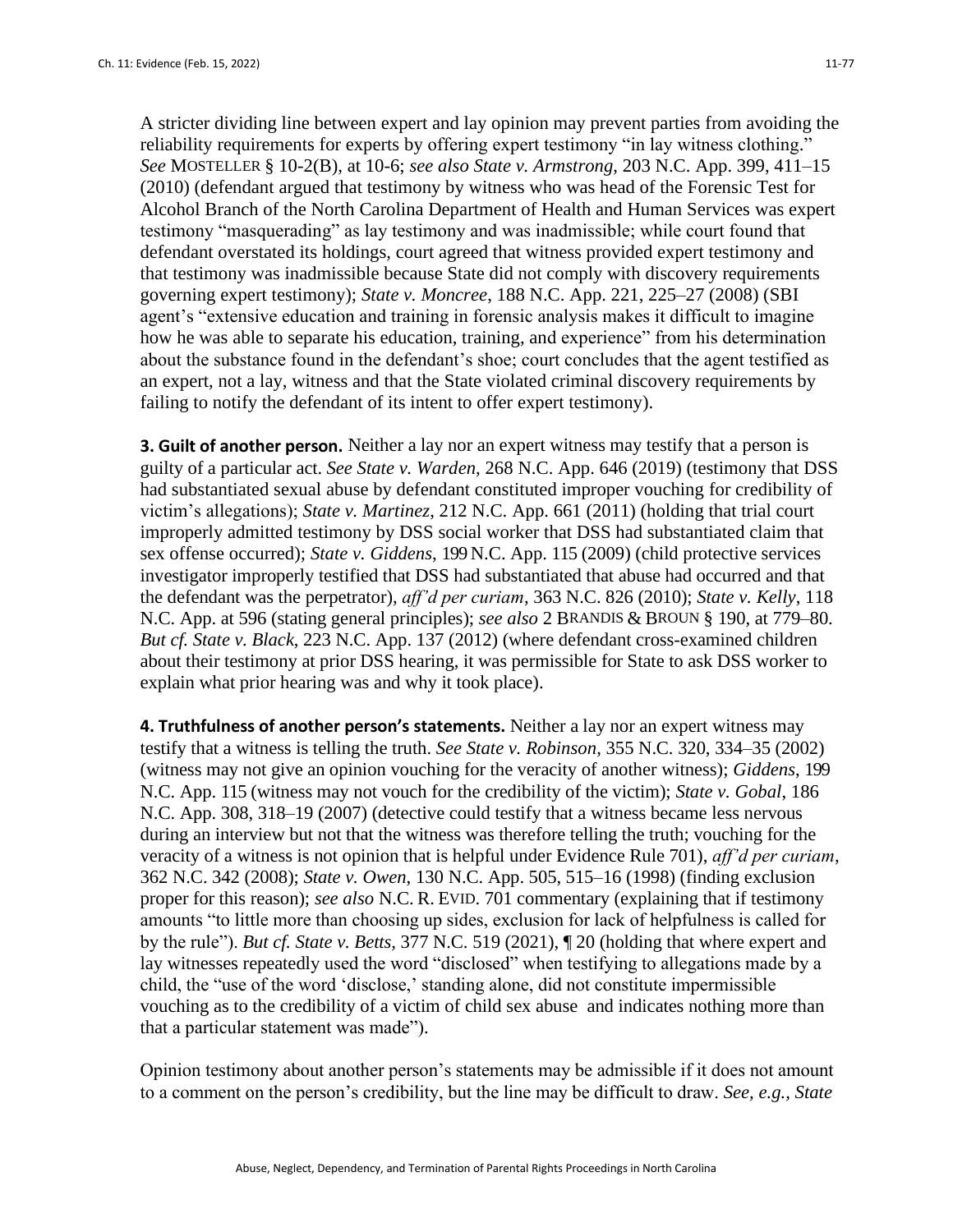A stricter dividing line between expert and lay opinion may prevent parties from avoiding the reliability requirements for experts by offering expert testimony "in lay witness clothing." *See* MOSTELLER § 10-2(B), at 10-6; *see also State v. Armstrong*, 203 N.C. App. 399, 411–15 (2010) (defendant argued that testimony by witness who was head of the Forensic Test for Alcohol Branch of the North Carolina Department of Health and Human Services was expert testimony "masquerading" as lay testimony and was inadmissible; while court found that defendant overstated its holdings, court agreed that witness provided expert testimony and that testimony was inadmissible because State did not comply with discovery requirements governing expert testimony); *State v. Moncree*, 188 N.C. App. 221, 225–27 (2008) (SBI agent's "extensive education and training in forensic analysis makes it difficult to imagine how he was able to separate his education, training, and experience" from his determination about the substance found in the defendant's shoe; court concludes that the agent testified as an expert, not a lay, witness and that the State violated criminal discovery requirements by failing to notify the defendant of its intent to offer expert testimony).

**3. Guilt of another person.** Neither a lay nor an expert witness may testify that a person is guilty of a particular act. *See State v. Warden*, 268 N.C. App. 646 (2019) (testimony that DSS had substantiated sexual abuse by defendant constituted improper vouching for credibility of victim's allegations); *State v. Martinez*, 212 N.C. App. 661 (2011) (holding that trial court improperly admitted testimony by DSS social worker that DSS had substantiated claim that sex offense occurred); *State v. Giddens*, 199 N.C. App. 115 (2009) (child protective services investigator improperly testified that DSS had substantiated that abuse had occurred and that the defendant was the perpetrator), *aff'd per curiam*, 363 N.C. 826 (2010); *State v. Kelly*, 118 N.C. App. at 596 (stating general principles); *see also* 2 BRANDIS & BROUN § 190, at 779–80. *But cf. State v. Black*, 223 N.C. App. 137 (2012) (where defendant cross-examined children about their testimony at prior DSS hearing, it was permissible for State to ask DSS worker to explain what prior hearing was and why it took place).

**4. Truthfulness of another person's statements.** Neither a lay nor an expert witness may testify that a witness is telling the truth. *See State v. Robinson*, 355 N.C. 320, 334–35 (2002) (witness may not give an opinion vouching for the veracity of another witness); *Giddens*, 199 N.C. App. 115 (witness may not vouch for the credibility of the victim); *State v. Gobal*, 186 N.C. App. 308, 318–19 (2007) (detective could testify that a witness became less nervous during an interview but not that the witness was therefore telling the truth; vouching for the veracity of a witness is not opinion that is helpful under Evidence Rule 701), *aff'd per curiam*, 362 N.C. 342 (2008); *State v. Owen*, 130 N.C. App. 505, 515–16 (1998) (finding exclusion proper for this reason); *see also* N.C. R. EVID. 701 commentary (explaining that if testimony amounts "to little more than choosing up sides, exclusion for lack of helpfulness is called for by the rule"). *But cf. State v. Betts*, 377 N.C. 519 (2021), ¶ 20 (holding that where expert and lay witnesses repeatedly used the word "disclosed" when testifying to allegations made by a child, the "use of the word 'disclose,' standing alone, did not constitute impermissible vouching as to the credibility of a victim of child sex abuse and indicates nothing more than that a particular statement was made").

Opinion testimony about another person's statements may be admissible if it does not amount to a comment on the person's credibility, but the line may be difficult to draw. *See, e.g., State*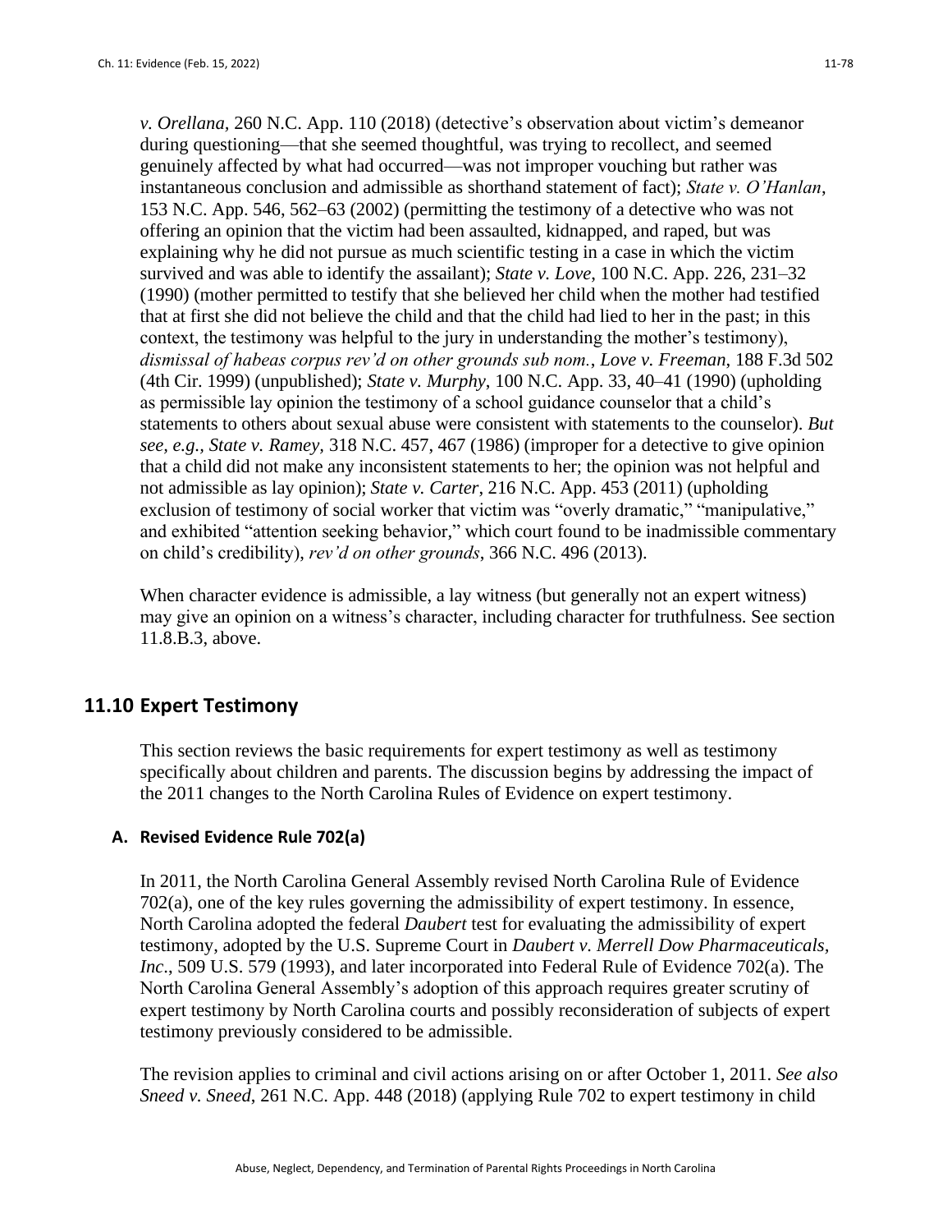*v. Orellana*, 260 N.C. App. 110 (2018) (detective's observation about victim's demeanor during questioning—that she seemed thoughtful, was trying to recollect, and seemed genuinely affected by what had occurred—was not improper vouching but rather was instantaneous conclusion and admissible as shorthand statement of fact); *State v. O'Hanlan*, 153 N.C. App. 546, 562–63 (2002) (permitting the testimony of a detective who was not offering an opinion that the victim had been assaulted, kidnapped, and raped, but was explaining why he did not pursue as much scientific testing in a case in which the victim survived and was able to identify the assailant); *State v. Love*, 100 N.C. App. 226, 231–32 (1990) (mother permitted to testify that she believed her child when the mother had testified that at first she did not believe the child and that the child had lied to her in the past; in this context, the testimony was helpful to the jury in understanding the mother's testimony), *dismissal of habeas corpus rev'd on other grounds sub nom.*, *Love v. Freeman*, 188 F.3d 502 (4th Cir. 1999) (unpublished); *State v. Murphy*, 100 N.C. App. 33, 40–41 (1990) (upholding as permissible lay opinion the testimony of a school guidance counselor that a child's statements to others about sexual abuse were consistent with statements to the counselor). *But see, e.g., State v. Ramey*, 318 N.C. 457, 467 (1986) (improper for a detective to give opinion that a child did not make any inconsistent statements to her; the opinion was not helpful and not admissible as lay opinion); *State v. Carter*, 216 N.C. App. 453 (2011) (upholding exclusion of testimony of social worker that victim was "overly dramatic," "manipulative," and exhibited "attention seeking behavior," which court found to be inadmissible commentary on child's credibility), *rev'd on other grounds*, 366 N.C. 496 (2013).

When character evidence is admissible, a lay witness (but generally not an expert witness) may give an opinion on a witness's character, including character for truthfulness. See section 11.8.B.3, above.

## 11.10 Expert Testimony

This section reviews the basic requirements for expert testimony as well as testimony specifically about children and parents. The discussion begins by addressing the impact of the 2011 changes to the North Carolina Rules of Evidence on expert testimony.

### A. Revised Evidence Rule 702(a)

In 2011, the North Carolina General Assembly revised North Carolina Rule of Evidence 702(a), one of the key rules governing the admissibility of expert testimony. In essence, North Carolina adopted the federal *Daubert* test for evaluating the admissibility of expert testimony, adopted by the U.S. Supreme Court in *Daubert v. Merrell Dow Pharmaceuticals, Inc*., 509 U.S. 579 (1993), and later incorporated into Federal Rule of Evidence 702(a). The North Carolina General Assembly's adoption of this approach requires greater scrutiny of expert testimony by North Carolina courts and possibly reconsideration of subjects of expert testimony previously considered to be admissible.

The revision applies to criminal and civil actions arising on or after October 1, 2011. *See also Sneed v. Sneed*, 261 N.C. App. 448 (2018) (applying Rule 702 to expert testimony in child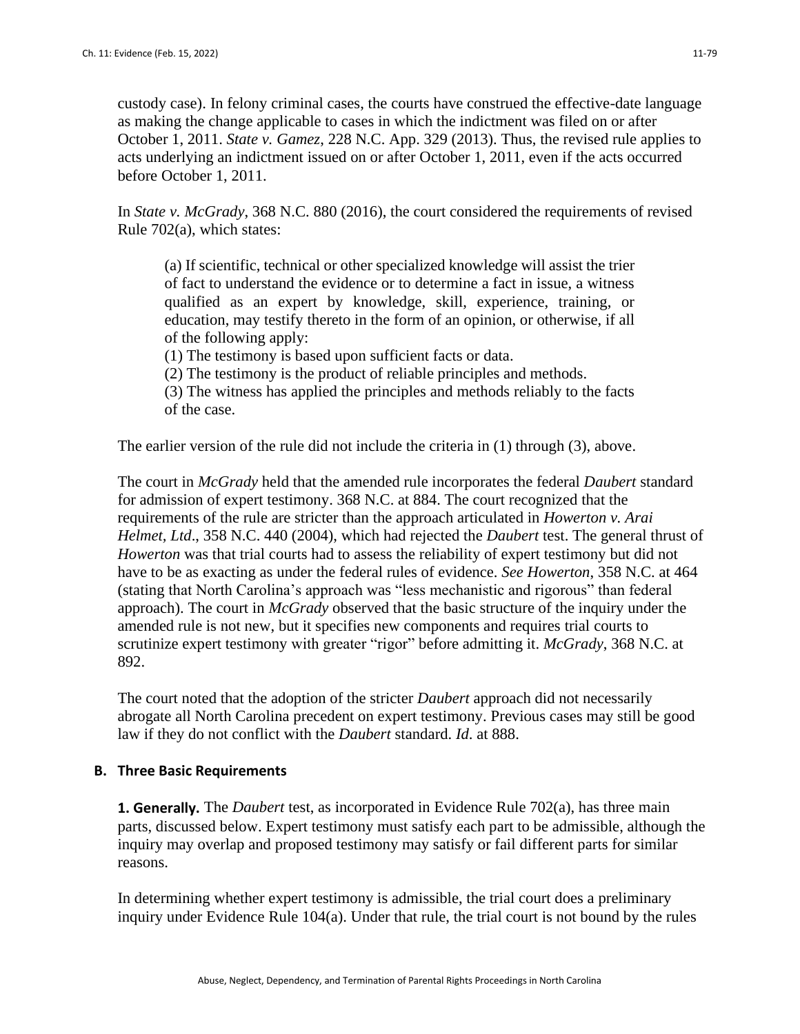custody case). In felony criminal cases, the courts have construed the effective-date language as making the change applicable to cases in which the indictment was filed on or after October 1, 2011. *State v. Gamez*, 228 N.C. App. 329 (2013). Thus, the revised rule applies to acts underlying an indictment issued on or after October 1, 2011, even if the acts occurred before October 1, 2011.

In *State v. McGrady*, 368 N.C. 880 (2016), the court considered the requirements of revised Rule 702(a), which states:

> (a) If scientific, technical or other specialized knowledge will assist the trier of fact to understand the evidence or to determine a fact in issue, a witness qualified as an expert by knowledge, skill, experience, training, or education, may testify thereto in the form of an opinion, or otherwise, if all of the following apply:
> (1) The testimony is based upon sufficient facts or data.
> (2) The testimony is the product of reliable principles and methods.
> (3) The witness has applied the principles and methods reliably to the facts of the case.

The earlier version of the rule did not include the criteria in (1) through (3), above.

The court in *McGrady* held that the amended rule incorporates the federal *Daubert* standard for admission of expert testimony. 368 N.C. at 884. The court recognized that the requirements of the rule are stricter than the approach articulated in *Howerton v. Arai Helmet, Ltd*., 358 N.C. 440 (2004), which had rejected the *Daubert* test. The general thrust of *Howerton* was that trial courts had to assess the reliability of expert testimony but did not have to be as exacting as under the federal rules of evidence. *See Howerton*, 358 N.C. at 464 (stating that North Carolina's approach was "less mechanistic and rigorous" than federal approach). The court in *McGrady* observed that the basic structure of the inquiry under the amended rule is not new, but it specifies new components and requires trial courts to scrutinize expert testimony with greater "rigor" before admitting it. *McGrady*, 368 N.C. at 892.

The court noted that the adoption of the stricter *Daubert* approach did not necessarily abrogate all North Carolina precedent on expert testimony. Previous cases may still be good law if they do not conflict with the *Daubert* standard. *Id*. at 888.

## B. Three Basic Requirements

**1. Generally.** The *Daubert* test, as incorporated in Evidence Rule 702(a), has three main parts, discussed below. Expert testimony must satisfy each part to be admissible, although the inquiry may overlap and proposed testimony may satisfy or fail different parts for similar reasons.

In determining whether expert testimony is admissible, the trial court does a preliminary inquiry under Evidence Rule 104(a). Under that rule, the trial court is not bound by the rules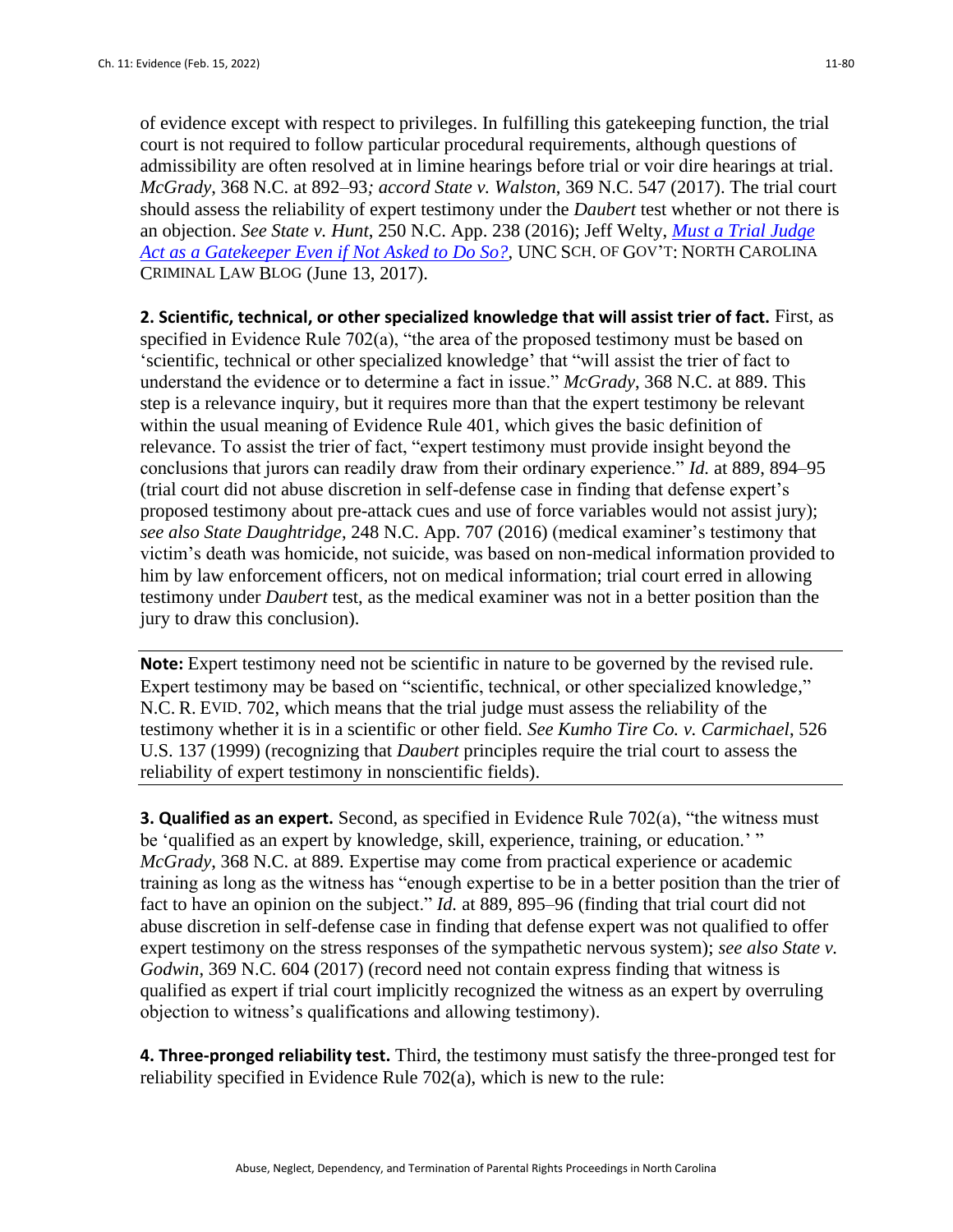of evidence except with respect to privileges. In fulfilling this gatekeeping function, the trial court is not required to follow particular procedural requirements, although questions of admissibility are often resolved at in limine hearings before trial or voir dire hearings at trial. *McGrady*, 368 N.C. at 892–93*; accord State v. Walston*, 369 N.C. 547 (2017). The trial court should assess the reliability of expert testimony under the *Daubert* test whether or not there is an objection. *See State v. Hunt*, 250 N.C. App. 238 (2016); Jeff Welty, *Must a Trial Judge Act as a Gatekeeper Even if Not Asked to Do So?*, UNC SCH. OF GOV'T: NORTH CAROLINA CRIMINAL LAW BLOG (June 13, 2017).

**2. Scientific, technical, or other specialized knowledge that will assist trier of fact.** First, as specified in Evidence Rule 702(a), "the area of the proposed testimony must be based on 'scientific, technical or other specialized knowledge' that "will assist the trier of fact to understand the evidence or to determine a fact in issue." *McGrady*, 368 N.C. at 889. This step is a relevance inquiry, but it requires more than that the expert testimony be relevant within the usual meaning of Evidence Rule 401, which gives the basic definition of relevance. To assist the trier of fact, "expert testimony must provide insight beyond the conclusions that jurors can readily draw from their ordinary experience." *Id.* at 889, 894–95 (trial court did not abuse discretion in self-defense case in finding that defense expert's proposed testimony about pre-attack cues and use of force variables would not assist jury); *see also State Daughtridge*, 248 N.C. App. 707 (2016) (medical examiner's testimony that victim's death was homicide, not suicide, was based on non-medical information provided to him by law enforcement officers, not on medical information; trial court erred in allowing testimony under *Daubert* test, as the medical examiner was not in a better position than the jury to draw this conclusion).

**Note:** Expert testimony need not be scientific in nature to be governed by the revised rule. Expert testimony may be based on "scientific, technical, or other specialized knowledge," N.C. R. EVID. 702, which means that the trial judge must assess the reliability of the testimony whether it is in a scientific or other field. *See Kumho Tire Co. v. Carmichael*, 526 U.S. 137 (1999) (recognizing that *Daubert* principles require the trial court to assess the reliability of expert testimony in nonscientific fields).

**3. Qualified as an expert.** Second, as specified in Evidence Rule 702(a), "the witness must be 'qualified as an expert by knowledge, skill, experience, training, or education.' " *McGrady*, 368 N.C. at 889. Expertise may come from practical experience or academic training as long as the witness has "enough expertise to be in a better position than the trier of fact to have an opinion on the subject." *Id.* at 889, 895–96 (finding that trial court did not abuse discretion in self-defense case in finding that defense expert was not qualified to offer expert testimony on the stress responses of the sympathetic nervous system); *see also State v. Godwin*, 369 N.C. 604 (2017) (record need not contain express finding that witness is qualified as expert if trial court implicitly recognized the witness as an expert by overruling objection to witness's qualifications and allowing testimony).

**4. Three-pronged reliability test.** Third, the testimony must satisfy the three-pronged test for reliability specified in Evidence Rule 702(a), which is new to the rule: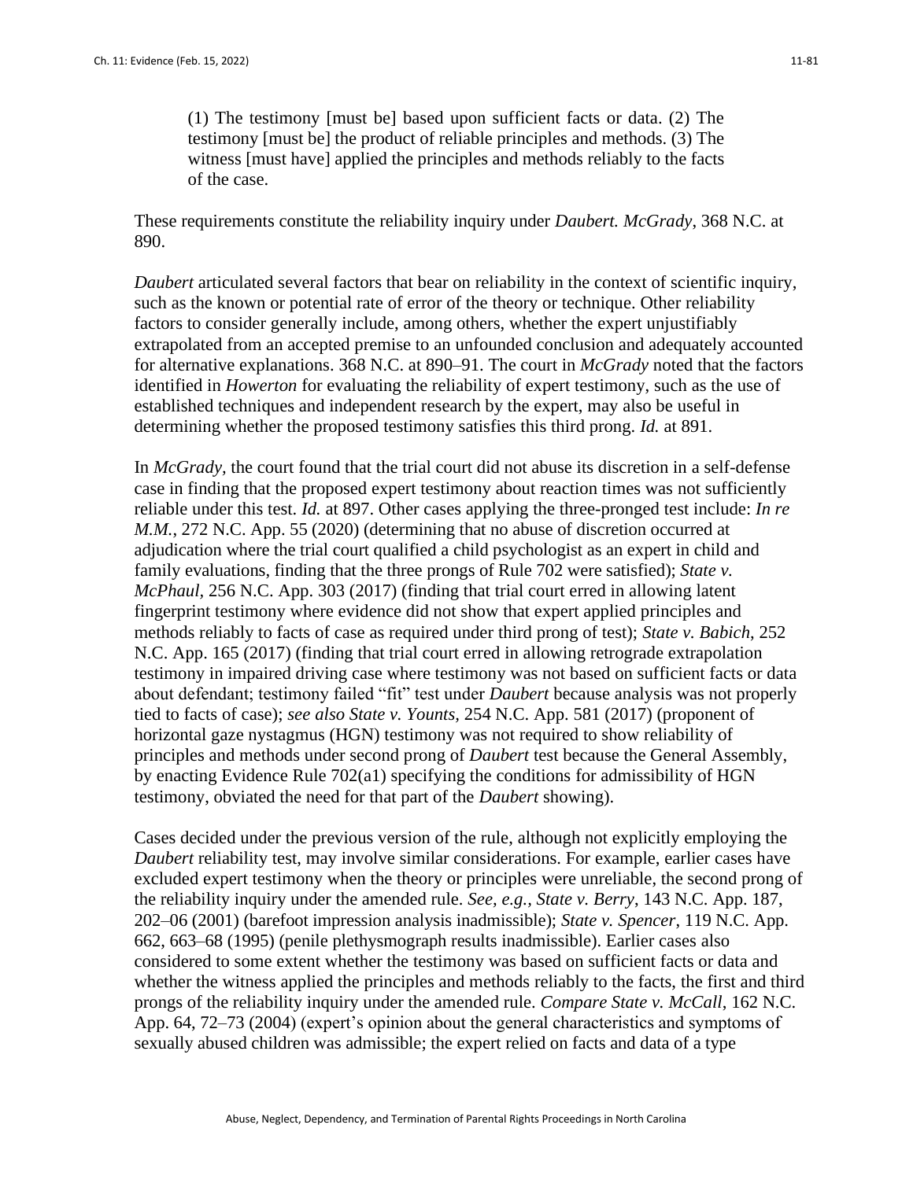> (1) The testimony [must be] based upon sufficient facts or data. (2) The testimony [must be] the product of reliable principles and methods. (3) The witness [must have] applied the principles and methods reliably to the facts of the case.

These requirements constitute the reliability inquiry under *Daubert. McGrady*, 368 N.C. at 890.

*Daubert* articulated several factors that bear on reliability in the context of scientific inquiry, such as the known or potential rate of error of the theory or technique. Other reliability factors to consider generally include, among others, whether the expert unjustifiably extrapolated from an accepted premise to an unfounded conclusion and adequately accounted for alternative explanations. 368 N.C. at 890–91. The court in *McGrady* noted that the factors identified in *Howerton* for evaluating the reliability of expert testimony, such as the use of established techniques and independent research by the expert, may also be useful in determining whether the proposed testimony satisfies this third prong. *Id.* at 891.

In *McGrady*, the court found that the trial court did not abuse its discretion in a self-defense case in finding that the proposed expert testimony about reaction times was not sufficiently reliable under this test. *Id.* at 897. Other cases applying the three-pronged test include: *In re M.M.*, 272 N.C. App. 55 (2020) (determining that no abuse of discretion occurred at adjudication where the trial court qualified a child psychologist as an expert in child and family evaluations, finding that the three prongs of Rule 702 were satisfied); *State v. McPhaul*, 256 N.C. App. 303 (2017) (finding that trial court erred in allowing latent fingerprint testimony where evidence did not show that expert applied principles and methods reliably to facts of case as required under third prong of test); *State v. Babich*, 252 N.C. App. 165 (2017) (finding that trial court erred in allowing retrograde extrapolation testimony in impaired driving case where testimony was not based on sufficient facts or data about defendant; testimony failed "fit" test under *Daubert* because analysis was not properly tied to facts of case); *see also State v. Younts,* 254 N.C. App. 581 (2017) (proponent of horizontal gaze nystagmus (HGN) testimony was not required to show reliability of principles and methods under second prong of *Daubert* test because the General Assembly, by enacting Evidence Rule 702(a1) specifying the conditions for admissibility of HGN testimony, obviated the need for that part of the *Daubert* showing).

Cases decided under the previous version of the rule, although not explicitly employing the *Daubert* reliability test, may involve similar considerations. For example, earlier cases have excluded expert testimony when the theory or principles were unreliable, the second prong of the reliability inquiry under the amended rule. *See, e.g., State v. Berry*, 143 N.C. App. 187, 202–06 (2001) (barefoot impression analysis inadmissible); *State v. Spencer*, 119 N.C. App. 662, 663–68 (1995) (penile plethysmograph results inadmissible). Earlier cases also considered to some extent whether the testimony was based on sufficient facts or data and whether the witness applied the principles and methods reliably to the facts, the first and third prongs of the reliability inquiry under the amended rule. *Compare State v. McCall*, 162 N.C. App. 64, 72–73 (2004) (expert's opinion about the general characteristics and symptoms of sexually abused children was admissible; the expert relied on facts and data of a type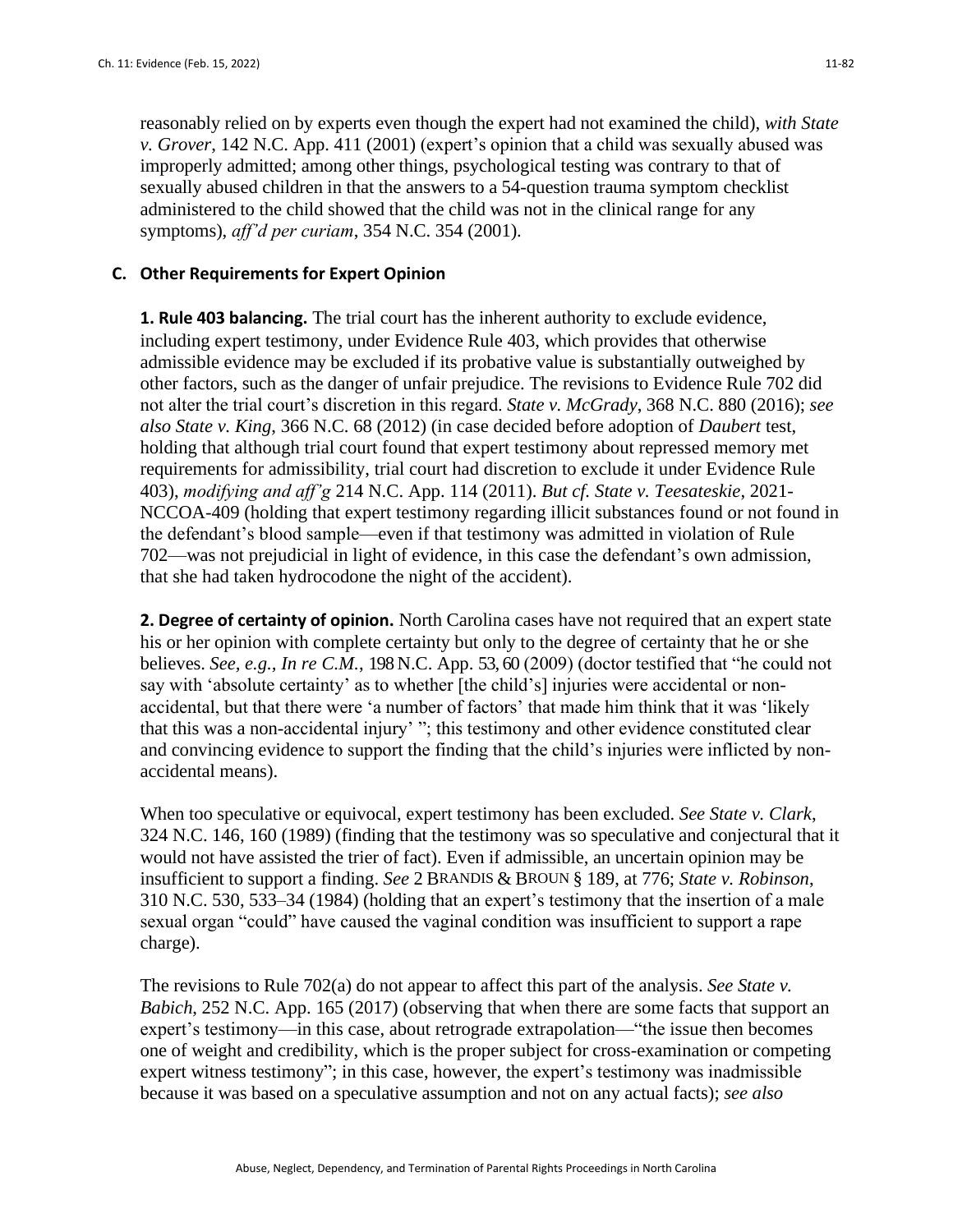reasonably relied on by experts even though the expert had not examined the child), *with State v. Grover*, 142 N.C. App. 411 (2001) (expert's opinion that a child was sexually abused was improperly admitted; among other things, psychological testing was contrary to that of sexually abused children in that the answers to a 54-question trauma symptom checklist administered to the child showed that the child was not in the clinical range for any symptoms), *aff'd per curiam*, 354 N.C. 354 (2001).

### C. Other Requirements for Expert Opinion

**1. Rule 403 balancing.** The trial court has the inherent authority to exclude evidence, including expert testimony, under Evidence Rule 403, which provides that otherwise admissible evidence may be excluded if its probative value is substantially outweighed by other factors, such as the danger of unfair prejudice. The revisions to Evidence Rule 702 did not alter the trial court's discretion in this regard. *State v. McGrady*, 368 N.C. 880 (2016); *see also State v. King*, 366 N.C. 68 (2012) (in case decided before adoption of *Daubert* test, holding that although trial court found that expert testimony about repressed memory met requirements for admissibility, trial court had discretion to exclude it under Evidence Rule 403), *modifying and aff'g* 214 N.C. App. 114 (2011). *But cf. State v. Teesateskie*, 2021-NCCOA-409 (holding that expert testimony regarding illicit substances found or not found in the defendant's blood sample—even if that testimony was admitted in violation of Rule 702—was not prejudicial in light of evidence, in this case the defendant's own admission, that she had taken hydrocodone the night of the accident).

**2. Degree of certainty of opinion.** North Carolina cases have not required that an expert state his or her opinion with complete certainty but only to the degree of certainty that he or she believes. *See, e.g., In re C.M.*, 198 N.C. App. 53, 60 (2009) (doctor testified that "he could not say with 'absolute certainty' as to whether [the child's] injuries were accidental or non-accidental, but that there were 'a number of factors' that made him think that it was 'likely that this was a non-accidental injury' "; this testimony and other evidence constituted clear and convincing evidence to support the finding that the child's injuries were inflicted by non-accidental means).

When too speculative or equivocal, expert testimony has been excluded. *See State v. Clark*, 324 N.C. 146, 160 (1989) (finding that the testimony was so speculative and conjectural that it would not have assisted the trier of fact). Even if admissible, an uncertain opinion may be insufficient to support a finding. *See* 2 BRANDIS & BROUN § 189, at 776; *State v. Robinson*, 310 N.C. 530, 533–34 (1984) (holding that an expert's testimony that the insertion of a male sexual organ "could" have caused the vaginal condition was insufficient to support a rape charge).

The revisions to Rule 702(a) do not appear to affect this part of the analysis. *See State v. Babich*, 252 N.C. App. 165 (2017) (observing that when there are some facts that support an expert's testimony—in this case, about retrograde extrapolation—"the issue then becomes one of weight and credibility, which is the proper subject for cross-examination or competing expert witness testimony"; in this case, however, the expert's testimony was inadmissible because it was based on a speculative assumption and not on any actual facts); *see also*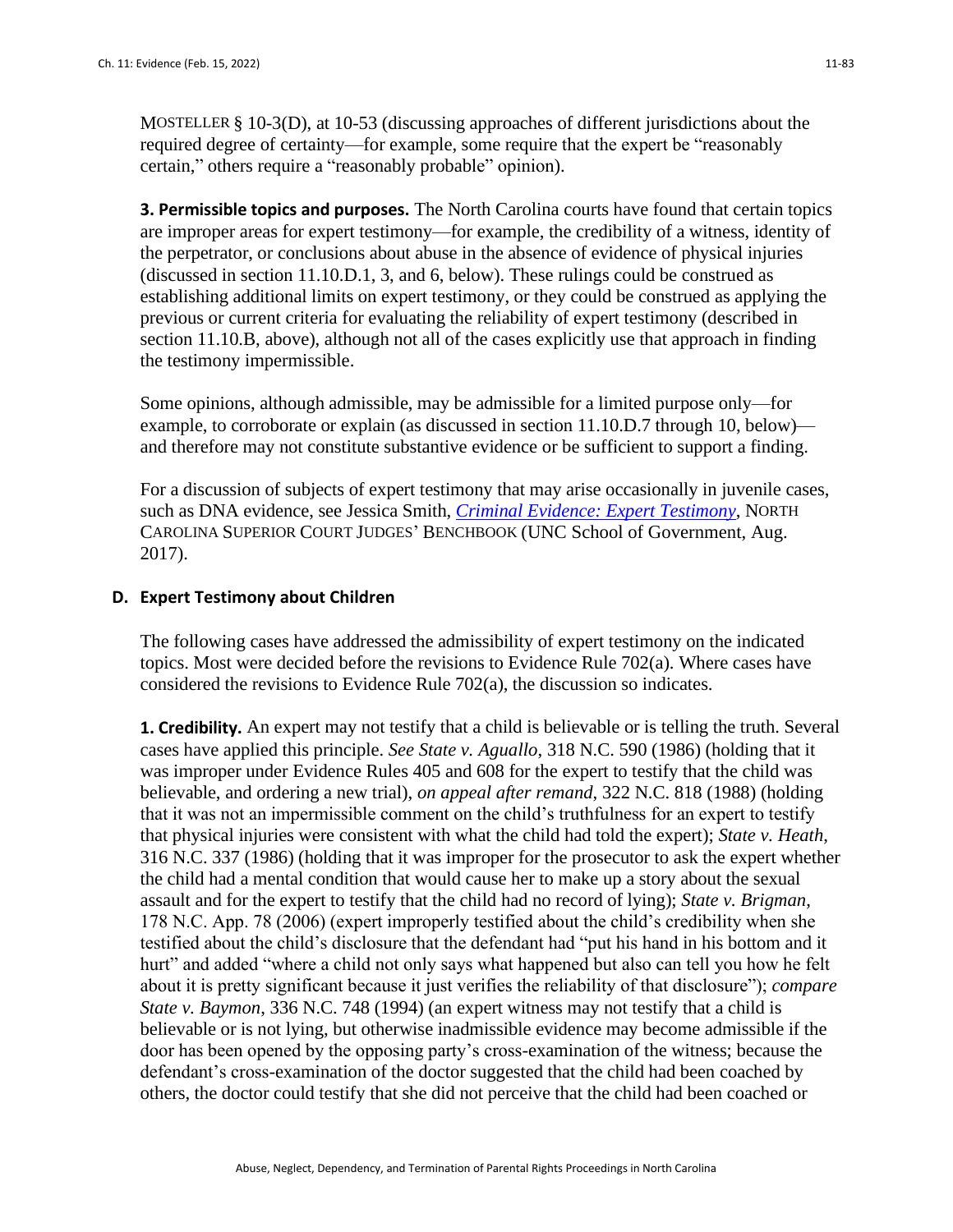MOSTELLER § 10-3(D), at 10-53 (discussing approaches of different jurisdictions about the required degree of certainty—for example, some require that the expert be "reasonably certain," others require a "reasonably probable" opinion).

**3. Permissible topics and purposes.** The North Carolina courts have found that certain topics are improper areas for expert testimony—for example, the credibility of a witness, identity of the perpetrator, or conclusions about abuse in the absence of evidence of physical injuries (discussed in section 11.10.D.1, 3, and 6, below). These rulings could be construed as establishing additional limits on expert testimony, or they could be construed as applying the previous or current criteria for evaluating the reliability of expert testimony (described in section 11.10.B, above), although not all of the cases explicitly use that approach in finding the testimony impermissible.

Some opinions, although admissible, may be admissible for a limited purpose only—for example, to corroborate or explain (as discussed in section 11.10.D.7 through 10, below)—and therefore may not constitute substantive evidence or be sufficient to support a finding.

For a discussion of subjects of expert testimony that may arise occasionally in juvenile cases, such as DNA evidence, see Jessica Smith, *Criminal Evidence: Expert Testimony*, NORTH CAROLINA SUPERIOR COURT JUDGES' BENCHBOOK (UNC School of Government, Aug. 2017).

## D. Expert Testimony about Children

The following cases have addressed the admissibility of expert testimony on the indicated topics. Most were decided before the revisions to Evidence Rule 702(a). Where cases have considered the revisions to Evidence Rule 702(a), the discussion so indicates.

**1. Credibility.** An expert may not testify that a child is believable or is telling the truth. Several cases have applied this principle. *See State v. Aguallo*, 318 N.C. 590 (1986) (holding that it was improper under Evidence Rules 405 and 608 for the expert to testify that the child was believable, and ordering a new trial), *on appeal after remand*, 322 N.C. 818 (1988) (holding that it was not an impermissible comment on the child's truthfulness for an expert to testify that physical injuries were consistent with what the child had told the expert); *State v. Heath*, 316 N.C. 337 (1986) (holding that it was improper for the prosecutor to ask the expert whether the child had a mental condition that would cause her to make up a story about the sexual assault and for the expert to testify that the child had no record of lying); *State v. Brigman*, 178 N.C. App. 78 (2006) (expert improperly testified about the child's credibility when she testified about the child's disclosure that the defendant had "put his hand in his bottom and it hurt" and added "where a child not only says what happened but also can tell you how he felt about it is pretty significant because it just verifies the reliability of that disclosure"); *compare State v. Baymon*, 336 N.C. 748 (1994) (an expert witness may not testify that a child is believable or is not lying, but otherwise inadmissible evidence may become admissible if the door has been opened by the opposing party's cross-examination of the witness; because the defendant's cross-examination of the doctor suggested that the child had been coached by others, the doctor could testify that she did not perceive that the child had been coached or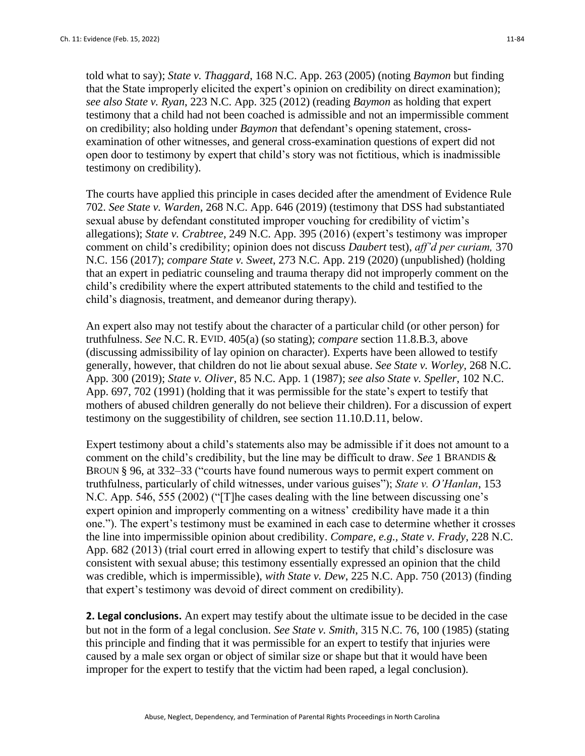told what to say); *State v. Thaggard*, 168 N.C. App. 263 (2005) (noting *Baymon* but finding that the State improperly elicited the expert's opinion on credibility on direct examination); *see also State v. Ryan*, 223 N.C. App. 325 (2012) (reading *Baymon* as holding that expert testimony that a child had not been coached is admissible and not an impermissible comment on credibility; also holding under *Baymon* that defendant's opening statement, cross-examination of other witnesses, and general cross-examination questions of expert did not open door to testimony by expert that child's story was not fictitious, which is inadmissible testimony on credibility).

The courts have applied this principle in cases decided after the amendment of Evidence Rule 702. *See State v. Warden*, 268 N.C. App. 646 (2019) (testimony that DSS had substantiated sexual abuse by defendant constituted improper vouching for credibility of victim's allegations); *State v. Crabtree*, 249 N.C. App. 395 (2016) (expert's testimony was improper comment on child's credibility; opinion does not discuss *Daubert* test), *aff'd per curiam,* 370 N.C. 156 (2017); *compare State v. Sweet*, 273 N.C. App. 219 (2020) (unpublished) (holding that an expert in pediatric counseling and trauma therapy did not improperly comment on the child's credibility where the expert attributed statements to the child and testified to the child's diagnosis, treatment, and demeanor during therapy).

An expert also may not testify about the character of a particular child (or other person) for truthfulness. *See* N.C. R. EVID. 405(a) (so stating); *compare* section 11.8.B.3, above (discussing admissibility of lay opinion on character). Experts have been allowed to testify generally, however, that children do not lie about sexual abuse. *See State v. Worley*, 268 N.C. App. 300 (2019); *State v. Oliver*, 85 N.C. App. 1 (1987); *see also State v. Speller*, 102 N.C. App. 697, 702 (1991) (holding that it was permissible for the state's expert to testify that mothers of abused children generally do not believe their children). For a discussion of expert testimony on the suggestibility of children, see section 11.10.D.11, below.

Expert testimony about a child's statements also may be admissible if it does not amount to a comment on the child's credibility, but the line may be difficult to draw. *See* 1 BRANDIS & BROUN § 96, at 332–33 ("courts have found numerous ways to permit expert comment on truthfulness, particularly of child witnesses, under various guises"); *State v. O'Hanlan*, 153 N.C. App. 546, 555 (2002) ("[T]he cases dealing with the line between discussing one's expert opinion and improperly commenting on a witness' credibility have made it a thin one."). The expert's testimony must be examined in each case to determine whether it crosses the line into impermissible opinion about credibility. *Compare, e.g., State v. Frady*, 228 N.C. App. 682 (2013) (trial court erred in allowing expert to testify that child's disclosure was consistent with sexual abuse; this testimony essentially expressed an opinion that the child was credible, which is impermissible), *with State v. Dew*, 225 N.C. App. 750 (2013) (finding that expert's testimony was devoid of direct comment on credibility).

**2. Legal conclusions.** An expert may testify about the ultimate issue to be decided in the case but not in the form of a legal conclusion. *See State v. Smith*, 315 N.C. 76, 100 (1985) (stating this principle and finding that it was permissible for an expert to testify that injuries were caused by a male sex organ or object of similar size or shape but that it would have been improper for the expert to testify that the victim had been raped, a legal conclusion).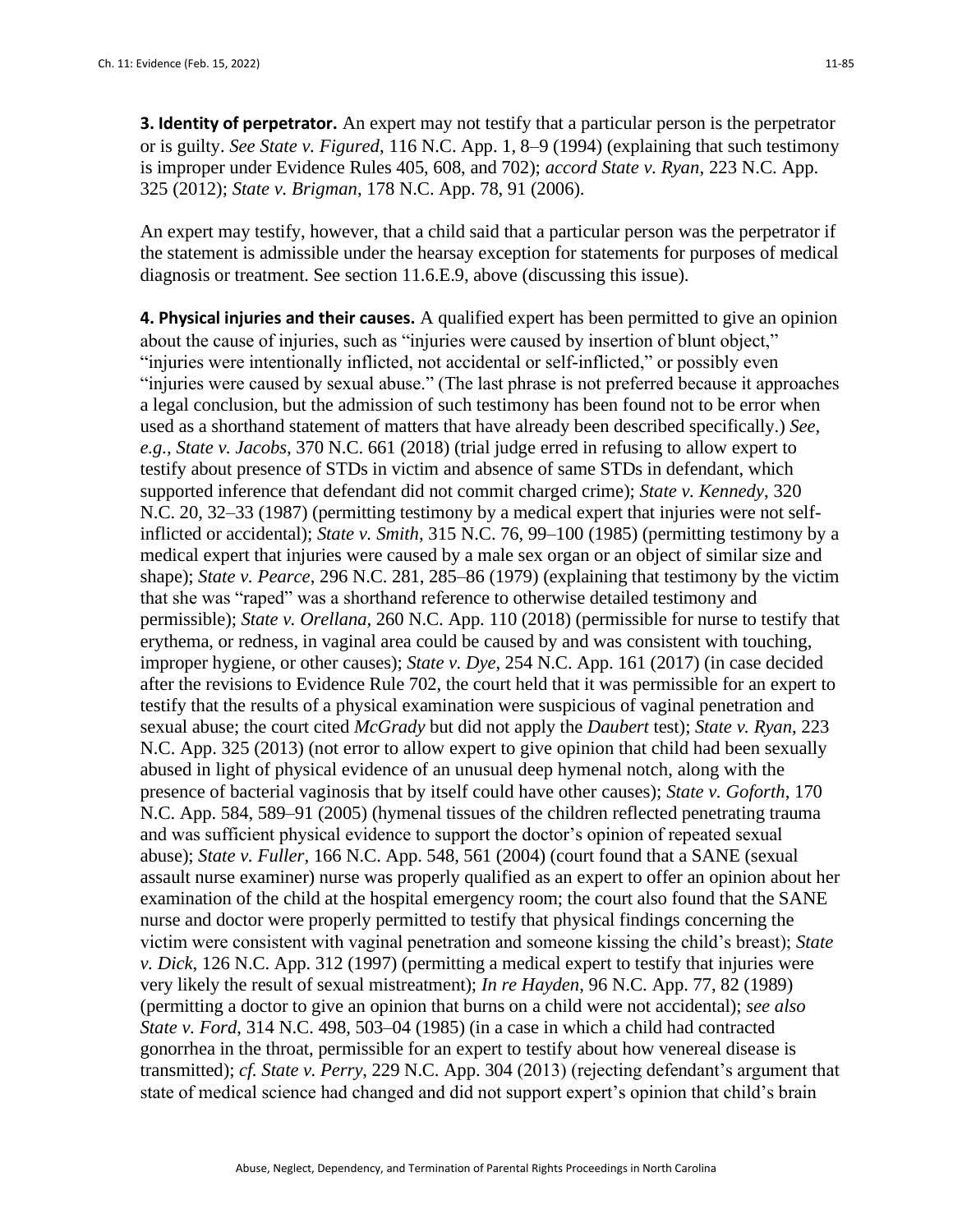**3. Identity of perpetrator.** An expert may not testify that a particular person is the perpetrator or is guilty. *See State v. Figured*, 116 N.C. App. 1, 8–9 (1994) (explaining that such testimony is improper under Evidence Rules 405, 608, and 702); *accord State v. Ryan*, 223 N.C. App. 325 (2012); *State v. Brigman*, 178 N.C. App. 78, 91 (2006).

An expert may testify, however, that a child said that a particular person was the perpetrator if the statement is admissible under the hearsay exception for statements for purposes of medical diagnosis or treatment. See section 11.6.E.9, above (discussing this issue).

**4. Physical injuries and their causes.** A qualified expert has been permitted to give an opinion about the cause of injuries, such as "injuries were caused by insertion of blunt object," "injuries were intentionally inflicted, not accidental or self-inflicted," or possibly even "injuries were caused by sexual abuse." (The last phrase is not preferred because it approaches a legal conclusion, but the admission of such testimony has been found not to be error when used as a shorthand statement of matters that have already been described specifically.) *See, e.g., State v. Jacobs,* 370 N.C. 661 (2018) (trial judge erred in refusing to allow expert to testify about presence of STDs in victim and absence of same STDs in defendant, which supported inference that defendant did not commit charged crime); *State v. Kennedy*, 320 N.C. 20, 32–33 (1987) (permitting testimony by a medical expert that injuries were not self-inflicted or accidental); *State v. Smith*, 315 N.C. 76, 99–100 (1985) (permitting testimony by a medical expert that injuries were caused by a male sex organ or an object of similar size and shape); *State v. Pearce*, 296 N.C. 281, 285–86 (1979) (explaining that testimony by the victim that she was "raped" was a shorthand reference to otherwise detailed testimony and permissible); *State v. Orellana,* 260 N.C. App. 110 (2018) (permissible for nurse to testify that erythema, or redness, in vaginal area could be caused by and was consistent with touching, improper hygiene, or other causes); *State v. Dye*, 254 N.C. App. 161 (2017) (in case decided after the revisions to Evidence Rule 702, the court held that it was permissible for an expert to testify that the results of a physical examination were suspicious of vaginal penetration and sexual abuse; the court cited *McGrady* but did not apply the *Daubert* test); *State v. Ryan,* 223 N.C. App. 325 (2013) (not error to allow expert to give opinion that child had been sexually abused in light of physical evidence of an unusual deep hymenal notch, along with the presence of bacterial vaginosis that by itself could have other causes); *State v. Goforth*, 170 N.C. App. 584, 589–91 (2005) (hymenal tissues of the children reflected penetrating trauma and was sufficient physical evidence to support the doctor's opinion of repeated sexual abuse); *State v. Fuller*, 166 N.C. App. 548, 561 (2004) (court found that a SANE (sexual assault nurse examiner) nurse was properly qualified as an expert to offer an opinion about her examination of the child at the hospital emergency room; the court also found that the SANE nurse and doctor were properly permitted to testify that physical findings concerning the victim were consistent with vaginal penetration and someone kissing the child's breast); *State v. Dick*, 126 N.C. App. 312 (1997) (permitting a medical expert to testify that injuries were very likely the result of sexual mistreatment); *In re Hayden*, 96 N.C. App. 77, 82 (1989) (permitting a doctor to give an opinion that burns on a child were not accidental); *see also State v. Ford*, 314 N.C. 498, 503–04 (1985) (in a case in which a child had contracted gonorrhea in the throat, permissible for an expert to testify about how venereal disease is transmitted); *cf. State v. Perry*, 229 N.C. App. 304 (2013) (rejecting defendant's argument that state of medical science had changed and did not support expert's opinion that child's brain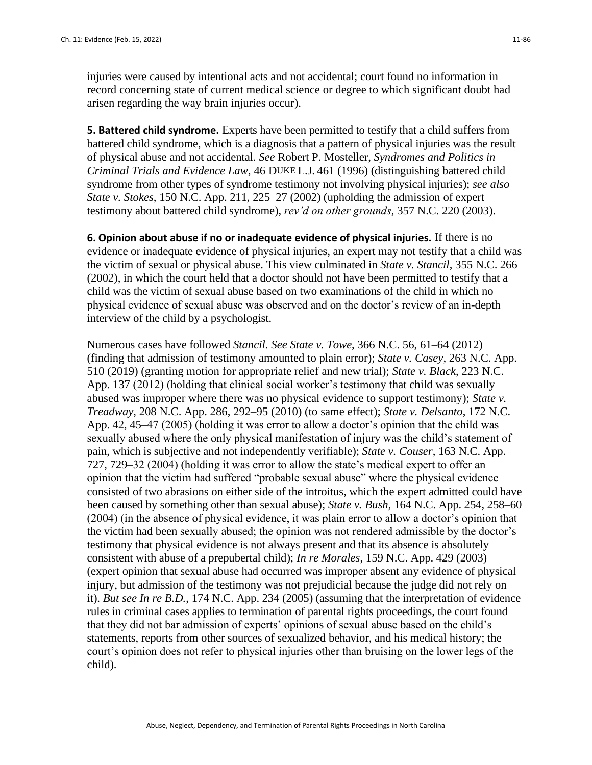injuries were caused by intentional acts and not accidental; court found no information in record concerning state of current medical science or degree to which significant doubt had arisen regarding the way brain injuries occur).

**5. Battered child syndrome.** Experts have been permitted to testify that a child suffers from battered child syndrome, which is a diagnosis that a pattern of physical injuries was the result of physical abuse and not accidental. *See* Robert P. Mosteller, *Syndromes and Politics in Criminal Trials and Evidence Law*, 46 DUKE L.J. 461 (1996) (distinguishing battered child syndrome from other types of syndrome testimony not involving physical injuries); *see also State v. Stokes*, 150 N.C. App. 211, 225–27 (2002) (upholding the admission of expert testimony about battered child syndrome), *rev'd on other grounds*, 357 N.C. 220 (2003).

**6. Opinion about abuse if no or inadequate evidence of physical injuries.** If there is no evidence or inadequate evidence of physical injuries, an expert may not testify that a child was the victim of sexual or physical abuse. This view culminated in *State v. Stancil*, 355 N.C. 266 (2002), in which the court held that a doctor should not have been permitted to testify that a child was the victim of sexual abuse based on two examinations of the child in which no physical evidence of sexual abuse was observed and on the doctor's review of an in-depth interview of the child by a psychologist.

Numerous cases have followed *Stancil*. *See State v. Towe*, 366 N.C. 56, 61–64 (2012) (finding that admission of testimony amounted to plain error); *State v. Casey*, 263 N.C. App. 510 (2019) (granting motion for appropriate relief and new trial); *State v. Black*, 223 N.C. App. 137 (2012) (holding that clinical social worker's testimony that child was sexually abused was improper where there was no physical evidence to support testimony); *State v. Treadway*, 208 N.C. App. 286, 292–95 (2010) (to same effect); *State v. Delsanto*, 172 N.C. App. 42, 45–47 (2005) (holding it was error to allow a doctor's opinion that the child was sexually abused where the only physical manifestation of injury was the child's statement of pain, which is subjective and not independently verifiable); *State v. Couser*, 163 N.C. App. 727, 729–32 (2004) (holding it was error to allow the state's medical expert to offer an opinion that the victim had suffered "probable sexual abuse" where the physical evidence consisted of two abrasions on either side of the introitus, which the expert admitted could have been caused by something other than sexual abuse); *State v. Bush*, 164 N.C. App. 254, 258–60 (2004) (in the absence of physical evidence, it was plain error to allow a doctor's opinion that the victim had been sexually abused; the opinion was not rendered admissible by the doctor's testimony that physical evidence is not always present and that its absence is absolutely consistent with abuse of a prepubertal child); *In re Morales*, 159 N.C. App. 429 (2003) (expert opinion that sexual abuse had occurred was improper absent any evidence of physical injury, but admission of the testimony was not prejudicial because the judge did not rely on it). *But see In re B.D.*, 174 N.C. App. 234 (2005) (assuming that the interpretation of evidence rules in criminal cases applies to termination of parental rights proceedings, the court found that they did not bar admission of experts' opinions of sexual abuse based on the child's statements, reports from other sources of sexualized behavior, and his medical history; the court's opinion does not refer to physical injuries other than bruising on the lower legs of the child).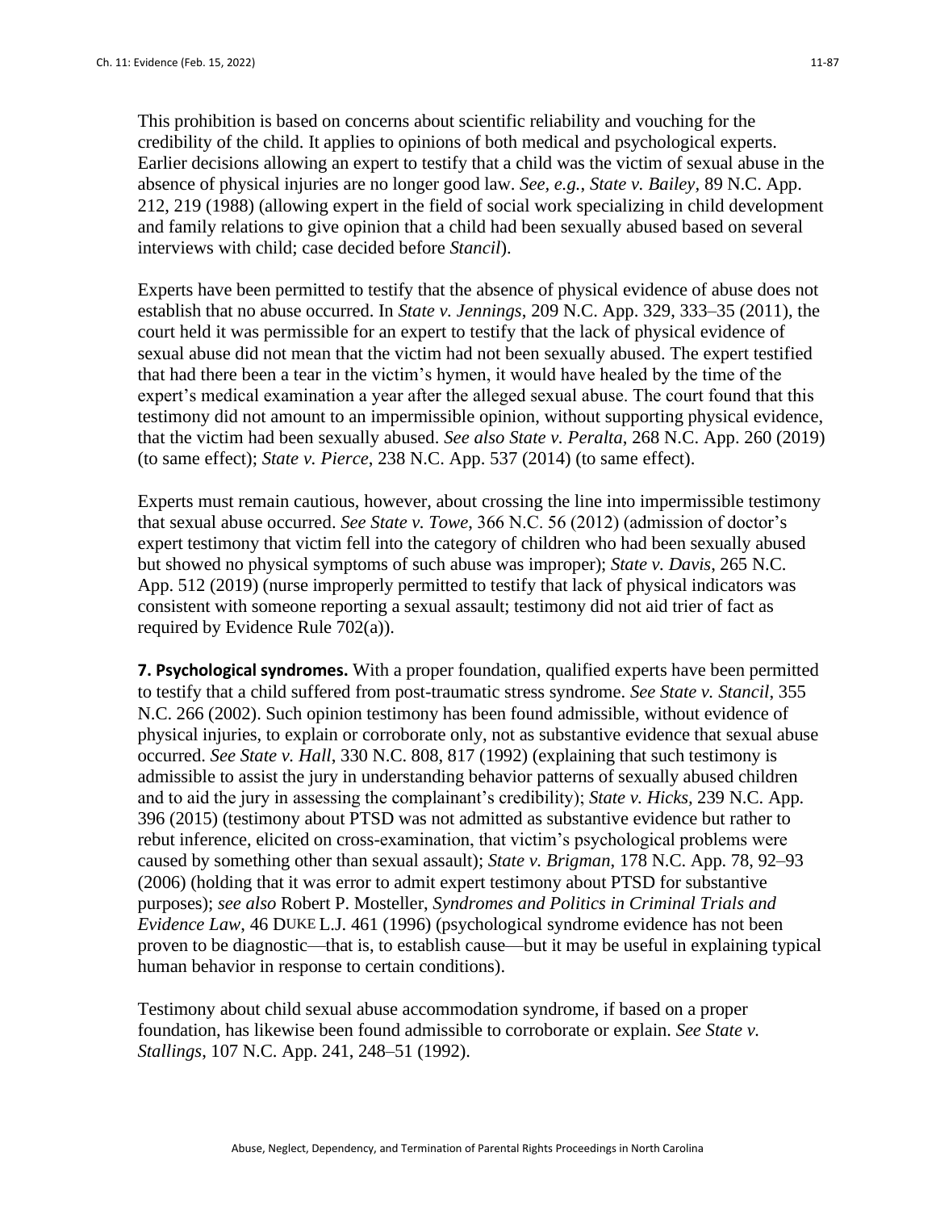This prohibition is based on concerns about scientific reliability and vouching for the credibility of the child. It applies to opinions of both medical and psychological experts. Earlier decisions allowing an expert to testify that a child was the victim of sexual abuse in the absence of physical injuries are no longer good law. *See, e.g.*, *State v. Bailey*, 89 N.C. App. 212, 219 (1988) (allowing expert in the field of social work specializing in child development and family relations to give opinion that a child had been sexually abused based on several interviews with child; case decided before *Stancil*).

Experts have been permitted to testify that the absence of physical evidence of abuse does not establish that no abuse occurred. In *State v. Jennings*, 209 N.C. App. 329, 333–35 (2011), the court held it was permissible for an expert to testify that the lack of physical evidence of sexual abuse did not mean that the victim had not been sexually abused. The expert testified that had there been a tear in the victim's hymen, it would have healed by the time of the expert's medical examination a year after the alleged sexual abuse. The court found that this testimony did not amount to an impermissible opinion, without supporting physical evidence, that the victim had been sexually abused. *See also State v. Peralta*, 268 N.C. App. 260 (2019) (to same effect); *State v. Pierce*, 238 N.C. App. 537 (2014) (to same effect).

Experts must remain cautious, however, about crossing the line into impermissible testimony that sexual abuse occurred. *See State v. Towe*, 366 N.C. 56 (2012) (admission of doctor's expert testimony that victim fell into the category of children who had been sexually abused but showed no physical symptoms of such abuse was improper); *State v. Davis*, 265 N.C. App. 512 (2019) (nurse improperly permitted to testify that lack of physical indicators was consistent with someone reporting a sexual assault; testimony did not aid trier of fact as required by Evidence Rule 702(a)).

**7. Psychological syndromes.** With a proper foundation, qualified experts have been permitted to testify that a child suffered from post-traumatic stress syndrome. *See State v. Stancil*, 355 N.C. 266 (2002). Such opinion testimony has been found admissible, without evidence of physical injuries, to explain or corroborate only, not as substantive evidence that sexual abuse occurred. *See State v. Hall*, 330 N.C. 808, 817 (1992) (explaining that such testimony is admissible to assist the jury in understanding behavior patterns of sexually abused children and to aid the jury in assessing the complainant's credibility); *State v. Hicks*, 239 N.C. App. 396 (2015) (testimony about PTSD was not admitted as substantive evidence but rather to rebut inference, elicited on cross-examination, that victim's psychological problems were caused by something other than sexual assault); *State v. Brigman*, 178 N.C. App. 78, 92–93 (2006) (holding that it was error to admit expert testimony about PTSD for substantive purposes); *see also* Robert P. Mosteller, *Syndromes and Politics in Criminal Trials and Evidence Law*, 46 DUKE L.J. 461 (1996) (psychological syndrome evidence has not been proven to be diagnostic—that is, to establish cause—but it may be useful in explaining typical human behavior in response to certain conditions).

Testimony about child sexual abuse accommodation syndrome, if based on a proper foundation, has likewise been found admissible to corroborate or explain. *See State v. Stallings*, 107 N.C. App. 241, 248–51 (1992).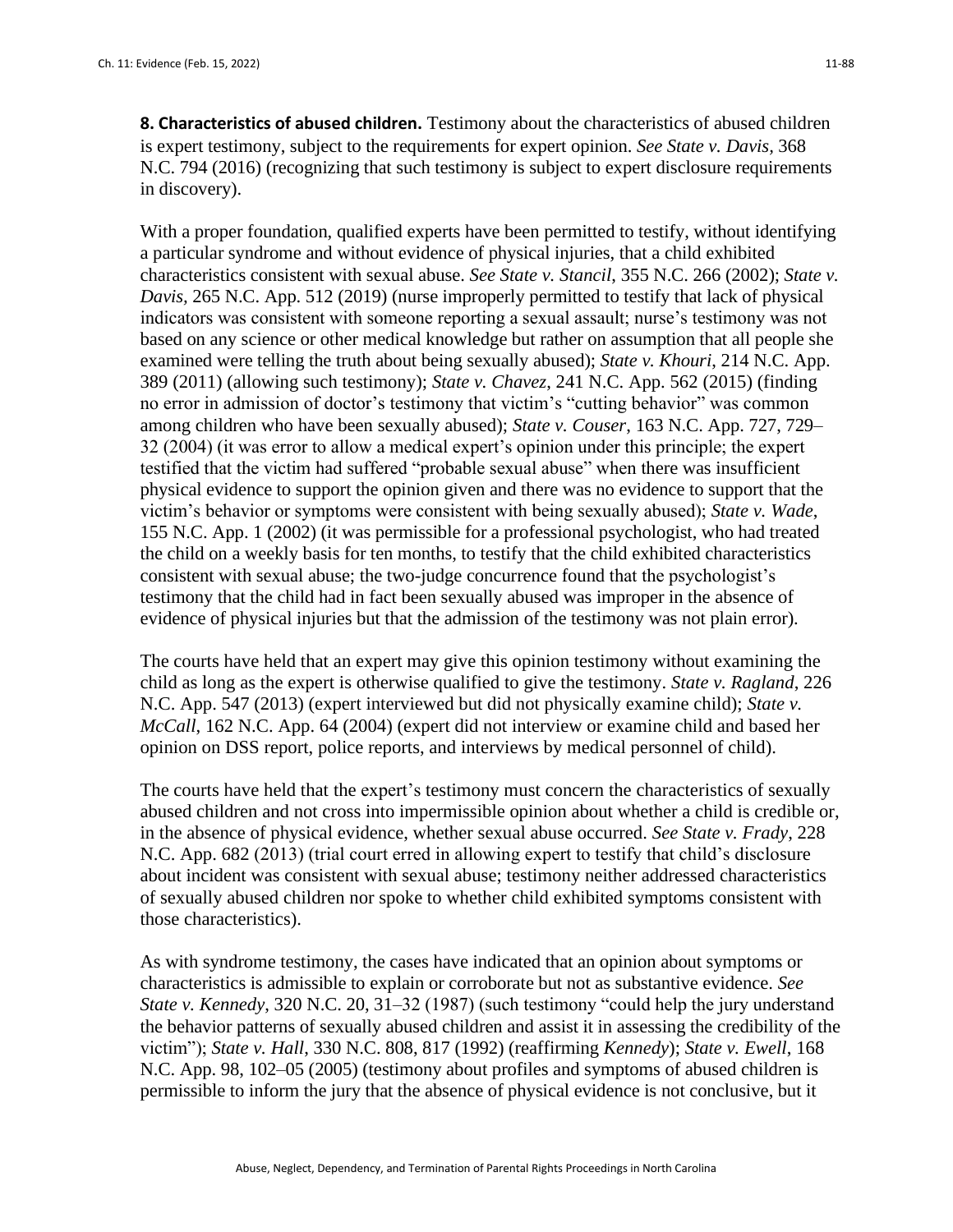**8. Characteristics of abused children.** Testimony about the characteristics of abused children is expert testimony, subject to the requirements for expert opinion. *See State v. Davis*, 368 N.C. 794 (2016) (recognizing that such testimony is subject to expert disclosure requirements in discovery).

With a proper foundation, qualified experts have been permitted to testify, without identifying a particular syndrome and without evidence of physical injuries, that a child exhibited characteristics consistent with sexual abuse. *See State v. Stancil*, 355 N.C. 266 (2002); *State v. Davis*, 265 N.C. App. 512 (2019) (nurse improperly permitted to testify that lack of physical indicators was consistent with someone reporting a sexual assault; nurse's testimony was not based on any science or other medical knowledge but rather on assumption that all people she examined were telling the truth about being sexually abused); *State v. Khouri*, 214 N.C. App. 389 (2011) (allowing such testimony); *State v. Chavez*, 241 N.C. App. 562 (2015) (finding no error in admission of doctor's testimony that victim's "cutting behavior" was common among children who have been sexually abused); *State v. Couser*, 163 N.C. App. 727, 729–32 (2004) (it was error to allow a medical expert's opinion under this principle; the expert testified that the victim had suffered "probable sexual abuse" when there was insufficient physical evidence to support the opinion given and there was no evidence to support that the victim's behavior or symptoms were consistent with being sexually abused); *State v. Wade*, 155 N.C. App. 1 (2002) (it was permissible for a professional psychologist, who had treated the child on a weekly basis for ten months, to testify that the child exhibited characteristics consistent with sexual abuse; the two-judge concurrence found that the psychologist's testimony that the child had in fact been sexually abused was improper in the absence of evidence of physical injuries but that the admission of the testimony was not plain error).

The courts have held that an expert may give this opinion testimony without examining the child as long as the expert is otherwise qualified to give the testimony. *State v. Ragland*, 226 N.C. App. 547 (2013) (expert interviewed but did not physically examine child); *State v. McCall*, 162 N.C. App. 64 (2004) (expert did not interview or examine child and based her opinion on DSS report, police reports, and interviews by medical personnel of child).

The courts have held that the expert's testimony must concern the characteristics of sexually abused children and not cross into impermissible opinion about whether a child is credible or, in the absence of physical evidence, whether sexual abuse occurred. *See State v. Frady*, 228 N.C. App. 682 (2013) (trial court erred in allowing expert to testify that child's disclosure about incident was consistent with sexual abuse; testimony neither addressed characteristics of sexually abused children nor spoke to whether child exhibited symptoms consistent with those characteristics).

As with syndrome testimony, the cases have indicated that an opinion about symptoms or characteristics is admissible to explain or corroborate but not as substantive evidence. *See State v. Kennedy*, 320 N.C. 20, 31–32 (1987) (such testimony "could help the jury understand the behavior patterns of sexually abused children and assist it in assessing the credibility of the victim"); *State v. Hall*, 330 N.C. 808, 817 (1992) (reaffirming *Kennedy*); *State v. Ewell*, 168 N.C. App. 98, 102–05 (2005) (testimony about profiles and symptoms of abused children is permissible to inform the jury that the absence of physical evidence is not conclusive, but it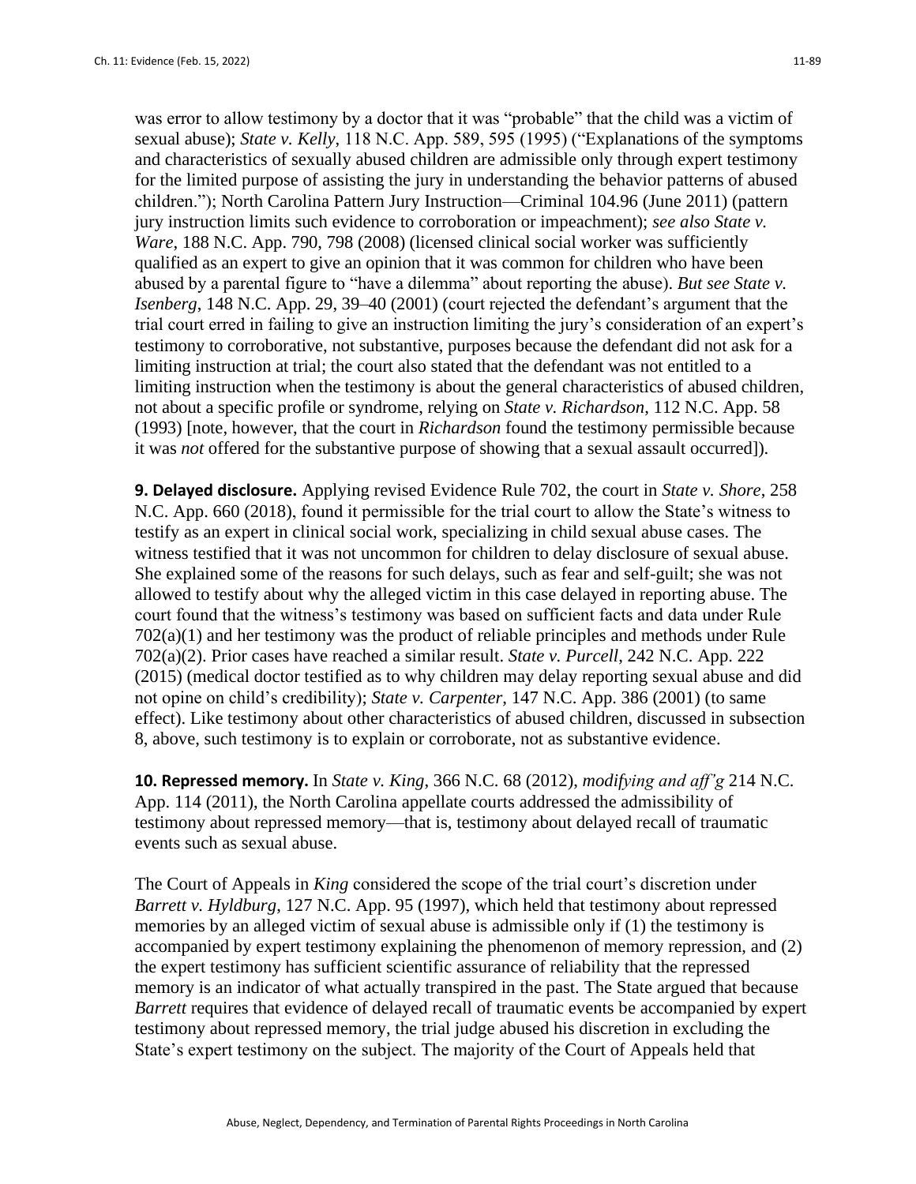was error to allow testimony by a doctor that it was "probable" that the child was a victim of sexual abuse); *State v. Kelly*, 118 N.C. App. 589, 595 (1995) ("Explanations of the symptoms and characteristics of sexually abused children are admissible only through expert testimony for the limited purpose of assisting the jury in understanding the behavior patterns of abused children."); North Carolina Pattern Jury Instruction—Criminal 104.96 (June 2011) (pattern jury instruction limits such evidence to corroboration or impeachment); *see also State v. Ware*, 188 N.C. App. 790, 798 (2008) (licensed clinical social worker was sufficiently qualified as an expert to give an opinion that it was common for children who have been abused by a parental figure to "have a dilemma" about reporting the abuse). *But see State v. Isenberg*, 148 N.C. App. 29, 39–40 (2001) (court rejected the defendant's argument that the trial court erred in failing to give an instruction limiting the jury's consideration of an expert's testimony to corroborative, not substantive, purposes because the defendant did not ask for a limiting instruction at trial; the court also stated that the defendant was not entitled to a limiting instruction when the testimony is about the general characteristics of abused children, not about a specific profile or syndrome, relying on *State v. Richardson*, 112 N.C. App. 58 (1993) [note, however, that the court in *Richardson* found the testimony permissible because it was *not* offered for the substantive purpose of showing that a sexual assault occurred]).

**9. Delayed disclosure.** Applying revised Evidence Rule 702, the court in *State v. Shore*, 258 N.C. App. 660 (2018), found it permissible for the trial court to allow the State's witness to testify as an expert in clinical social work, specializing in child sexual abuse cases. The witness testified that it was not uncommon for children to delay disclosure of sexual abuse. She explained some of the reasons for such delays, such as fear and self-guilt; she was not allowed to testify about why the alleged victim in this case delayed in reporting abuse. The court found that the witness's testimony was based on sufficient facts and data under Rule 702(a)(1) and her testimony was the product of reliable principles and methods under Rule 702(a)(2). Prior cases have reached a similar result. *State v. Purcell*, 242 N.C. App. 222 (2015) (medical doctor testified as to why children may delay reporting sexual abuse and did not opine on child's credibility); *State v. Carpenter*, 147 N.C. App. 386 (2001) (to same effect). Like testimony about other characteristics of abused children, discussed in subsection 8, above, such testimony is to explain or corroborate, not as substantive evidence.

**10. Repressed memory.** In *State v. King*, 366 N.C. 68 (2012), *modifying and aff'g* 214 N.C. App. 114 (2011), the North Carolina appellate courts addressed the admissibility of testimony about repressed memory—that is, testimony about delayed recall of traumatic events such as sexual abuse.

The Court of Appeals in *King* considered the scope of the trial court's discretion under *Barrett v. Hyldburg*, 127 N.C. App. 95 (1997), which held that testimony about repressed memories by an alleged victim of sexual abuse is admissible only if (1) the testimony is accompanied by expert testimony explaining the phenomenon of memory repression, and (2) the expert testimony has sufficient scientific assurance of reliability that the repressed memory is an indicator of what actually transpired in the past. The State argued that because *Barrett* requires that evidence of delayed recall of traumatic events be accompanied by expert testimony about repressed memory, the trial judge abused his discretion in excluding the State's expert testimony on the subject. The majority of the Court of Appeals held that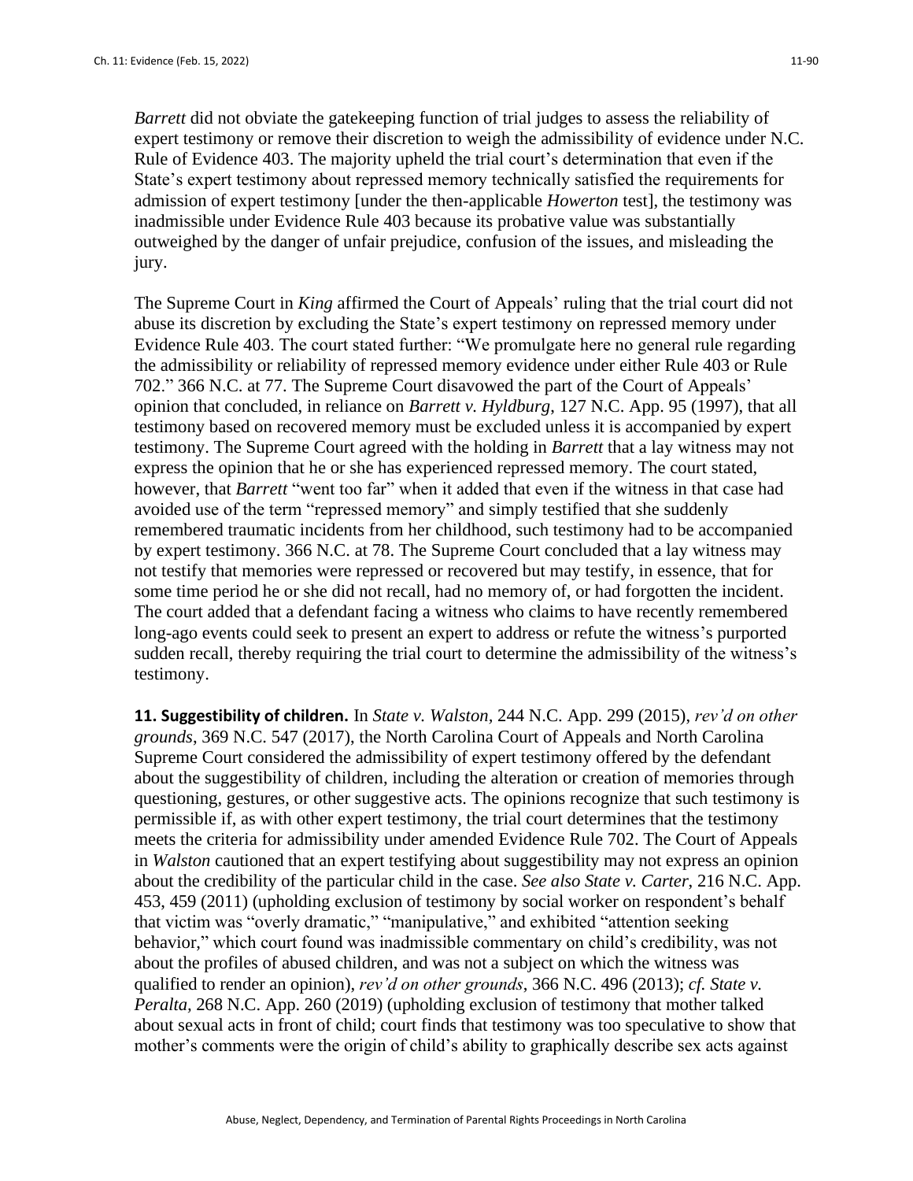*Barrett* did not obviate the gatekeeping function of trial judges to assess the reliability of expert testimony or remove their discretion to weigh the admissibility of evidence under N.C. Rule of Evidence 403. The majority upheld the trial court's determination that even if the State's expert testimony about repressed memory technically satisfied the requirements for admission of expert testimony [under the then-applicable *Howerton* test], the testimony was inadmissible under Evidence Rule 403 because its probative value was substantially outweighed by the danger of unfair prejudice, confusion of the issues, and misleading the jury.

The Supreme Court in *King* affirmed the Court of Appeals' ruling that the trial court did not abuse its discretion by excluding the State's expert testimony on repressed memory under Evidence Rule 403. The court stated further: "We promulgate here no general rule regarding the admissibility or reliability of repressed memory evidence under either Rule 403 or Rule 702." 366 N.C. at 77. The Supreme Court disavowed the part of the Court of Appeals' opinion that concluded, in reliance on *Barrett v. Hyldburg*, 127 N.C. App. 95 (1997), that all testimony based on recovered memory must be excluded unless it is accompanied by expert testimony. The Supreme Court agreed with the holding in *Barrett* that a lay witness may not express the opinion that he or she has experienced repressed memory. The court stated, however, that *Barrett* "went too far" when it added that even if the witness in that case had avoided use of the term "repressed memory" and simply testified that she suddenly remembered traumatic incidents from her childhood, such testimony had to be accompanied by expert testimony. 366 N.C. at 78. The Supreme Court concluded that a lay witness may not testify that memories were repressed or recovered but may testify, in essence, that for some time period he or she did not recall, had no memory of, or had forgotten the incident. The court added that a defendant facing a witness who claims to have recently remembered long-ago events could seek to present an expert to address or refute the witness's purported sudden recall, thereby requiring the trial court to determine the admissibility of the witness's testimony.

**11. Suggestibility of children.** In *State v. Walston*, 244 N.C. App. 299 (2015), *rev'd on other grounds*, 369 N.C. 547 (2017), the North Carolina Court of Appeals and North Carolina Supreme Court considered the admissibility of expert testimony offered by the defendant about the suggestibility of children, including the alteration or creation of memories through questioning, gestures, or other suggestive acts. The opinions recognize that such testimony is permissible if, as with other expert testimony, the trial court determines that the testimony meets the criteria for admissibility under amended Evidence Rule 702. The Court of Appeals in *Walston* cautioned that an expert testifying about suggestibility may not express an opinion about the credibility of the particular child in the case. *See also State v. Carter*, 216 N.C. App. 453, 459 (2011) (upholding exclusion of testimony by social worker on respondent's behalf that victim was "overly dramatic," "manipulative," and exhibited "attention seeking behavior," which court found was inadmissible commentary on child's credibility, was not about the profiles of abused children, and was not a subject on which the witness was qualified to render an opinion), *rev'd on other grounds*, 366 N.C. 496 (2013); *cf. State v. Peralta*, 268 N.C. App. 260 (2019) (upholding exclusion of testimony that mother talked about sexual acts in front of child; court finds that testimony was too speculative to show that mother's comments were the origin of child's ability to graphically describe sex acts against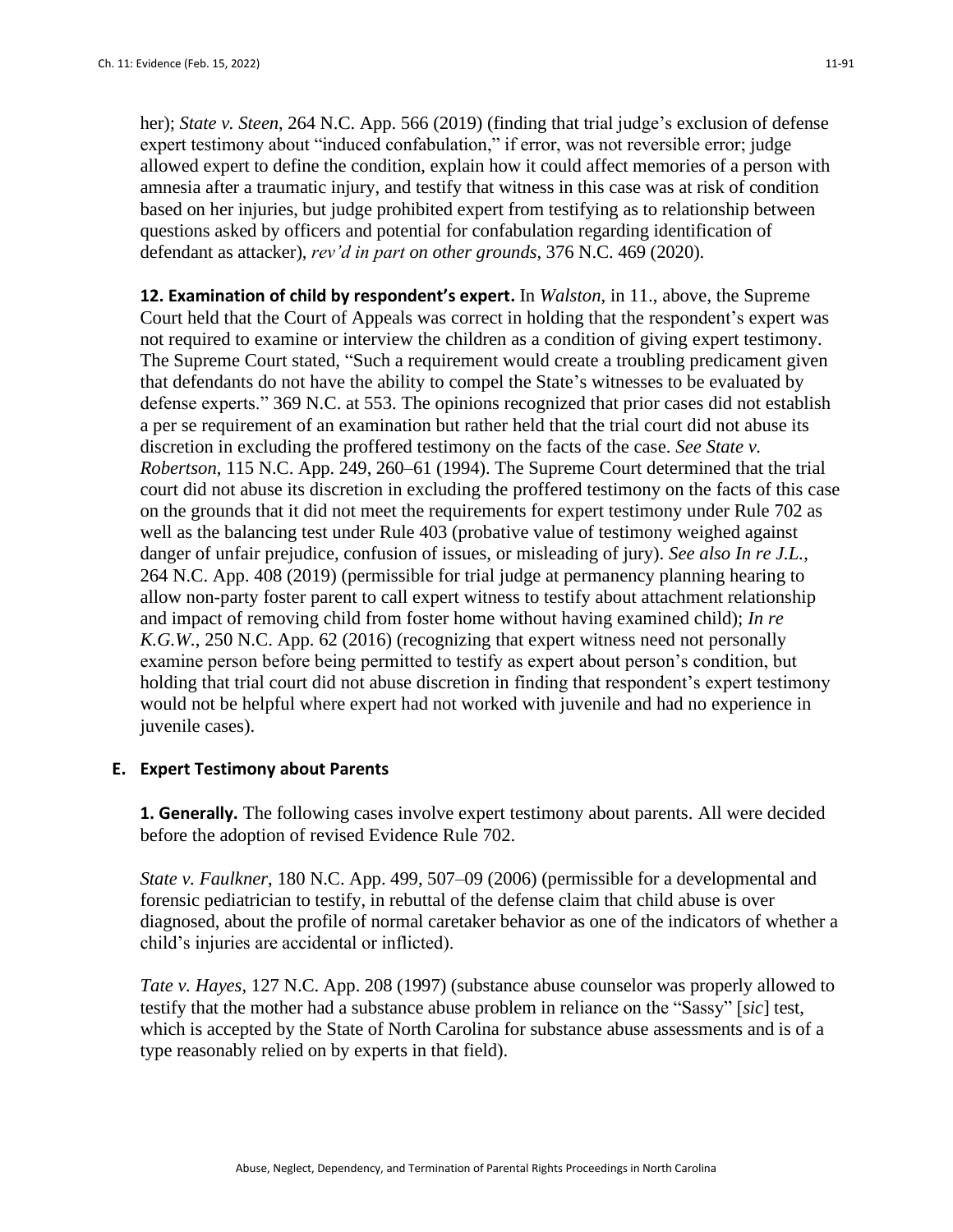her); *State v. Steen*, 264 N.C. App. 566 (2019) (finding that trial judge's exclusion of defense expert testimony about "induced confabulation," if error, was not reversible error; judge allowed expert to define the condition, explain how it could affect memories of a person with amnesia after a traumatic injury, and testify that witness in this case was at risk of condition based on her injuries, but judge prohibited expert from testifying as to relationship between questions asked by officers and potential for confabulation regarding identification of defendant as attacker), *rev'd in part on other grounds*, 376 N.C. 469 (2020).

**12. Examination of child by respondent's expert.** In *Walston*, in 11., above, the Supreme Court held that the Court of Appeals was correct in holding that the respondent's expert was not required to examine or interview the children as a condition of giving expert testimony. The Supreme Court stated, "Such a requirement would create a troubling predicament given that defendants do not have the ability to compel the State's witnesses to be evaluated by defense experts." 369 N.C. at 553. The opinions recognized that prior cases did not establish a per se requirement of an examination but rather held that the trial court did not abuse its discretion in excluding the proffered testimony on the facts of the case. *See State v. Robertson*, 115 N.C. App. 249, 260–61 (1994). The Supreme Court determined that the trial court did not abuse its discretion in excluding the proffered testimony on the facts of this case on the grounds that it did not meet the requirements for expert testimony under Rule 702 as well as the balancing test under Rule 403 (probative value of testimony weighed against danger of unfair prejudice, confusion of issues, or misleading of jury). *See also In re J.L.*, 264 N.C. App. 408 (2019) (permissible for trial judge at permanency planning hearing to allow non-party foster parent to call expert witness to testify about attachment relationship and impact of removing child from foster home without having examined child); *In re K.G.W.*, 250 N.C. App. 62 (2016) (recognizing that expert witness need not personally examine person before being permitted to testify as expert about person's condition, but holding that trial court did not abuse discretion in finding that respondent's expert testimony would not be helpful where expert had not worked with juvenile and had no experience in juvenile cases).

## E. Expert Testimony about Parents

**1. Generally.** The following cases involve expert testimony about parents. All were decided before the adoption of revised Evidence Rule 702.

*State v. Faulkner*, 180 N.C. App. 499, 507–09 (2006) (permissible for a developmental and forensic pediatrician to testify, in rebuttal of the defense claim that child abuse is over diagnosed, about the profile of normal caretaker behavior as one of the indicators of whether a child's injuries are accidental or inflicted).

*Tate v. Hayes*, 127 N.C. App. 208 (1997) (substance abuse counselor was properly allowed to testify that the mother had a substance abuse problem in reliance on the "Sassy" [*sic*] test, which is accepted by the State of North Carolina for substance abuse assessments and is of a type reasonably relied on by experts in that field).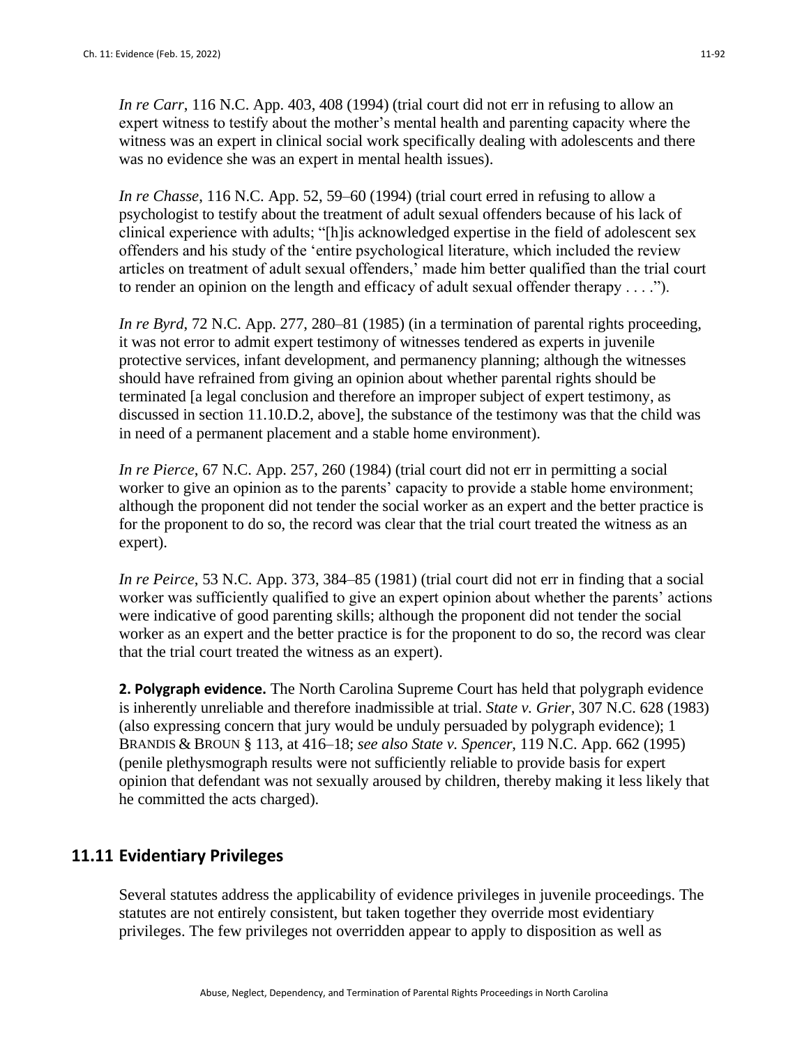*In re Carr*, 116 N.C. App. 403, 408 (1994) (trial court did not err in refusing to allow an expert witness to testify about the mother's mental health and parenting capacity where the witness was an expert in clinical social work specifically dealing with adolescents and there was no evidence she was an expert in mental health issues).

*In re Chasse*, 116 N.C. App. 52, 59–60 (1994) (trial court erred in refusing to allow a psychologist to testify about the treatment of adult sexual offenders because of his lack of clinical experience with adults; "[h]is acknowledged expertise in the field of adolescent sex offenders and his study of the 'entire psychological literature, which included the review articles on treatment of adult sexual offenders,' made him better qualified than the trial court to render an opinion on the length and efficacy of adult sexual offender therapy . . . .").

*In re Byrd*, 72 N.C. App. 277, 280–81 (1985) (in a termination of parental rights proceeding, it was not error to admit expert testimony of witnesses tendered as experts in juvenile protective services, infant development, and permanency planning; although the witnesses should have refrained from giving an opinion about whether parental rights should be terminated [a legal conclusion and therefore an improper subject of expert testimony, as discussed in section 11.10.D.2, above], the substance of the testimony was that the child was in need of a permanent placement and a stable home environment).

*In re Pierce*, 67 N.C. App. 257, 260 (1984) (trial court did not err in permitting a social worker to give an opinion as to the parents' capacity to provide a stable home environment; although the proponent did not tender the social worker as an expert and the better practice is for the proponent to do so, the record was clear that the trial court treated the witness as an expert).

*In re Peirce*, 53 N.C. App. 373, 384–85 (1981) (trial court did not err in finding that a social worker was sufficiently qualified to give an expert opinion about whether the parents' actions were indicative of good parenting skills; although the proponent did not tender the social worker as an expert and the better practice is for the proponent to do so, the record was clear that the trial court treated the witness as an expert).

**2. Polygraph evidence.** The North Carolina Supreme Court has held that polygraph evidence is inherently unreliable and therefore inadmissible at trial. *State v. Grier*, 307 N.C. 628 (1983) (also expressing concern that jury would be unduly persuaded by polygraph evidence); 1 BRANDIS & BROUN § 113, at 416–18; *see also State v. Spencer*, 119 N.C. App. 662 (1995) (penile plethysmograph results were not sufficiently reliable to provide basis for expert opinion that defendant was not sexually aroused by children, thereby making it less likely that he committed the acts charged).

## 11.11 Evidentiary Privileges

Several statutes address the applicability of evidence privileges in juvenile proceedings. The statutes are not entirely consistent, but taken together they override most evidentiary privileges. The few privileges not overridden appear to apply to disposition as well as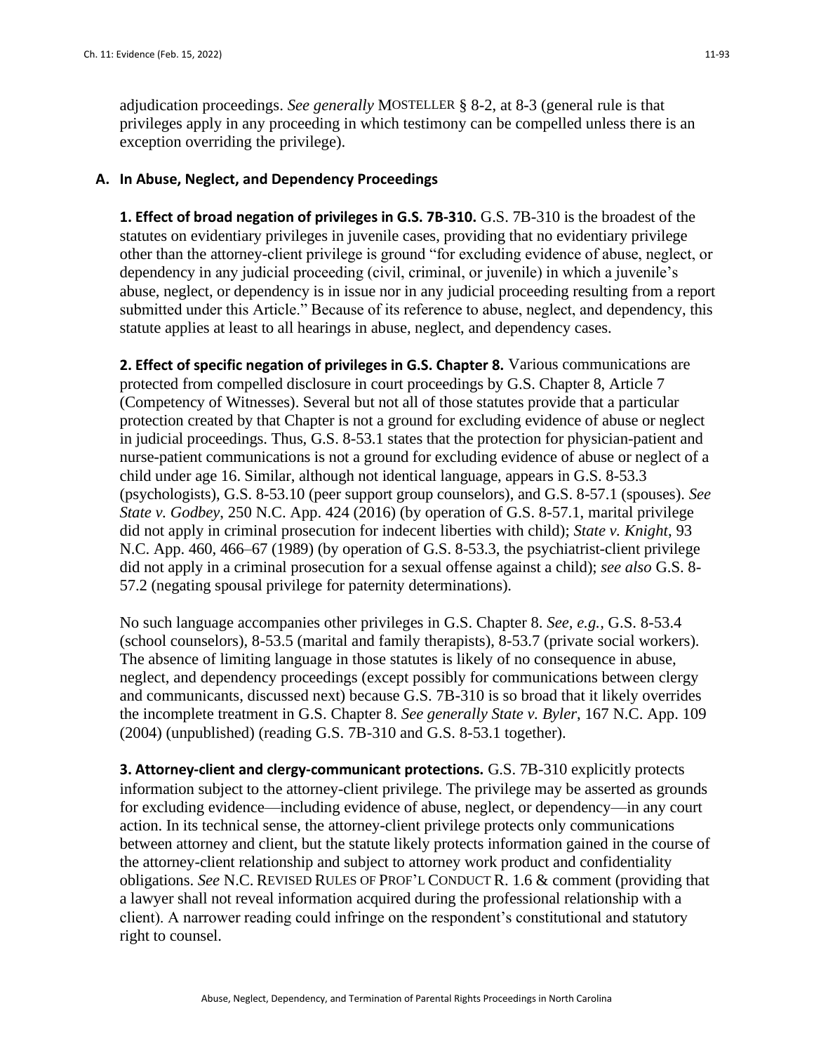adjudication proceedings. *See generally* MOSTELLER § 8-2, at 8-3 (general rule is that privileges apply in any proceeding in which testimony can be compelled unless there is an exception overriding the privilege).

### A. In Abuse, Neglect, and Dependency Proceedings

**1. Effect of broad negation of privileges in G.S. 7B-310.** G.S. 7B-310 is the broadest of the statutes on evidentiary privileges in juvenile cases, providing that no evidentiary privilege other than the attorney-client privilege is ground "for excluding evidence of abuse, neglect, or dependency in any judicial proceeding (civil, criminal, or juvenile) in which a juvenile's abuse, neglect, or dependency is in issue nor in any judicial proceeding resulting from a report submitted under this Article." Because of its reference to abuse, neglect, and dependency, this statute applies at least to all hearings in abuse, neglect, and dependency cases.

**2. Effect of specific negation of privileges in G.S. Chapter 8.** Various communications are protected from compelled disclosure in court proceedings by G.S. Chapter 8, Article 7 (Competency of Witnesses). Several but not all of those statutes provide that a particular protection created by that Chapter is not a ground for excluding evidence of abuse or neglect in judicial proceedings. Thus, G.S. 8-53.1 states that the protection for physician-patient and nurse-patient communications is not a ground for excluding evidence of abuse or neglect of a child under age 16. Similar, although not identical language, appears in G.S. 8-53.3 (psychologists), G.S. 8-53.10 (peer support group counselors), and G.S. 8-57.1 (spouses). *See State v. Godbey*, 250 N.C. App. 424 (2016) (by operation of G.S. 8-57.1, marital privilege did not apply in criminal prosecution for indecent liberties with child); *State v. Knight*, 93 N.C. App. 460, 466–67 (1989) (by operation of G.S. 8-53.3, the psychiatrist-client privilege did not apply in a criminal prosecution for a sexual offense against a child); *see also* G.S. 8-57.2 (negating spousal privilege for paternity determinations).

No such language accompanies other privileges in G.S. Chapter 8. *See, e.g.*, G.S. 8-53.4 (school counselors), 8-53.5 (marital and family therapists), 8-53.7 (private social workers). The absence of limiting language in those statutes is likely of no consequence in abuse, neglect, and dependency proceedings (except possibly for communications between clergy and communicants, discussed next) because G.S. 7B-310 is so broad that it likely overrides the incomplete treatment in G.S. Chapter 8. *See generally State v. Byler*, 167 N.C. App. 109 (2004) (unpublished) (reading G.S. 7B-310 and G.S. 8-53.1 together).

**3. Attorney-client and clergy-communicant protections.** G.S. 7B-310 explicitly protects information subject to the attorney-client privilege. The privilege may be asserted as grounds for excluding evidence—including evidence of abuse, neglect, or dependency—in any court action. In its technical sense, the attorney-client privilege protects only communications between attorney and client, but the statute likely protects information gained in the course of the attorney-client relationship and subject to attorney work product and confidentiality obligations. *See* N.C. REVISED RULES OF PROF'L CONDUCT R. 1.6 & comment (providing that a lawyer shall not reveal information acquired during the professional relationship with a client). A narrower reading could infringe on the respondent's constitutional and statutory right to counsel.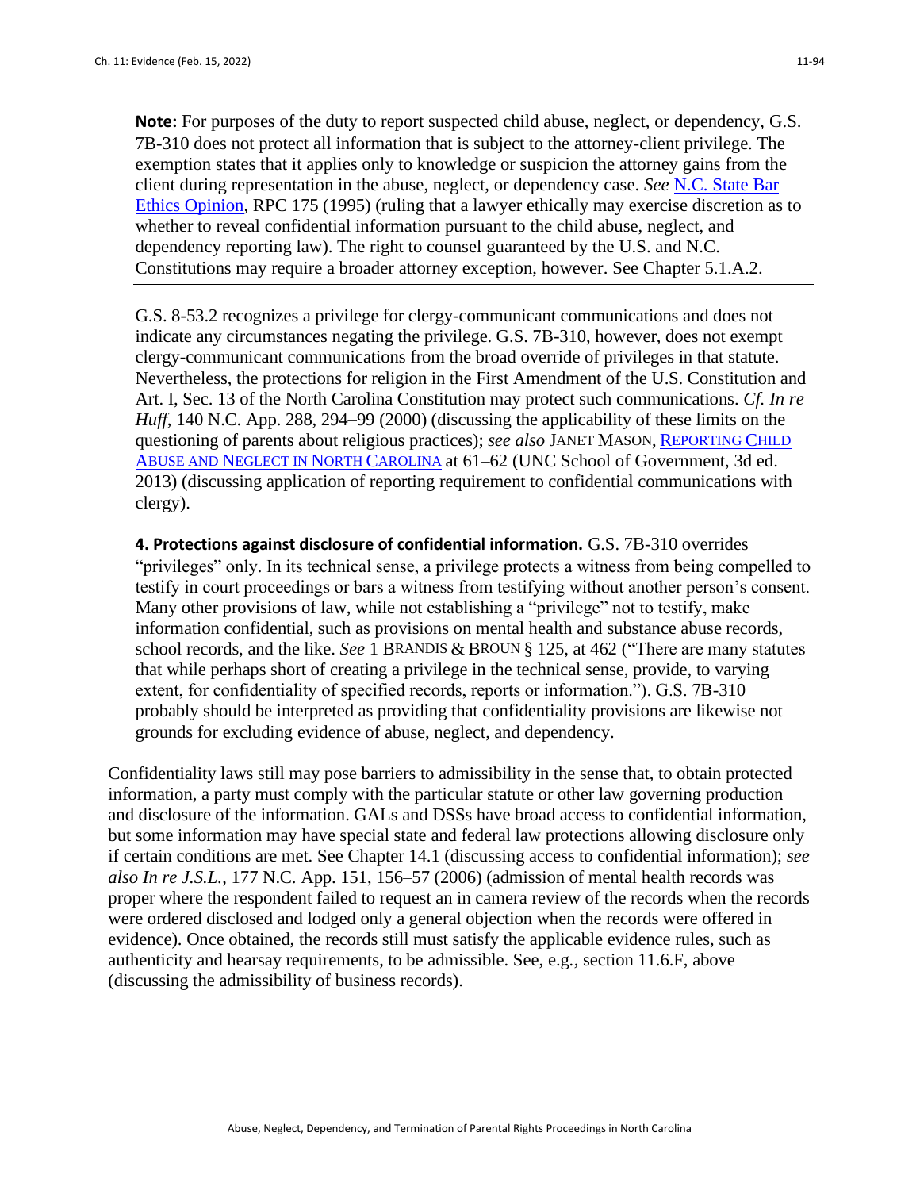**Note:** For purposes of the duty to report suspected child abuse, neglect, or dependency, G.S. 7B-310 does not protect all information that is subject to the attorney-client privilege. The exemption states that it applies only to knowledge or suspicion the attorney gains from the client during representation in the abuse, neglect, or dependency case. *See* N.C. State Bar Ethics Opinion, RPC 175 (1995) (ruling that a lawyer ethically may exercise discretion as to whether to reveal confidential information pursuant to the child abuse, neglect, and dependency reporting law). The right to counsel guaranteed by the U.S. and N.C. Constitutions may require a broader attorney exception, however. See Chapter 5.1.A.2.

G.S. 8-53.2 recognizes a privilege for clergy-communicant communications and does not indicate any circumstances negating the privilege. G.S. 7B-310, however, does not exempt clergy-communicant communications from the broad override of privileges in that statute. Nevertheless, the protections for religion in the First Amendment of the U.S. Constitution and Art. I, Sec. 13 of the North Carolina Constitution may protect such communications. *Cf. In re Huff*, 140 N.C. App. 288, 294–99 (2000) (discussing the applicability of these limits on the questioning of parents about religious practices); *see also* JANET MASON, REPORTING CHILD ABUSE AND NEGLECT IN NORTH CAROLINA at 61–62 (UNC School of Government, 3d ed. 2013) (discussing application of reporting requirement to confidential communications with clergy).

**4. Protections against disclosure of confidential information.** G.S. 7B-310 overrides "privileges" only. In its technical sense, a privilege protects a witness from being compelled to testify in court proceedings or bars a witness from testifying without another person's consent. Many other provisions of law, while not establishing a "privilege" not to testify, make information confidential, such as provisions on mental health and substance abuse records, school records, and the like. *See* 1 BRANDIS & BROUN § 125, at 462 ("There are many statutes that while perhaps short of creating a privilege in the technical sense, provide, to varying extent, for confidentiality of specified records, reports or information."). G.S. 7B-310 probably should be interpreted as providing that confidentiality provisions are likewise not grounds for excluding evidence of abuse, neglect, and dependency.

Confidentiality laws still may pose barriers to admissibility in the sense that, to obtain protected information, a party must comply with the particular statute or other law governing production and disclosure of the information. GALs and DSSs have broad access to confidential information, but some information may have special state and federal law protections allowing disclosure only if certain conditions are met. See Chapter 14.1 (discussing access to confidential information); *see also In re J.S.L.*, 177 N.C. App. 151, 156–57 (2006) (admission of mental health records was proper where the respondent failed to request an in camera review of the records when the records were ordered disclosed and lodged only a general objection when the records were offered in evidence). Once obtained, the records still must satisfy the applicable evidence rules, such as authenticity and hearsay requirements, to be admissible. See, e.g., section 11.6.F, above (discussing the admissibility of business records).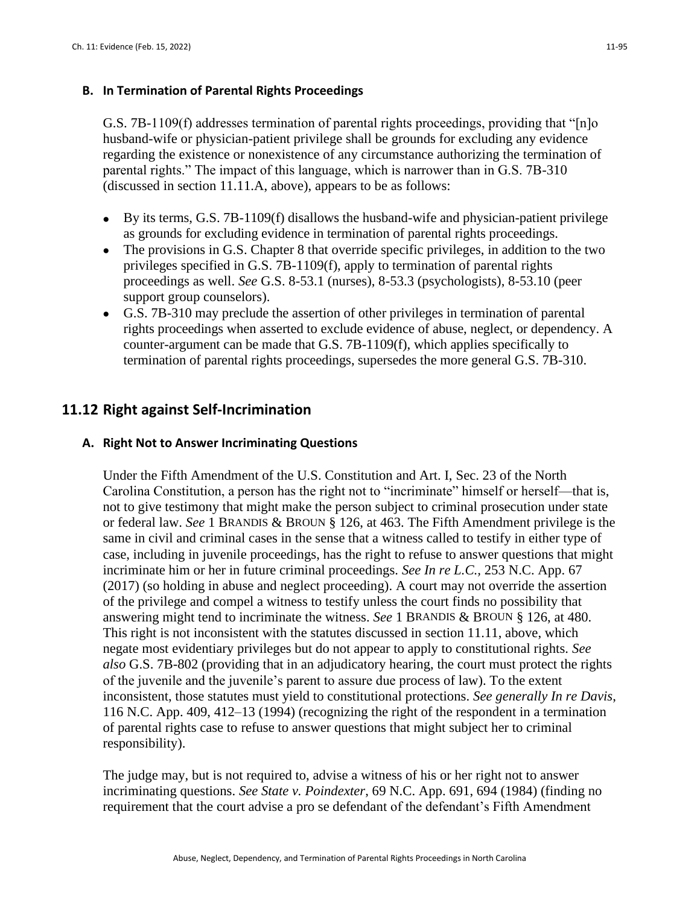### B. In Termination of Parental Rights Proceedings

G.S. 7B-1109(f) addresses termination of parental rights proceedings, providing that "[n]o husband-wife or physician-patient privilege shall be grounds for excluding any evidence regarding the existence or nonexistence of any circumstance authorizing the termination of parental rights." The impact of this language, which is narrower than in G.S. 7B-310 (discussed in section 11.11.A, above), appears to be as follows:

- By its terms, G.S. 7B-1109(f) disallows the husband-wife and physician-patient privilege as grounds for excluding evidence in termination of parental rights proceedings.
- The provisions in G.S. Chapter 8 that override specific privileges, in addition to the two privileges specified in G.S. 7B-1109(f), apply to termination of parental rights proceedings as well. *See* G.S. 8-53.1 (nurses), 8-53.3 (psychologists), 8-53.10 (peer support group counselors).
- G.S. 7B-310 may preclude the assertion of other privileges in termination of parental rights proceedings when asserted to exclude evidence of abuse, neglect, or dependency. A counter-argument can be made that G.S. 7B-1109(f), which applies specifically to termination of parental rights proceedings, supersedes the more general G.S. 7B-310.

## 11.12 Right against Self-Incrimination

### A. Right Not to Answer Incriminating Questions

Under the Fifth Amendment of the U.S. Constitution and Art. I, Sec. 23 of the North Carolina Constitution, a person has the right not to "incriminate" himself or herself—that is, not to give testimony that might make the person subject to criminal prosecution under state or federal law. *See* 1 BRANDIS & BROUN § 126, at 463. The Fifth Amendment privilege is the same in civil and criminal cases in the sense that a witness called to testify in either type of case, including in juvenile proceedings, has the right to refuse to answer questions that might incriminate him or her in future criminal proceedings. *See In re L.C.*, 253 N.C. App. 67 (2017) (so holding in abuse and neglect proceeding). A court may not override the assertion of the privilege and compel a witness to testify unless the court finds no possibility that answering might tend to incriminate the witness. *See* 1 BRANDIS & BROUN § 126, at 480. This right is not inconsistent with the statutes discussed in section 11.11, above, which negate most evidentiary privileges but do not appear to apply to constitutional rights. *See also* G.S. 7B-802 (providing that in an adjudicatory hearing, the court must protect the rights of the juvenile and the juvenile's parent to assure due process of law). To the extent inconsistent, those statutes must yield to constitutional protections. *See generally In re Davis*, 116 N.C. App. 409, 412–13 (1994) (recognizing the right of the respondent in a termination of parental rights case to refuse to answer questions that might subject her to criminal responsibility).

The judge may, but is not required to, advise a witness of his or her right not to answer incriminating questions. *See State v. Poindexter*, 69 N.C. App. 691, 694 (1984) (finding no requirement that the court advise a pro se defendant of the defendant's Fifth Amendment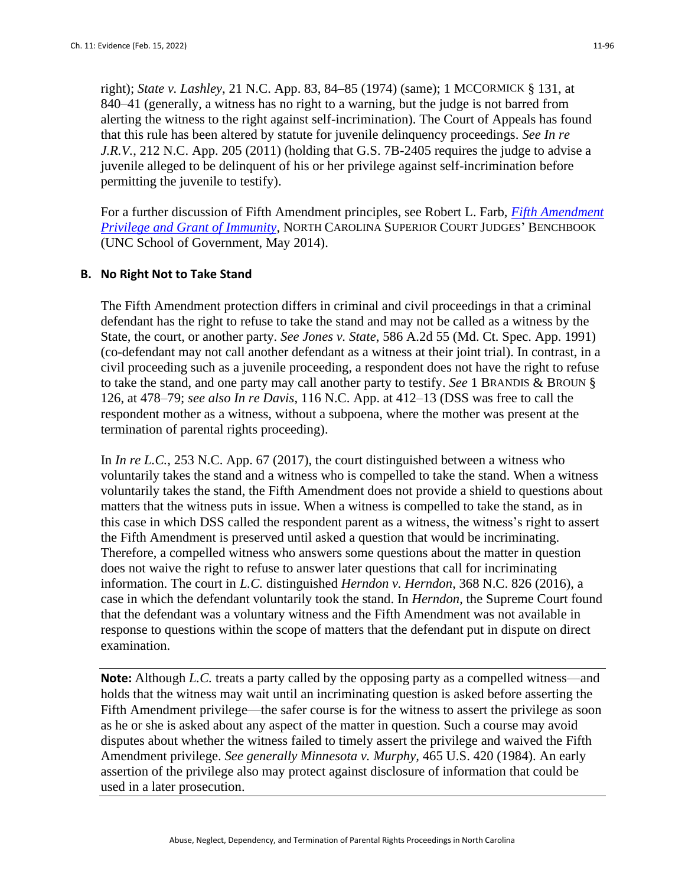right); *State v. Lashley*, 21 N.C. App. 83, 84–85 (1974) (same); 1 MCCORMICK § 131, at 840–41 (generally, a witness has no right to a warning, but the judge is not barred from alerting the witness to the right against self-incrimination). The Court of Appeals has found that this rule has been altered by statute for juvenile delinquency proceedings. *See In re J.R.V.*, 212 N.C. App. 205 (2011) (holding that G.S. 7B-2405 requires the judge to advise a juvenile alleged to be delinquent of his or her privilege against self-incrimination before permitting the juvenile to testify).

For a further discussion of Fifth Amendment principles, see Robert L. Farb, *Fifth Amendment Privilege and Grant of Immunity*, NORTH CAROLINA SUPERIOR COURT JUDGES' BENCHBOOK (UNC School of Government, May 2014).

### B. No Right Not to Take Stand

The Fifth Amendment protection differs in criminal and civil proceedings in that a criminal defendant has the right to refuse to take the stand and may not be called as a witness by the State, the court, or another party. *See Jones v. State*, 586 A.2d 55 (Md. Ct. Spec. App. 1991) (co-defendant may not call another defendant as a witness at their joint trial). In contrast, in a civil proceeding such as a juvenile proceeding, a respondent does not have the right to refuse to take the stand, and one party may call another party to testify. *See* 1 BRANDIS & BROUN § 126, at 478–79; *see also In re Davis*, 116 N.C. App. at 412–13 (DSS was free to call the respondent mother as a witness, without a subpoena, where the mother was present at the termination of parental rights proceeding).

In *In re L.C.*, 253 N.C. App. 67 (2017), the court distinguished between a witness who voluntarily takes the stand and a witness who is compelled to take the stand. When a witness voluntarily takes the stand, the Fifth Amendment does not provide a shield to questions about matters that the witness puts in issue. When a witness is compelled to take the stand, as in this case in which DSS called the respondent parent as a witness, the witness's right to assert the Fifth Amendment is preserved until asked a question that would be incriminating. Therefore, a compelled witness who answers some questions about the matter in question does not waive the right to refuse to answer later questions that call for incriminating information. The court in *L.C.* distinguished *Herndon v. Herndon*, 368 N.C. 826 (2016), a case in which the defendant voluntarily took the stand. In *Herndon*, the Supreme Court found that the defendant was a voluntary witness and the Fifth Amendment was not available in response to questions within the scope of matters that the defendant put in dispute on direct examination.

**Note:** Although *L.C.* treats a party called by the opposing party as a compelled witness—and holds that the witness may wait until an incriminating question is asked before asserting the Fifth Amendment privilege—the safer course is for the witness to assert the privilege as soon as he or she is asked about any aspect of the matter in question. Such a course may avoid disputes about whether the witness failed to timely assert the privilege and waived the Fifth Amendment privilege. *See generally Minnesota v. Murphy*, 465 U.S. 420 (1984). An early assertion of the privilege also may protect against disclosure of information that could be used in a later prosecution.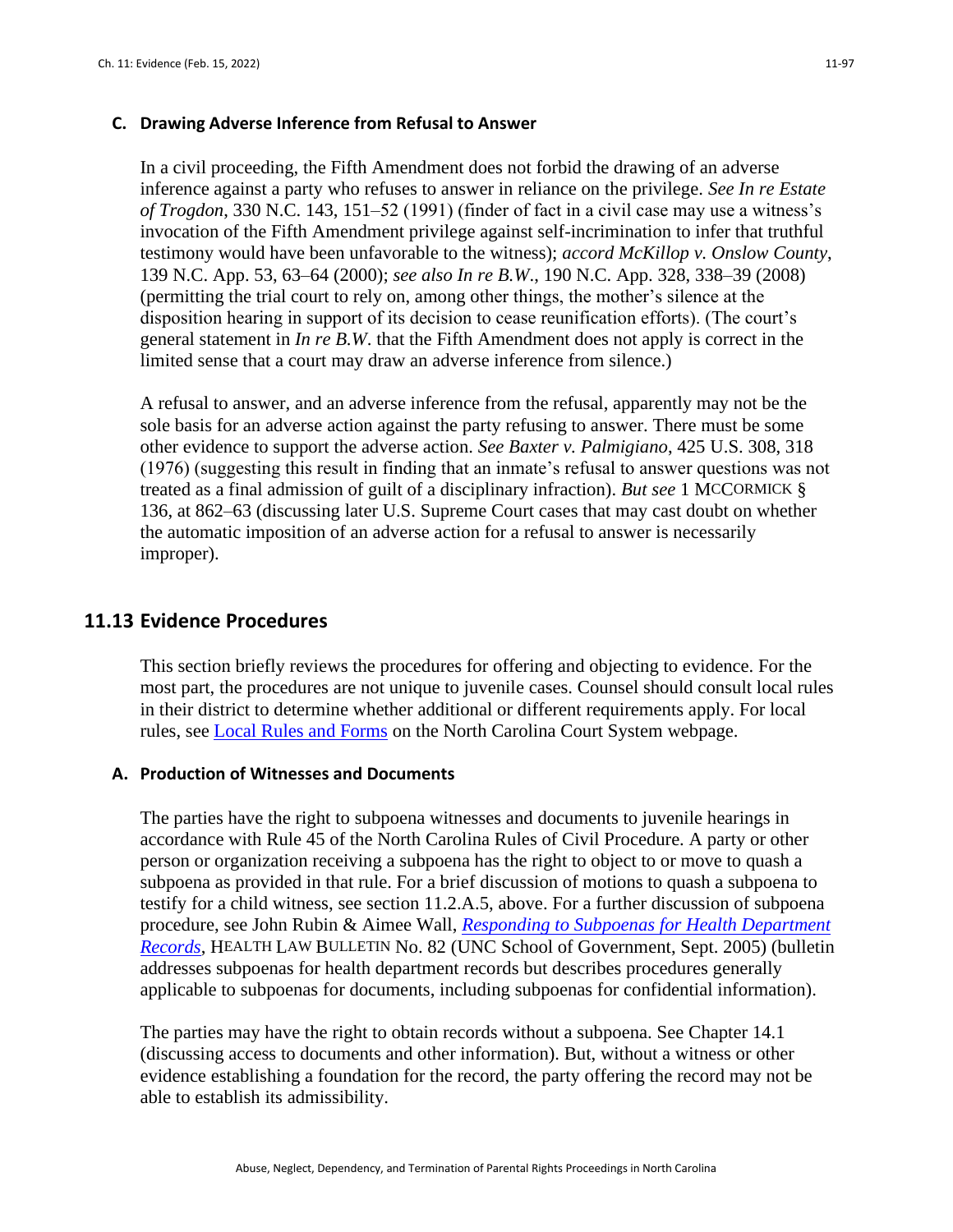### C. Drawing Adverse Inference from Refusal to Answer

In a civil proceeding, the Fifth Amendment does not forbid the drawing of an adverse inference against a party who refuses to answer in reliance on the privilege. *See In re Estate of Trogdon*, 330 N.C. 143, 151–52 (1991) (finder of fact in a civil case may use a witness's invocation of the Fifth Amendment privilege against self-incrimination to infer that truthful testimony would have been unfavorable to the witness); *accord McKillop v. Onslow County*, 139 N.C. App. 53, 63–64 (2000); *see also In re B.W.*, 190 N.C. App. 328, 338–39 (2008) (permitting the trial court to rely on, among other things, the mother's silence at the disposition hearing in support of its decision to cease reunification efforts). (The court's general statement in *In re B.W.* that the Fifth Amendment does not apply is correct in the limited sense that a court may draw an adverse inference from silence.)

A refusal to answer, and an adverse inference from the refusal, apparently may not be the sole basis for an adverse action against the party refusing to answer. There must be some other evidence to support the adverse action. *See Baxter v. Palmigiano*, 425 U.S. 308, 318 (1976) (suggesting this result in finding that an inmate's refusal to answer questions was not treated as a final admission of guilt of a disciplinary infraction). *But see* 1 MCCORMICK § 136, at 862–63 (discussing later U.S. Supreme Court cases that may cast doubt on whether the automatic imposition of an adverse action for a refusal to answer is necessarily improper).

## 11.13 Evidence Procedures

This section briefly reviews the procedures for offering and objecting to evidence. For the most part, the procedures are not unique to juvenile cases. Counsel should consult local rules in their district to determine whether additional or different requirements apply. For local rules, see Local Rules and Forms on the North Carolina Court System webpage.

### A. Production of Witnesses and Documents

The parties have the right to subpoena witnesses and documents to juvenile hearings in accordance with Rule 45 of the North Carolina Rules of Civil Procedure. A party or other person or organization receiving a subpoena has the right to object to or move to quash a subpoena as provided in that rule. For a brief discussion of motions to quash a subpoena to testify for a child witness, see section 11.2.A.5, above. For a further discussion of subpoena procedure, see John Rubin & Aimee Wall, *Responding to Subpoenas for Health Department Records*, HEALTH LAW BULLETIN No. 82 (UNC School of Government, Sept. 2005) (bulletin addresses subpoenas for health department records but describes procedures generally applicable to subpoenas for documents, including subpoenas for confidential information).

The parties may have the right to obtain records without a subpoena. See Chapter 14.1 (discussing access to documents and other information). But, without a witness or other evidence establishing a foundation for the record, the party offering the record may not be able to establish its admissibility.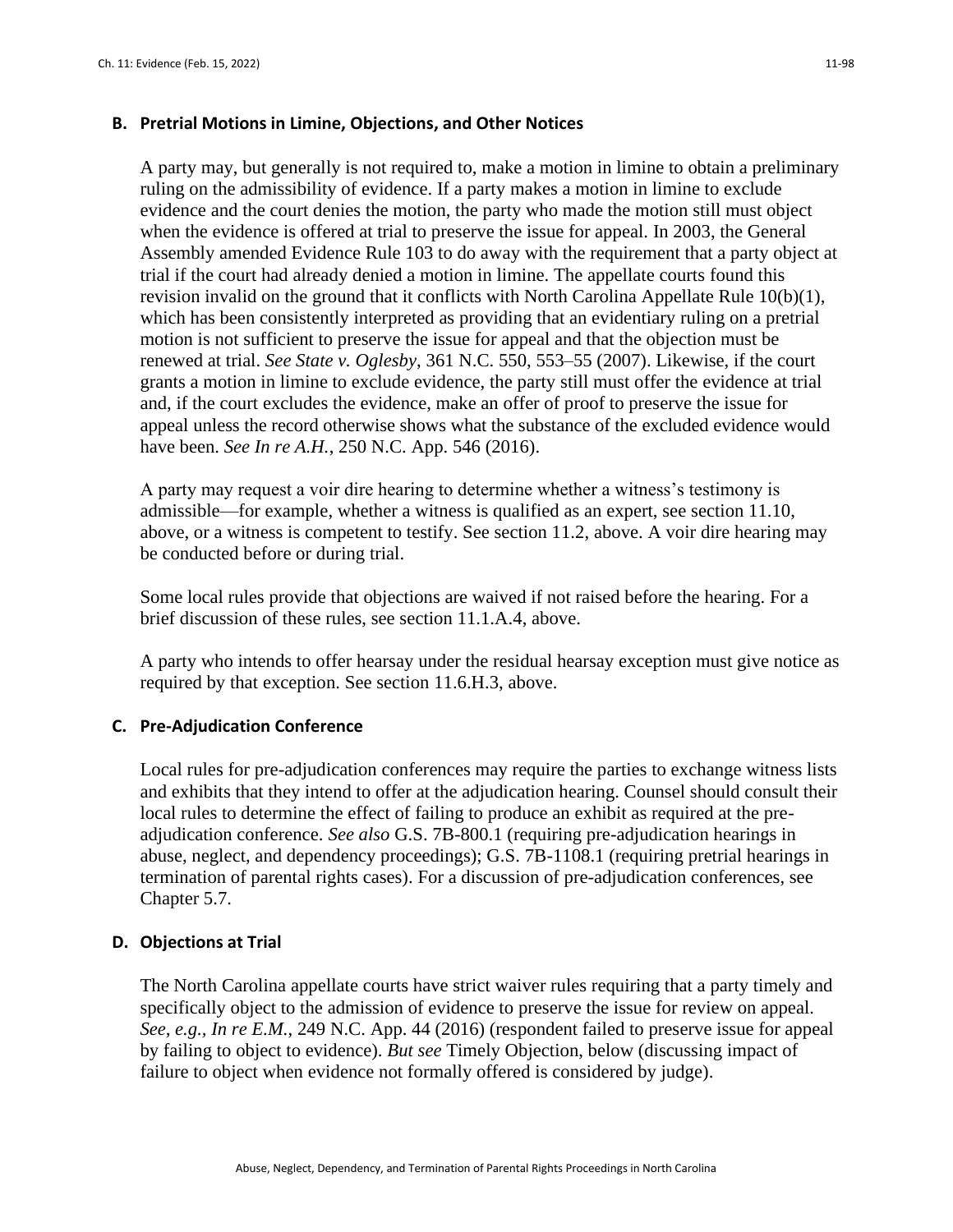### B. Pretrial Motions in Limine, Objections, and Other Notices

A party may, but generally is not required to, make a motion in limine to obtain a preliminary ruling on the admissibility of evidence. If a party makes a motion in limine to exclude evidence and the court denies the motion, the party who made the motion still must object when the evidence is offered at trial to preserve the issue for appeal. In 2003, the General Assembly amended Evidence Rule 103 to do away with the requirement that a party object at trial if the court had already denied a motion in limine. The appellate courts found this revision invalid on the ground that it conflicts with North Carolina Appellate Rule 10(b)(1), which has been consistently interpreted as providing that an evidentiary ruling on a pretrial motion is not sufficient to preserve the issue for appeal and that the objection must be renewed at trial. *See State v. Oglesby*, 361 N.C. 550, 553–55 (2007). Likewise, if the court grants a motion in limine to exclude evidence, the party still must offer the evidence at trial and, if the court excludes the evidence, make an offer of proof to preserve the issue for appeal unless the record otherwise shows what the substance of the excluded evidence would have been. *See In re A.H.*, 250 N.C. App. 546 (2016).

A party may request a voir dire hearing to determine whether a witness's testimony is admissible—for example, whether a witness is qualified as an expert, see section 11.10, above, or a witness is competent to testify. See section 11.2, above. A voir dire hearing may be conducted before or during trial.

Some local rules provide that objections are waived if not raised before the hearing. For a brief discussion of these rules, see section 11.1.A.4, above.

A party who intends to offer hearsay under the residual hearsay exception must give notice as required by that exception. See section 11.6.H.3, above.

### C. Pre-Adjudication Conference

Local rules for pre-adjudication conferences may require the parties to exchange witness lists and exhibits that they intend to offer at the adjudication hearing. Counsel should consult their local rules to determine the effect of failing to produce an exhibit as required at the pre-adjudication conference. *See also* G.S. 7B-800.1 (requiring pre-adjudication hearings in abuse, neglect, and dependency proceedings); G.S. 7B-1108.1 (requiring pretrial hearings in termination of parental rights cases). For a discussion of pre-adjudication conferences, see Chapter 5.7.

### D. Objections at Trial

The North Carolina appellate courts have strict waiver rules requiring that a party timely and specifically object to the admission of evidence to preserve the issue for review on appeal. *See, e.g., In re E.M.*, 249 N.C. App. 44 (2016) (respondent failed to preserve issue for appeal by failing to object to evidence). *But see* Timely Objection, below (discussing impact of failure to object when evidence not formally offered is considered by judge).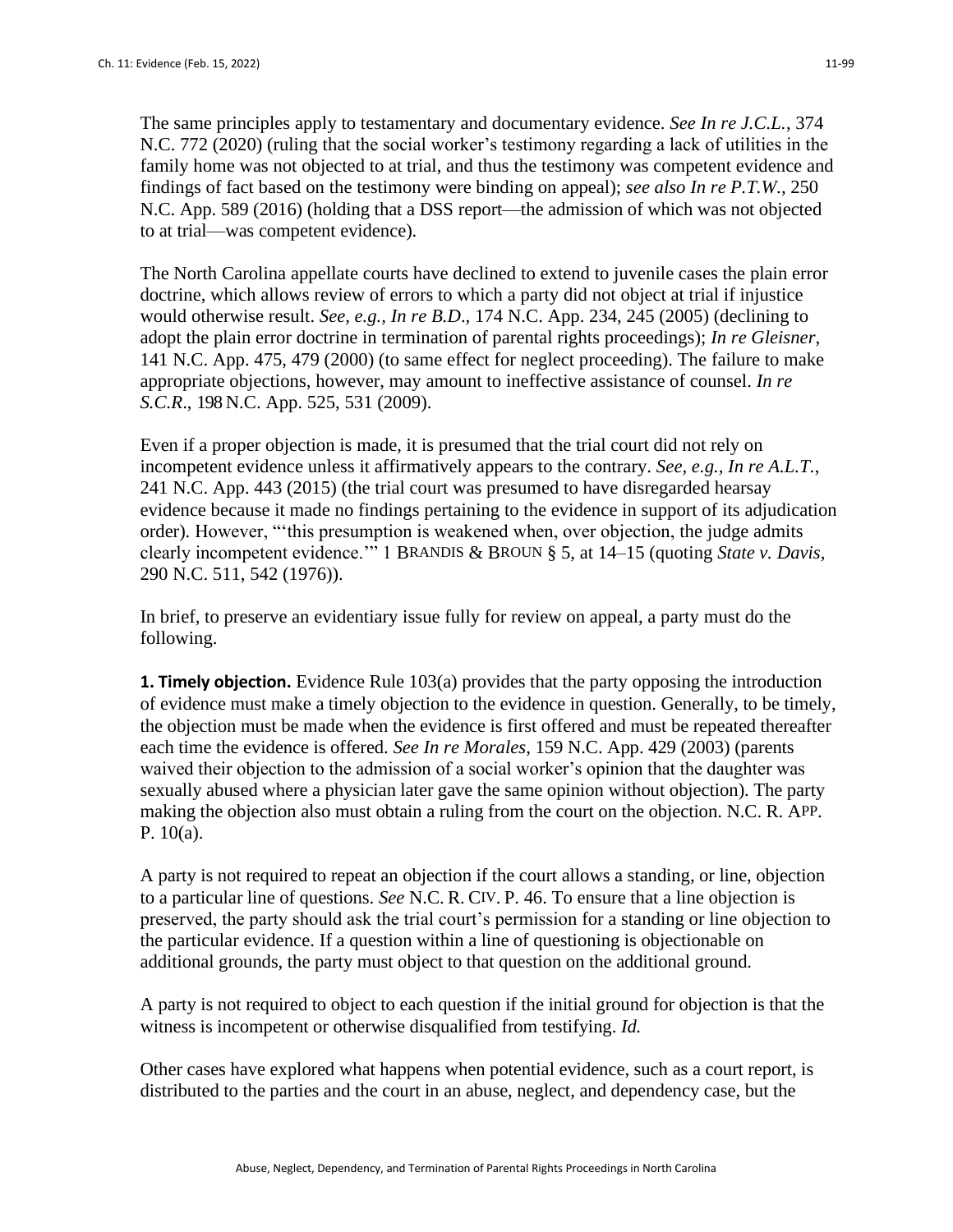The same principles apply to testamentary and documentary evidence. *See In re J.C.L.*, 374 N.C. 772 (2020) (ruling that the social worker's testimony regarding a lack of utilities in the family home was not objected to at trial, and thus the testimony was competent evidence and findings of fact based on the testimony were binding on appeal); *see also In re P.T.W.*, 250 N.C. App. 589 (2016) (holding that a DSS report—the admission of which was not objected to at trial—was competent evidence).

The North Carolina appellate courts have declined to extend to juvenile cases the plain error doctrine, which allows review of errors to which a party did not object at trial if injustice would otherwise result. *See, e.g., In re B.D.*, 174 N.C. App. 234, 245 (2005) (declining to adopt the plain error doctrine in termination of parental rights proceedings); *In re Gleisner*, 141 N.C. App. 475, 479 (2000) (to same effect for neglect proceeding). The failure to make appropriate objections, however, may amount to ineffective assistance of counsel. *In re S.C.R.*, 198 N.C. App. 525, 531 (2009).

Even if a proper objection is made, it is presumed that the trial court did not rely on incompetent evidence unless it affirmatively appears to the contrary. *See, e.g., In re A.L.T.*, 241 N.C. App. 443 (2015) (the trial court was presumed to have disregarded hearsay evidence because it made no findings pertaining to the evidence in support of its adjudication order). However, "'this presumption is weakened when, over objection, the judge admits clearly incompetent evidence.'" 1 BRANDIS & BROUN § 5, at 14–15 (quoting *State v. Davis*, 290 N.C. 511, 542 (1976)).

In brief, to preserve an evidentiary issue fully for review on appeal, a party must do the following.

**1. Timely objection.** Evidence Rule 103(a) provides that the party opposing the introduction of evidence must make a timely objection to the evidence in question. Generally, to be timely, the objection must be made when the evidence is first offered and must be repeated thereafter each time the evidence is offered. *See In re Morales*, 159 N.C. App. 429 (2003) (parents waived their objection to the admission of a social worker's opinion that the daughter was sexually abused where a physician later gave the same opinion without objection). The party making the objection also must obtain a ruling from the court on the objection. N.C. R. APP. P. 10(a).

A party is not required to repeat an objection if the court allows a standing, or line, objection to a particular line of questions. *See* N.C. R. CIV. P. 46. To ensure that a line objection is preserved, the party should ask the trial court's permission for a standing or line objection to the particular evidence. If a question within a line of questioning is objectionable on additional grounds, the party must object to that question on the additional ground.

A party is not required to object to each question if the initial ground for objection is that the witness is incompetent or otherwise disqualified from testifying. *Id.*

Other cases have explored what happens when potential evidence, such as a court report, is distributed to the parties and the court in an abuse, neglect, and dependency case, but the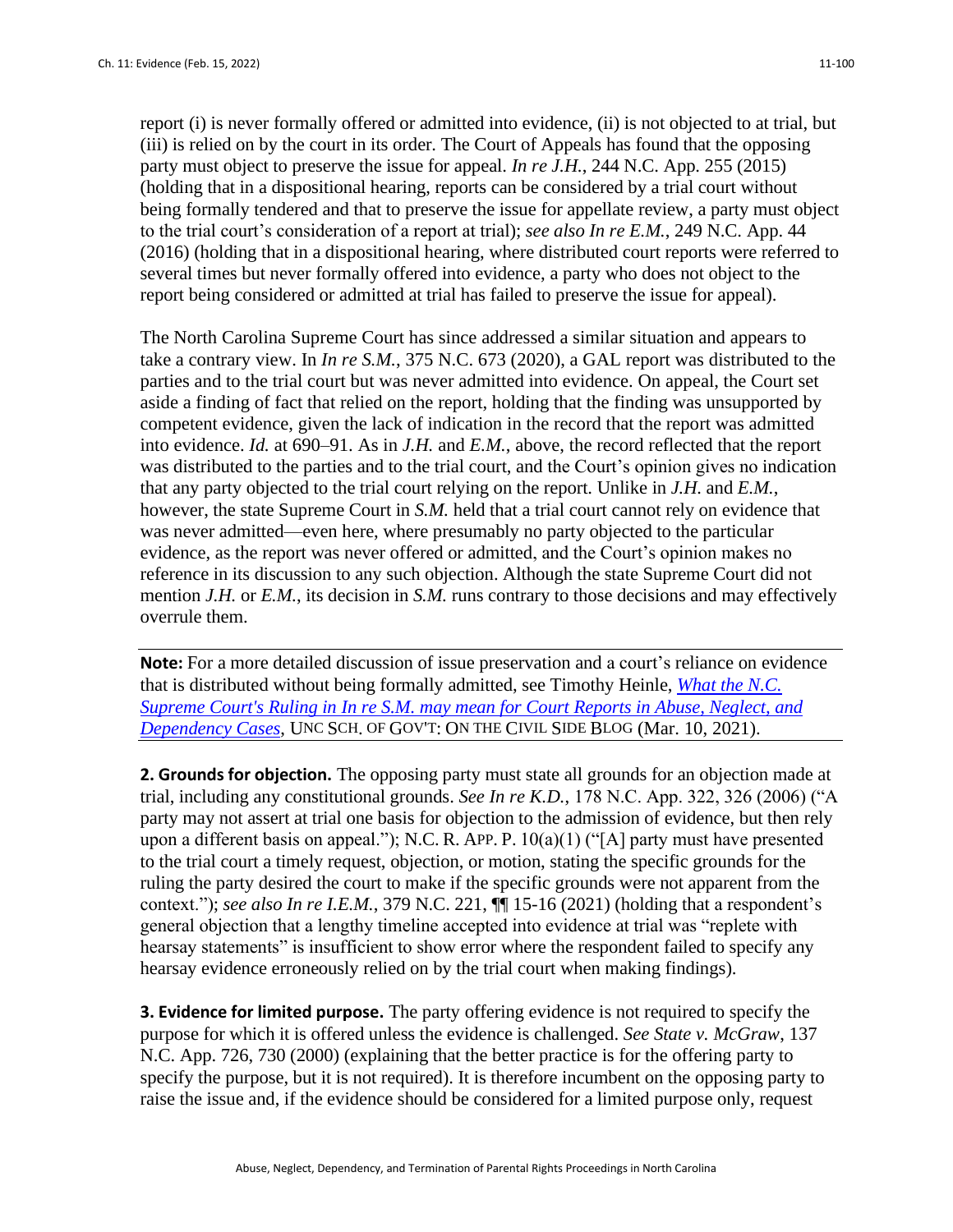report (i) is never formally offered or admitted into evidence, (ii) is not objected to at trial, but (iii) is relied on by the court in its order. The Court of Appeals has found that the opposing party must object to preserve the issue for appeal. *In re J.H.*, 244 N.C. App. 255 (2015) (holding that in a dispositional hearing, reports can be considered by a trial court without being formally tendered and that to preserve the issue for appellate review, a party must object to the trial court's consideration of a report at trial); *see also In re E.M.*, 249 N.C. App. 44 (2016) (holding that in a dispositional hearing, where distributed court reports were referred to several times but never formally offered into evidence, a party who does not object to the report being considered or admitted at trial has failed to preserve the issue for appeal).

The North Carolina Supreme Court has since addressed a similar situation and appears to take a contrary view. In *In re S.M.*, 375 N.C. 673 (2020), a GAL report was distributed to the parties and to the trial court but was never admitted into evidence. On appeal, the Court set aside a finding of fact that relied on the report, holding that the finding was unsupported by competent evidence, given the lack of indication in the record that the report was admitted into evidence. *Id.* at 690–91. As in *J.H.* and *E.M.*, above, the record reflected that the report was distributed to the parties and to the trial court, and the Court's opinion gives no indication that any party objected to the trial court relying on the report. Unlike in *J.H.* and *E.M.*, however, the state Supreme Court in *S.M.* held that a trial court cannot rely on evidence that was never admitted—even here, where presumably no party objected to the particular evidence, as the report was never offered or admitted, and the Court's opinion makes no reference in its discussion to any such objection. Although the state Supreme Court did not mention *J.H.* or *E.M.*, its decision in *S.M.* runs contrary to those decisions and may effectively overrule them.

---

**Note:** For a more detailed discussion of issue preservation and a court's reliance on evidence that is distributed without being formally admitted, see Timothy Heinle, *What the N.C. Supreme Court's Ruling in In re S.M. may mean for Court Reports in Abuse, Neglect, and Dependency Cases*, UNC SCH. OF GOV'T: ON THE CIVIL SIDE BLOG (Mar. 10, 2021).

---

**2. Grounds for objection.** The opposing party must state all grounds for an objection made at trial, including any constitutional grounds. *See In re K.D.*, 178 N.C. App. 322, 326 (2006) ("A party may not assert at trial one basis for objection to the admission of evidence, but then rely upon a different basis on appeal."); N.C. R. APP. P. 10(a)(1) ("[A] party must have presented to the trial court a timely request, objection, or motion, stating the specific grounds for the ruling the party desired the court to make if the specific grounds were not apparent from the context."); *see also In re I.E.M.*, 379 N.C. 221, ¶¶ 15-16 (2021) (holding that a respondent's general objection that a lengthy timeline accepted into evidence at trial was "replete with hearsay statements" is insufficient to show error where the respondent failed to specify any hearsay evidence erroneously relied on by the trial court when making findings).

**3. Evidence for limited purpose.** The party offering evidence is not required to specify the purpose for which it is offered unless the evidence is challenged. *See State v. McGraw*, 137 N.C. App. 726, 730 (2000) (explaining that the better practice is for the offering party to specify the purpose, but it is not required). It is therefore incumbent on the opposing party to raise the issue and, if the evidence should be considered for a limited purpose only, request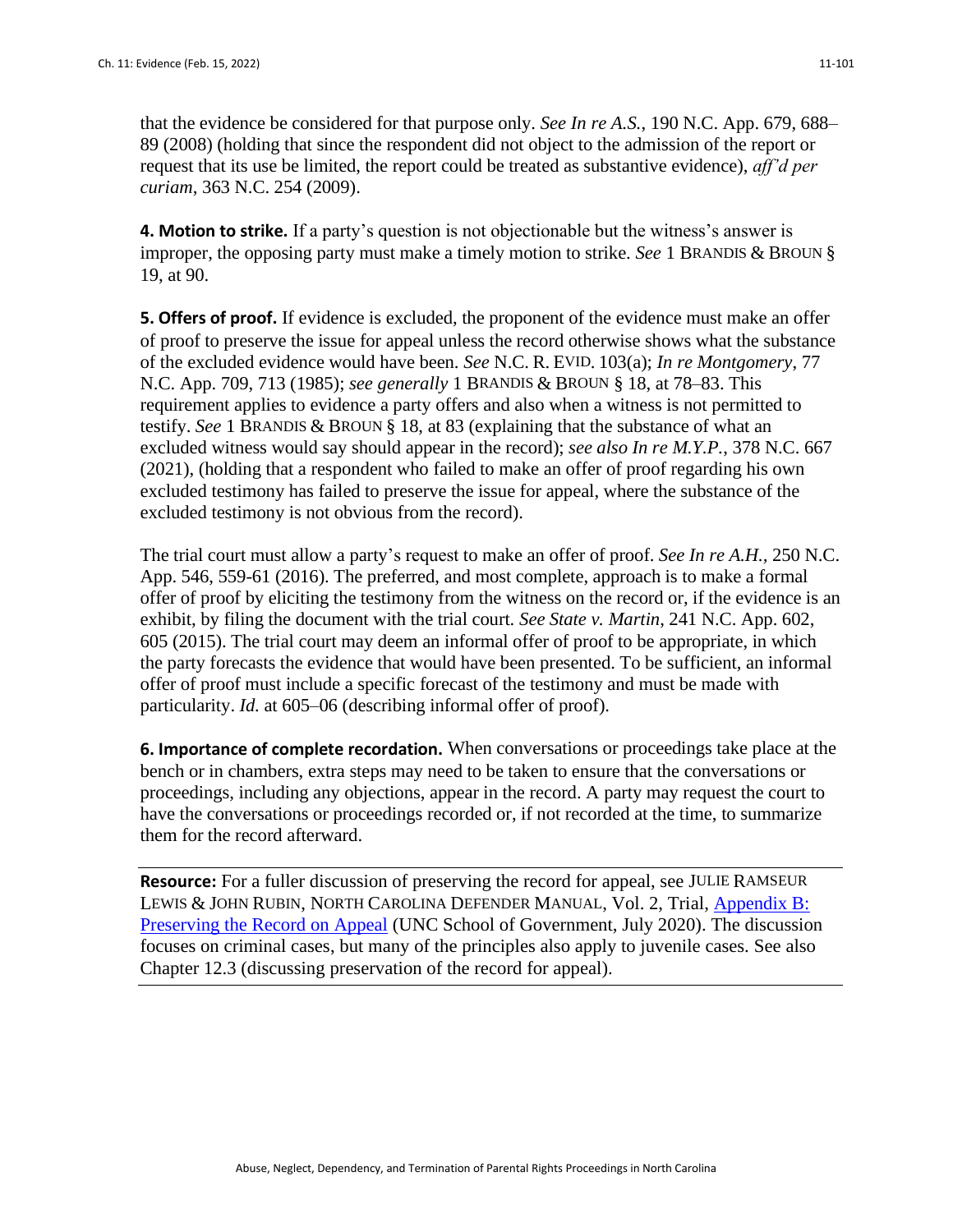that the evidence be considered for that purpose only. *See In re A.S.*, 190 N.C. App. 679, 688–89 (2008) (holding that since the respondent did not object to the admission of the report or request that its use be limited, the report could be treated as substantive evidence), *aff'd per curiam*, 363 N.C. 254 (2009).

**4. Motion to strike.** If a party's question is not objectionable but the witness's answer is improper, the opposing party must make a timely motion to strike. *See* 1 BRANDIS & BROUN § 19, at 90.

**5. Offers of proof.** If evidence is excluded, the proponent of the evidence must make an offer of proof to preserve the issue for appeal unless the record otherwise shows what the substance of the excluded evidence would have been. *See* N.C. R. EVID. 103(a); *In re Montgomery*, 77 N.C. App. 709, 713 (1985); *see generally* 1 BRANDIS & BROUN § 18, at 78–83. This requirement applies to evidence a party offers and also when a witness is not permitted to testify. *See* 1 BRANDIS & BROUN § 18, at 83 (explaining that the substance of what an excluded witness would say should appear in the record); *see also In re M.Y.P.*, 378 N.C. 667 (2021), (holding that a respondent who failed to make an offer of proof regarding his own excluded testimony has failed to preserve the issue for appeal, where the substance of the excluded testimony is not obvious from the record).

The trial court must allow a party's request to make an offer of proof. *See In re A.H.*, 250 N.C. App. 546, 559-61 (2016). The preferred, and most complete, approach is to make a formal offer of proof by eliciting the testimony from the witness on the record or, if the evidence is an exhibit, by filing the document with the trial court. *See State v. Martin*, 241 N.C. App. 602, 605 (2015). The trial court may deem an informal offer of proof to be appropriate, in which the party forecasts the evidence that would have been presented. To be sufficient, an informal offer of proof must include a specific forecast of the testimony and must be made with particularity. *Id.* at 605–06 (describing informal offer of proof).

**6. Importance of complete recordation.** When conversations or proceedings take place at the bench or in chambers, extra steps may need to be taken to ensure that the conversations or proceedings, including any objections, appear in the record. A party may request the court to have the conversations or proceedings recorded or, if not recorded at the time, to summarize them for the record afterward.

---

**Resource:** For a fuller discussion of preserving the record for appeal, see JULIE RAMSEUR LEWIS & JOHN RUBIN, NORTH CAROLINA DEFENDER MANUAL, Vol. 2, Trial, [Appendix B: Preserving the Record on Appeal]() (UNC School of Government, July 2020). The discussion focuses on criminal cases, but many of the principles also apply to juvenile cases. See also Chapter 12.3 (discussing preservation of the record for appeal).

---